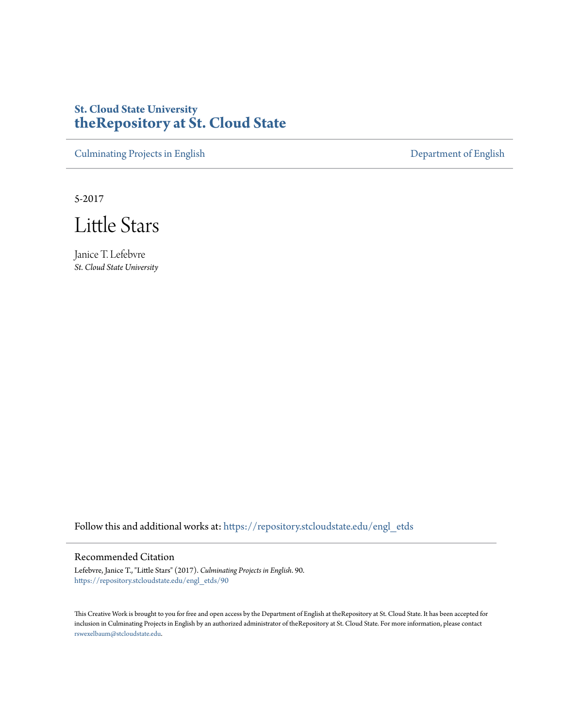**St. Cloud State University**

# theRepository at St. Cloud State

Culminating Projects in English | Department of English

5-2017

# Little Stars

Janice T. Lefebvre
*St. Cloud State University*

Follow this and additional works at: https://repository.stcloudstate.edu/engl_etds

## Recommended Citation

Lefebvre, Janice T., "Little Stars" (2017). *Culminating Projects in English*. 90.
https://repository.stcloudstate.edu/engl_etds/90

This Creative Work is brought to you for free and open access by the Department of English at theRepository at St. Cloud State. It has been accepted for inclusion in Culminating Projects in English by an authorized administrator of theRepository at St. Cloud State. For more information, please contact rswexelbaum@stcloudstate.edu.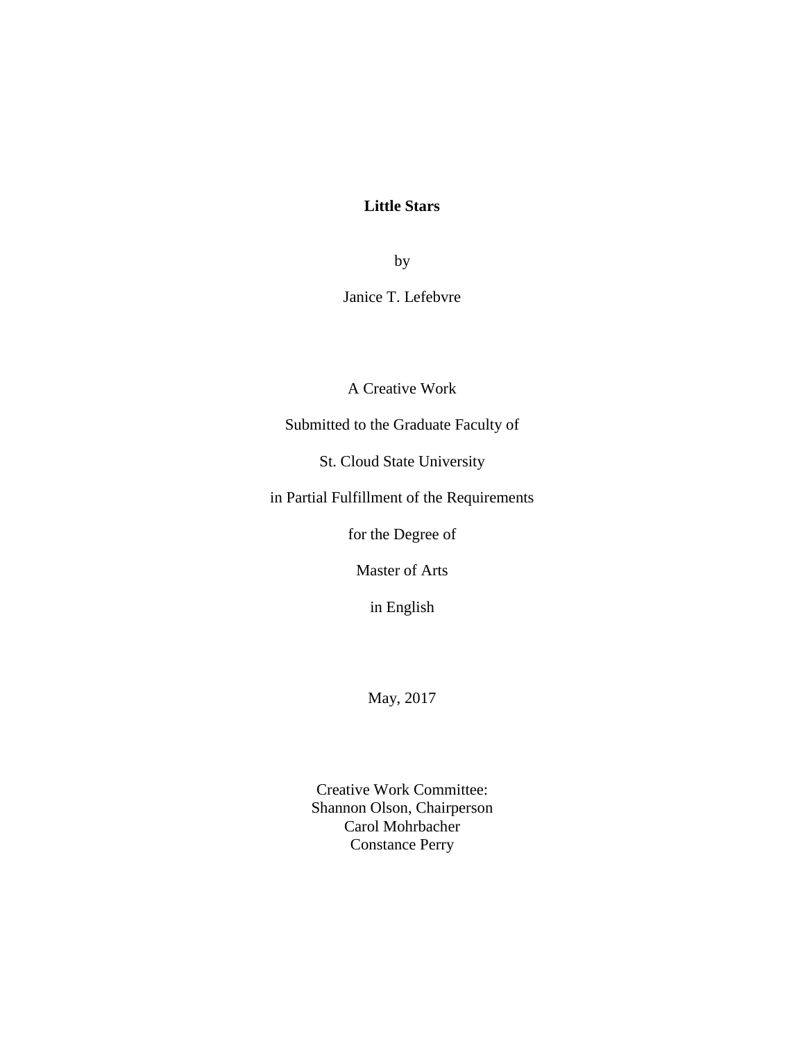# Little Stars

by

Janice T. Lefebvre

A Creative Work

Submitted to the Graduate Faculty of

St. Cloud State University

in Partial Fulfillment of the Requirements

for the Degree of

Master of Arts

in English

May, 2017

Creative Work Committee:
Shannon Olson, Chairperson
Carol Mohrbacher
Constance Perry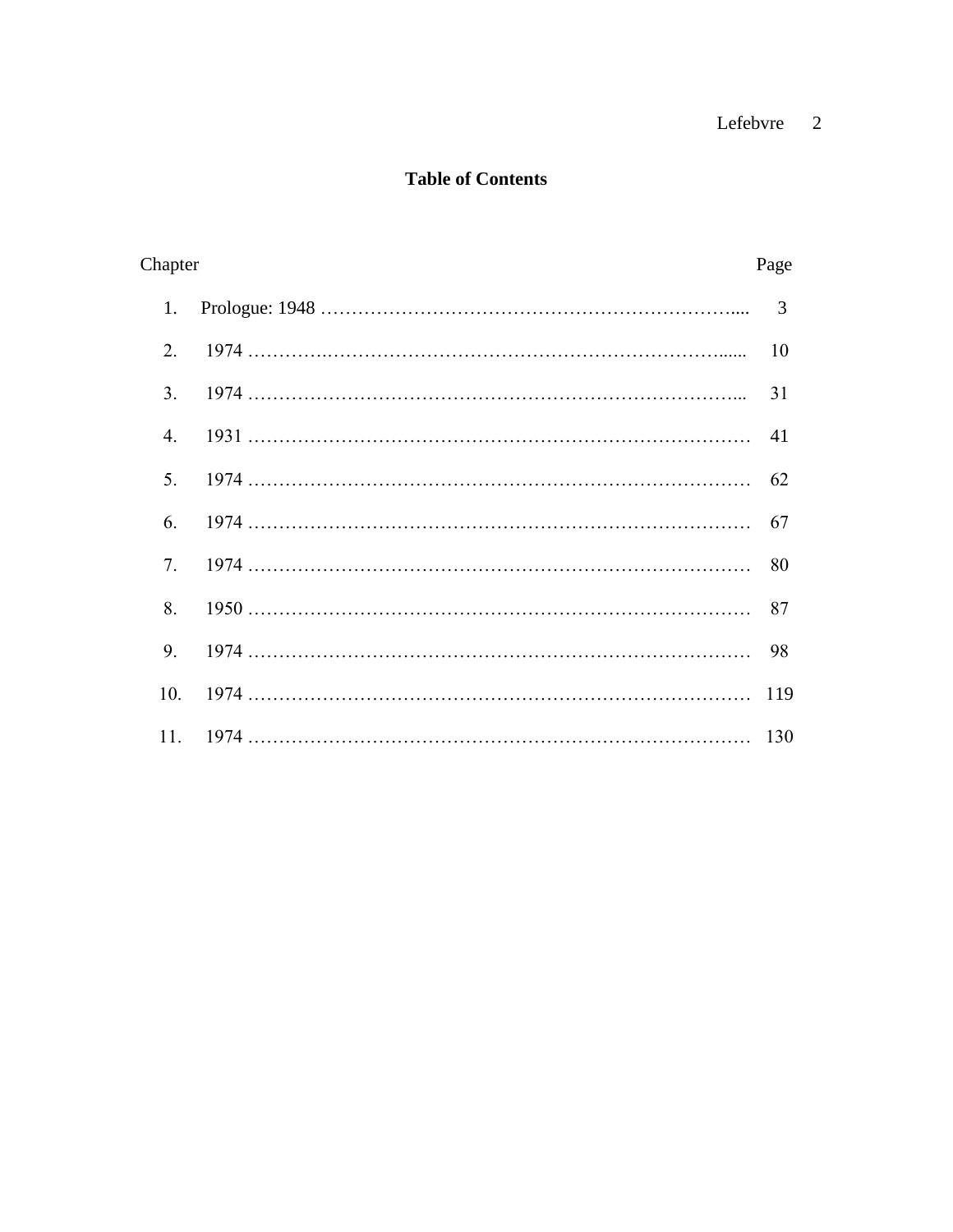# Table of Contents

| Chapter | | Page |
|---|---|---|
| 1. | Prologue: 1948 | 3 |
| 2. | 1974 | 10 |
| 3. | 1974 | 31 |
| 4. | 1931 | 41 |
| 5. | 1974 | 62 |
| 6. | 1974 | 67 |
| 7. | 1974 | 80 |
| 8. | 1950 | 87 |
| 9. | 1974 | 98 |
| 10. | 1974 | 119 |
| 11. | 1974 | 130 |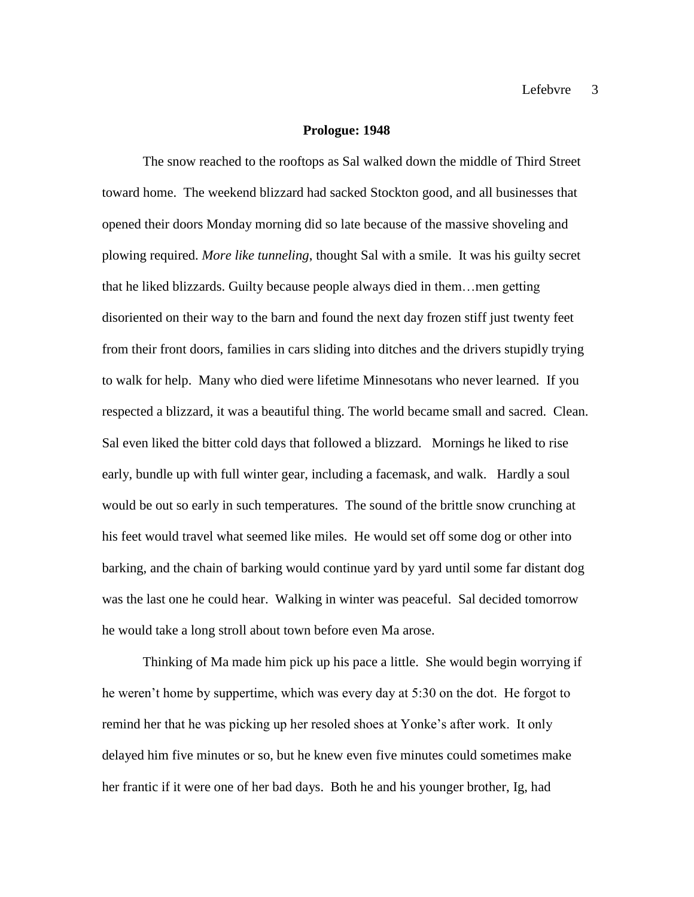## Prologue: 1948

The snow reached to the rooftops as Sal walked down the middle of Third Street toward home. The weekend blizzard had sacked Stockton good, and all businesses that opened their doors Monday morning did so late because of the massive shoveling and plowing required. *More like tunneling*, thought Sal with a smile. It was his guilty secret that he liked blizzards. Guilty because people always died in them…men getting disoriented on their way to the barn and found the next day frozen stiff just twenty feet from their front doors, families in cars sliding into ditches and the drivers stupidly trying to walk for help. Many who died were lifetime Minnesotans who never learned. If you respected a blizzard, it was a beautiful thing. The world became small and sacred. Clean. Sal even liked the bitter cold days that followed a blizzard. Mornings he liked to rise early, bundle up with full winter gear, including a facemask, and walk. Hardly a soul would be out so early in such temperatures. The sound of the brittle snow crunching at his feet would travel what seemed like miles. He would set off some dog or other into barking, and the chain of barking would continue yard by yard until some far distant dog was the last one he could hear. Walking in winter was peaceful. Sal decided tomorrow he would take a long stroll about town before even Ma arose.

Thinking of Ma made him pick up his pace a little. She would begin worrying if he weren't home by suppertime, which was every day at 5:30 on the dot. He forgot to remind her that he was picking up her resoled shoes at Yonke's after work. It only delayed him five minutes or so, but he knew even five minutes could sometimes make her frantic if it were one of her bad days. Both he and his younger brother, Ig, had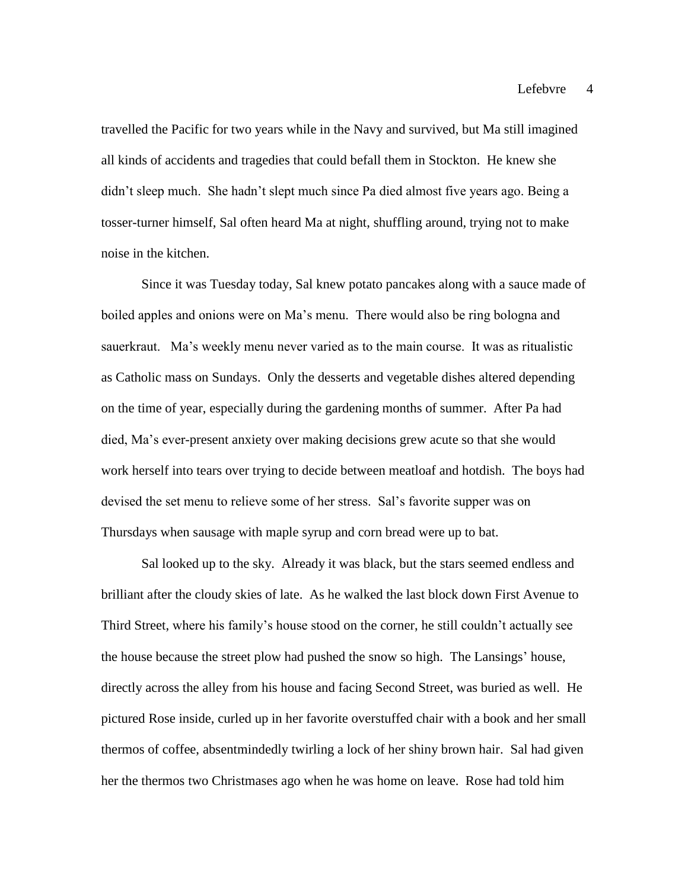travelled the Pacific for two years while in the Navy and survived, but Ma still imagined all kinds of accidents and tragedies that could befall them in Stockton. He knew she didn't sleep much. She hadn't slept much since Pa died almost five years ago. Being a tosser-turner himself, Sal often heard Ma at night, shuffling around, trying not to make noise in the kitchen.

Since it was Tuesday today, Sal knew potato pancakes along with a sauce made of boiled apples and onions were on Ma's menu. There would also be ring bologna and sauerkraut. Ma's weekly menu never varied as to the main course. It was as ritualistic as Catholic mass on Sundays. Only the desserts and vegetable dishes altered depending on the time of year, especially during the gardening months of summer. After Pa had died, Ma's ever-present anxiety over making decisions grew acute so that she would work herself into tears over trying to decide between meatloaf and hotdish. The boys had devised the set menu to relieve some of her stress. Sal's favorite supper was on Thursdays when sausage with maple syrup and corn bread were up to bat.

Sal looked up to the sky. Already it was black, but the stars seemed endless and brilliant after the cloudy skies of late. As he walked the last block down First Avenue to Third Street, where his family's house stood on the corner, he still couldn't actually see the house because the street plow had pushed the snow so high. The Lansings' house, directly across the alley from his house and facing Second Street, was buried as well. He pictured Rose inside, curled up in her favorite overstuffed chair with a book and her small thermos of coffee, absentmindedly twirling a lock of her shiny brown hair. Sal had given her the thermos two Christmases ago when he was home on leave. Rose had told him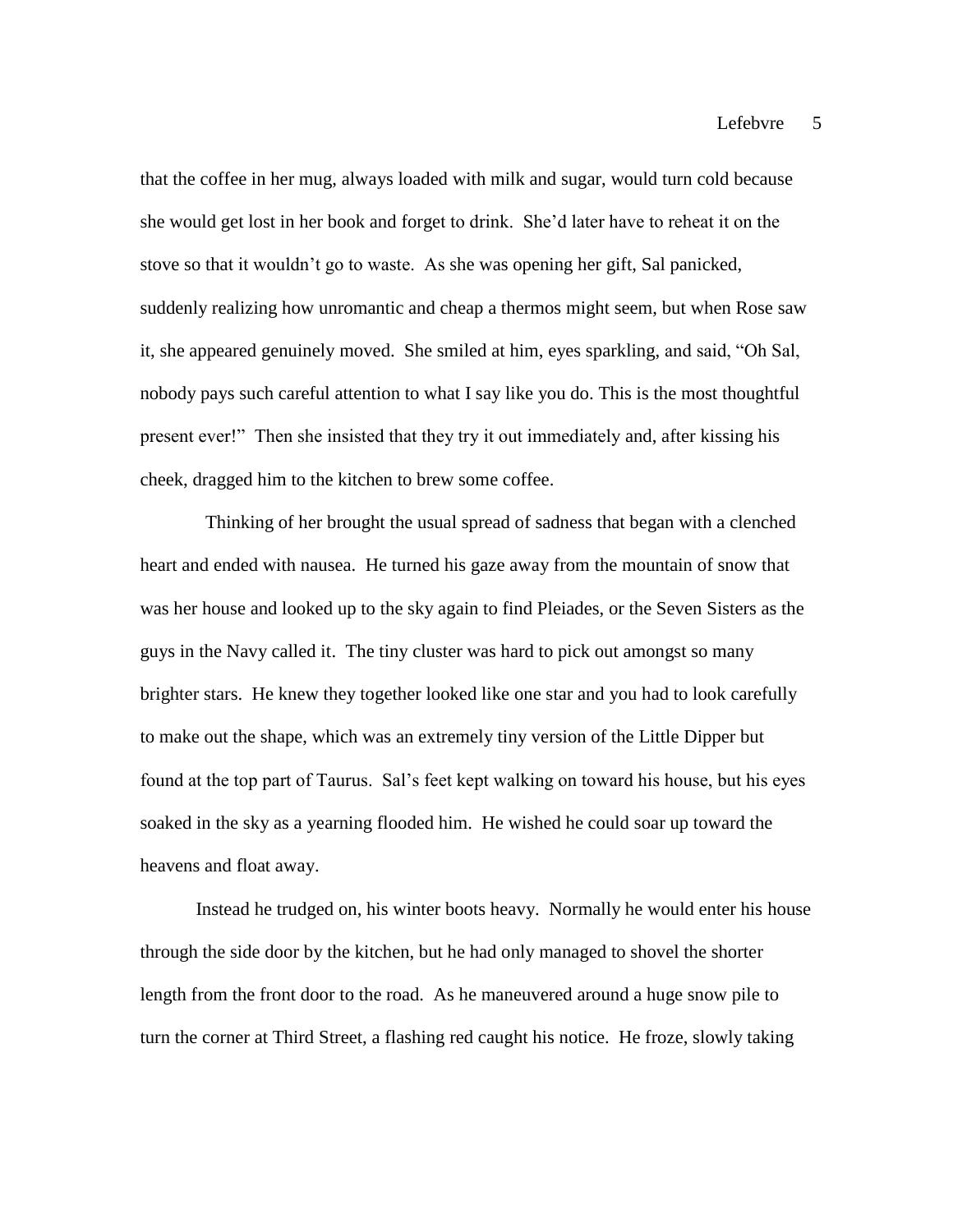that the coffee in her mug, always loaded with milk and sugar, would turn cold because she would get lost in her book and forget to drink. She'd later have to reheat it on the stove so that it wouldn't go to waste. As she was opening her gift, Sal panicked, suddenly realizing how unromantic and cheap a thermos might seem, but when Rose saw it, she appeared genuinely moved. She smiled at him, eyes sparkling, and said, "Oh Sal, nobody pays such careful attention to what I say like you do. This is the most thoughtful present ever!" Then she insisted that they try it out immediately and, after kissing his cheek, dragged him to the kitchen to brew some coffee.

Thinking of her brought the usual spread of sadness that began with a clenched heart and ended with nausea. He turned his gaze away from the mountain of snow that was her house and looked up to the sky again to find Pleiades, or the Seven Sisters as the guys in the Navy called it. The tiny cluster was hard to pick out amongst so many brighter stars. He knew they together looked like one star and you had to look carefully to make out the shape, which was an extremely tiny version of the Little Dipper but found at the top part of Taurus. Sal's feet kept walking on toward his house, but his eyes soaked in the sky as a yearning flooded him. He wished he could soar up toward the heavens and float away.

Instead he trudged on, his winter boots heavy. Normally he would enter his house through the side door by the kitchen, but he had only managed to shovel the shorter length from the front door to the road. As he maneuvered around a huge snow pile to turn the corner at Third Street, a flashing red caught his notice. He froze, slowly taking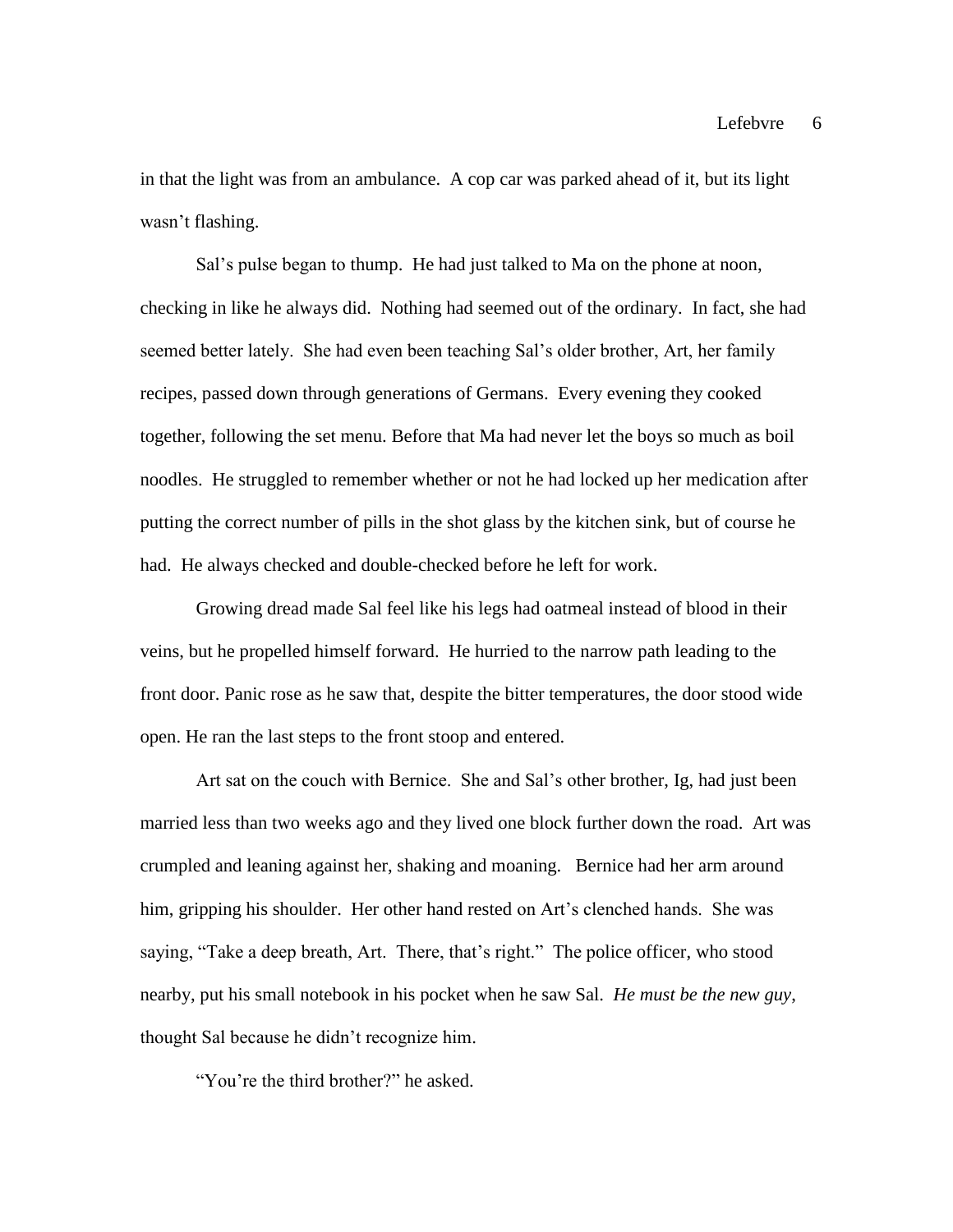in that the light was from an ambulance. A cop car was parked ahead of it, but its light wasn't flashing.

Sal's pulse began to thump. He had just talked to Ma on the phone at noon, checking in like he always did. Nothing had seemed out of the ordinary. In fact, she had seemed better lately. She had even been teaching Sal's older brother, Art, her family recipes, passed down through generations of Germans. Every evening they cooked together, following the set menu. Before that Ma had never let the boys so much as boil noodles. He struggled to remember whether or not he had locked up her medication after putting the correct number of pills in the shot glass by the kitchen sink, but of course he had. He always checked and double-checked before he left for work.

Growing dread made Sal feel like his legs had oatmeal instead of blood in their veins, but he propelled himself forward. He hurried to the narrow path leading to the front door. Panic rose as he saw that, despite the bitter temperatures, the door stood wide open. He ran the last steps to the front stoop and entered.

Art sat on the couch with Bernice. She and Sal's other brother, Ig, had just been married less than two weeks ago and they lived one block further down the road. Art was crumpled and leaning against her, shaking and moaning. Bernice had her arm around him, gripping his shoulder. Her other hand rested on Art's clenched hands. She was saying, "Take a deep breath, Art. There, that's right." The police officer, who stood nearby, put his small notebook in his pocket when he saw Sal. *He must be the new guy*, thought Sal because he didn't recognize him.

"You're the third brother?" he asked.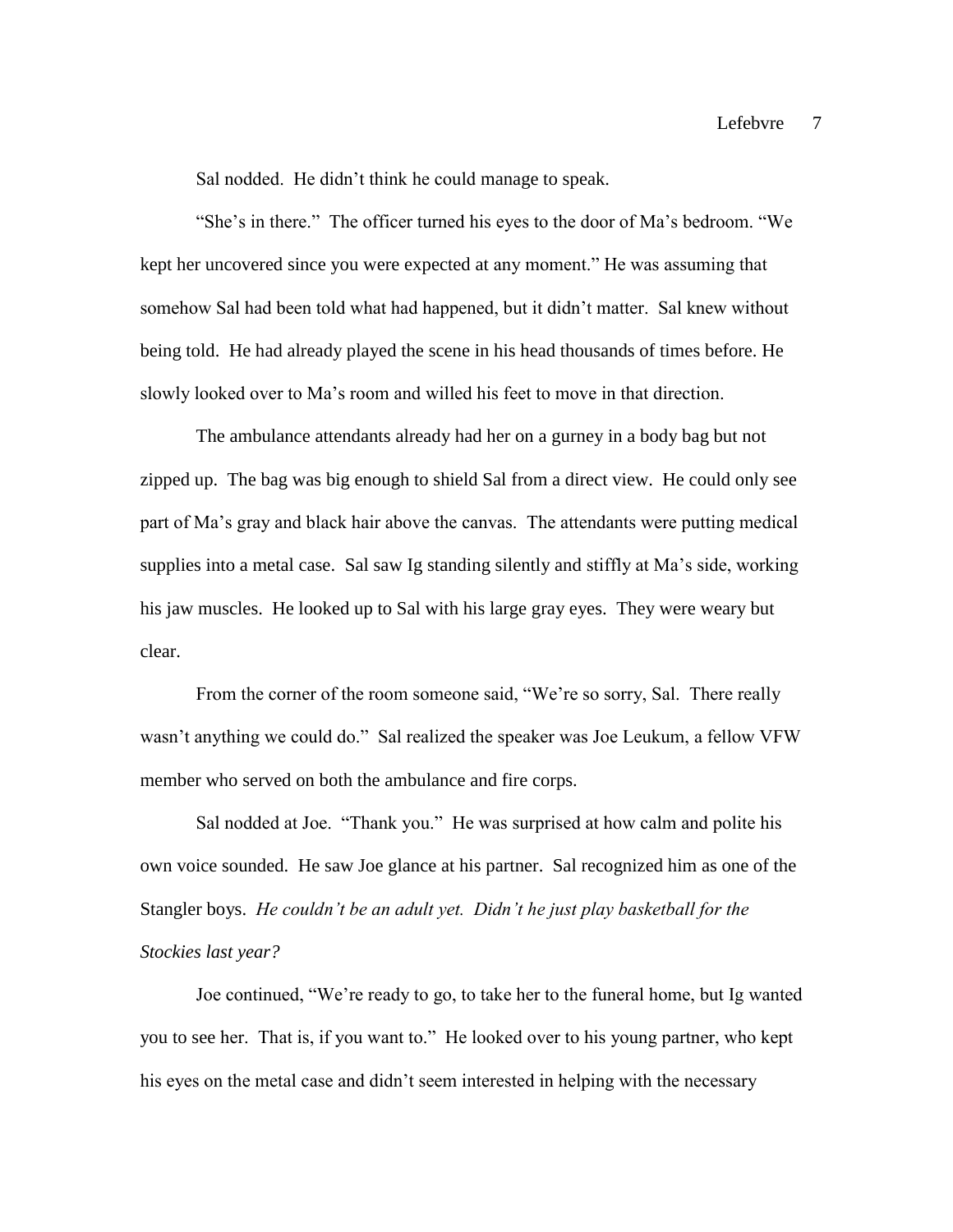Sal nodded. He didn't think he could manage to speak.

"She's in there." The officer turned his eyes to the door of Ma's bedroom. "We kept her uncovered since you were expected at any moment." He was assuming that somehow Sal had been told what had happened, but it didn't matter. Sal knew without being told. He had already played the scene in his head thousands of times before. He slowly looked over to Ma's room and willed his feet to move in that direction.

The ambulance attendants already had her on a gurney in a body bag but not zipped up. The bag was big enough to shield Sal from a direct view. He could only see part of Ma's gray and black hair above the canvas. The attendants were putting medical supplies into a metal case. Sal saw Ig standing silently and stiffly at Ma's side, working his jaw muscles. He looked up to Sal with his large gray eyes. They were weary but clear.

From the corner of the room someone said, "We're so sorry, Sal. There really wasn't anything we could do." Sal realized the speaker was Joe Leukum, a fellow VFW member who served on both the ambulance and fire corps.

Sal nodded at Joe. "Thank you." He was surprised at how calm and polite his own voice sounded. He saw Joe glance at his partner. Sal recognized him as one of the Stangler boys. *He couldn't be an adult yet. Didn't he just play basketball for the Stockies last year?*

Joe continued, "We're ready to go, to take her to the funeral home, but Ig wanted you to see her. That is, if you want to." He looked over to his young partner, who kept his eyes on the metal case and didn't seem interested in helping with the necessary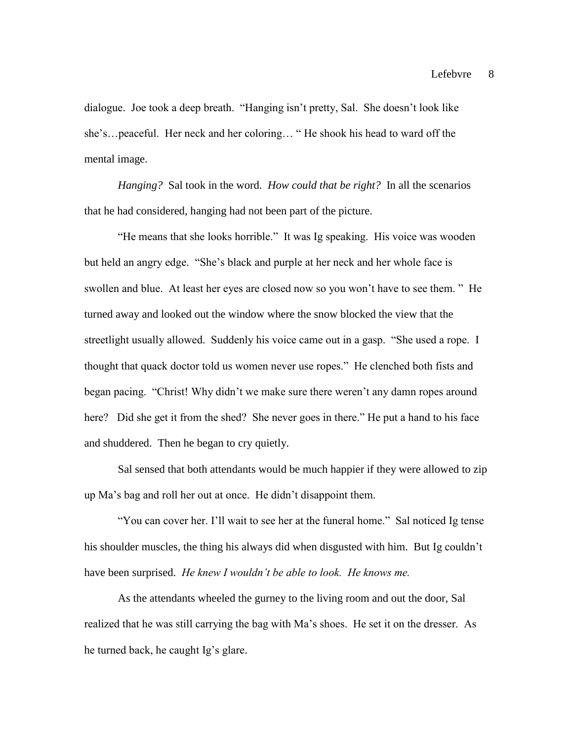dialogue. Joe took a deep breath. "Hanging isn't pretty, Sal. She doesn't look like she's…peaceful. Her neck and her coloring… " He shook his head to ward off the mental image.

*Hanging?* Sal took in the word. *How could that be right?* In all the scenarios that he had considered, hanging had not been part of the picture.

"He means that she looks horrible." It was Ig speaking. His voice was wooden but held an angry edge. "She's black and purple at her neck and her whole face is swollen and blue. At least her eyes are closed now so you won't have to see them. " He turned away and looked out the window where the snow blocked the view that the streetlight usually allowed. Suddenly his voice came out in a gasp. "She used a rope. I thought that quack doctor told us women never use ropes." He clenched both fists and began pacing. "Christ! Why didn't we make sure there weren't any damn ropes around here? Did she get it from the shed? She never goes in there." He put a hand to his face and shuddered. Then he began to cry quietly.

Sal sensed that both attendants would be much happier if they were allowed to zip up Ma's bag and roll her out at once. He didn't disappoint them.

"You can cover her. I'll wait to see her at the funeral home." Sal noticed Ig tense his shoulder muscles, the thing his always did when disgusted with him. But Ig couldn't have been surprised. *He knew I wouldn't be able to look. He knows me.*

As the attendants wheeled the gurney to the living room and out the door, Sal realized that he was still carrying the bag with Ma's shoes. He set it on the dresser. As he turned back, he caught Ig's glare.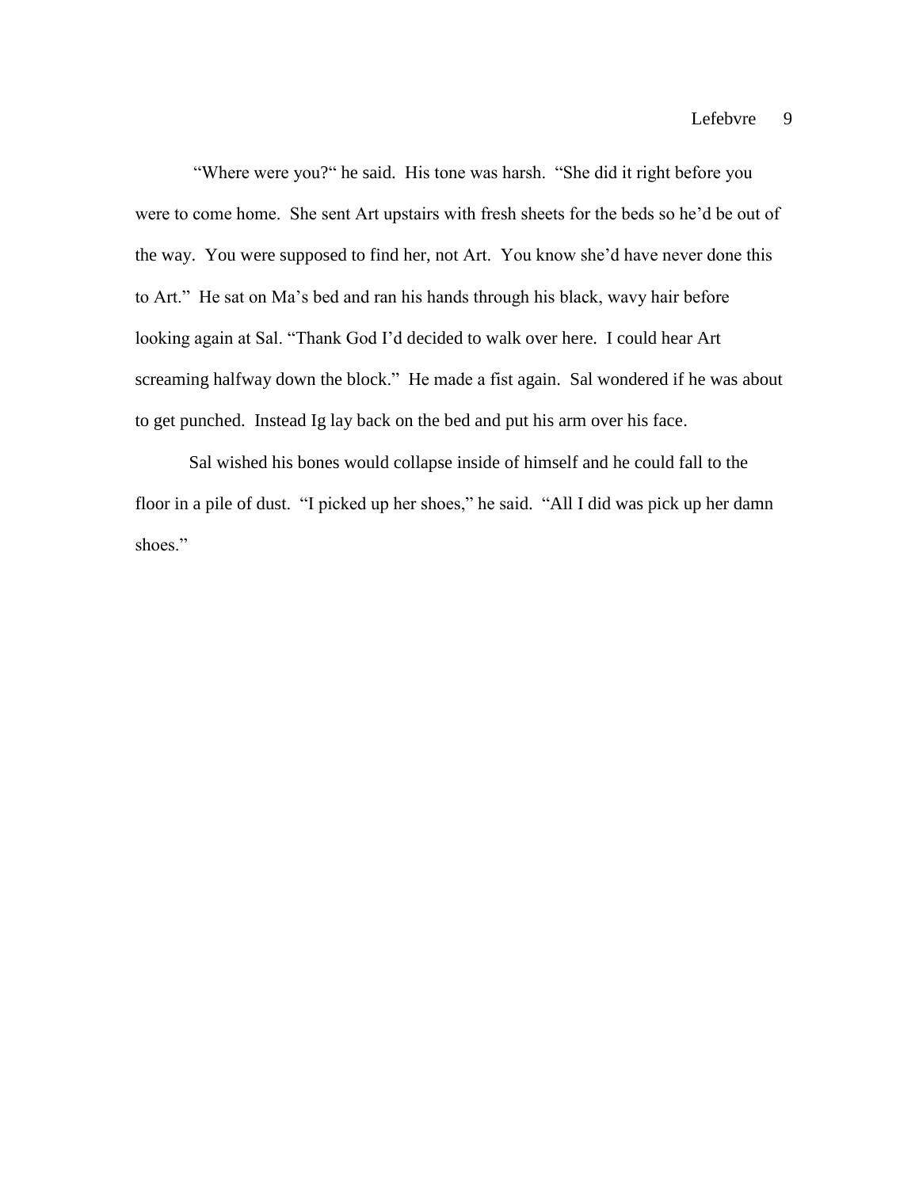"Where were you?" he said. His tone was harsh. "She did it right before you were to come home. She sent Art upstairs with fresh sheets for the beds so he'd be out of the way. You were supposed to find her, not Art. You know she'd have never done this to Art." He sat on Ma's bed and ran his hands through his black, wavy hair before looking again at Sal. "Thank God I'd decided to walk over here. I could hear Art screaming halfway down the block." He made a fist again. Sal wondered if he was about to get punched. Instead Ig lay back on the bed and put his arm over his face.

Sal wished his bones would collapse inside of himself and he could fall to the floor in a pile of dust. "I picked up her shoes," he said. "All I did was pick up her damn shoes."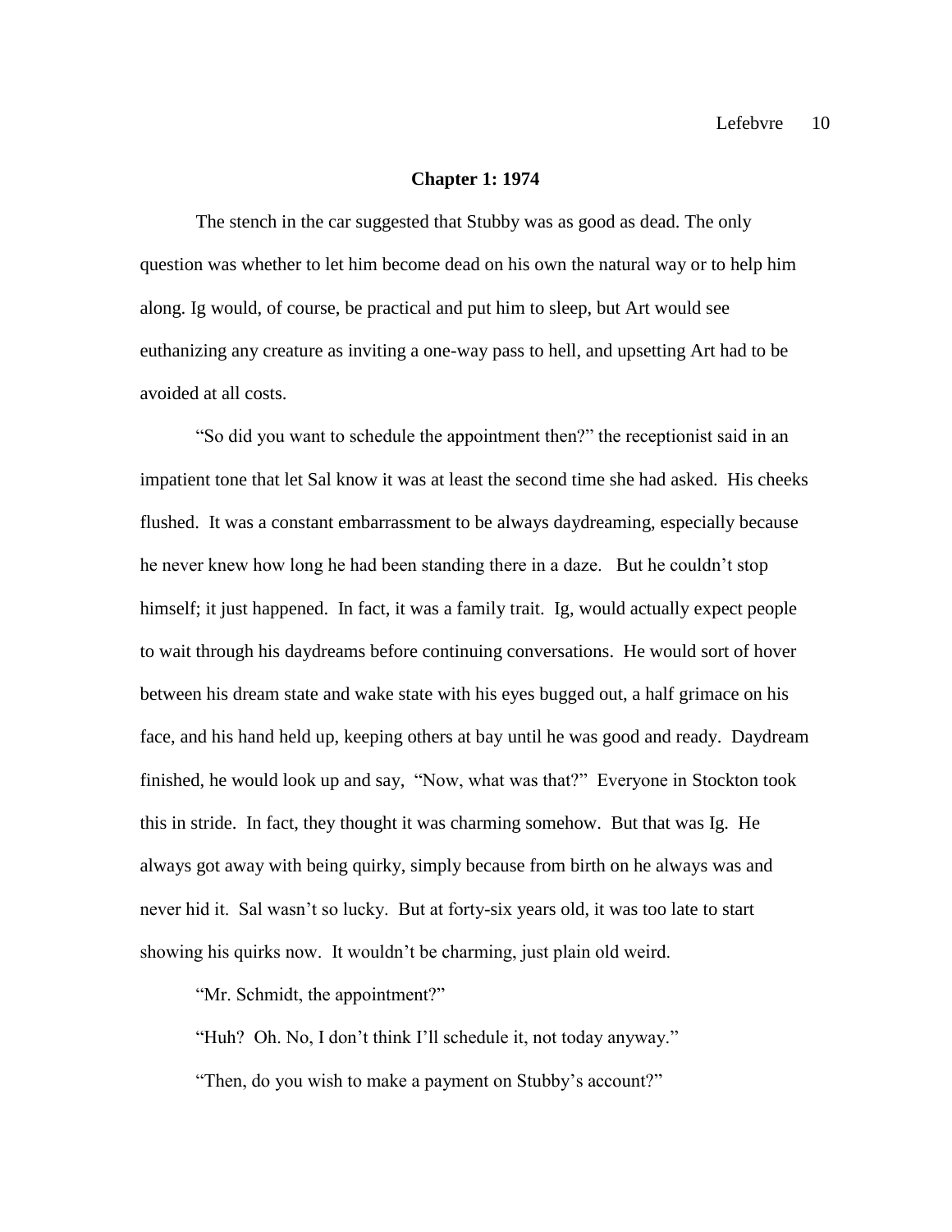## Chapter 1: 1974

The stench in the car suggested that Stubby was as good as dead. The only question was whether to let him become dead on his own the natural way or to help him along. Ig would, of course, be practical and put him to sleep, but Art would see euthanizing any creature as inviting a one-way pass to hell, and upsetting Art had to be avoided at all costs.

"So did you want to schedule the appointment then?" the receptionist said in an impatient tone that let Sal know it was at least the second time she had asked. His cheeks flushed. It was a constant embarrassment to be always daydreaming, especially because he never knew how long he had been standing there in a daze. But he couldn't stop himself; it just happened. In fact, it was a family trait. Ig, would actually expect people to wait through his daydreams before continuing conversations. He would sort of hover between his dream state and wake state with his eyes bugged out, a half grimace on his face, and his hand held up, keeping others at bay until he was good and ready. Daydream finished, he would look up and say, "Now, what was that?" Everyone in Stockton took this in stride. In fact, they thought it was charming somehow. But that was Ig. He always got away with being quirky, simply because from birth on he always was and never hid it. Sal wasn't so lucky. But at forty-six years old, it was too late to start showing his quirks now. It wouldn't be charming, just plain old weird.

"Mr. Schmidt, the appointment?"

"Huh? Oh. No, I don't think I'll schedule it, not today anyway."

"Then, do you wish to make a payment on Stubby's account?"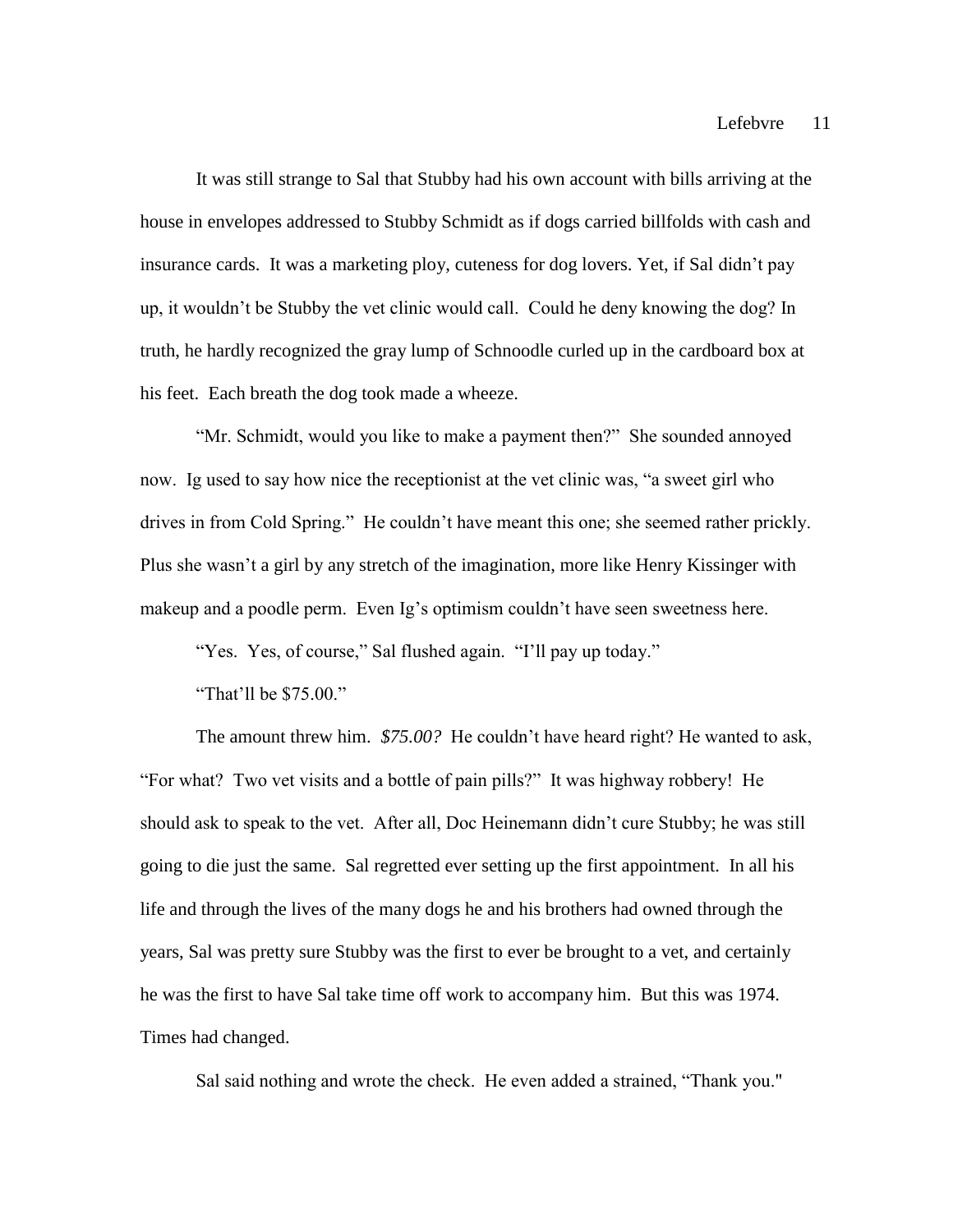It was still strange to Sal that Stubby had his own account with bills arriving at the house in envelopes addressed to Stubby Schmidt as if dogs carried billfolds with cash and insurance cards. It was a marketing ploy, cuteness for dog lovers. Yet, if Sal didn't pay up, it wouldn't be Stubby the vet clinic would call. Could he deny knowing the dog? In truth, he hardly recognized the gray lump of Schnoodle curled up in the cardboard box at his feet. Each breath the dog took made a wheeze.

"Mr. Schmidt, would you like to make a payment then?" She sounded annoyed now. Ig used to say how nice the receptionist at the vet clinic was, "a sweet girl who drives in from Cold Spring." He couldn't have meant this one; she seemed rather prickly. Plus she wasn't a girl by any stretch of the imagination, more like Henry Kissinger with makeup and a poodle perm. Even Ig's optimism couldn't have seen sweetness here.

"Yes. Yes, of course," Sal flushed again. "I'll pay up today."

"That'll be $75.00."

The amount threw him. *$75.00?* He couldn't have heard right? He wanted to ask, "For what? Two vet visits and a bottle of pain pills?" It was highway robbery! He should ask to speak to the vet. After all, Doc Heinemann didn't cure Stubby; he was still going to die just the same. Sal regretted ever setting up the first appointment. In all his life and through the lives of the many dogs he and his brothers had owned through the years, Sal was pretty sure Stubby was the first to ever be brought to a vet, and certainly he was the first to have Sal take time off work to accompany him. But this was 1974. Times had changed.

Sal said nothing and wrote the check. He even added a strained, "Thank you."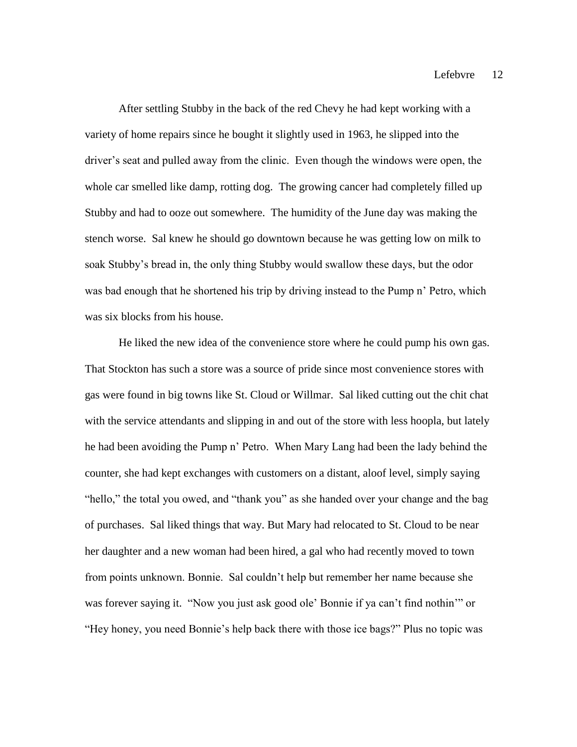After settling Stubby in the back of the red Chevy he had kept working with a variety of home repairs since he bought it slightly used in 1963, he slipped into the driver's seat and pulled away from the clinic. Even though the windows were open, the whole car smelled like damp, rotting dog. The growing cancer had completely filled up Stubby and had to ooze out somewhere. The humidity of the June day was making the stench worse. Sal knew he should go downtown because he was getting low on milk to soak Stubby's bread in, the only thing Stubby would swallow these days, but the odor was bad enough that he shortened his trip by driving instead to the Pump n' Petro, which was six blocks from his house.

He liked the new idea of the convenience store where he could pump his own gas. That Stockton has such a store was a source of pride since most convenience stores with gas were found in big towns like St. Cloud or Willmar. Sal liked cutting out the chit chat with the service attendants and slipping in and out of the store with less hoopla, but lately he had been avoiding the Pump n' Petro. When Mary Lang had been the lady behind the counter, she had kept exchanges with customers on a distant, aloof level, simply saying "hello," the total you owed, and "thank you" as she handed over your change and the bag of purchases. Sal liked things that way. But Mary had relocated to St. Cloud to be near her daughter and a new woman had been hired, a gal who had recently moved to town from points unknown. Bonnie. Sal couldn't help but remember her name because she was forever saying it. "Now you just ask good ole' Bonnie if ya can't find nothin'" or "Hey honey, you need Bonnie's help back there with those ice bags?" Plus no topic was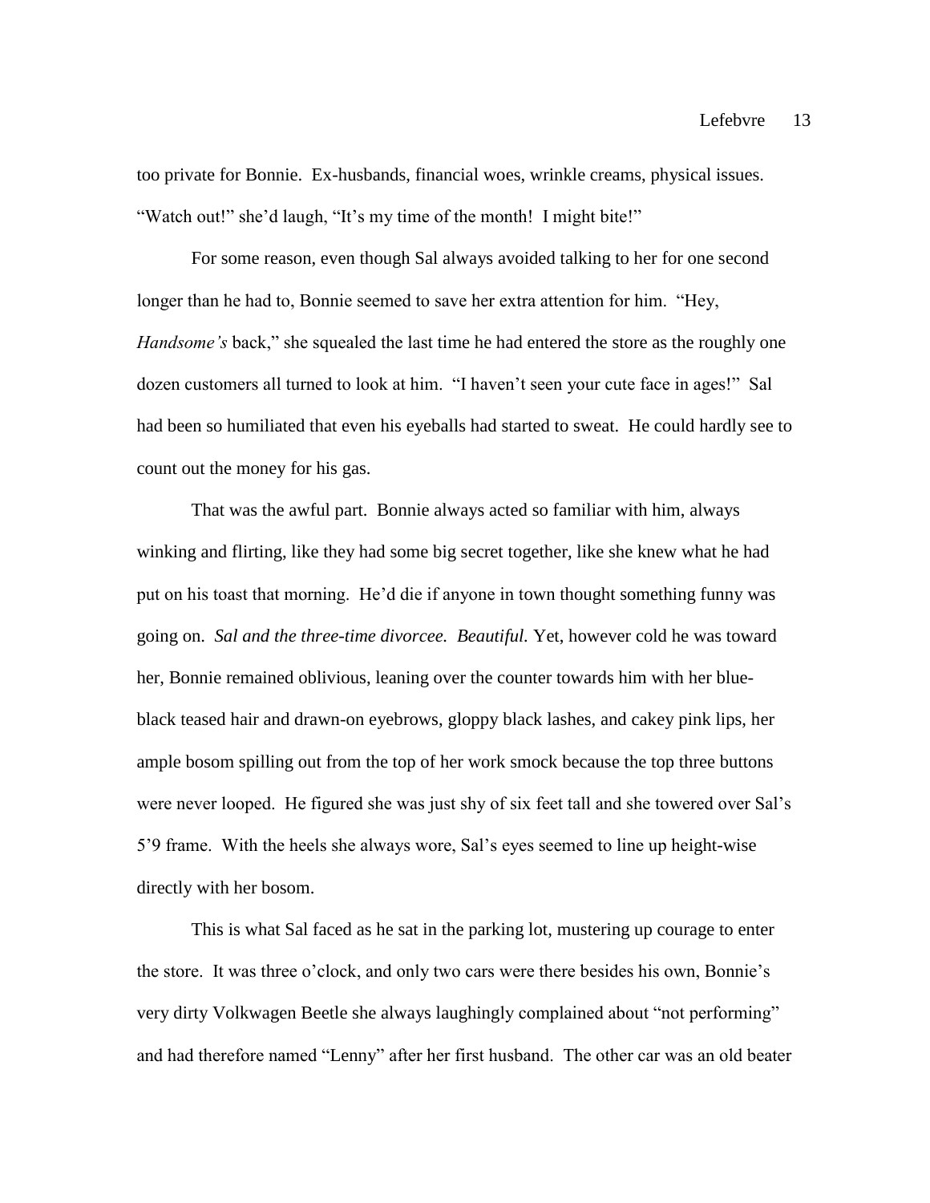too private for Bonnie. Ex-husbands, financial woes, wrinkle creams, physical issues. "Watch out!" she'd laugh, "It's my time of the month! I might bite!"

For some reason, even though Sal always avoided talking to her for one second longer than he had to, Bonnie seemed to save her extra attention for him. "Hey, *Handsome's* back," she squealed the last time he had entered the store as the roughly one dozen customers all turned to look at him. "I haven't seen your cute face in ages!" Sal had been so humiliated that even his eyeballs had started to sweat. He could hardly see to count out the money for his gas.

That was the awful part. Bonnie always acted so familiar with him, always winking and flirting, like they had some big secret together, like she knew what he had put on his toast that morning. He'd die if anyone in town thought something funny was going on. *Sal and the three-time divorcee. Beautiful.* Yet, however cold he was toward her, Bonnie remained oblivious, leaning over the counter towards him with her blue-black teased hair and drawn-on eyebrows, gloppy black lashes, and cakey pink lips, her ample bosom spilling out from the top of her work smock because the top three buttons were never looped. He figured she was just shy of six feet tall and she towered over Sal's 5'9 frame. With the heels she always wore, Sal's eyes seemed to line up height-wise directly with her bosom.

This is what Sal faced as he sat in the parking lot, mustering up courage to enter the store. It was three o'clock, and only two cars were there besides his own, Bonnie's very dirty Volkwagen Beetle she always laughingly complained about "not performing" and had therefore named "Lenny" after her first husband. The other car was an old beater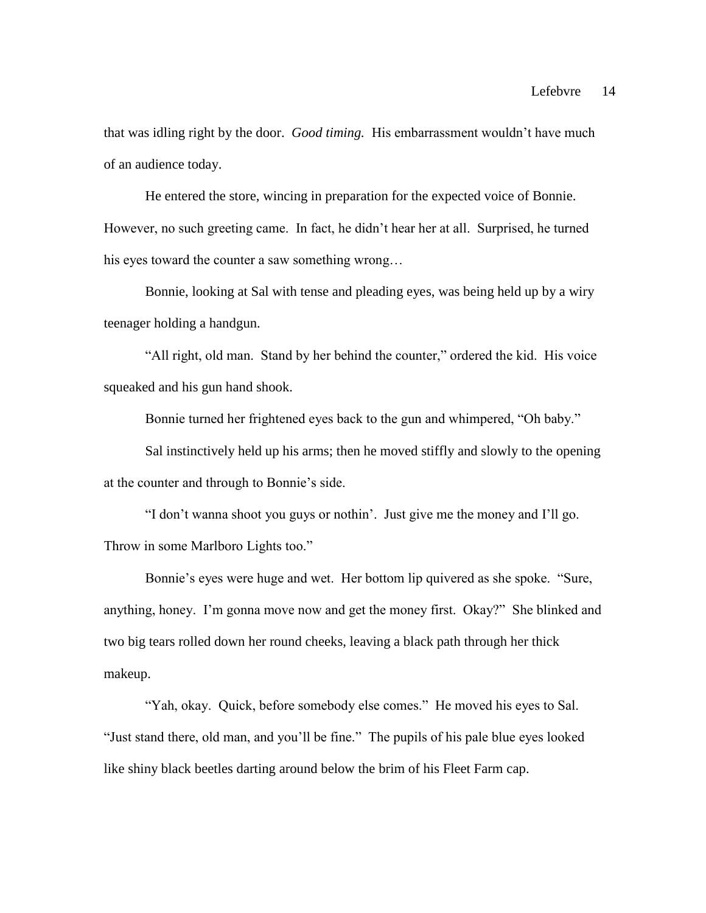that was idling right by the door. *Good timing.* His embarrassment wouldn't have much of an audience today.

He entered the store, wincing in preparation for the expected voice of Bonnie. However, no such greeting came. In fact, he didn't hear her at all. Surprised, he turned his eyes toward the counter a saw something wrong…

Bonnie, looking at Sal with tense and pleading eyes, was being held up by a wiry teenager holding a handgun.

"All right, old man. Stand by her behind the counter," ordered the kid. His voice squeaked and his gun hand shook.

Bonnie turned her frightened eyes back to the gun and whimpered, "Oh baby."

Sal instinctively held up his arms; then he moved stiffly and slowly to the opening at the counter and through to Bonnie's side.

"I don't wanna shoot you guys or nothin'. Just give me the money and I'll go. Throw in some Marlboro Lights too."

Bonnie's eyes were huge and wet. Her bottom lip quivered as she spoke. "Sure, anything, honey. I'm gonna move now and get the money first. Okay?" She blinked and two big tears rolled down her round cheeks, leaving a black path through her thick makeup.

"Yah, okay. Quick, before somebody else comes." He moved his eyes to Sal. "Just stand there, old man, and you'll be fine." The pupils of his pale blue eyes looked like shiny black beetles darting around below the brim of his Fleet Farm cap.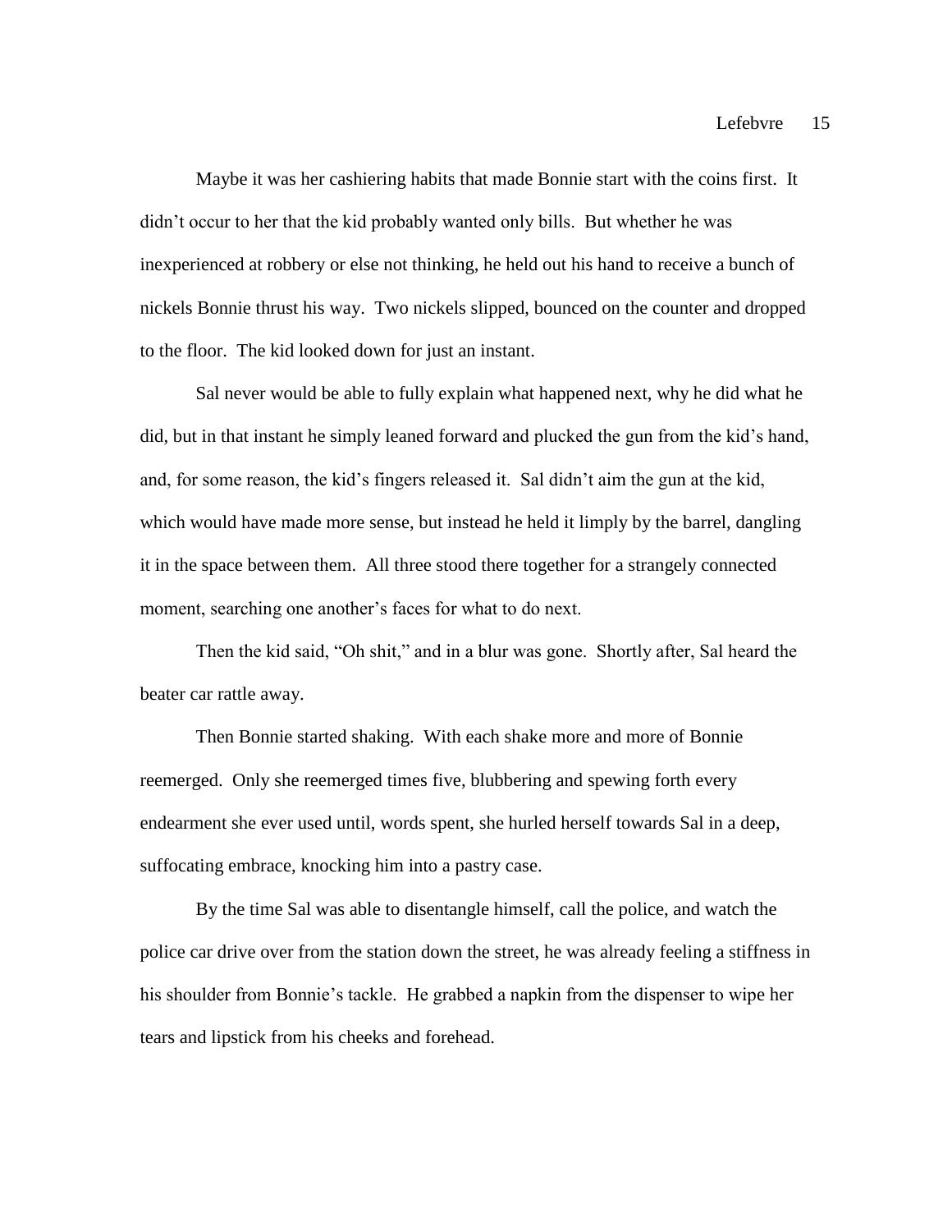Maybe it was her cashiering habits that made Bonnie start with the coins first. It didn't occur to her that the kid probably wanted only bills. But whether he was inexperienced at robbery or else not thinking, he held out his hand to receive a bunch of nickels Bonnie thrust his way. Two nickels slipped, bounced on the counter and dropped to the floor. The kid looked down for just an instant.

Sal never would be able to fully explain what happened next, why he did what he did, but in that instant he simply leaned forward and plucked the gun from the kid's hand, and, for some reason, the kid's fingers released it. Sal didn't aim the gun at the kid, which would have made more sense, but instead he held it limply by the barrel, dangling it in the space between them. All three stood there together for a strangely connected moment, searching one another's faces for what to do next.

Then the kid said, "Oh shit," and in a blur was gone. Shortly after, Sal heard the beater car rattle away.

Then Bonnie started shaking. With each shake more and more of Bonnie reemerged. Only she reemerged times five, blubbering and spewing forth every endearment she ever used until, words spent, she hurled herself towards Sal in a deep, suffocating embrace, knocking him into a pastry case.

By the time Sal was able to disentangle himself, call the police, and watch the police car drive over from the station down the street, he was already feeling a stiffness in his shoulder from Bonnie's tackle. He grabbed a napkin from the dispenser to wipe her tears and lipstick from his cheeks and forehead.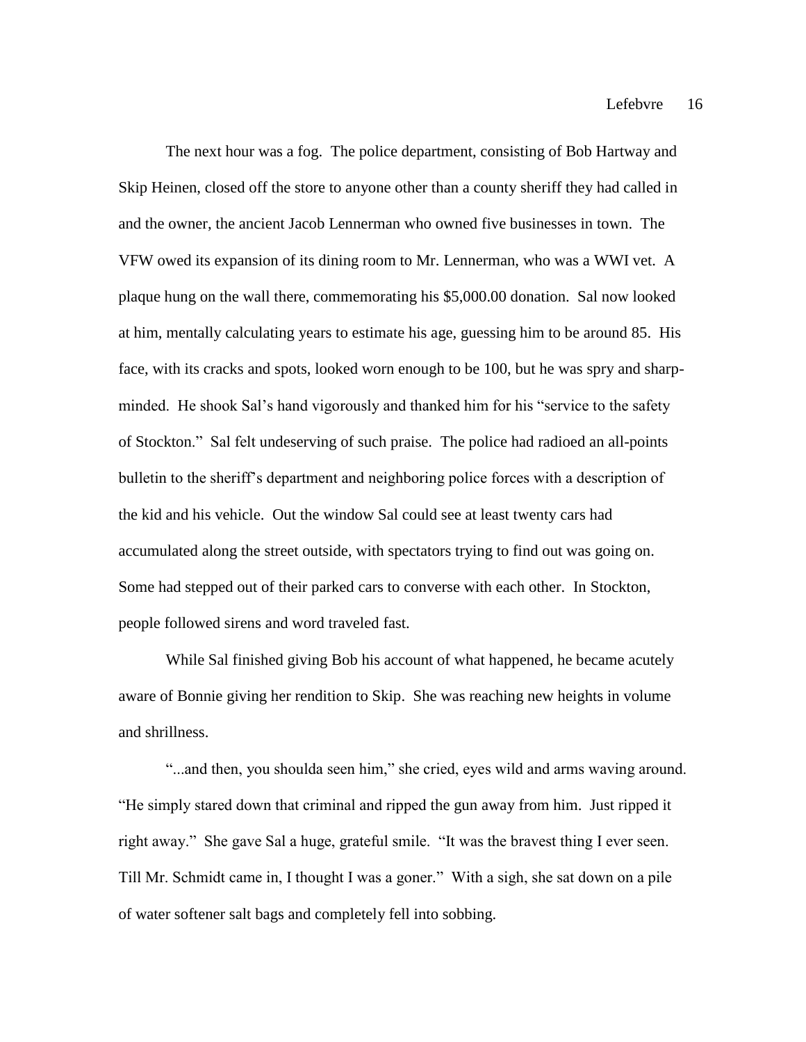The next hour was a fog. The police department, consisting of Bob Hartway and Skip Heinen, closed off the store to anyone other than a county sheriff they had called in and the owner, the ancient Jacob Lennerman who owned five businesses in town. The VFW owed its expansion of its dining room to Mr. Lennerman, who was a WWI vet. A plaque hung on the wall there, commemorating his $5,000.00 donation. Sal now looked at him, mentally calculating years to estimate his age, guessing him to be around 85. His face, with its cracks and spots, looked worn enough to be 100, but he was spry and sharp-minded. He shook Sal's hand vigorously and thanked him for his "service to the safety of Stockton." Sal felt undeserving of such praise. The police had radioed an all-points bulletin to the sheriff's department and neighboring police forces with a description of the kid and his vehicle. Out the window Sal could see at least twenty cars had accumulated along the street outside, with spectators trying to find out was going on. Some had stepped out of their parked cars to converse with each other. In Stockton, people followed sirens and word traveled fast.

While Sal finished giving Bob his account of what happened, he became acutely aware of Bonnie giving her rendition to Skip. She was reaching new heights in volume and shrillness.

"...and then, you shoulda seen him," she cried, eyes wild and arms waving around. "He simply stared down that criminal and ripped the gun away from him. Just ripped it right away." She gave Sal a huge, grateful smile. "It was the bravest thing I ever seen. Till Mr. Schmidt came in, I thought I was a goner." With a sigh, she sat down on a pile of water softener salt bags and completely fell into sobbing.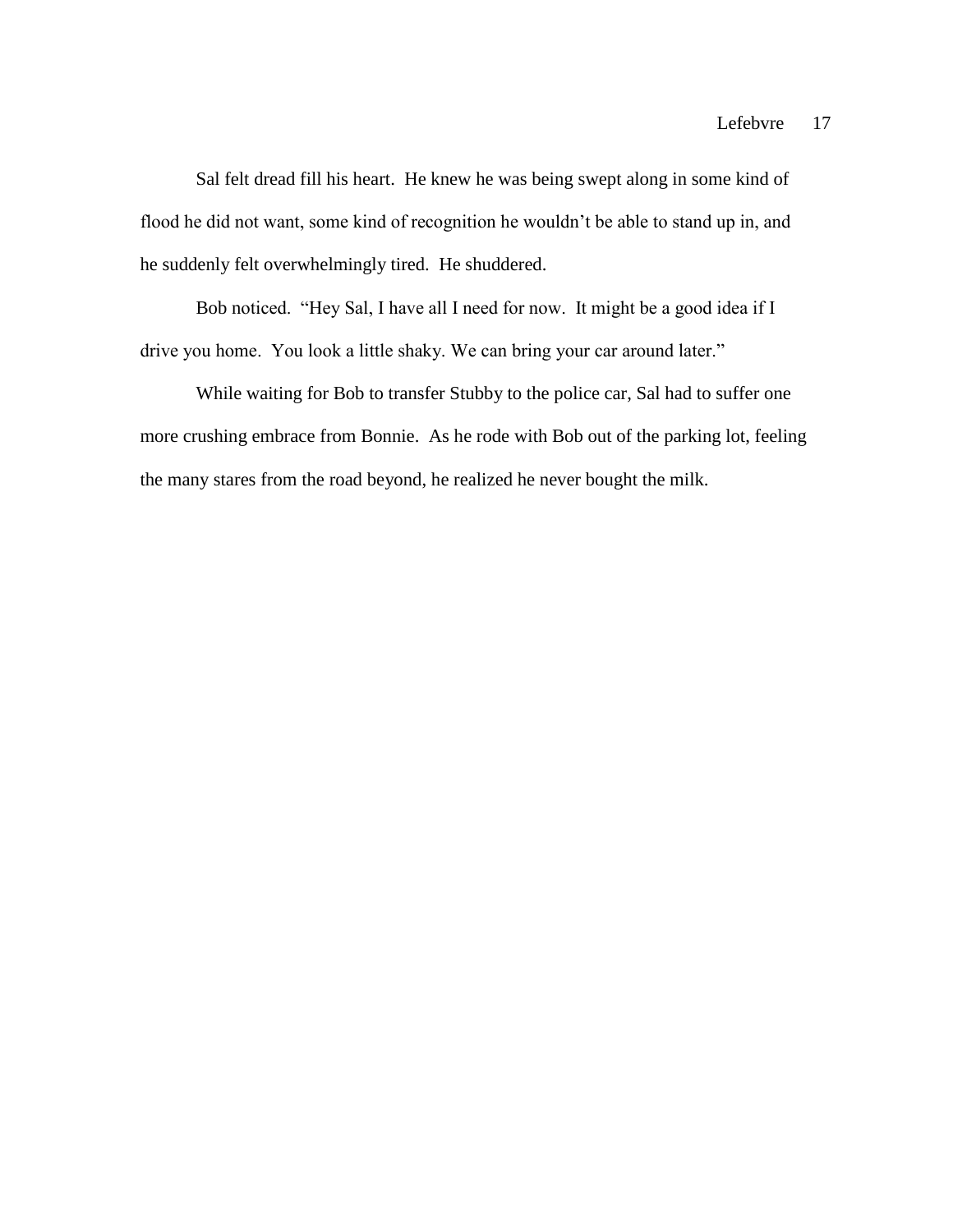Sal felt dread fill his heart. He knew he was being swept along in some kind of flood he did not want, some kind of recognition he wouldn't be able to stand up in, and he suddenly felt overwhelmingly tired. He shuddered.

Bob noticed. "Hey Sal, I have all I need for now. It might be a good idea if I drive you home. You look a little shaky. We can bring your car around later."

While waiting for Bob to transfer Stubby to the police car, Sal had to suffer one more crushing embrace from Bonnie. As he rode with Bob out of the parking lot, feeling the many stares from the road beyond, he realized he never bought the milk.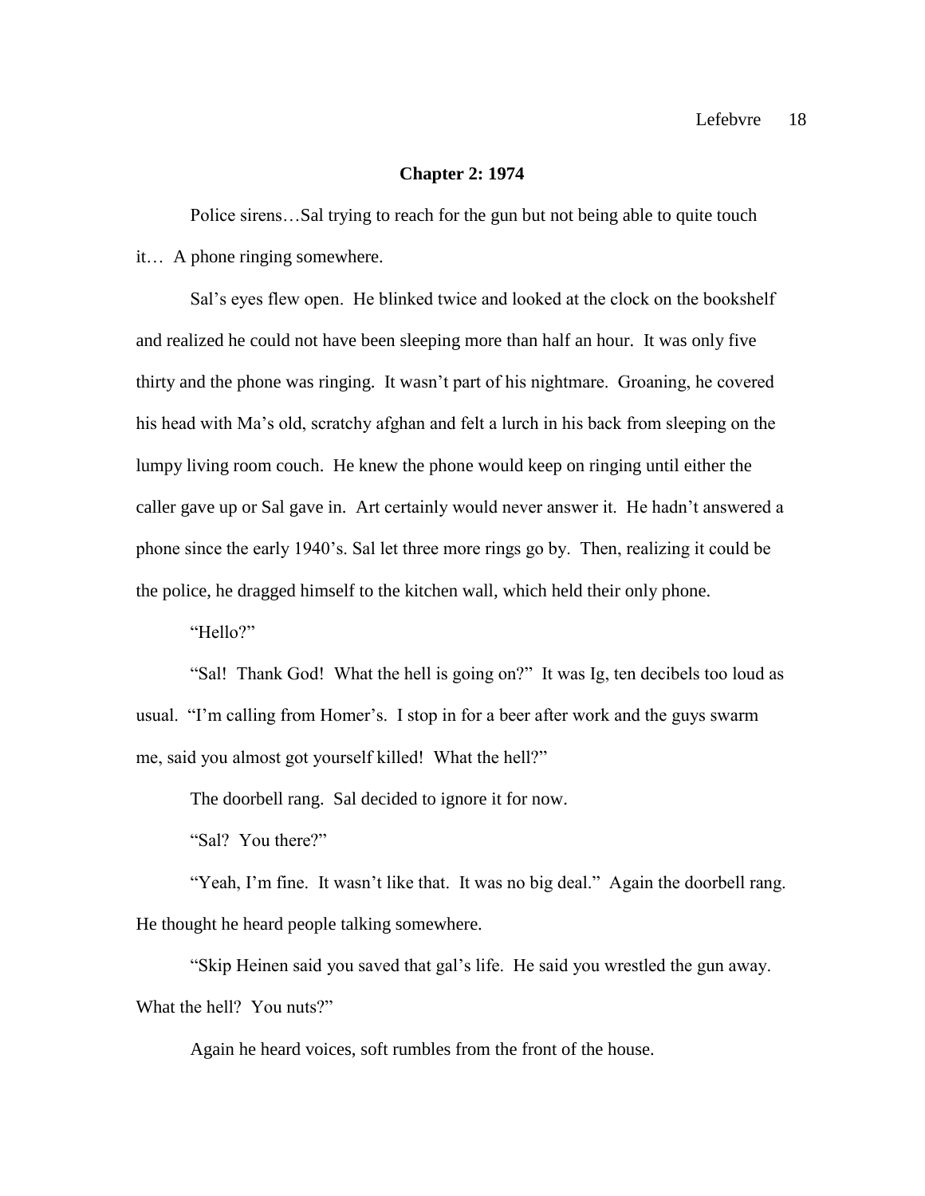## Chapter 2: 1974

Police sirens…Sal trying to reach for the gun but not being able to quite touch it… A phone ringing somewhere.

Sal's eyes flew open. He blinked twice and looked at the clock on the bookshelf and realized he could not have been sleeping more than half an hour. It was only five thirty and the phone was ringing. It wasn't part of his nightmare. Groaning, he covered his head with Ma's old, scratchy afghan and felt a lurch in his back from sleeping on the lumpy living room couch. He knew the phone would keep on ringing until either the caller gave up or Sal gave in. Art certainly would never answer it. He hadn't answered a phone since the early 1940's. Sal let three more rings go by. Then, realizing it could be the police, he dragged himself to the kitchen wall, which held their only phone.

"Hello?"

"Sal! Thank God! What the hell is going on?" It was Ig, ten decibels too loud as usual. "I'm calling from Homer's. I stop in for a beer after work and the guys swarm me, said you almost got yourself killed! What the hell?"

The doorbell rang. Sal decided to ignore it for now.

"Sal? You there?"

"Yeah, I'm fine. It wasn't like that. It was no big deal." Again the doorbell rang. He thought he heard people talking somewhere.

"Skip Heinen said you saved that gal's life. He said you wrestled the gun away. What the hell? You nuts?"

Again he heard voices, soft rumbles from the front of the house.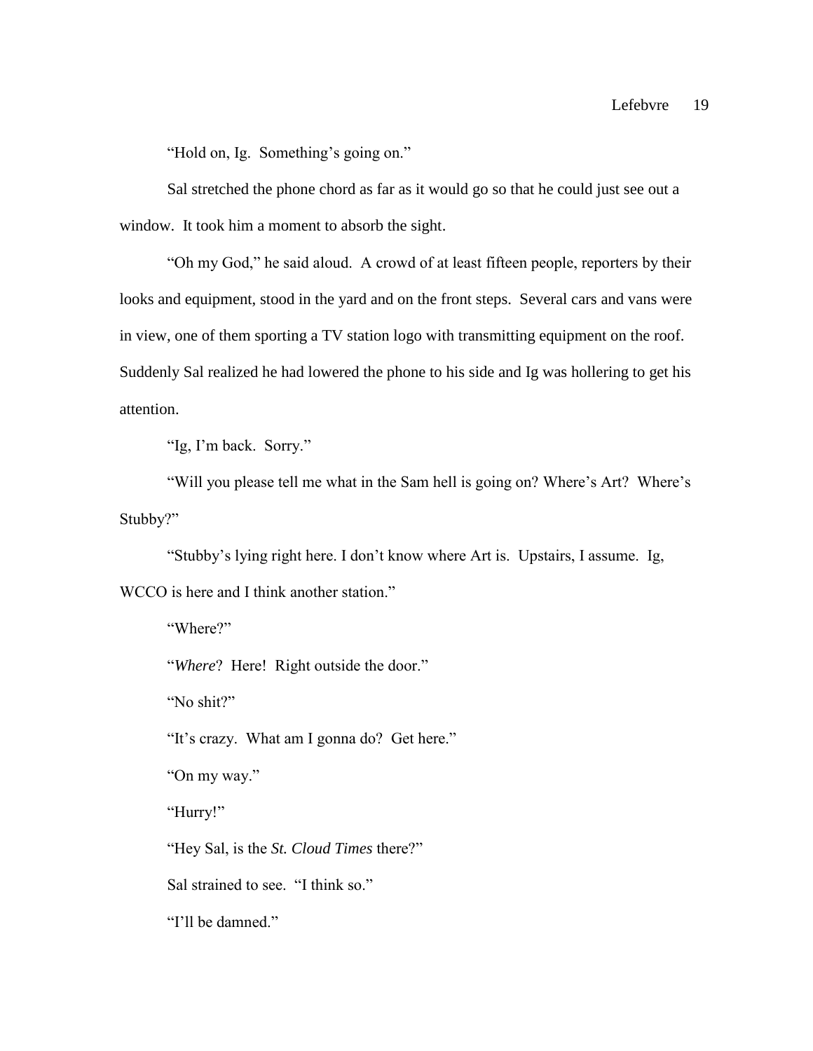"Hold on, Ig. Something's going on."

Sal stretched the phone chord as far as it would go so that he could just see out a window. It took him a moment to absorb the sight.

"Oh my God," he said aloud. A crowd of at least fifteen people, reporters by their looks and equipment, stood in the yard and on the front steps. Several cars and vans were in view, one of them sporting a TV station logo with transmitting equipment on the roof. Suddenly Sal realized he had lowered the phone to his side and Ig was hollering to get his attention.

"Ig, I'm back. Sorry."

"Will you please tell me what in the Sam hell is going on? Where's Art? Where's Stubby?"

"Stubby's lying right here. I don't know where Art is. Upstairs, I assume. Ig, WCCO is here and I think another station."

"Where?"

"*Where*? Here! Right outside the door."

"No shit?"

"It's crazy. What am I gonna do? Get here."

"On my way."

"Hurry!"

"Hey Sal, is the *St. Cloud Times* there?"

Sal strained to see. "I think so."

"I'll be damned."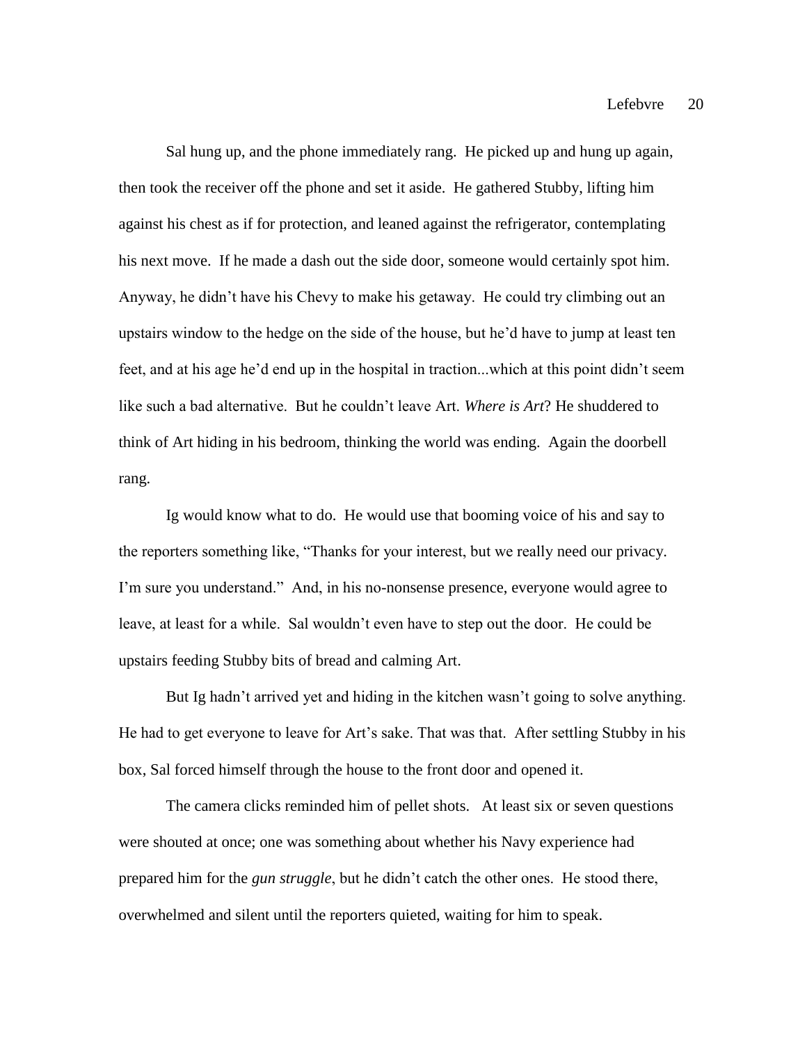Sal hung up, and the phone immediately rang. He picked up and hung up again, then took the receiver off the phone and set it aside. He gathered Stubby, lifting him against his chest as if for protection, and leaned against the refrigerator, contemplating his next move. If he made a dash out the side door, someone would certainly spot him. Anyway, he didn't have his Chevy to make his getaway. He could try climbing out an upstairs window to the hedge on the side of the house, but he'd have to jump at least ten feet, and at his age he'd end up in the hospital in traction...which at this point didn't seem like such a bad alternative. But he couldn't leave Art. *Where is Art*? He shuddered to think of Art hiding in his bedroom, thinking the world was ending. Again the doorbell rang.

Ig would know what to do. He would use that booming voice of his and say to the reporters something like, "Thanks for your interest, but we really need our privacy. I'm sure you understand." And, in his no-nonsense presence, everyone would agree to leave, at least for a while. Sal wouldn't even have to step out the door. He could be upstairs feeding Stubby bits of bread and calming Art.

But Ig hadn't arrived yet and hiding in the kitchen wasn't going to solve anything. He had to get everyone to leave for Art's sake. That was that. After settling Stubby in his box, Sal forced himself through the house to the front door and opened it.

The camera clicks reminded him of pellet shots. At least six or seven questions were shouted at once; one was something about whether his Navy experience had prepared him for the *gun struggle*, but he didn't catch the other ones. He stood there, overwhelmed and silent until the reporters quieted, waiting for him to speak.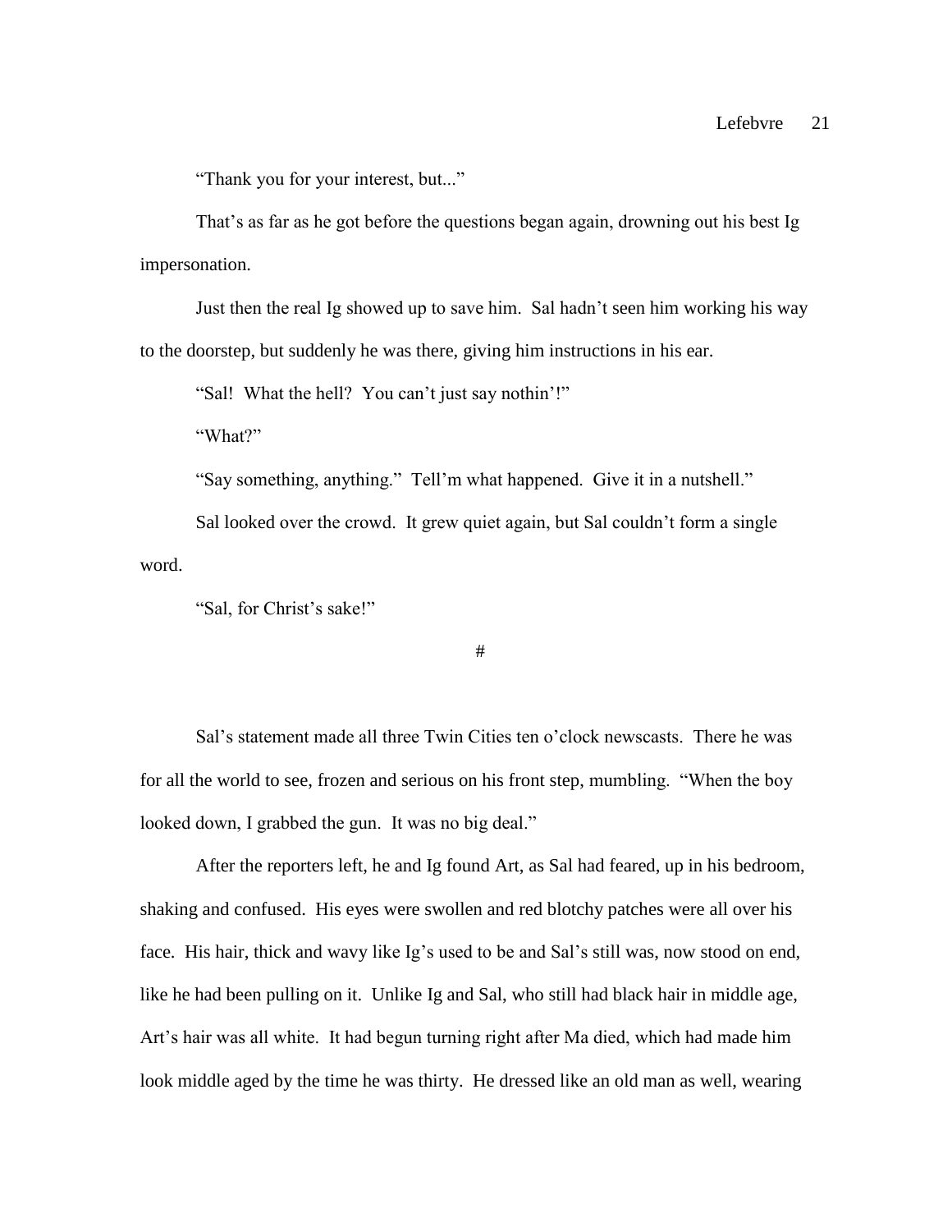“Thank you for your interest, but...”

That’s as far as he got before the questions began again, drowning out his best Ig impersonation.

Just then the real Ig showed up to save him. Sal hadn’t seen him working his way to the doorstep, but suddenly he was there, giving him instructions in his ear.

“Sal! What the hell? You can’t just say nothin’!”

“What?”

“Say something, anything.” Tell’m what happened. Give it in a nutshell.”

Sal looked over the crowd. It grew quiet again, but Sal couldn’t form a single word.

“Sal, for Christ’s sake!”

#

Sal’s statement made all three Twin Cities ten o’clock newscasts. There he was for all the world to see, frozen and serious on his front step, mumbling. “When the boy looked down, I grabbed the gun. It was no big deal.”

After the reporters left, he and Ig found Art, as Sal had feared, up in his bedroom, shaking and confused. His eyes were swollen and red blotchy patches were all over his face. His hair, thick and wavy like Ig’s used to be and Sal’s still was, now stood on end, like he had been pulling on it. Unlike Ig and Sal, who still had black hair in middle age, Art’s hair was all white. It had begun turning right after Ma died, which had made him look middle aged by the time he was thirty. He dressed like an old man as well, wearing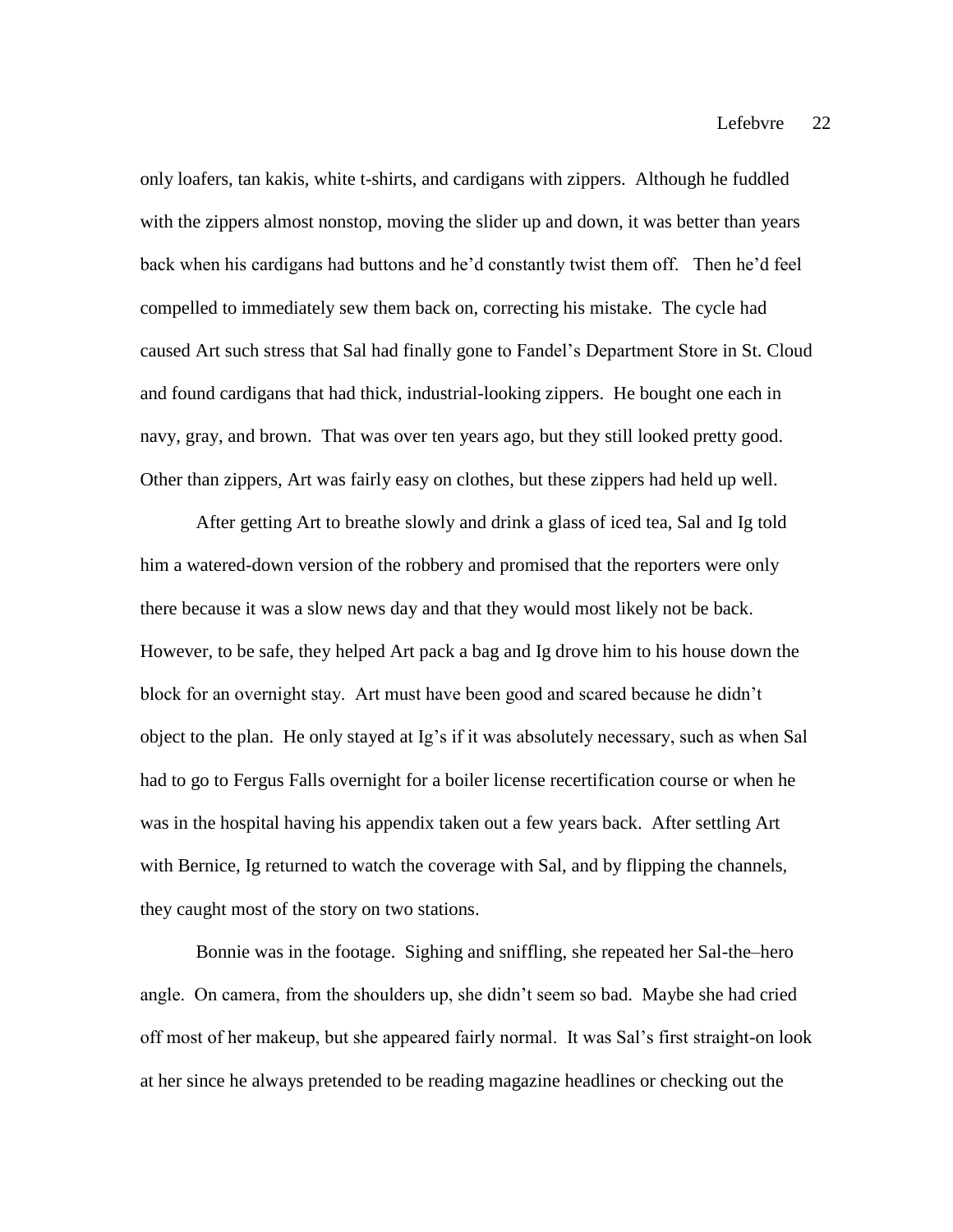only loafers, tan kakis, white t-shirts, and cardigans with zippers. Although he fuddled with the zippers almost nonstop, moving the slider up and down, it was better than years back when his cardigans had buttons and he'd constantly twist them off. Then he'd feel compelled to immediately sew them back on, correcting his mistake. The cycle had caused Art such stress that Sal had finally gone to Fandel's Department Store in St. Cloud and found cardigans that had thick, industrial-looking zippers. He bought one each in navy, gray, and brown. That was over ten years ago, but they still looked pretty good. Other than zippers, Art was fairly easy on clothes, but these zippers had held up well.

After getting Art to breathe slowly and drink a glass of iced tea, Sal and Ig told him a watered-down version of the robbery and promised that the reporters were only there because it was a slow news day and that they would most likely not be back. However, to be safe, they helped Art pack a bag and Ig drove him to his house down the block for an overnight stay. Art must have been good and scared because he didn't object to the plan. He only stayed at Ig's if it was absolutely necessary, such as when Sal had to go to Fergus Falls overnight for a boiler license recertification course or when he was in the hospital having his appendix taken out a few years back. After settling Art with Bernice, Ig returned to watch the coverage with Sal, and by flipping the channels, they caught most of the story on two stations.

Bonnie was in the footage. Sighing and sniffling, she repeated her Sal-the–hero angle. On camera, from the shoulders up, she didn't seem so bad. Maybe she had cried off most of her makeup, but she appeared fairly normal. It was Sal's first straight-on look at her since he always pretended to be reading magazine headlines or checking out the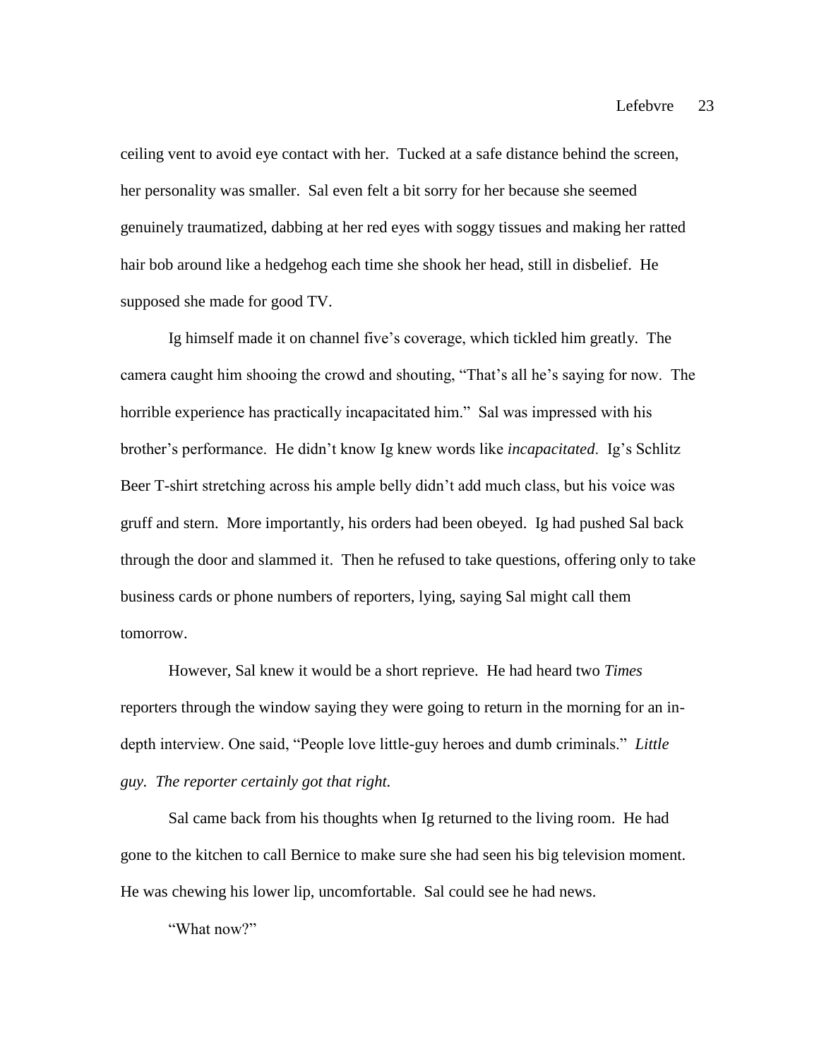ceiling vent to avoid eye contact with her. Tucked at a safe distance behind the screen, her personality was smaller. Sal even felt a bit sorry for her because she seemed genuinely traumatized, dabbing at her red eyes with soggy tissues and making her ratted hair bob around like a hedgehog each time she shook her head, still in disbelief. He supposed she made for good TV.

Ig himself made it on channel five's coverage, which tickled him greatly. The camera caught him shooing the crowd and shouting, "That's all he's saying for now. The horrible experience has practically incapacitated him." Sal was impressed with his brother's performance. He didn't know Ig knew words like *incapacitated*. Ig's Schlitz Beer T-shirt stretching across his ample belly didn't add much class, but his voice was gruff and stern. More importantly, his orders had been obeyed. Ig had pushed Sal back through the door and slammed it. Then he refused to take questions, offering only to take business cards or phone numbers of reporters, lying, saying Sal might call them tomorrow.

However, Sal knew it would be a short reprieve. He had heard two *Times* reporters through the window saying they were going to return in the morning for an in-depth interview. One said, "People love little-guy heroes and dumb criminals." *Little guy. The reporter certainly got that right.*

Sal came back from his thoughts when Ig returned to the living room. He had gone to the kitchen to call Bernice to make sure she had seen his big television moment. He was chewing his lower lip, uncomfortable. Sal could see he had news.

"What now?"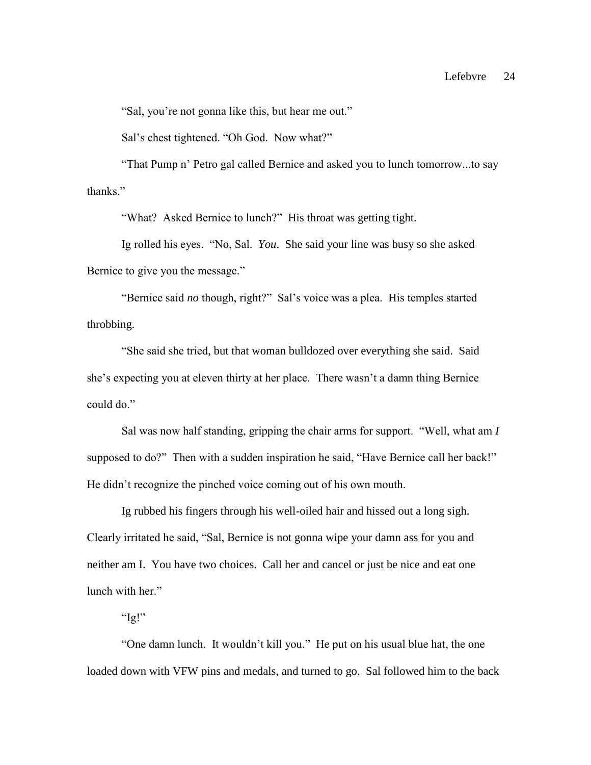"Sal, you're not gonna like this, but hear me out."

Sal's chest tightened. "Oh God. Now what?"

"That Pump n' Petro gal called Bernice and asked you to lunch tomorrow...to say thanks."

"What? Asked Bernice to lunch?" His throat was getting tight.

Ig rolled his eyes. "No, Sal. *You*. She said your line was busy so she asked Bernice to give you the message."

"Bernice said *no* though, right?" Sal's voice was a plea. His temples started throbbing.

"She said she tried, but that woman bulldozed over everything she said. Said she's expecting you at eleven thirty at her place. There wasn't a damn thing Bernice could do."

Sal was now half standing, gripping the chair arms for support. "Well, what am *I* supposed to do?" Then with a sudden inspiration he said, "Have Bernice call her back!" He didn't recognize the pinched voice coming out of his own mouth.

Ig rubbed his fingers through his well-oiled hair and hissed out a long sigh. Clearly irritated he said, "Sal, Bernice is not gonna wipe your damn ass for you and neither am I. You have two choices. Call her and cancel or just be nice and eat one lunch with her."

"Ig!"

"One damn lunch. It wouldn't kill you." He put on his usual blue hat, the one loaded down with VFW pins and medals, and turned to go. Sal followed him to the back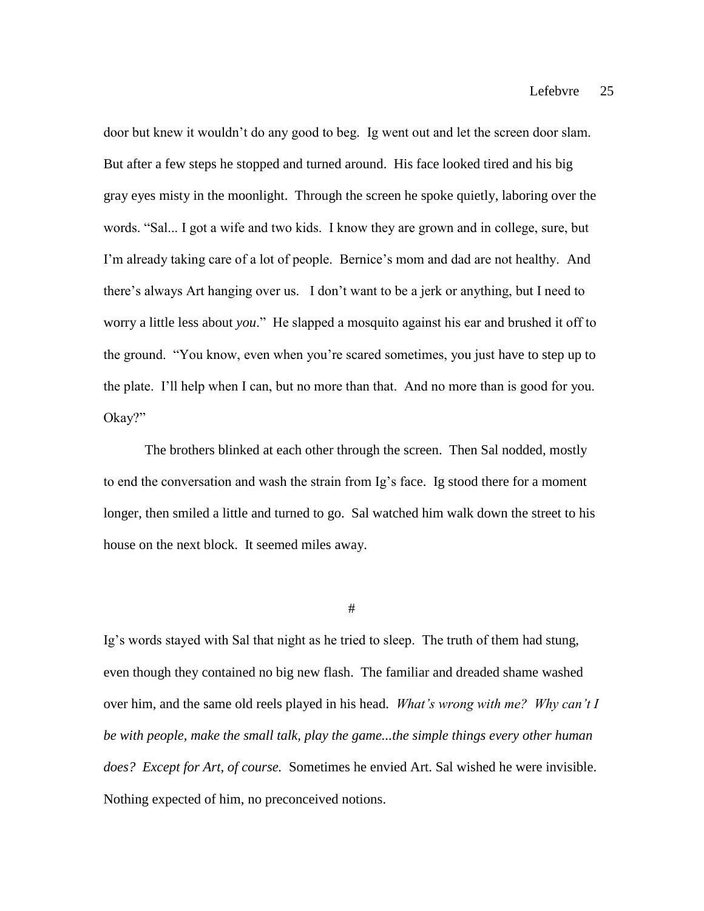door but knew it wouldn't do any good to beg. Ig went out and let the screen door slam. But after a few steps he stopped and turned around. His face looked tired and his big gray eyes misty in the moonlight. Through the screen he spoke quietly, laboring over the words. "Sal... I got a wife and two kids. I know they are grown and in college, sure, but I'm already taking care of a lot of people. Bernice's mom and dad are not healthy. And there's always Art hanging over us. I don't want to be a jerk or anything, but I need to worry a little less about *you*." He slapped a mosquito against his ear and brushed it off to the ground. "You know, even when you're scared sometimes, you just have to step up to the plate. I'll help when I can, but no more than that. And no more than is good for you. Okay?"

The brothers blinked at each other through the screen. Then Sal nodded, mostly to end the conversation and wash the strain from Ig's face. Ig stood there for a moment longer, then smiled a little and turned to go. Sal watched him walk down the street to his house on the next block. It seemed miles away.

#

Ig's words stayed with Sal that night as he tried to sleep. The truth of them had stung, even though they contained no big new flash. The familiar and dreaded shame washed over him, and the same old reels played in his head. *What's wrong with me? Why can't I be with people, make the small talk, play the game...the simple things every other human does? Except for Art, of course.* Sometimes he envied Art. Sal wished he were invisible. Nothing expected of him, no preconceived notions.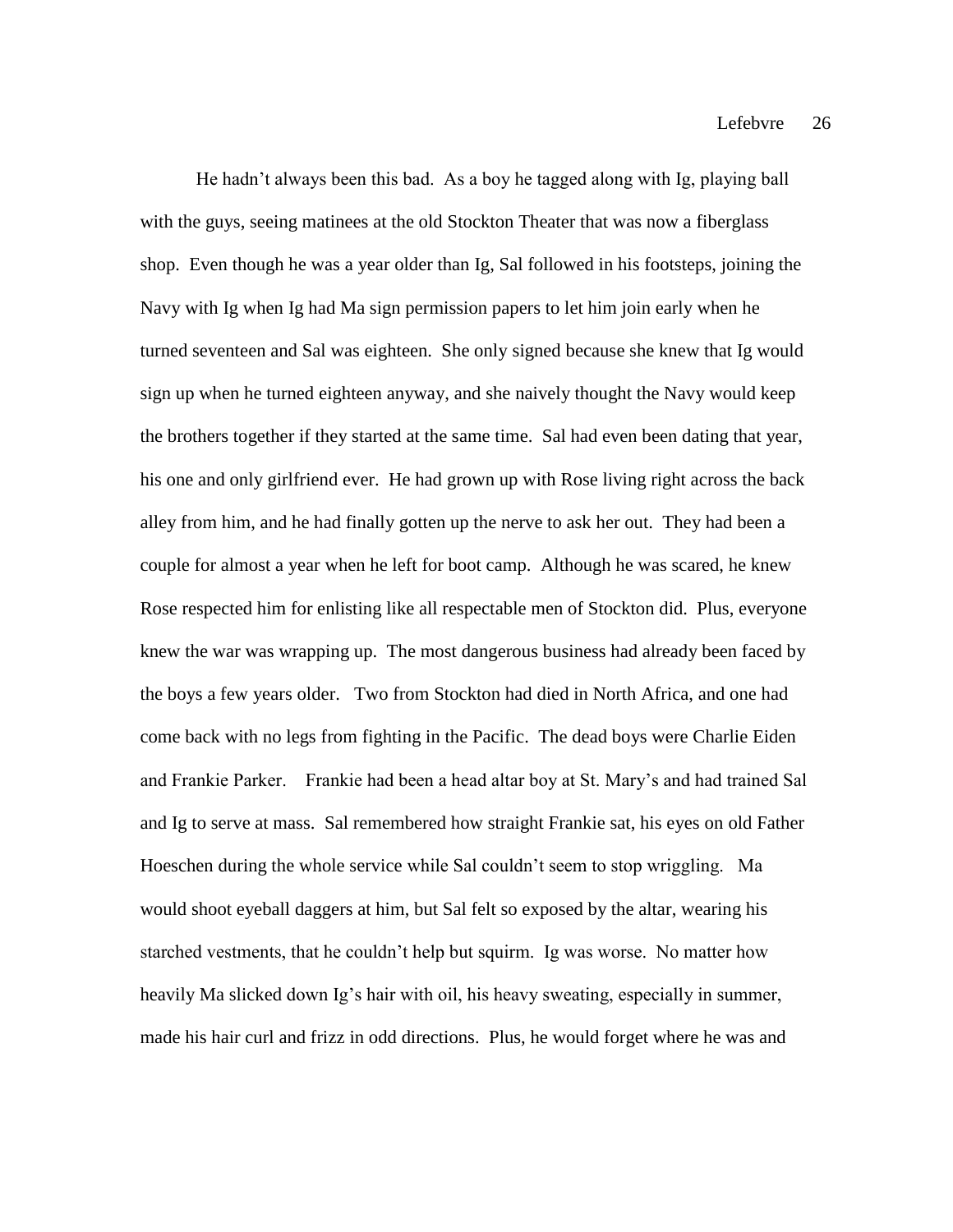He hadn't always been this bad. As a boy he tagged along with Ig, playing ball with the guys, seeing matinees at the old Stockton Theater that was now a fiberglass shop. Even though he was a year older than Ig, Sal followed in his footsteps, joining the Navy with Ig when Ig had Ma sign permission papers to let him join early when he turned seventeen and Sal was eighteen. She only signed because she knew that Ig would sign up when he turned eighteen anyway, and she naively thought the Navy would keep the brothers together if they started at the same time. Sal had even been dating that year, his one and only girlfriend ever. He had grown up with Rose living right across the back alley from him, and he had finally gotten up the nerve to ask her out. They had been a couple for almost a year when he left for boot camp. Although he was scared, he knew Rose respected him for enlisting like all respectable men of Stockton did. Plus, everyone knew the war was wrapping up. The most dangerous business had already been faced by the boys a few years older. Two from Stockton had died in North Africa, and one had come back with no legs from fighting in the Pacific. The dead boys were Charlie Eiden and Frankie Parker. Frankie had been a head altar boy at St. Mary's and had trained Sal and Ig to serve at mass. Sal remembered how straight Frankie sat, his eyes on old Father Hoeschen during the whole service while Sal couldn't seem to stop wriggling. Ma would shoot eyeball daggers at him, but Sal felt so exposed by the altar, wearing his starched vestments, that he couldn't help but squirm. Ig was worse. No matter how heavily Ma slicked down Ig's hair with oil, his heavy sweating, especially in summer, made his hair curl and frizz in odd directions. Plus, he would forget where he was and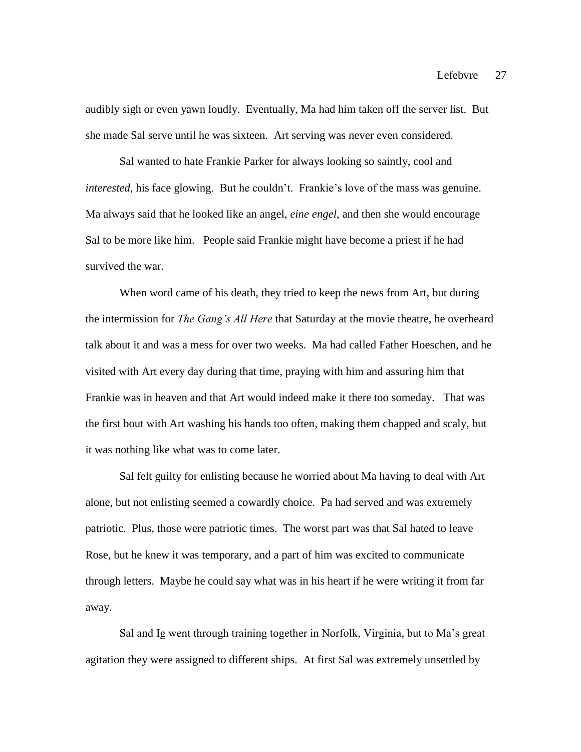audibly sigh or even yawn loudly. Eventually, Ma had him taken off the server list. But she made Sal serve until he was sixteen. Art serving was never even considered.

Sal wanted to hate Frankie Parker for always looking so saintly, cool and *interested*, his face glowing. But he couldn't. Frankie's love of the mass was genuine. Ma always said that he looked like an angel, *eine engel*, and then she would encourage Sal to be more like him. People said Frankie might have become a priest if he had survived the war.

When word came of his death, they tried to keep the news from Art, but during the intermission for *The Gang's All Here* that Saturday at the movie theatre, he overheard talk about it and was a mess for over two weeks. Ma had called Father Hoeschen, and he visited with Art every day during that time, praying with him and assuring him that Frankie was in heaven and that Art would indeed make it there too someday. That was the first bout with Art washing his hands too often, making them chapped and scaly, but it was nothing like what was to come later.

Sal felt guilty for enlisting because he worried about Ma having to deal with Art alone, but not enlisting seemed a cowardly choice. Pa had served and was extremely patriotic. Plus, those were patriotic times. The worst part was that Sal hated to leave Rose, but he knew it was temporary, and a part of him was excited to communicate through letters. Maybe he could say what was in his heart if he were writing it from far away.

Sal and Ig went through training together in Norfolk, Virginia, but to Ma's great agitation they were assigned to different ships. At first Sal was extremely unsettled by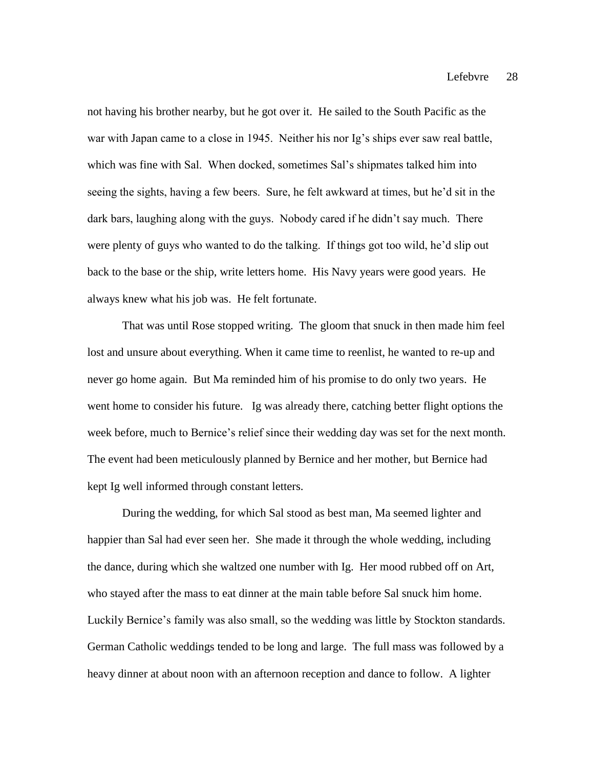not having his brother nearby, but he got over it. He sailed to the South Pacific as the war with Japan came to a close in 1945. Neither his nor Ig's ships ever saw real battle, which was fine with Sal. When docked, sometimes Sal's shipmates talked him into seeing the sights, having a few beers. Sure, he felt awkward at times, but he'd sit in the dark bars, laughing along with the guys. Nobody cared if he didn't say much. There were plenty of guys who wanted to do the talking. If things got too wild, he'd slip out back to the base or the ship, write letters home. His Navy years were good years. He always knew what his job was. He felt fortunate.

That was until Rose stopped writing. The gloom that snuck in then made him feel lost and unsure about everything. When it came time to reenlist, he wanted to re-up and never go home again. But Ma reminded him of his promise to do only two years. He went home to consider his future. Ig was already there, catching better flight options the week before, much to Bernice's relief since their wedding day was set for the next month. The event had been meticulously planned by Bernice and her mother, but Bernice had kept Ig well informed through constant letters.

During the wedding, for which Sal stood as best man, Ma seemed lighter and happier than Sal had ever seen her. She made it through the whole wedding, including the dance, during which she waltzed one number with Ig. Her mood rubbed off on Art, who stayed after the mass to eat dinner at the main table before Sal snuck him home. Luckily Bernice's family was also small, so the wedding was little by Stockton standards. German Catholic weddings tended to be long and large. The full mass was followed by a heavy dinner at about noon with an afternoon reception and dance to follow. A lighter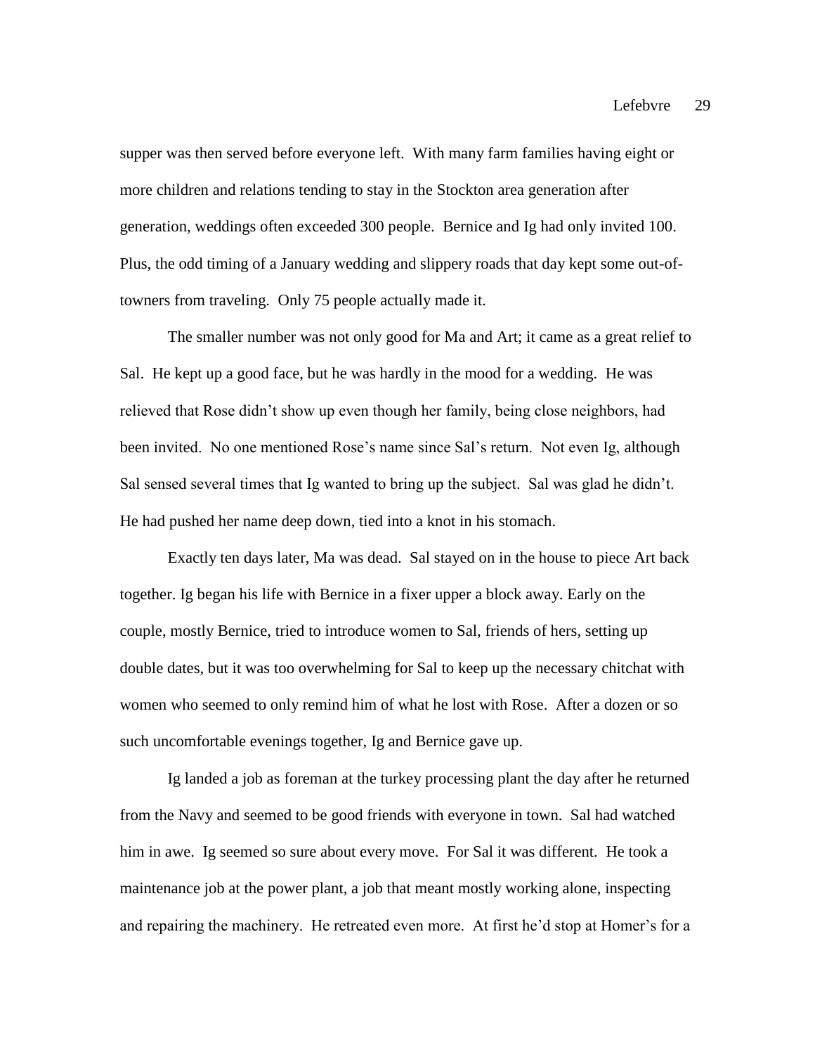supper was then served before everyone left. With many farm families having eight or more children and relations tending to stay in the Stockton area generation after generation, weddings often exceeded 300 people. Bernice and Ig had only invited 100. Plus, the odd timing of a January wedding and slippery roads that day kept some out-of-towners from traveling. Only 75 people actually made it.

The smaller number was not only good for Ma and Art; it came as a great relief to Sal. He kept up a good face, but he was hardly in the mood for a wedding. He was relieved that Rose didn't show up even though her family, being close neighbors, had been invited. No one mentioned Rose's name since Sal's return. Not even Ig, although Sal sensed several times that Ig wanted to bring up the subject. Sal was glad he didn't. He had pushed her name deep down, tied into a knot in his stomach.

Exactly ten days later, Ma was dead. Sal stayed on in the house to piece Art back together. Ig began his life with Bernice in a fixer upper a block away. Early on the couple, mostly Bernice, tried to introduce women to Sal, friends of hers, setting up double dates, but it was too overwhelming for Sal to keep up the necessary chitchat with women who seemed to only remind him of what he lost with Rose. After a dozen or so such uncomfortable evenings together, Ig and Bernice gave up.

Ig landed a job as foreman at the turkey processing plant the day after he returned from the Navy and seemed to be good friends with everyone in town. Sal had watched him in awe. Ig seemed so sure about every move. For Sal it was different. He took a maintenance job at the power plant, a job that meant mostly working alone, inspecting and repairing the machinery. He retreated even more. At first he'd stop at Homer's for a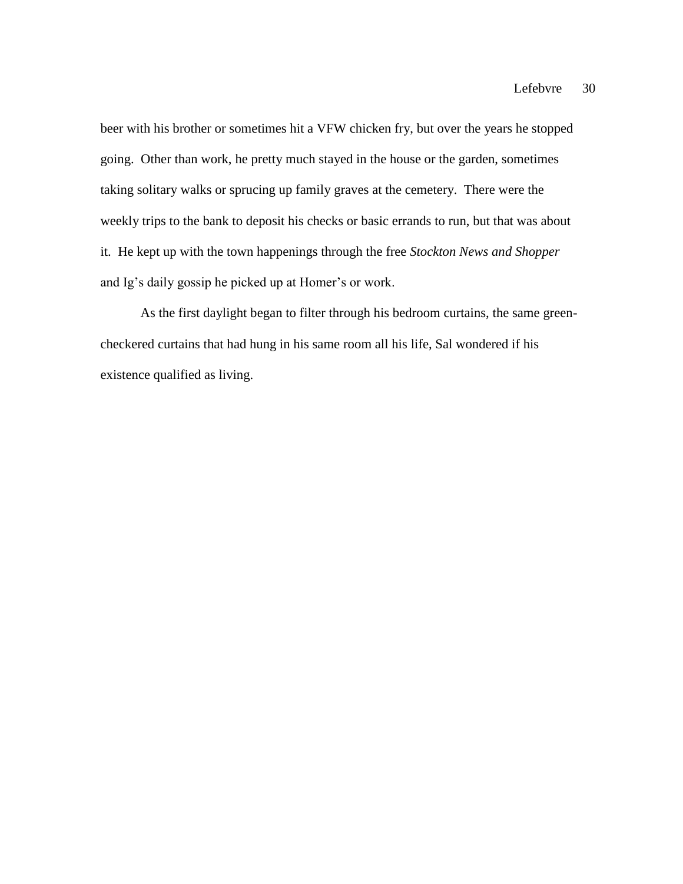beer with his brother or sometimes hit a VFW chicken fry, but over the years he stopped going. Other than work, he pretty much stayed in the house or the garden, sometimes taking solitary walks or sprucing up family graves at the cemetery. There were the weekly trips to the bank to deposit his checks or basic errands to run, but that was about it. He kept up with the town happenings through the free *Stockton News and Shopper* and Ig's daily gossip he picked up at Homer's or work.

As the first daylight began to filter through his bedroom curtains, the same green-checkered curtains that had hung in his same room all his life, Sal wondered if his existence qualified as living.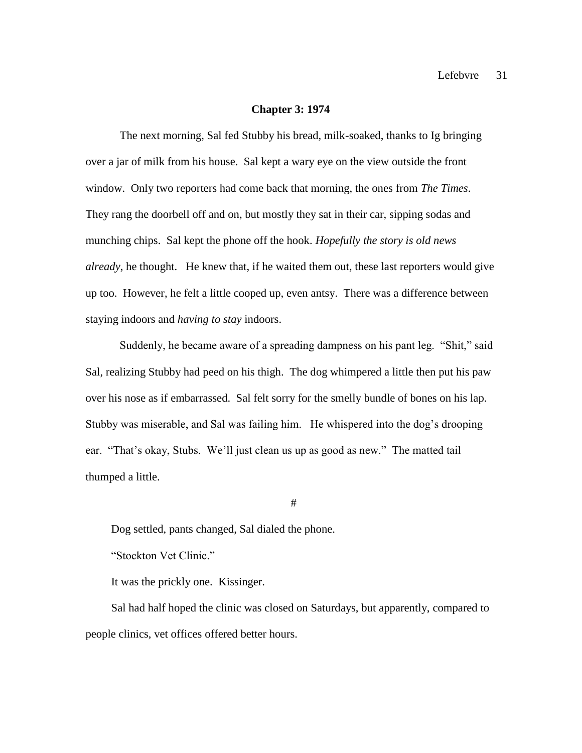## Chapter 3: 1974

The next morning, Sal fed Stubby his bread, milk-soaked, thanks to Ig bringing over a jar of milk from his house. Sal kept a wary eye on the view outside the front window. Only two reporters had come back that morning, the ones from *The Times*. They rang the doorbell off and on, but mostly they sat in their car, sipping sodas and munching chips. Sal kept the phone off the hook. *Hopefully the story is old news already*, he thought. He knew that, if he waited them out, these last reporters would give up too. However, he felt a little cooped up, even antsy. There was a difference between staying indoors and *having to stay* indoors.

Suddenly, he became aware of a spreading dampness on his pant leg. "Shit," said Sal, realizing Stubby had peed on his thigh. The dog whimpered a little then put his paw over his nose as if embarrassed. Sal felt sorry for the smelly bundle of bones on his lap. Stubby was miserable, and Sal was failing him. He whispered into the dog's drooping ear. "That's okay, Stubs. We'll just clean us up as good as new." The matted tail thumped a little.

#

Dog settled, pants changed, Sal dialed the phone.

"Stockton Vet Clinic."

It was the prickly one. Kissinger.

Sal had half hoped the clinic was closed on Saturdays, but apparently, compared to people clinics, vet offices offered better hours.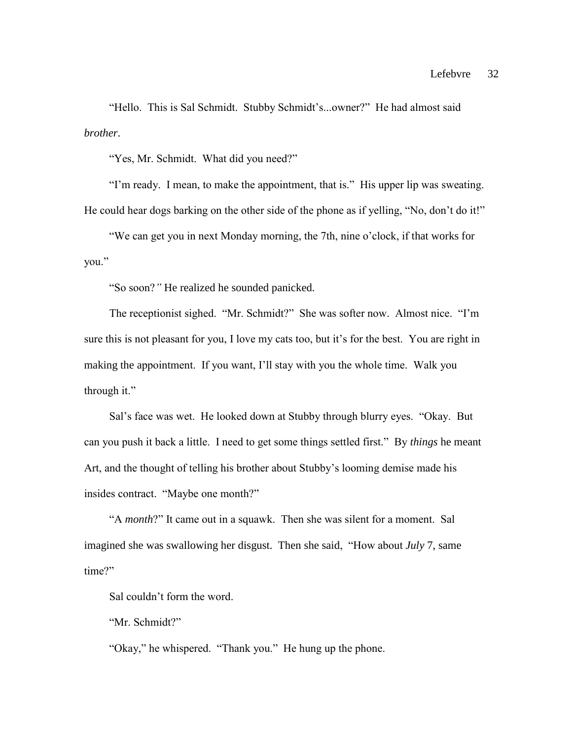"Hello. This is Sal Schmidt. Stubby Schmidt's...owner?" He had almost said *brother*.

"Yes, Mr. Schmidt. What did you need?"

"I'm ready. I mean, to make the appointment, that is." His upper lip was sweating. He could hear dogs barking on the other side of the phone as if yelling, "No, don't do it!"

"We can get you in next Monday morning, the 7th, nine o'clock, if that works for you."

"So soon?*"* He realized he sounded panicked.

The receptionist sighed. "Mr. Schmidt?" She was softer now. Almost nice. "I'm sure this is not pleasant for you, I love my cats too, but it's for the best. You are right in making the appointment. If you want, I'll stay with you the whole time. Walk you through it."

Sal's face was wet. He looked down at Stubby through blurry eyes. "Okay. But can you push it back a little. I need to get some things settled first." By *things* he meant Art, and the thought of telling his brother about Stubby's looming demise made his insides contract. "Maybe one month?"

"A *month*?" It came out in a squawk. Then she was silent for a moment. Sal imagined she was swallowing her disgust. Then she said, "How about *July* 7, same time?"

Sal couldn't form the word.

"Mr. Schmidt?"

"Okay," he whispered. "Thank you." He hung up the phone.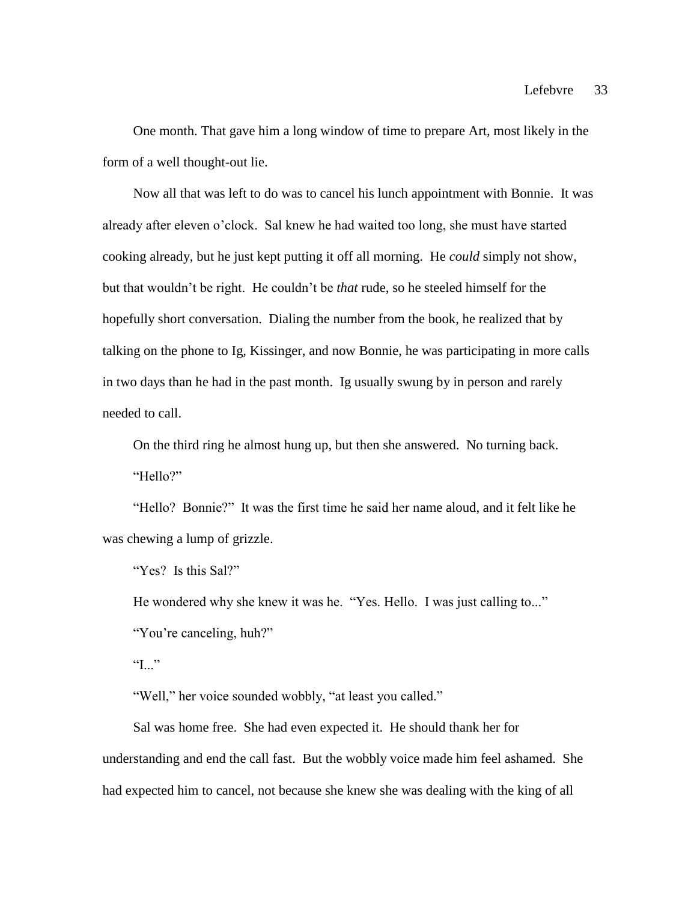One month. That gave him a long window of time to prepare Art, most likely in the form of a well thought-out lie.

Now all that was left to do was to cancel his lunch appointment with Bonnie. It was already after eleven o'clock. Sal knew he had waited too long, she must have started cooking already, but he just kept putting it off all morning. He *could* simply not show, but that wouldn't be right. He couldn't be *that* rude, so he steeled himself for the hopefully short conversation. Dialing the number from the book, he realized that by talking on the phone to Ig, Kissinger, and now Bonnie, he was participating in more calls in two days than he had in the past month. Ig usually swung by in person and rarely needed to call.

On the third ring he almost hung up, but then she answered. No turning back.

"Hello?"

"Hello? Bonnie?" It was the first time he said her name aloud, and it felt like he was chewing a lump of grizzle.

"Yes? Is this Sal?"

He wondered why she knew it was he. "Yes. Hello. I was just calling to..."

"You're canceling, huh?"

"I..."

"Well," her voice sounded wobbly, "at least you called."

Sal was home free. She had even expected it. He should thank her for understanding and end the call fast. But the wobbly voice made him feel ashamed. She had expected him to cancel, not because she knew she was dealing with the king of all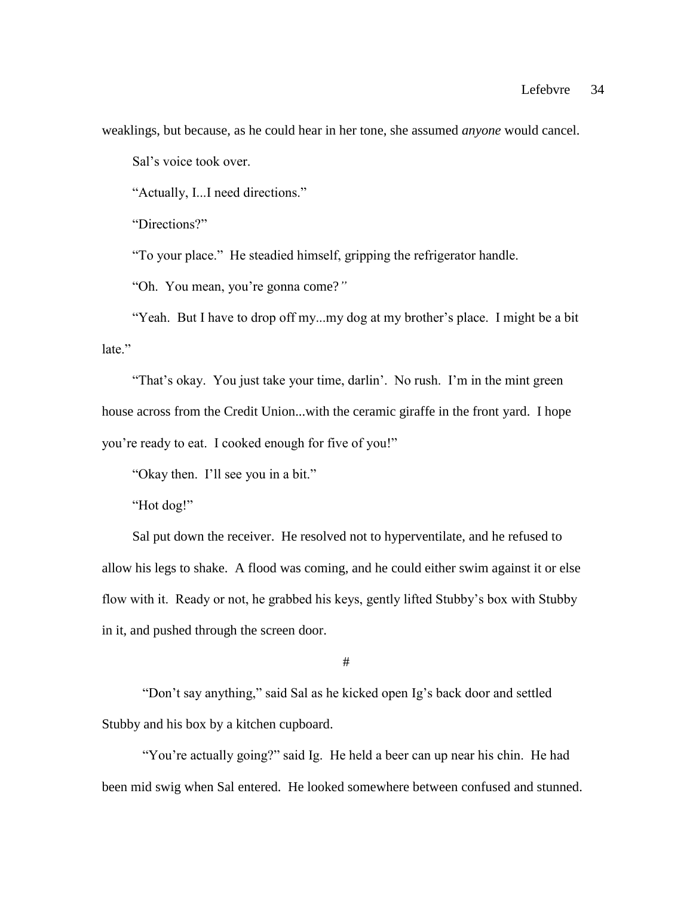weaklings, but because, as he could hear in her tone, she assumed *anyone* would cancel.

Sal's voice took over.

"Actually, I...I need directions."

"Directions?"

"To your place." He steadied himself, gripping the refrigerator handle.

"Oh. You mean, you're gonna come?"

"Yeah. But I have to drop off my...my dog at my brother's place. I might be a bit late."

"That's okay. You just take your time, darlin'. No rush. I'm in the mint green house across from the Credit Union...with the ceramic giraffe in the front yard. I hope you're ready to eat. I cooked enough for five of you!"

"Okay then. I'll see you in a bit."

"Hot dog!"

Sal put down the receiver. He resolved not to hyperventilate, and he refused to allow his legs to shake. A flood was coming, and he could either swim against it or else flow with it. Ready or not, he grabbed his keys, gently lifted Stubby's box with Stubby in it, and pushed through the screen door.

#

"Don't say anything," said Sal as he kicked open Ig's back door and settled Stubby and his box by a kitchen cupboard.

"You're actually going?" said Ig. He held a beer can up near his chin. He had been mid swig when Sal entered. He looked somewhere between confused and stunned.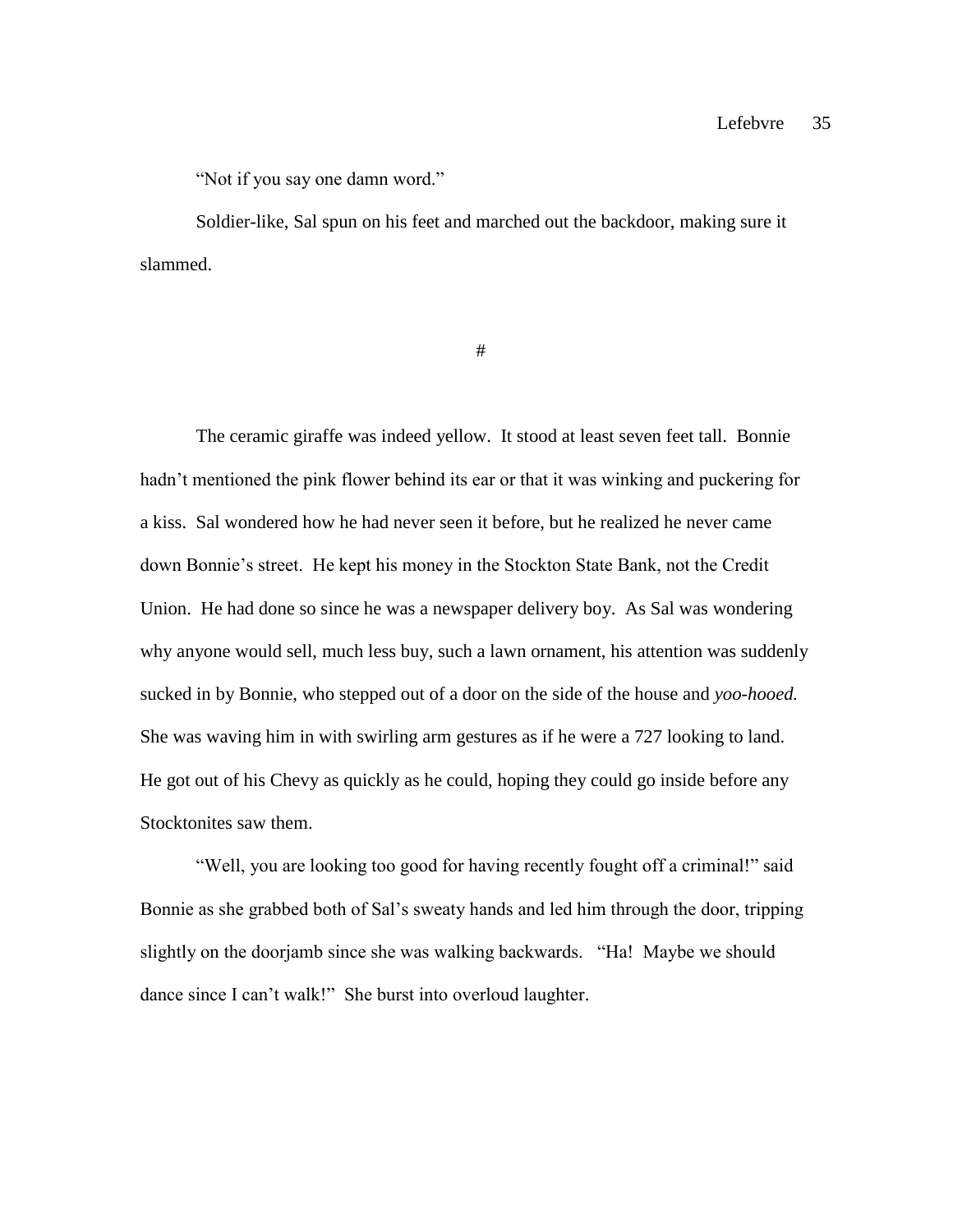"Not if you say one damn word."

Soldier-like, Sal spun on his feet and marched out the backdoor, making sure it slammed.

#

The ceramic giraffe was indeed yellow. It stood at least seven feet tall. Bonnie hadn't mentioned the pink flower behind its ear or that it was winking and puckering for a kiss. Sal wondered how he had never seen it before, but he realized he never came down Bonnie's street. He kept his money in the Stockton State Bank, not the Credit Union. He had done so since he was a newspaper delivery boy. As Sal was wondering why anyone would sell, much less buy, such a lawn ornament, his attention was suddenly sucked in by Bonnie, who stepped out of a door on the side of the house and *yoo-hooed.* She was waving him in with swirling arm gestures as if he were a 727 looking to land. He got out of his Chevy as quickly as he could, hoping they could go inside before any Stocktonites saw them.

"Well, you are looking too good for having recently fought off a criminal!" said Bonnie as she grabbed both of Sal's sweaty hands and led him through the door, tripping slightly on the doorjamb since she was walking backwards. "Ha! Maybe we should dance since I can't walk!" She burst into overloud laughter.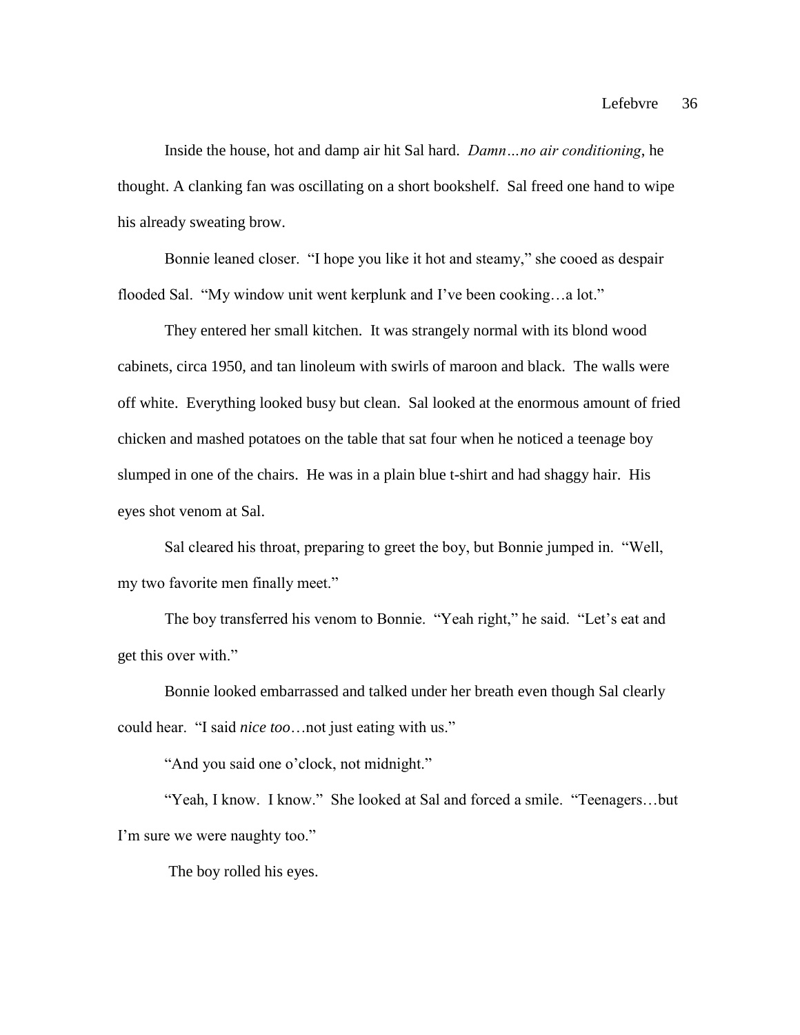Inside the house, hot and damp air hit Sal hard. *Damn…no air conditioning*, he thought. A clanking fan was oscillating on a short bookshelf. Sal freed one hand to wipe his already sweating brow.

Bonnie leaned closer. "I hope you like it hot and steamy," she cooed as despair flooded Sal. "My window unit went kerplunk and I've been cooking…a lot."

They entered her small kitchen. It was strangely normal with its blond wood cabinets, circa 1950, and tan linoleum with swirls of maroon and black. The walls were off white. Everything looked busy but clean. Sal looked at the enormous amount of fried chicken and mashed potatoes on the table that sat four when he noticed a teenage boy slumped in one of the chairs. He was in a plain blue t-shirt and had shaggy hair. His eyes shot venom at Sal.

Sal cleared his throat, preparing to greet the boy, but Bonnie jumped in. "Well, my two favorite men finally meet."

The boy transferred his venom to Bonnie. "Yeah right," he said. "Let's eat and get this over with."

Bonnie looked embarrassed and talked under her breath even though Sal clearly could hear. "I said *nice too*…not just eating with us."

"And you said one o'clock, not midnight."

"Yeah, I know. I know." She looked at Sal and forced a smile. "Teenagers…but I'm sure we were naughty too."

The boy rolled his eyes.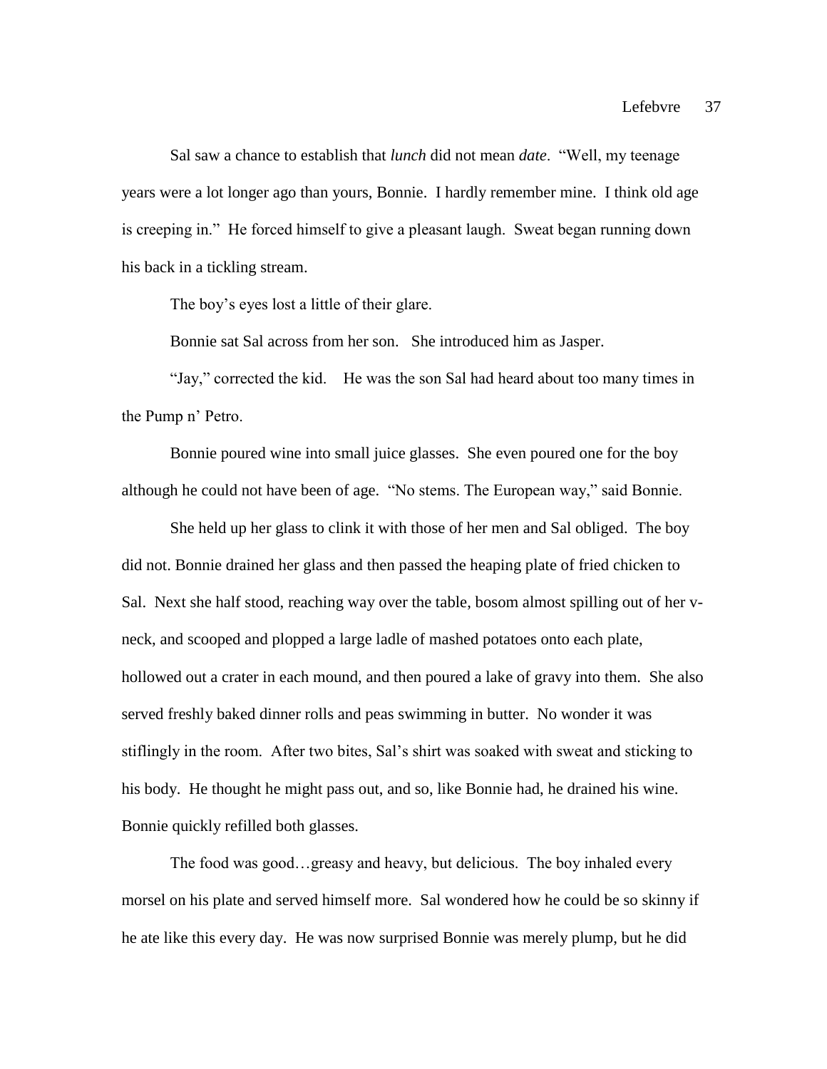Sal saw a chance to establish that *lunch* did not mean *date*. "Well, my teenage years were a lot longer ago than yours, Bonnie. I hardly remember mine. I think old age is creeping in." He forced himself to give a pleasant laugh. Sweat began running down his back in a tickling stream.

The boy's eyes lost a little of their glare.

Bonnie sat Sal across from her son. She introduced him as Jasper.

"Jay," corrected the kid. He was the son Sal had heard about too many times in the Pump n' Petro.

Bonnie poured wine into small juice glasses. She even poured one for the boy although he could not have been of age. "No stems. The European way," said Bonnie.

She held up her glass to clink it with those of her men and Sal obliged. The boy did not. Bonnie drained her glass and then passed the heaping plate of fried chicken to Sal. Next she half stood, reaching way over the table, bosom almost spilling out of her v-neck, and scooped and plopped a large ladle of mashed potatoes onto each plate, hollowed out a crater in each mound, and then poured a lake of gravy into them. She also served freshly baked dinner rolls and peas swimming in butter. No wonder it was stiflingly in the room. After two bites, Sal's shirt was soaked with sweat and sticking to his body. He thought he might pass out, and so, like Bonnie had, he drained his wine. Bonnie quickly refilled both glasses.

The food was good…greasy and heavy, but delicious. The boy inhaled every morsel on his plate and served himself more. Sal wondered how he could be so skinny if he ate like this every day. He was now surprised Bonnie was merely plump, but he did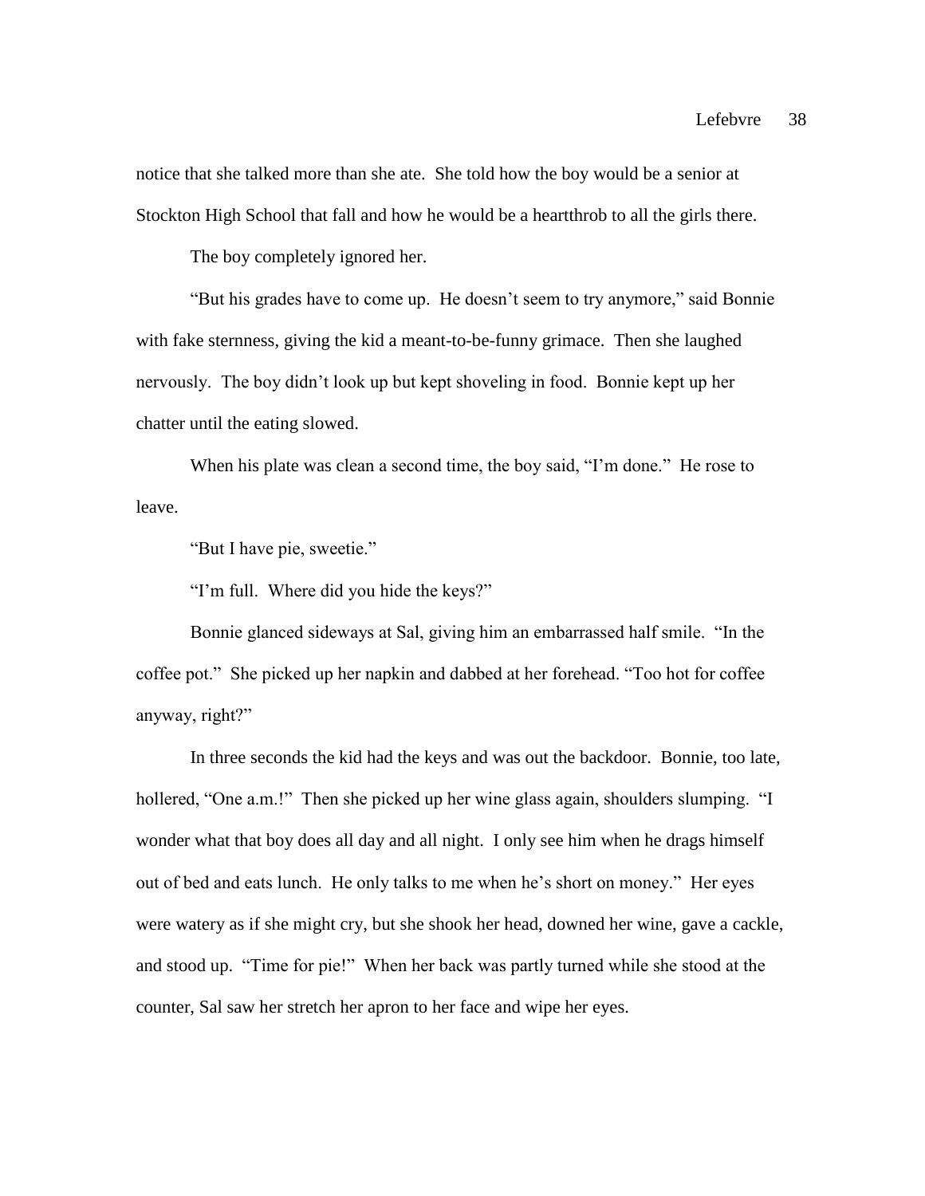notice that she talked more than she ate. She told how the boy would be a senior at Stockton High School that fall and how he would be a heartthrob to all the girls there.

The boy completely ignored her.

"But his grades have to come up. He doesn't seem to try anymore," said Bonnie with fake sternness, giving the kid a meant-to-be-funny grimace. Then she laughed nervously. The boy didn't look up but kept shoveling in food. Bonnie kept up her chatter until the eating slowed.

When his plate was clean a second time, the boy said, "I'm done." He rose to leave.

"But I have pie, sweetie."

"I'm full. Where did you hide the keys?"

Bonnie glanced sideways at Sal, giving him an embarrassed half smile. "In the coffee pot." She picked up her napkin and dabbed at her forehead. "Too hot for coffee anyway, right?"

In three seconds the kid had the keys and was out the backdoor. Bonnie, too late, hollered, "One a.m.!" Then she picked up her wine glass again, shoulders slumping. "I wonder what that boy does all day and all night. I only see him when he drags himself out of bed and eats lunch. He only talks to me when he's short on money." Her eyes were watery as if she might cry, but she shook her head, downed her wine, gave a cackle, and stood up. "Time for pie!" When her back was partly turned while she stood at the counter, Sal saw her stretch her apron to her face and wipe her eyes.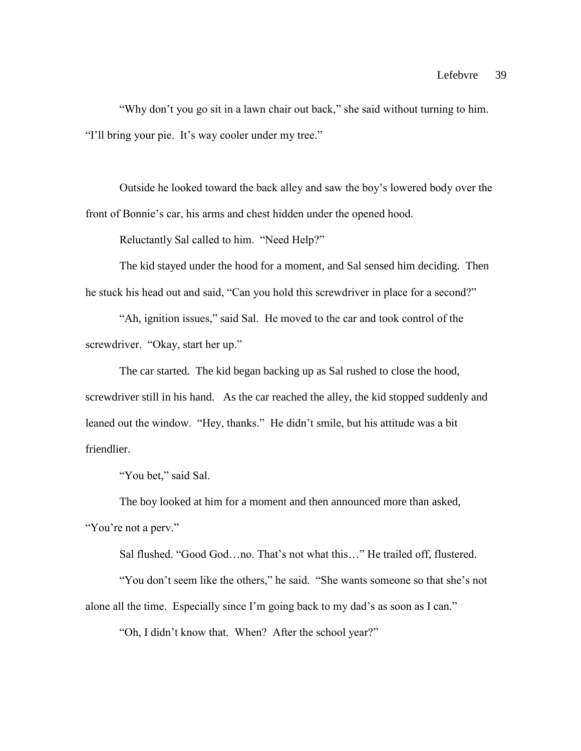"Why don't you go sit in a lawn chair out back," she said without turning to him. "I'll bring your pie. It's way cooler under my tree."

Outside he looked toward the back alley and saw the boy's lowered body over the front of Bonnie's car, his arms and chest hidden under the opened hood.

Reluctantly Sal called to him. "Need Help?"

The kid stayed under the hood for a moment, and Sal sensed him deciding. Then he stuck his head out and said, "Can you hold this screwdriver in place for a second?"

"Ah, ignition issues," said Sal. He moved to the car and took control of the screwdriver. "Okay, start her up."

The car started. The kid began backing up as Sal rushed to close the hood, screwdriver still in his hand. As the car reached the alley, the kid stopped suddenly and leaned out the window. "Hey, thanks." He didn't smile, but his attitude was a bit friendlier.

"You bet," said Sal.

The boy looked at him for a moment and then announced more than asked, "You're not a perv."

Sal flushed. "Good God…no. That's not what this…" He trailed off, flustered.

"You don't seem like the others," he said. "She wants someone so that she's not alone all the time. Especially since I'm going back to my dad's as soon as I can."

"Oh, I didn't know that. When? After the school year?"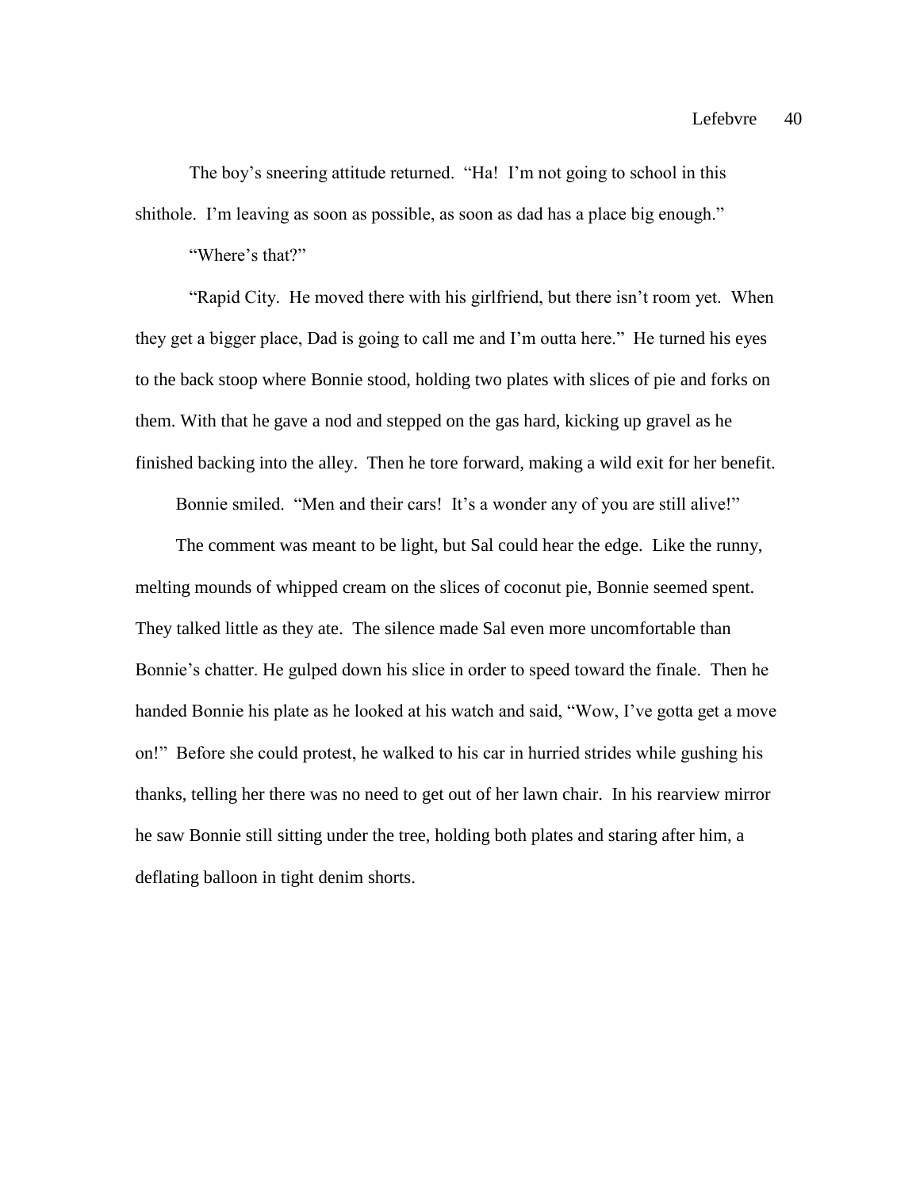The boy's sneering attitude returned. "Ha! I'm not going to school in this shithole. I'm leaving as soon as possible, as soon as dad has a place big enough."

"Where's that?"

"Rapid City. He moved there with his girlfriend, but there isn't room yet. When they get a bigger place, Dad is going to call me and I'm outta here." He turned his eyes to the back stoop where Bonnie stood, holding two plates with slices of pie and forks on them. With that he gave a nod and stepped on the gas hard, kicking up gravel as he finished backing into the alley. Then he tore forward, making a wild exit for her benefit.

Bonnie smiled. "Men and their cars! It's a wonder any of you are still alive!"

The comment was meant to be light, but Sal could hear the edge. Like the runny, melting mounds of whipped cream on the slices of coconut pie, Bonnie seemed spent. They talked little as they ate. The silence made Sal even more uncomfortable than Bonnie's chatter. He gulped down his slice in order to speed toward the finale. Then he handed Bonnie his plate as he looked at his watch and said, "Wow, I've gotta get a move on!" Before she could protest, he walked to his car in hurried strides while gushing his thanks, telling her there was no need to get out of her lawn chair. In his rearview mirror he saw Bonnie still sitting under the tree, holding both plates and staring after him, a deflating balloon in tight denim shorts.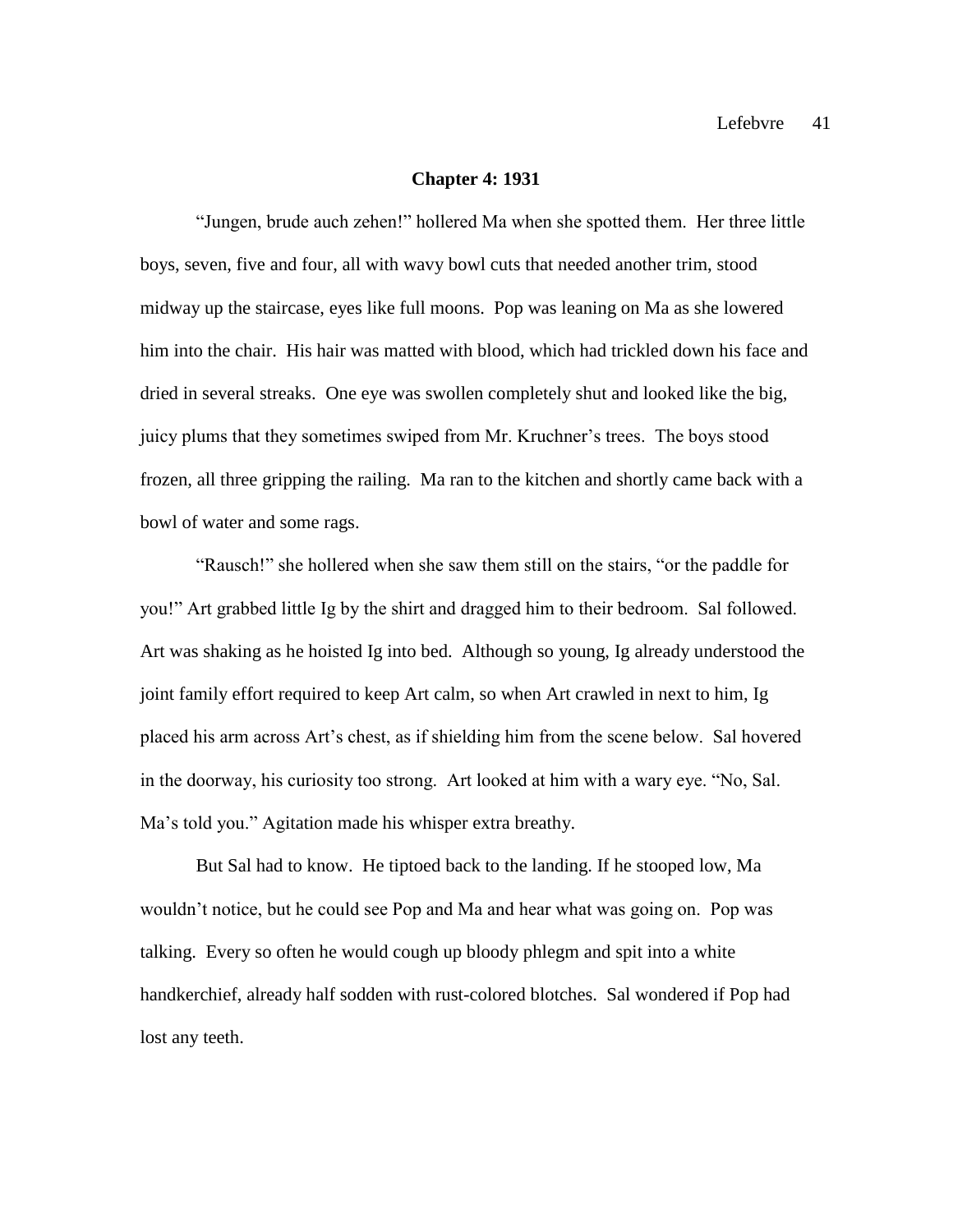## Chapter 4: 1931

"Jungen, brude auch zehen!" hollered Ma when she spotted them. Her three little boys, seven, five and four, all with wavy bowl cuts that needed another trim, stood midway up the staircase, eyes like full moons. Pop was leaning on Ma as she lowered him into the chair. His hair was matted with blood, which had trickled down his face and dried in several streaks. One eye was swollen completely shut and looked like the big, juicy plums that they sometimes swiped from Mr. Kruchner's trees. The boys stood frozen, all three gripping the railing. Ma ran to the kitchen and shortly came back with a bowl of water and some rags.

"Rausch!" she hollered when she saw them still on the stairs, "or the paddle for you!" Art grabbed little Ig by the shirt and dragged him to their bedroom. Sal followed. Art was shaking as he hoisted Ig into bed. Although so young, Ig already understood the joint family effort required to keep Art calm, so when Art crawled in next to him, Ig placed his arm across Art's chest, as if shielding him from the scene below. Sal hovered in the doorway, his curiosity too strong. Art looked at him with a wary eye. "No, Sal. Ma's told you." Agitation made his whisper extra breathy.

But Sal had to know. He tiptoed back to the landing. If he stooped low, Ma wouldn't notice, but he could see Pop and Ma and hear what was going on. Pop was talking. Every so often he would cough up bloody phlegm and spit into a white handkerchief, already half sodden with rust-colored blotches. Sal wondered if Pop had lost any teeth.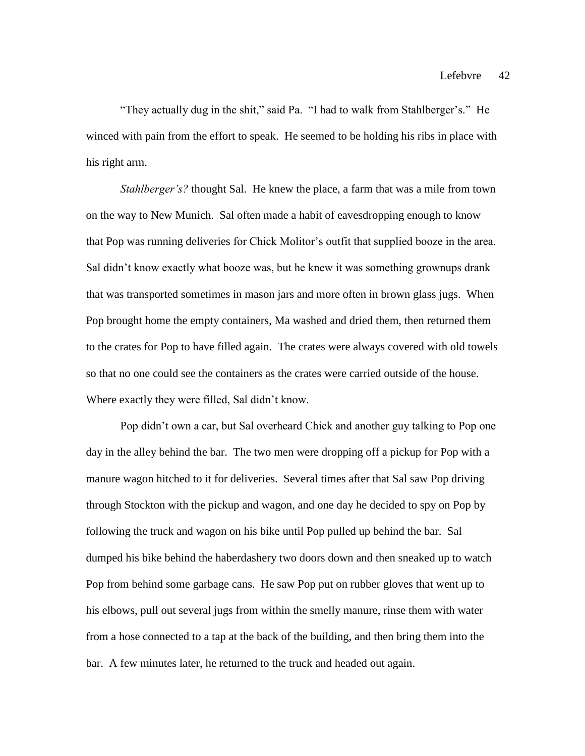"They actually dug in the shit," said Pa. "I had to walk from Stahlberger's." He winced with pain from the effort to speak. He seemed to be holding his ribs in place with his right arm.

*Stahlberger's?* thought Sal. He knew the place, a farm that was a mile from town on the way to New Munich. Sal often made a habit of eavesdropping enough to know that Pop was running deliveries for Chick Molitor's outfit that supplied booze in the area. Sal didn't know exactly what booze was, but he knew it was something grownups drank that was transported sometimes in mason jars and more often in brown glass jugs. When Pop brought home the empty containers, Ma washed and dried them, then returned them to the crates for Pop to have filled again. The crates were always covered with old towels so that no one could see the containers as the crates were carried outside of the house. Where exactly they were filled, Sal didn't know.

Pop didn't own a car, but Sal overheard Chick and another guy talking to Pop one day in the alley behind the bar. The two men were dropping off a pickup for Pop with a manure wagon hitched to it for deliveries. Several times after that Sal saw Pop driving through Stockton with the pickup and wagon, and one day he decided to spy on Pop by following the truck and wagon on his bike until Pop pulled up behind the bar. Sal dumped his bike behind the haberdashery two doors down and then sneaked up to watch Pop from behind some garbage cans. He saw Pop put on rubber gloves that went up to his elbows, pull out several jugs from within the smelly manure, rinse them with water from a hose connected to a tap at the back of the building, and then bring them into the bar. A few minutes later, he returned to the truck and headed out again.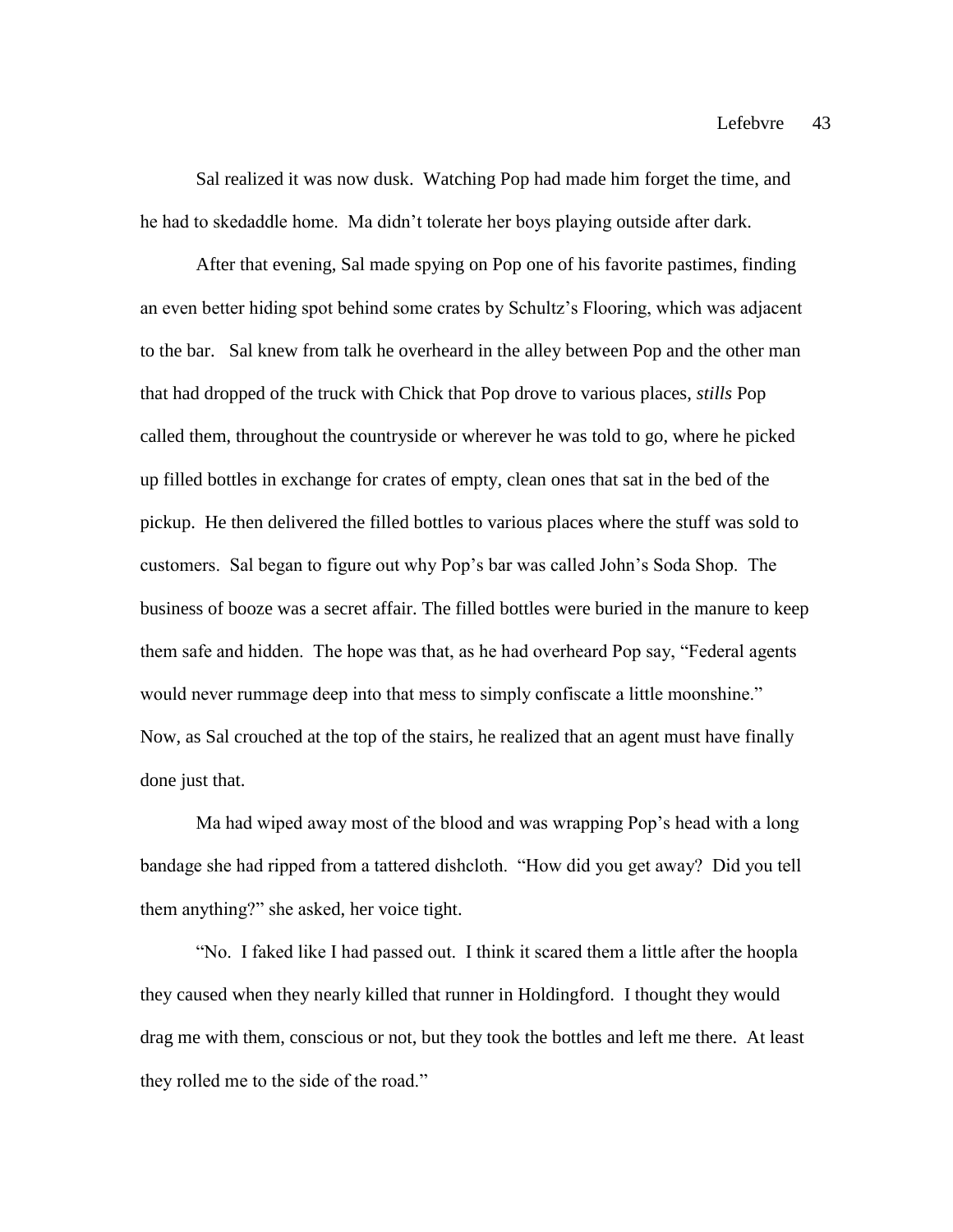Sal realized it was now dusk. Watching Pop had made him forget the time, and he had to skedaddle home. Ma didn't tolerate her boys playing outside after dark.

After that evening, Sal made spying on Pop one of his favorite pastimes, finding an even better hiding spot behind some crates by Schultz's Flooring, which was adjacent to the bar. Sal knew from talk he overheard in the alley between Pop and the other man that had dropped of the truck with Chick that Pop drove to various places, *stills* Pop called them, throughout the countryside or wherever he was told to go, where he picked up filled bottles in exchange for crates of empty, clean ones that sat in the bed of the pickup. He then delivered the filled bottles to various places where the stuff was sold to customers. Sal began to figure out why Pop's bar was called John's Soda Shop. The business of booze was a secret affair. The filled bottles were buried in the manure to keep them safe and hidden. The hope was that, as he had overheard Pop say, "Federal agents would never rummage deep into that mess to simply confiscate a little moonshine." Now, as Sal crouched at the top of the stairs, he realized that an agent must have finally done just that.

Ma had wiped away most of the blood and was wrapping Pop's head with a long bandage she had ripped from a tattered dishcloth. "How did you get away? Did you tell them anything?" she asked, her voice tight.

"No. I faked like I had passed out. I think it scared them a little after the hoopla they caused when they nearly killed that runner in Holdingford. I thought they would drag me with them, conscious or not, but they took the bottles and left me there. At least they rolled me to the side of the road."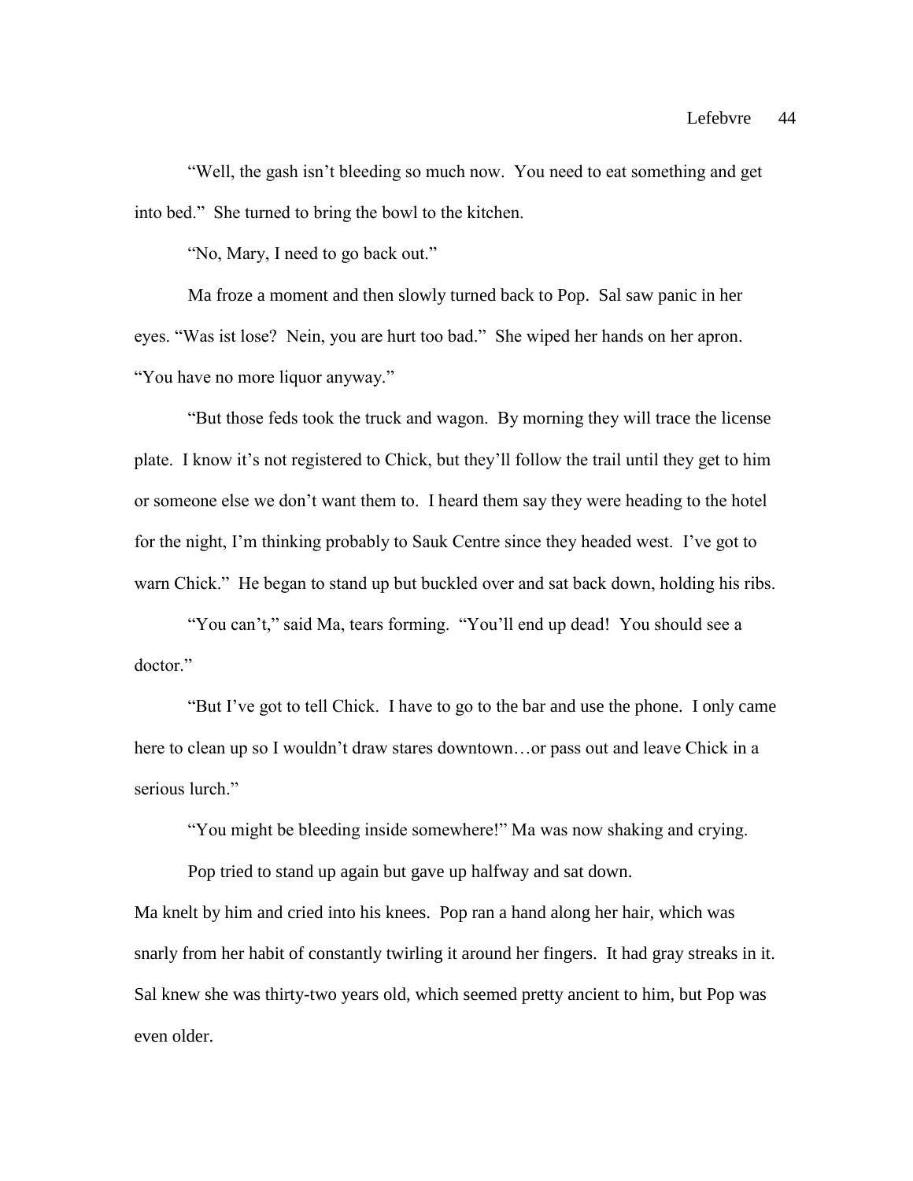"Well, the gash isn't bleeding so much now. You need to eat something and get into bed." She turned to bring the bowl to the kitchen.

"No, Mary, I need to go back out."

Ma froze a moment and then slowly turned back to Pop. Sal saw panic in her eyes. "Was ist lose? Nein, you are hurt too bad." She wiped her hands on her apron. "You have no more liquor anyway."

"But those feds took the truck and wagon. By morning they will trace the license plate. I know it's not registered to Chick, but they'll follow the trail until they get to him or someone else we don't want them to. I heard them say they were heading to the hotel for the night, I'm thinking probably to Sauk Centre since they headed west. I've got to warn Chick." He began to stand up but buckled over and sat back down, holding his ribs.

"You can't," said Ma, tears forming. "You'll end up dead! You should see a doctor."

"But I've got to tell Chick. I have to go to the bar and use the phone. I only came here to clean up so I wouldn't draw stares downtown…or pass out and leave Chick in a serious lurch."

"You might be bleeding inside somewhere!" Ma was now shaking and crying.

Pop tried to stand up again but gave up halfway and sat down.

Ma knelt by him and cried into his knees. Pop ran a hand along her hair, which was snarly from her habit of constantly twirling it around her fingers. It had gray streaks in it. Sal knew she was thirty-two years old, which seemed pretty ancient to him, but Pop was even older.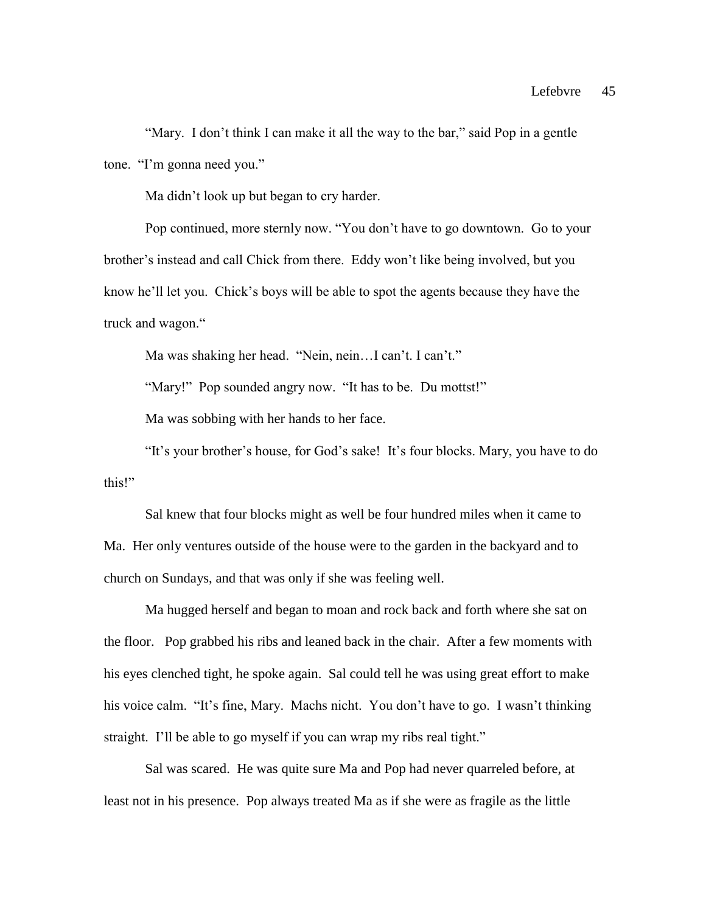"Mary. I don't think I can make it all the way to the bar," said Pop in a gentle tone. "I'm gonna need you."

Ma didn't look up but began to cry harder.

Pop continued, more sternly now. "You don't have to go downtown. Go to your brother's instead and call Chick from there. Eddy won't like being involved, but you know he'll let you. Chick's boys will be able to spot the agents because they have the truck and wagon."

Ma was shaking her head. "Nein, nein…I can't. I can't."

"Mary!" Pop sounded angry now. "It has to be. Du mottst!"

Ma was sobbing with her hands to her face.

"It's your brother's house, for God's sake! It's four blocks. Mary, you have to do this!"

Sal knew that four blocks might as well be four hundred miles when it came to Ma. Her only ventures outside of the house were to the garden in the backyard and to church on Sundays, and that was only if she was feeling well.

Ma hugged herself and began to moan and rock back and forth where she sat on the floor. Pop grabbed his ribs and leaned back in the chair. After a few moments with his eyes clenched tight, he spoke again. Sal could tell he was using great effort to make his voice calm. "It's fine, Mary. Machs nicht. You don't have to go. I wasn't thinking straight. I'll be able to go myself if you can wrap my ribs real tight."

Sal was scared. He was quite sure Ma and Pop had never quarreled before, at least not in his presence. Pop always treated Ma as if she were as fragile as the little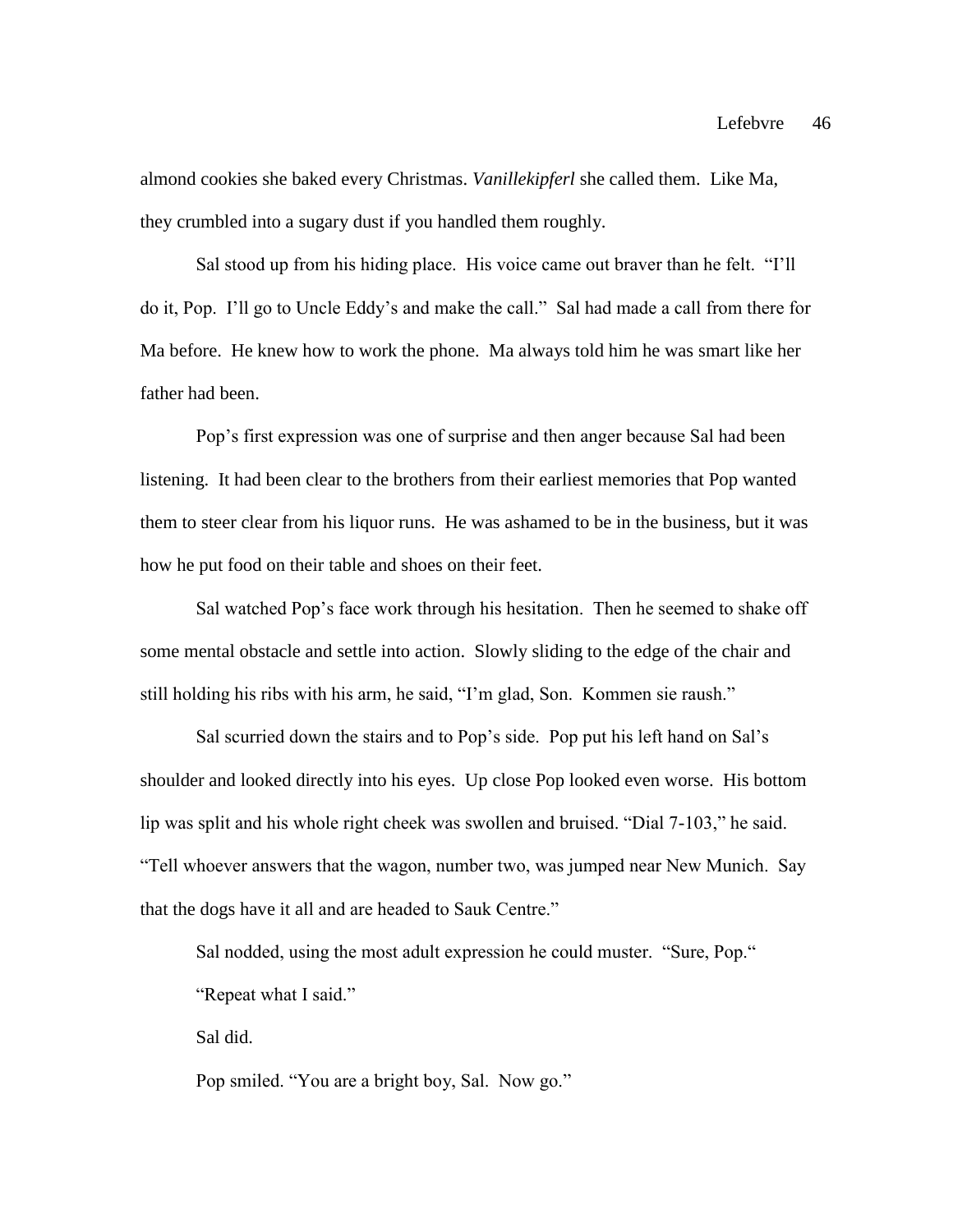almond cookies she baked every Christmas. *Vanillekipferl* she called them. Like Ma, they crumbled into a sugary dust if you handled them roughly.

Sal stood up from his hiding place. His voice came out braver than he felt. "I'll do it, Pop. I'll go to Uncle Eddy's and make the call." Sal had made a call from there for Ma before. He knew how to work the phone. Ma always told him he was smart like her father had been.

Pop's first expression was one of surprise and then anger because Sal had been listening. It had been clear to the brothers from their earliest memories that Pop wanted them to steer clear from his liquor runs. He was ashamed to be in the business, but it was how he put food on their table and shoes on their feet.

Sal watched Pop's face work through his hesitation. Then he seemed to shake off some mental obstacle and settle into action. Slowly sliding to the edge of the chair and still holding his ribs with his arm, he said, "I'm glad, Son. Kommen sie raush."

Sal scurried down the stairs and to Pop's side. Pop put his left hand on Sal's shoulder and looked directly into his eyes. Up close Pop looked even worse. His bottom lip was split and his whole right cheek was swollen and bruised. "Dial 7-103," he said. "Tell whoever answers that the wagon, number two, was jumped near New Munich. Say that the dogs have it all and are headed to Sauk Centre."

Sal nodded, using the most adult expression he could muster. "Sure, Pop."

"Repeat what I said."

Sal did.

Pop smiled. "You are a bright boy, Sal. Now go."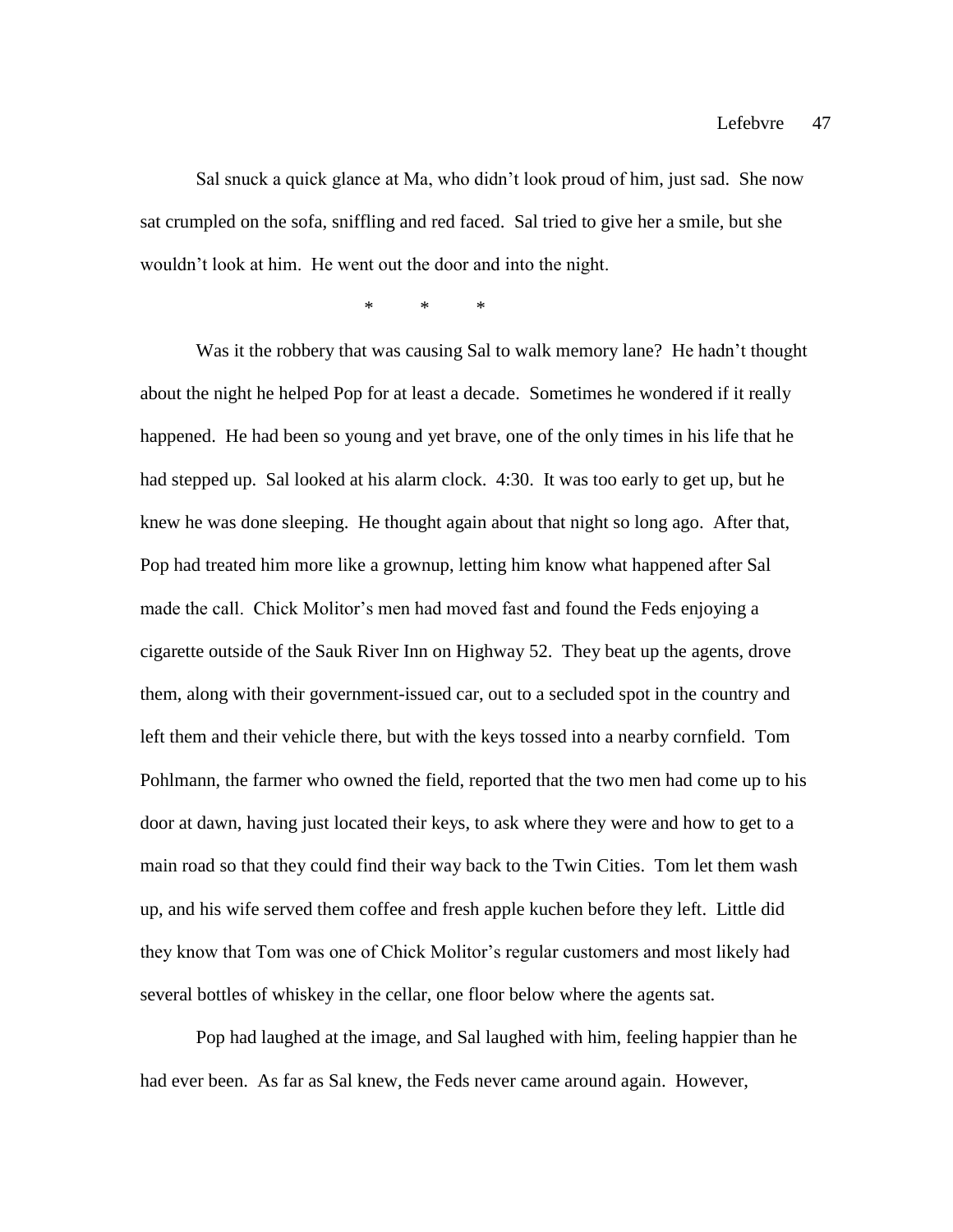Sal snuck a quick glance at Ma, who didn't look proud of him, just sad. She now sat crumpled on the sofa, sniffling and red faced. Sal tried to give her a smile, but she wouldn't look at him. He went out the door and into the night.

\* \* \*

Was it the robbery that was causing Sal to walk memory lane? He hadn't thought about the night he helped Pop for at least a decade. Sometimes he wondered if it really happened. He had been so young and yet brave, one of the only times in his life that he had stepped up. Sal looked at his alarm clock. 4:30. It was too early to get up, but he knew he was done sleeping. He thought again about that night so long ago. After that, Pop had treated him more like a grownup, letting him know what happened after Sal made the call. Chick Molitor's men had moved fast and found the Feds enjoying a cigarette outside of the Sauk River Inn on Highway 52. They beat up the agents, drove them, along with their government-issued car, out to a secluded spot in the country and left them and their vehicle there, but with the keys tossed into a nearby cornfield. Tom Pohlmann, the farmer who owned the field, reported that the two men had come up to his door at dawn, having just located their keys, to ask where they were and how to get to a main road so that they could find their way back to the Twin Cities. Tom let them wash up, and his wife served them coffee and fresh apple kuchen before they left. Little did they know that Tom was one of Chick Molitor's regular customers and most likely had several bottles of whiskey in the cellar, one floor below where the agents sat.

Pop had laughed at the image, and Sal laughed with him, feeling happier than he had ever been. As far as Sal knew, the Feds never came around again. However,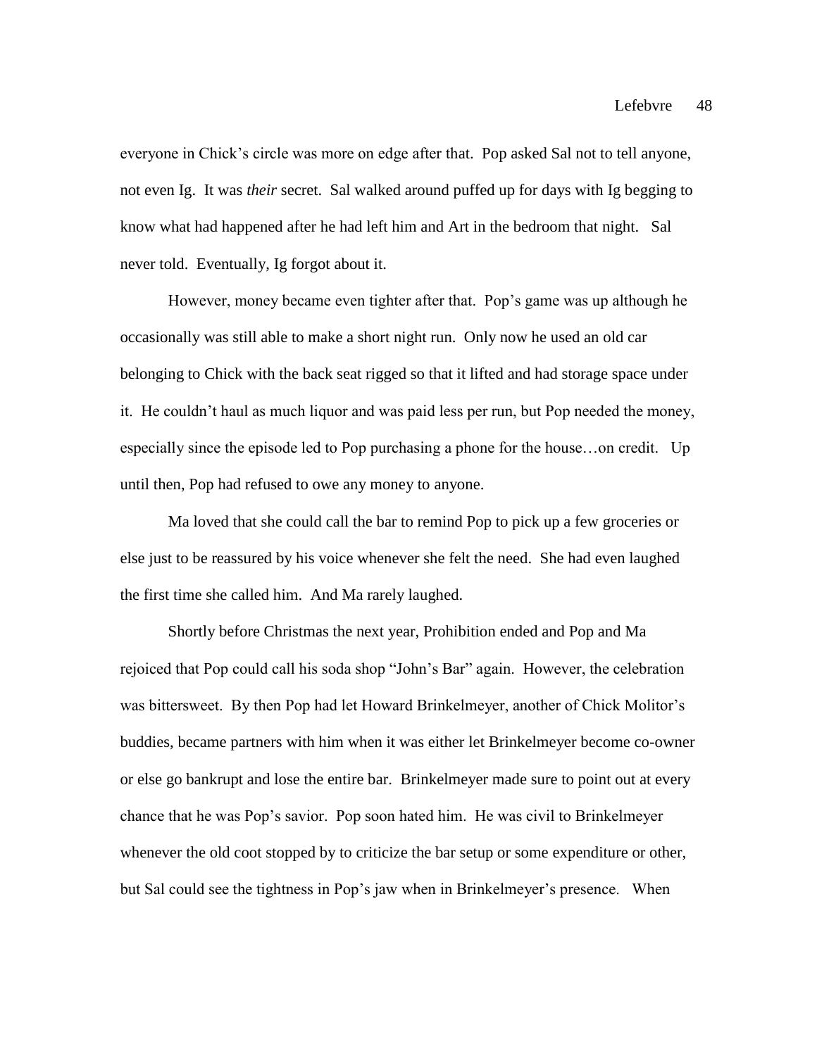everyone in Chick's circle was more on edge after that. Pop asked Sal not to tell anyone, not even Ig. It was *their* secret. Sal walked around puffed up for days with Ig begging to know what had happened after he had left him and Art in the bedroom that night. Sal never told. Eventually, Ig forgot about it.

However, money became even tighter after that. Pop's game was up although he occasionally was still able to make a short night run. Only now he used an old car belonging to Chick with the back seat rigged so that it lifted and had storage space under it. He couldn't haul as much liquor and was paid less per run, but Pop needed the money, especially since the episode led to Pop purchasing a phone for the house…on credit. Up until then, Pop had refused to owe any money to anyone.

Ma loved that she could call the bar to remind Pop to pick up a few groceries or else just to be reassured by his voice whenever she felt the need. She had even laughed the first time she called him. And Ma rarely laughed.

Shortly before Christmas the next year, Prohibition ended and Pop and Ma rejoiced that Pop could call his soda shop "John's Bar" again. However, the celebration was bittersweet. By then Pop had let Howard Brinkelmeyer, another of Chick Molitor's buddies, became partners with him when it was either let Brinkelmeyer become co-owner or else go bankrupt and lose the entire bar. Brinkelmeyer made sure to point out at every chance that he was Pop's savior. Pop soon hated him. He was civil to Brinkelmeyer whenever the old coot stopped by to criticize the bar setup or some expenditure or other, but Sal could see the tightness in Pop's jaw when in Brinkelmeyer's presence. When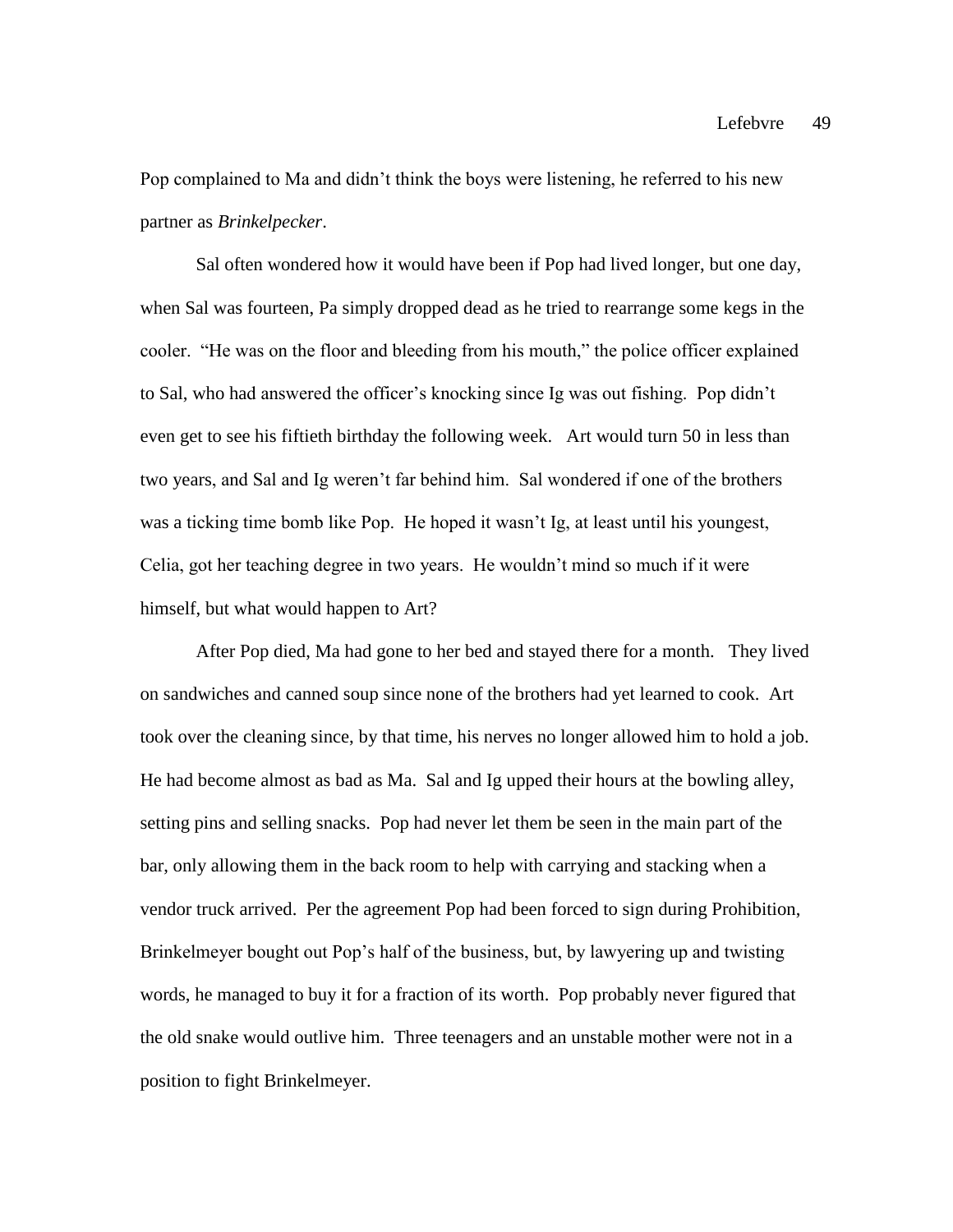Pop complained to Ma and didn't think the boys were listening, he referred to his new partner as *Brinkelpecker*.

Sal often wondered how it would have been if Pop had lived longer, but one day, when Sal was fourteen, Pa simply dropped dead as he tried to rearrange some kegs in the cooler. "He was on the floor and bleeding from his mouth," the police officer explained to Sal, who had answered the officer's knocking since Ig was out fishing. Pop didn't even get to see his fiftieth birthday the following week. Art would turn 50 in less than two years, and Sal and Ig weren't far behind him. Sal wondered if one of the brothers was a ticking time bomb like Pop. He hoped it wasn't Ig, at least until his youngest, Celia, got her teaching degree in two years. He wouldn't mind so much if it were himself, but what would happen to Art?

After Pop died, Ma had gone to her bed and stayed there for a month. They lived on sandwiches and canned soup since none of the brothers had yet learned to cook. Art took over the cleaning since, by that time, his nerves no longer allowed him to hold a job. He had become almost as bad as Ma. Sal and Ig upped their hours at the bowling alley, setting pins and selling snacks. Pop had never let them be seen in the main part of the bar, only allowing them in the back room to help with carrying and stacking when a vendor truck arrived. Per the agreement Pop had been forced to sign during Prohibition, Brinkelmeyer bought out Pop's half of the business, but, by lawyering up and twisting words, he managed to buy it for a fraction of its worth. Pop probably never figured that the old snake would outlive him. Three teenagers and an unstable mother were not in a position to fight Brinkelmeyer.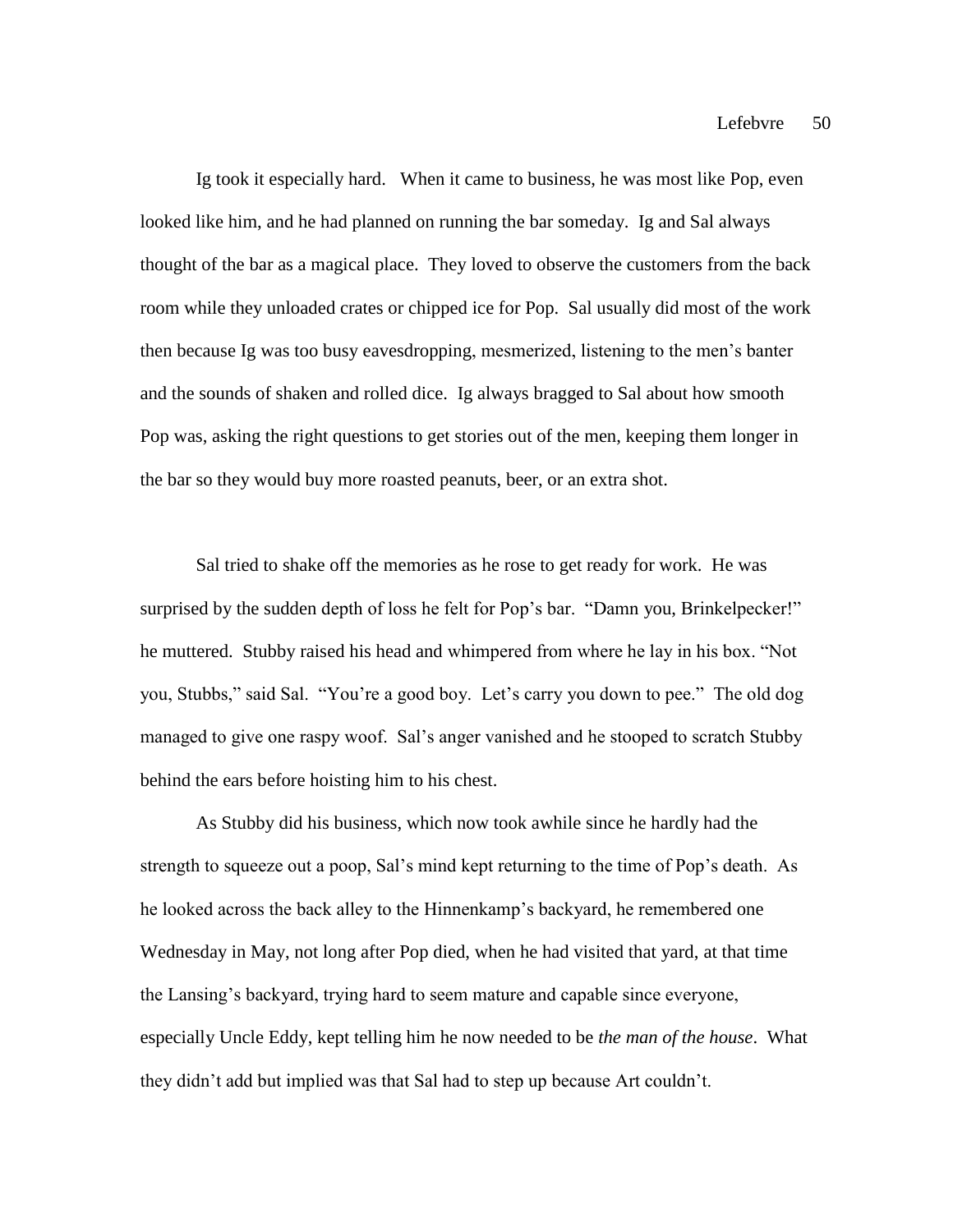Ig took it especially hard. When it came to business, he was most like Pop, even looked like him, and he had planned on running the bar someday. Ig and Sal always thought of the bar as a magical place. They loved to observe the customers from the back room while they unloaded crates or chipped ice for Pop. Sal usually did most of the work then because Ig was too busy eavesdropping, mesmerized, listening to the men's banter and the sounds of shaken and rolled dice. Ig always bragged to Sal about how smooth Pop was, asking the right questions to get stories out of the men, keeping them longer in the bar so they would buy more roasted peanuts, beer, or an extra shot.

Sal tried to shake off the memories as he rose to get ready for work. He was surprised by the sudden depth of loss he felt for Pop's bar. "Damn you, Brinkelpecker!" he muttered. Stubby raised his head and whimpered from where he lay in his box. "Not you, Stubbs," said Sal. "You're a good boy. Let's carry you down to pee." The old dog managed to give one raspy woof. Sal's anger vanished and he stooped to scratch Stubby behind the ears before hoisting him to his chest.

As Stubby did his business, which now took awhile since he hardly had the strength to squeeze out a poop, Sal's mind kept returning to the time of Pop's death. As he looked across the back alley to the Hinnenkamp's backyard, he remembered one Wednesday in May, not long after Pop died, when he had visited that yard, at that time the Lansing's backyard, trying hard to seem mature and capable since everyone, especially Uncle Eddy, kept telling him he now needed to be *the man of the house*. What they didn't add but implied was that Sal had to step up because Art couldn't.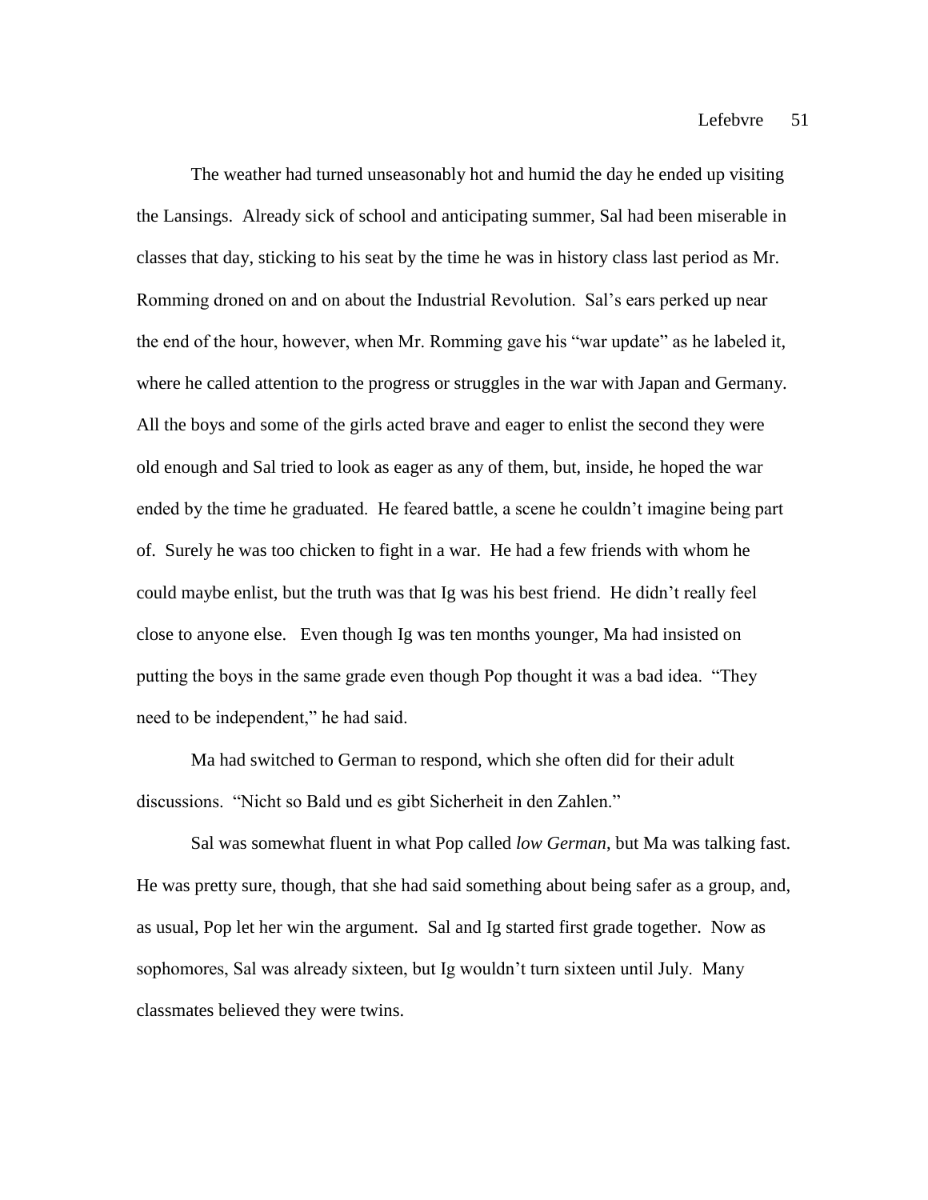The weather had turned unseasonably hot and humid the day he ended up visiting the Lansings. Already sick of school and anticipating summer, Sal had been miserable in classes that day, sticking to his seat by the time he was in history class last period as Mr. Romming droned on and on about the Industrial Revolution. Sal's ears perked up near the end of the hour, however, when Mr. Romming gave his "war update" as he labeled it, where he called attention to the progress or struggles in the war with Japan and Germany. All the boys and some of the girls acted brave and eager to enlist the second they were old enough and Sal tried to look as eager as any of them, but, inside, he hoped the war ended by the time he graduated. He feared battle, a scene he couldn't imagine being part of. Surely he was too chicken to fight in a war. He had a few friends with whom he could maybe enlist, but the truth was that Ig was his best friend. He didn't really feel close to anyone else. Even though Ig was ten months younger, Ma had insisted on putting the boys in the same grade even though Pop thought it was a bad idea. "They need to be independent," he had said.

Ma had switched to German to respond, which she often did for their adult discussions. "Nicht so Bald und es gibt Sicherheit in den Zahlen."

Sal was somewhat fluent in what Pop called *low German*, but Ma was talking fast. He was pretty sure, though, that she had said something about being safer as a group, and, as usual, Pop let her win the argument. Sal and Ig started first grade together. Now as sophomores, Sal was already sixteen, but Ig wouldn't turn sixteen until July. Many classmates believed they were twins.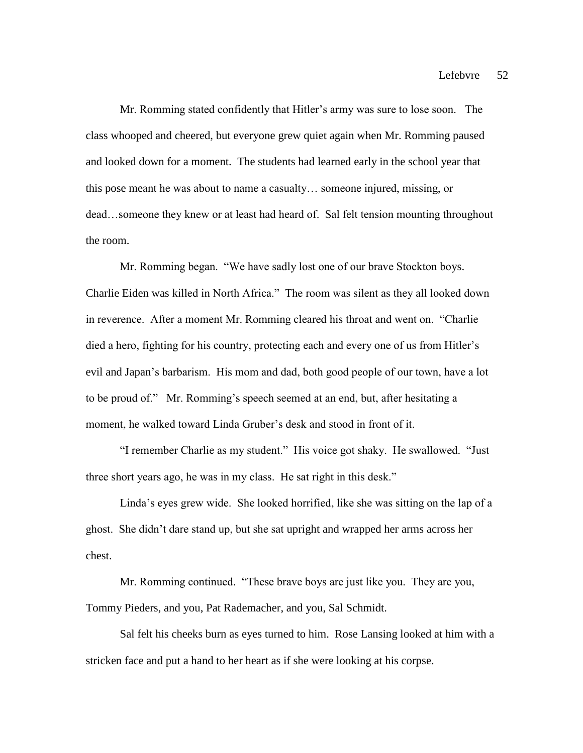Mr. Romming stated confidently that Hitler's army was sure to lose soon. The class whooped and cheered, but everyone grew quiet again when Mr. Romming paused and looked down for a moment. The students had learned early in the school year that this pose meant he was about to name a casualty… someone injured, missing, or dead…someone they knew or at least had heard of. Sal felt tension mounting throughout the room.

Mr. Romming began. "We have sadly lost one of our brave Stockton boys. Charlie Eiden was killed in North Africa." The room was silent as they all looked down in reverence. After a moment Mr. Romming cleared his throat and went on. "Charlie died a hero, fighting for his country, protecting each and every one of us from Hitler's evil and Japan's barbarism. His mom and dad, both good people of our town, have a lot to be proud of." Mr. Romming's speech seemed at an end, but, after hesitating a moment, he walked toward Linda Gruber's desk and stood in front of it.

"I remember Charlie as my student." His voice got shaky. He swallowed. "Just three short years ago, he was in my class. He sat right in this desk."

Linda's eyes grew wide. She looked horrified, like she was sitting on the lap of a ghost. She didn't dare stand up, but she sat upright and wrapped her arms across her chest.

Mr. Romming continued. "These brave boys are just like you. They are you, Tommy Pieders, and you, Pat Rademacher, and you, Sal Schmidt.

Sal felt his cheeks burn as eyes turned to him. Rose Lansing looked at him with a stricken face and put a hand to her heart as if she were looking at his corpse.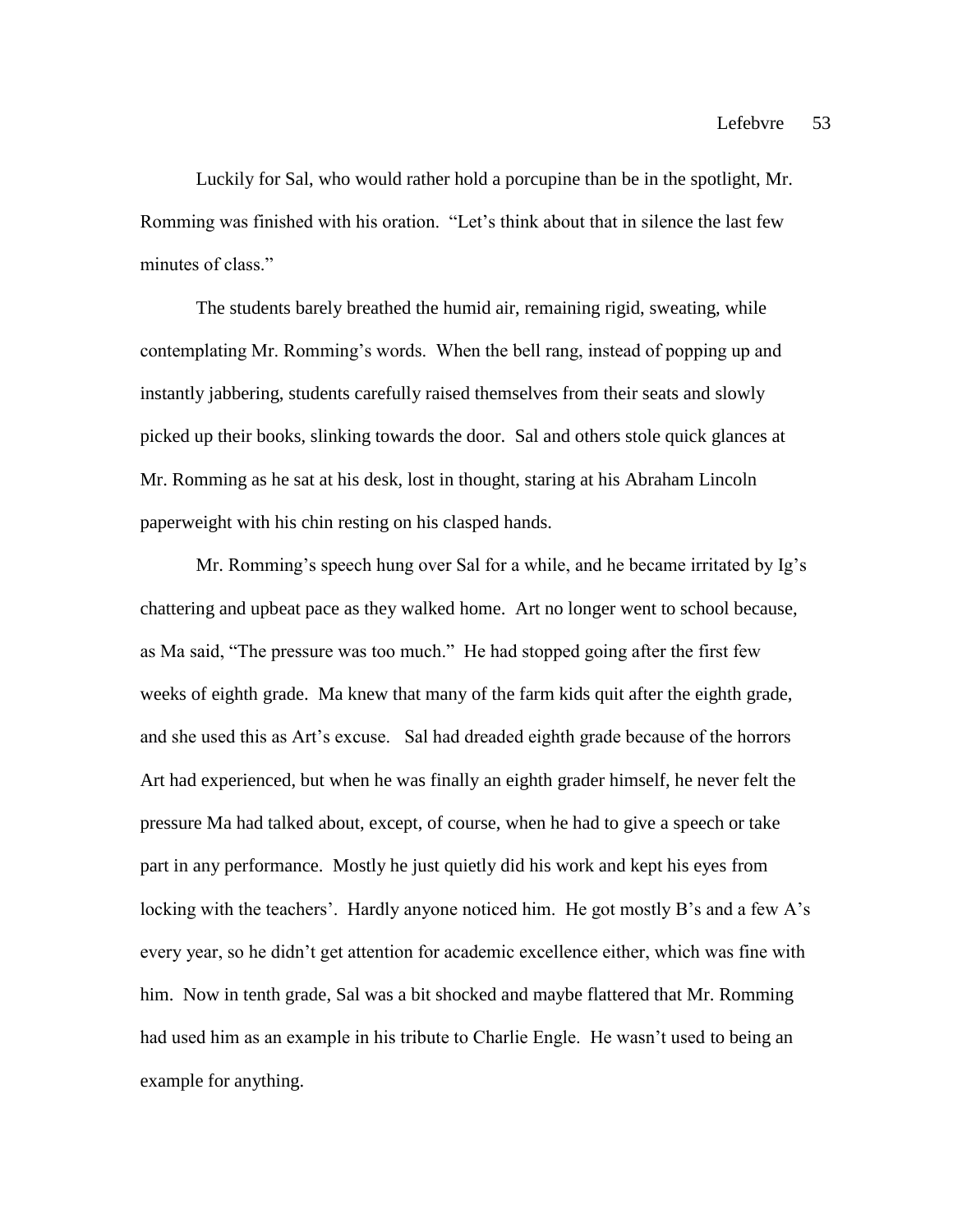Luckily for Sal, who would rather hold a porcupine than be in the spotlight, Mr. Romming was finished with his oration. "Let's think about that in silence the last few minutes of class."

The students barely breathed the humid air, remaining rigid, sweating, while contemplating Mr. Romming's words. When the bell rang, instead of popping up and instantly jabbering, students carefully raised themselves from their seats and slowly picked up their books, slinking towards the door. Sal and others stole quick glances at Mr. Romming as he sat at his desk, lost in thought, staring at his Abraham Lincoln paperweight with his chin resting on his clasped hands.

Mr. Romming's speech hung over Sal for a while, and he became irritated by Ig's chattering and upbeat pace as they walked home. Art no longer went to school because, as Ma said, "The pressure was too much." He had stopped going after the first few weeks of eighth grade. Ma knew that many of the farm kids quit after the eighth grade, and she used this as Art's excuse. Sal had dreaded eighth grade because of the horrors Art had experienced, but when he was finally an eighth grader himself, he never felt the pressure Ma had talked about, except, of course, when he had to give a speech or take part in any performance. Mostly he just quietly did his work and kept his eyes from locking with the teachers'. Hardly anyone noticed him. He got mostly B's and a few A's every year, so he didn't get attention for academic excellence either, which was fine with him. Now in tenth grade, Sal was a bit shocked and maybe flattered that Mr. Romming had used him as an example in his tribute to Charlie Engle. He wasn't used to being an example for anything.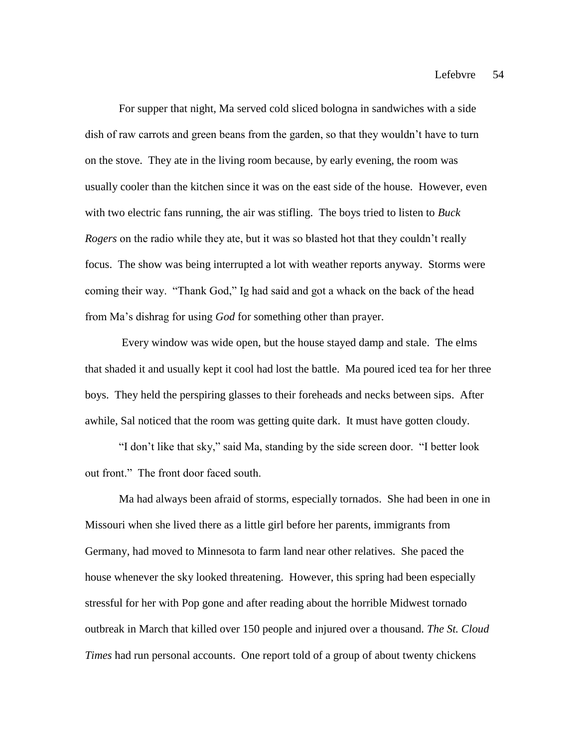For supper that night, Ma served cold sliced bologna in sandwiches with a side dish of raw carrots and green beans from the garden, so that they wouldn't have to turn on the stove. They ate in the living room because, by early evening, the room was usually cooler than the kitchen since it was on the east side of the house. However, even with two electric fans running, the air was stifling. The boys tried to listen to *Buck Rogers* on the radio while they ate, but it was so blasted hot that they couldn't really focus. The show was being interrupted a lot with weather reports anyway. Storms were coming their way. "Thank God," Ig had said and got a whack on the back of the head from Ma's dishrag for using *God* for something other than prayer.

Every window was wide open, but the house stayed damp and stale. The elms that shaded it and usually kept it cool had lost the battle. Ma poured iced tea for her three boys. They held the perspiring glasses to their foreheads and necks between sips. After awhile, Sal noticed that the room was getting quite dark. It must have gotten cloudy.

"I don't like that sky," said Ma, standing by the side screen door. "I better look out front." The front door faced south.

Ma had always been afraid of storms, especially tornados. She had been in one in Missouri when she lived there as a little girl before her parents, immigrants from Germany, had moved to Minnesota to farm land near other relatives. She paced the house whenever the sky looked threatening. However, this spring had been especially stressful for her with Pop gone and after reading about the horrible Midwest tornado outbreak in March that killed over 150 people and injured over a thousand. *The St. Cloud Times* had run personal accounts. One report told of a group of about twenty chickens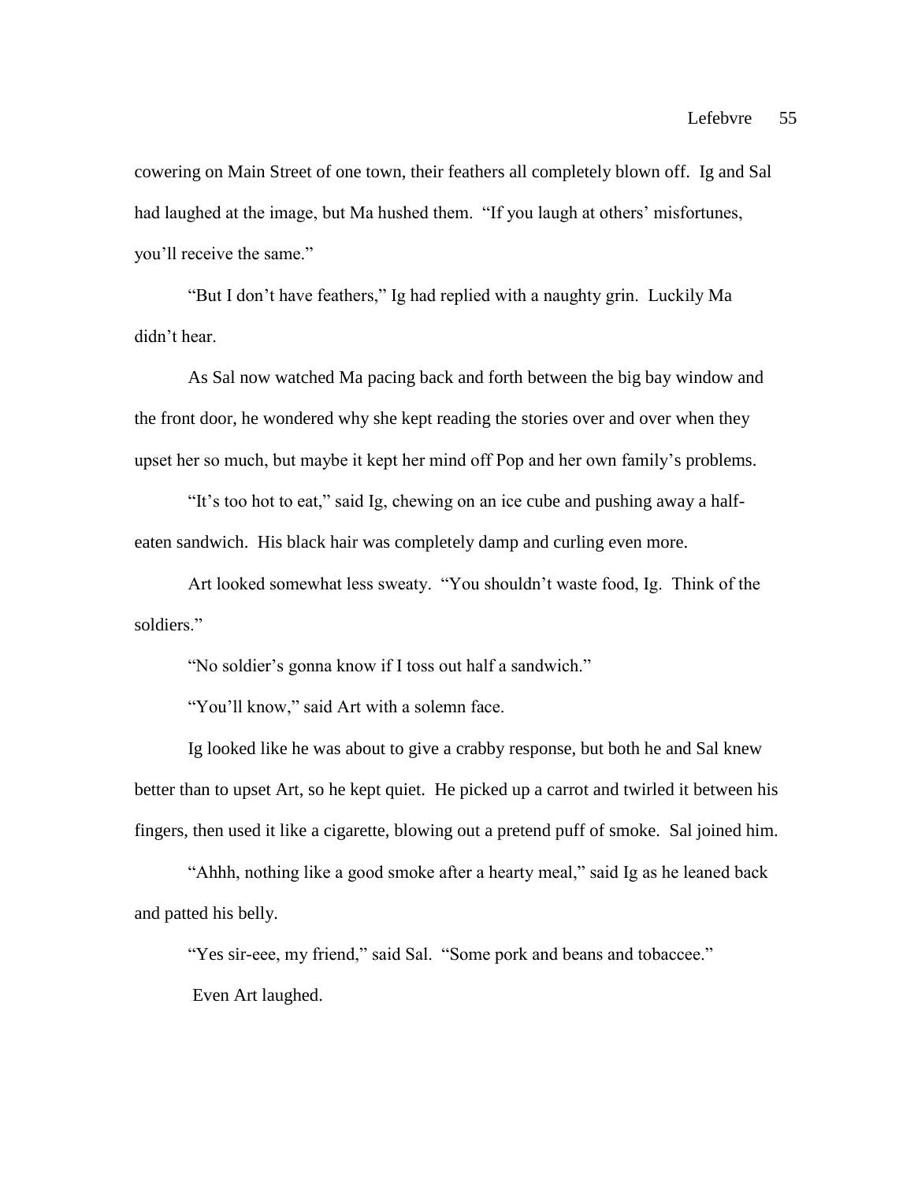cowering on Main Street of one town, their feathers all completely blown off. Ig and Sal had laughed at the image, but Ma hushed them. "If you laugh at others' misfortunes, you'll receive the same."

"But I don't have feathers," Ig had replied with a naughty grin. Luckily Ma didn't hear.

As Sal now watched Ma pacing back and forth between the big bay window and the front door, he wondered why she kept reading the stories over and over when they upset her so much, but maybe it kept her mind off Pop and her own family's problems.

"It's too hot to eat," said Ig, chewing on an ice cube and pushing away a half-eaten sandwich. His black hair was completely damp and curling even more.

Art looked somewhat less sweaty. "You shouldn't waste food, Ig. Think of the soldiers."

"No soldier's gonna know if I toss out half a sandwich."

"You'll know," said Art with a solemn face.

Ig looked like he was about to give a crabby response, but both he and Sal knew better than to upset Art, so he kept quiet. He picked up a carrot and twirled it between his fingers, then used it like a cigarette, blowing out a pretend puff of smoke. Sal joined him.

"Ahhh, nothing like a good smoke after a hearty meal," said Ig as he leaned back and patted his belly.

"Yes sir-eee, my friend," said Sal. "Some pork and beans and tobaccee."

Even Art laughed.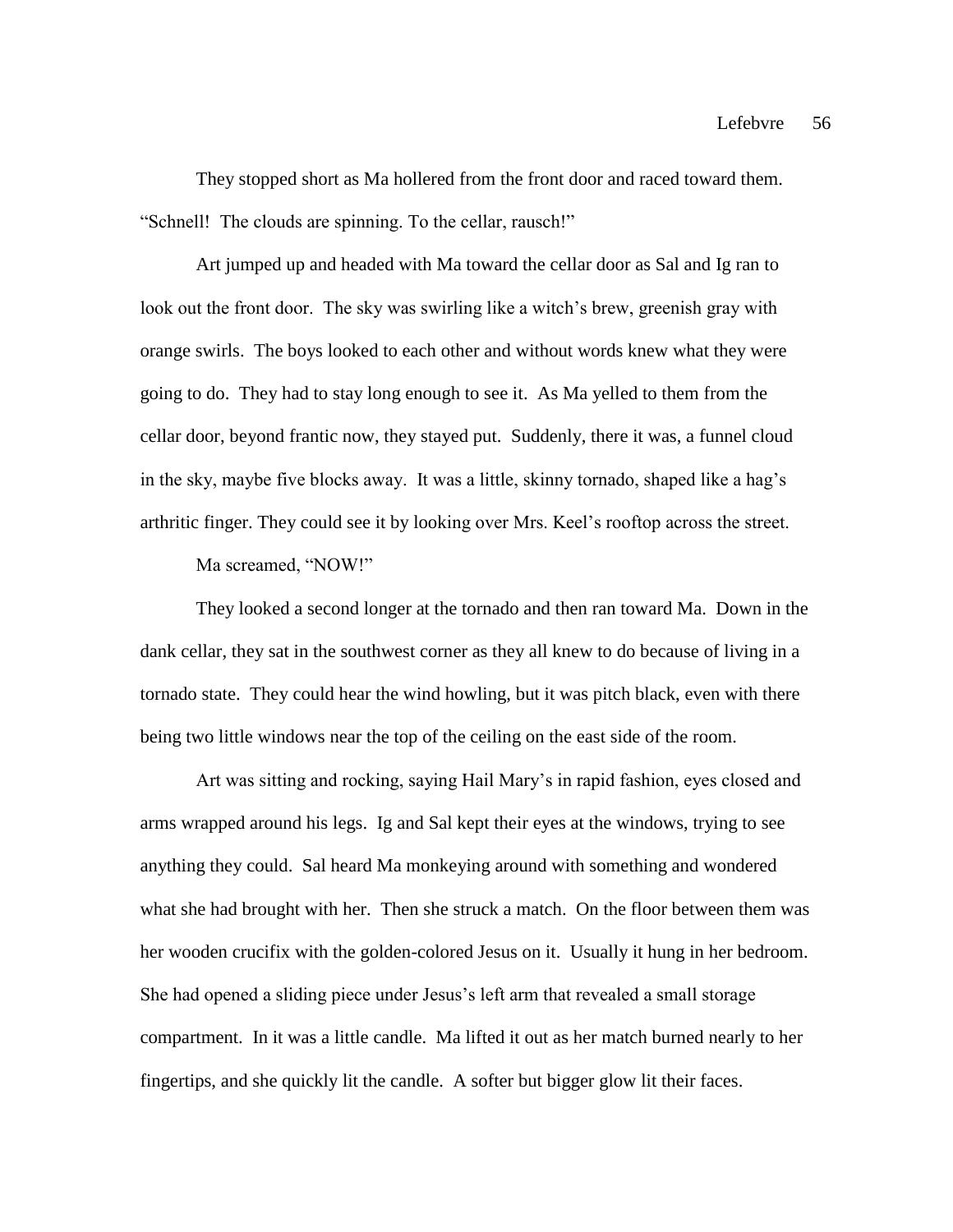They stopped short as Ma hollered from the front door and raced toward them. "Schnell! The clouds are spinning. To the cellar, rausch!"

Art jumped up and headed with Ma toward the cellar door as Sal and Ig ran to look out the front door. The sky was swirling like a witch's brew, greenish gray with orange swirls. The boys looked to each other and without words knew what they were going to do. They had to stay long enough to see it. As Ma yelled to them from the cellar door, beyond frantic now, they stayed put. Suddenly, there it was, a funnel cloud in the sky, maybe five blocks away. It was a little, skinny tornado, shaped like a hag's arthritic finger. They could see it by looking over Mrs. Keel's rooftop across the street.

Ma screamed, "NOW!"

They looked a second longer at the tornado and then ran toward Ma. Down in the dank cellar, they sat in the southwest corner as they all knew to do because of living in a tornado state. They could hear the wind howling, but it was pitch black, even with there being two little windows near the top of the ceiling on the east side of the room.

Art was sitting and rocking, saying Hail Mary's in rapid fashion, eyes closed and arms wrapped around his legs. Ig and Sal kept their eyes at the windows, trying to see anything they could. Sal heard Ma monkeying around with something and wondered what she had brought with her. Then she struck a match. On the floor between them was her wooden crucifix with the golden-colored Jesus on it. Usually it hung in her bedroom. She had opened a sliding piece under Jesus's left arm that revealed a small storage compartment. In it was a little candle. Ma lifted it out as her match burned nearly to her fingertips, and she quickly lit the candle. A softer but bigger glow lit their faces.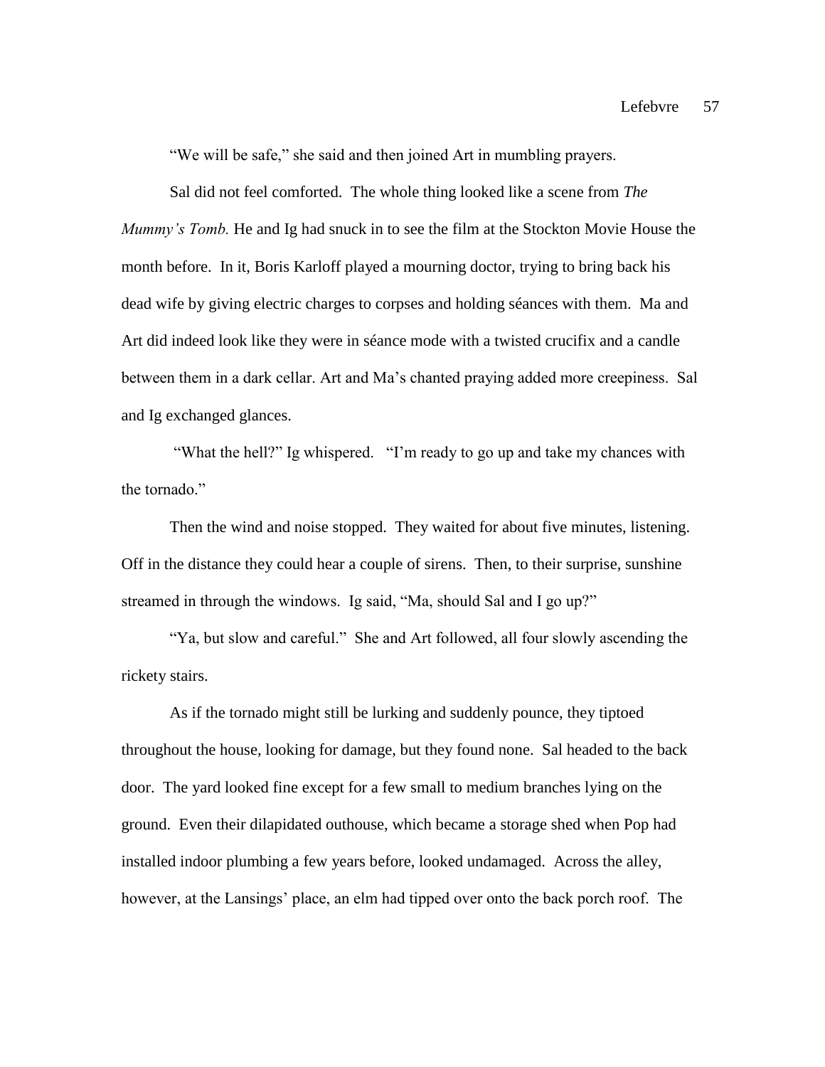"We will be safe," she said and then joined Art in mumbling prayers.

Sal did not feel comforted. The whole thing looked like a scene from *The Mummy's Tomb.* He and Ig had snuck in to see the film at the Stockton Movie House the month before. In it, Boris Karloff played a mourning doctor, trying to bring back his dead wife by giving electric charges to corpses and holding séances with them. Ma and Art did indeed look like they were in séance mode with a twisted crucifix and a candle between them in a dark cellar. Art and Ma's chanted praying added more creepiness. Sal and Ig exchanged glances.

"What the hell?" Ig whispered. "I'm ready to go up and take my chances with the tornado."

Then the wind and noise stopped. They waited for about five minutes, listening. Off in the distance they could hear a couple of sirens. Then, to their surprise, sunshine streamed in through the windows. Ig said, "Ma, should Sal and I go up?"

"Ya, but slow and careful." She and Art followed, all four slowly ascending the rickety stairs.

As if the tornado might still be lurking and suddenly pounce, they tiptoed throughout the house, looking for damage, but they found none. Sal headed to the back door. The yard looked fine except for a few small to medium branches lying on the ground. Even their dilapidated outhouse, which became a storage shed when Pop had installed indoor plumbing a few years before, looked undamaged. Across the alley, however, at the Lansings' place, an elm had tipped over onto the back porch roof. The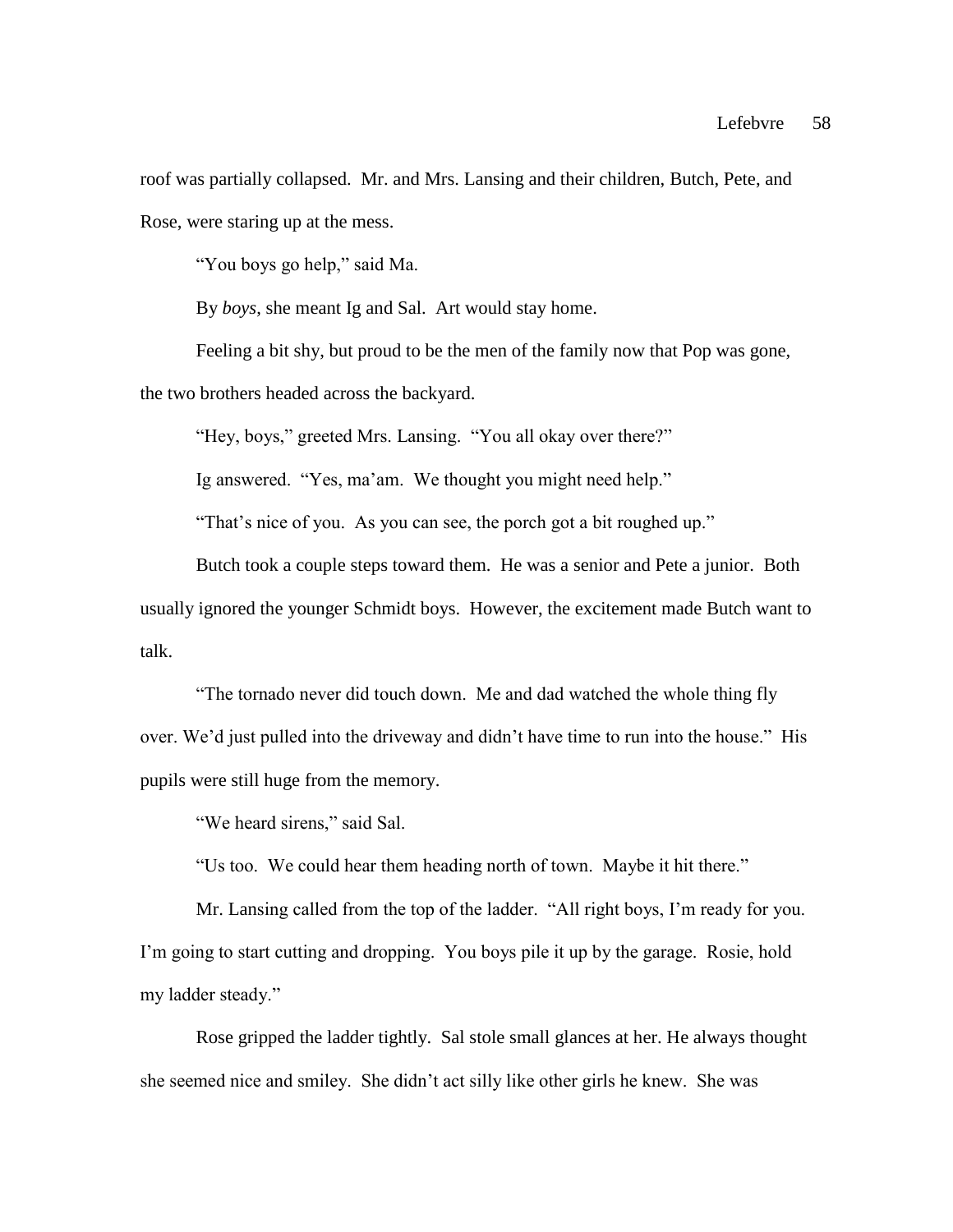roof was partially collapsed. Mr. and Mrs. Lansing and their children, Butch, Pete, and Rose, were staring up at the mess.

"You boys go help," said Ma.

By *boys*, she meant Ig and Sal. Art would stay home.

Feeling a bit shy, but proud to be the men of the family now that Pop was gone, the two brothers headed across the backyard.

"Hey, boys," greeted Mrs. Lansing. "You all okay over there?"

Ig answered. "Yes, ma'am. We thought you might need help."

"That's nice of you. As you can see, the porch got a bit roughed up."

Butch took a couple steps toward them. He was a senior and Pete a junior. Both usually ignored the younger Schmidt boys. However, the excitement made Butch want to talk.

"The tornado never did touch down. Me and dad watched the whole thing fly over. We'd just pulled into the driveway and didn't have time to run into the house." His pupils were still huge from the memory.

"We heard sirens," said Sal.

"Us too. We could hear them heading north of town. Maybe it hit there."

Mr. Lansing called from the top of the ladder. "All right boys, I'm ready for you. I'm going to start cutting and dropping. You boys pile it up by the garage. Rosie, hold my ladder steady."

Rose gripped the ladder tightly. Sal stole small glances at her. He always thought she seemed nice and smiley. She didn't act silly like other girls he knew. She was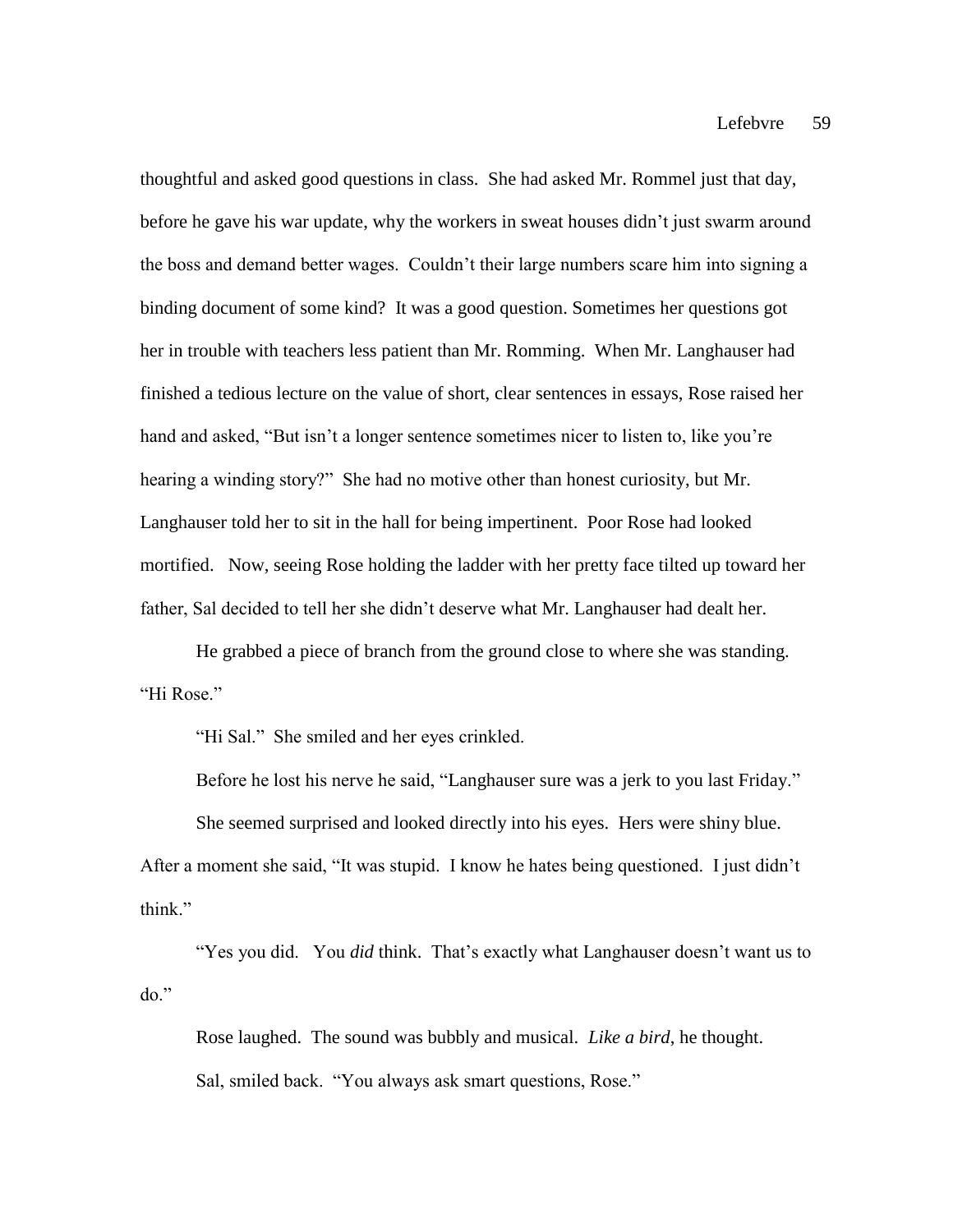thoughtful and asked good questions in class. She had asked Mr. Rommel just that day, before he gave his war update, why the workers in sweat houses didn't just swarm around the boss and demand better wages. Couldn't their large numbers scare him into signing a binding document of some kind? It was a good question. Sometimes her questions got her in trouble with teachers less patient than Mr. Romming. When Mr. Langhauser had finished a tedious lecture on the value of short, clear sentences in essays, Rose raised her hand and asked, "But isn't a longer sentence sometimes nicer to listen to, like you're hearing a winding story?" She had no motive other than honest curiosity, but Mr. Langhauser told her to sit in the hall for being impertinent. Poor Rose had looked mortified. Now, seeing Rose holding the ladder with her pretty face tilted up toward her father, Sal decided to tell her she didn't deserve what Mr. Langhauser had dealt her.

He grabbed a piece of branch from the ground close to where she was standing. "Hi Rose."

"Hi Sal." She smiled and her eyes crinkled.

Before he lost his nerve he said, "Langhauser sure was a jerk to you last Friday."

She seemed surprised and looked directly into his eyes. Hers were shiny blue. After a moment she said, "It was stupid. I know he hates being questioned. I just didn't think."

"Yes you did. You *did* think. That's exactly what Langhauser doesn't want us to do."

Rose laughed. The sound was bubbly and musical. *Like a bird*, he thought.

Sal, smiled back. "You always ask smart questions, Rose."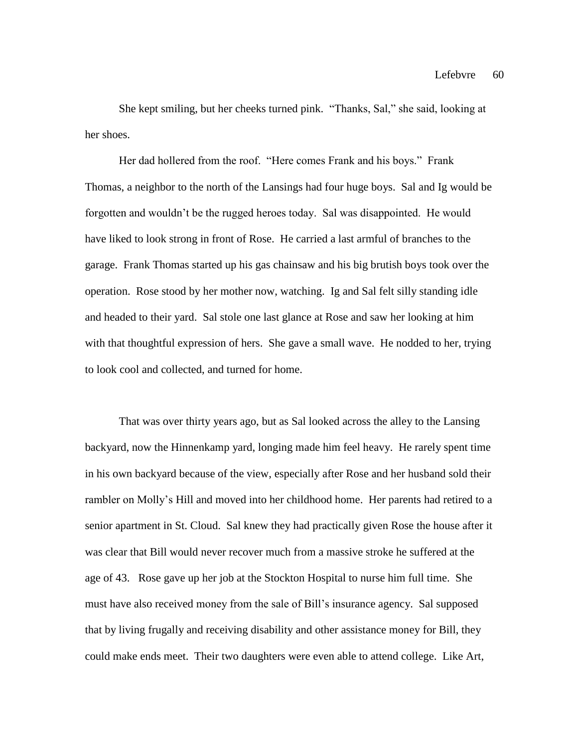She kept smiling, but her cheeks turned pink. "Thanks, Sal," she said, looking at her shoes.

Her dad hollered from the roof. "Here comes Frank and his boys." Frank Thomas, a neighbor to the north of the Lansings had four huge boys. Sal and Ig would be forgotten and wouldn't be the rugged heroes today. Sal was disappointed. He would have liked to look strong in front of Rose. He carried a last armful of branches to the garage. Frank Thomas started up his gas chainsaw and his big brutish boys took over the operation. Rose stood by her mother now, watching. Ig and Sal felt silly standing idle and headed to their yard. Sal stole one last glance at Rose and saw her looking at him with that thoughtful expression of hers. She gave a small wave. He nodded to her, trying to look cool and collected, and turned for home.

That was over thirty years ago, but as Sal looked across the alley to the Lansing backyard, now the Hinnenkamp yard, longing made him feel heavy. He rarely spent time in his own backyard because of the view, especially after Rose and her husband sold their rambler on Molly's Hill and moved into her childhood home. Her parents had retired to a senior apartment in St. Cloud. Sal knew they had practically given Rose the house after it was clear that Bill would never recover much from a massive stroke he suffered at the age of 43. Rose gave up her job at the Stockton Hospital to nurse him full time. She must have also received money from the sale of Bill's insurance agency. Sal supposed that by living frugally and receiving disability and other assistance money for Bill, they could make ends meet. Their two daughters were even able to attend college. Like Art,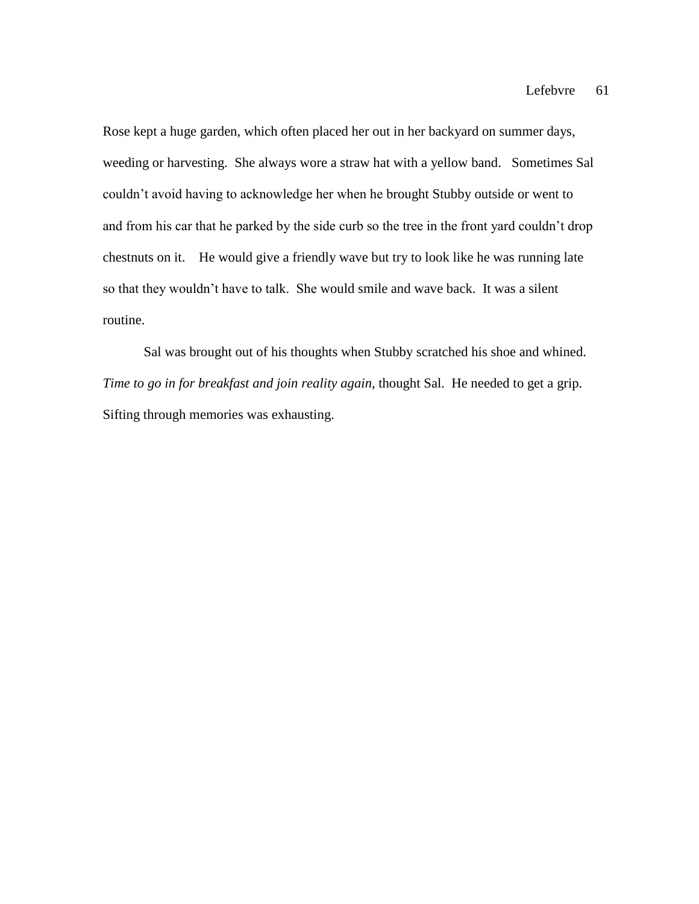Rose kept a huge garden, which often placed her out in her backyard on summer days, weeding or harvesting. She always wore a straw hat with a yellow band. Sometimes Sal couldn't avoid having to acknowledge her when he brought Stubby outside or went to and from his car that he parked by the side curb so the tree in the front yard couldn't drop chestnuts on it. He would give a friendly wave but try to look like he was running late so that they wouldn't have to talk. She would smile and wave back. It was a silent routine.

Sal was brought out of his thoughts when Stubby scratched his shoe and whined. *Time to go in for breakfast and join reality again*, thought Sal. He needed to get a grip. Sifting through memories was exhausting.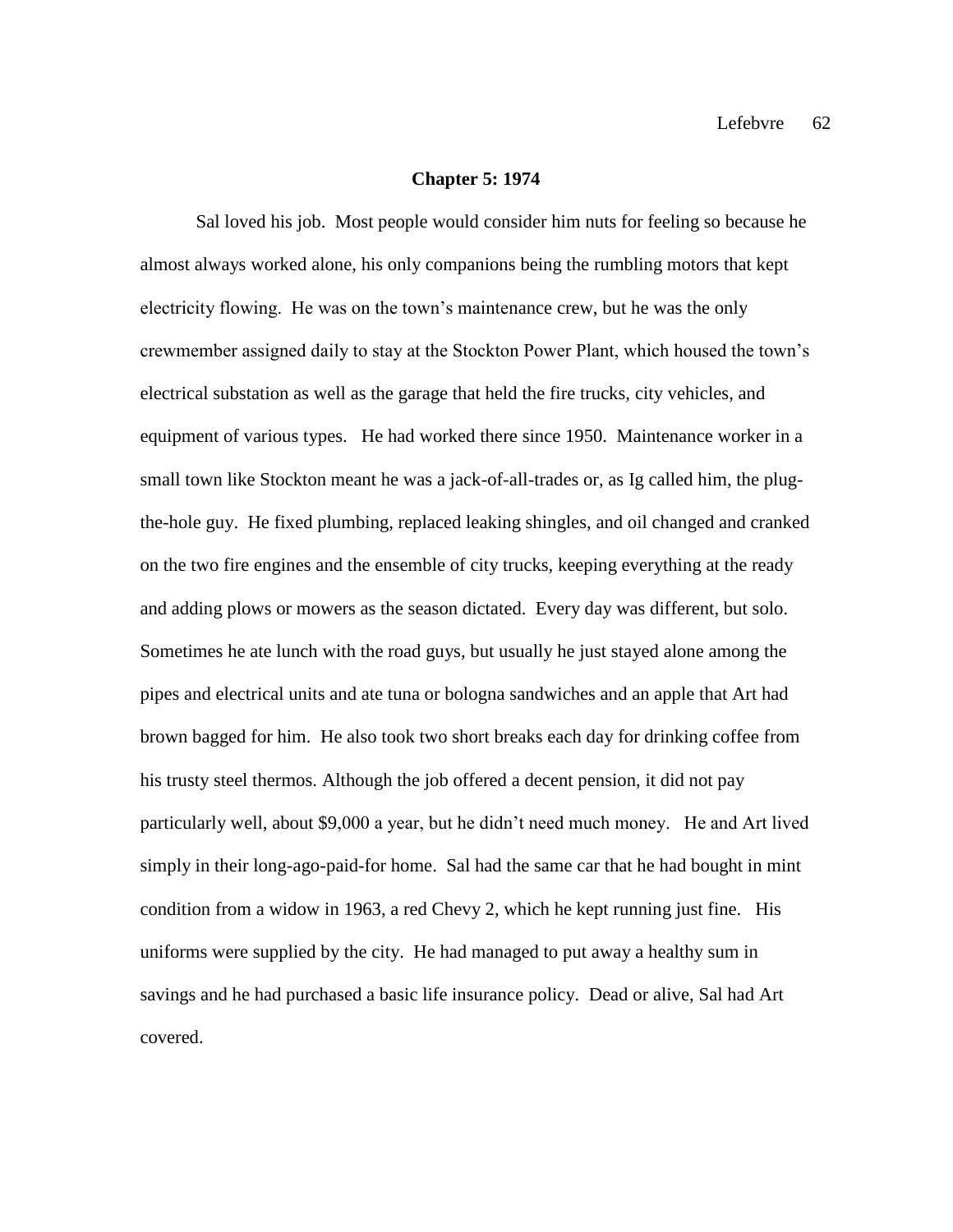## Chapter 5: 1974

Sal loved his job. Most people would consider him nuts for feeling so because he almost always worked alone, his only companions being the rumbling motors that kept electricity flowing. He was on the town's maintenance crew, but he was the only crewmember assigned daily to stay at the Stockton Power Plant, which housed the town's electrical substation as well as the garage that held the fire trucks, city vehicles, and equipment of various types. He had worked there since 1950. Maintenance worker in a small town like Stockton meant he was a jack-of-all-trades or, as Ig called him, the plug-the-hole guy. He fixed plumbing, replaced leaking shingles, and oil changed and cranked on the two fire engines and the ensemble of city trucks, keeping everything at the ready and adding plows or mowers as the season dictated. Every day was different, but solo. Sometimes he ate lunch with the road guys, but usually he just stayed alone among the pipes and electrical units and ate tuna or bologna sandwiches and an apple that Art had brown bagged for him. He also took two short breaks each day for drinking coffee from his trusty steel thermos. Although the job offered a decent pension, it did not pay particularly well, about $9,000 a year, but he didn't need much money. He and Art lived simply in their long-ago-paid-for home. Sal had the same car that he had bought in mint condition from a widow in 1963, a red Chevy 2, which he kept running just fine. His uniforms were supplied by the city. He had managed to put away a healthy sum in savings and he had purchased a basic life insurance policy. Dead or alive, Sal had Art covered.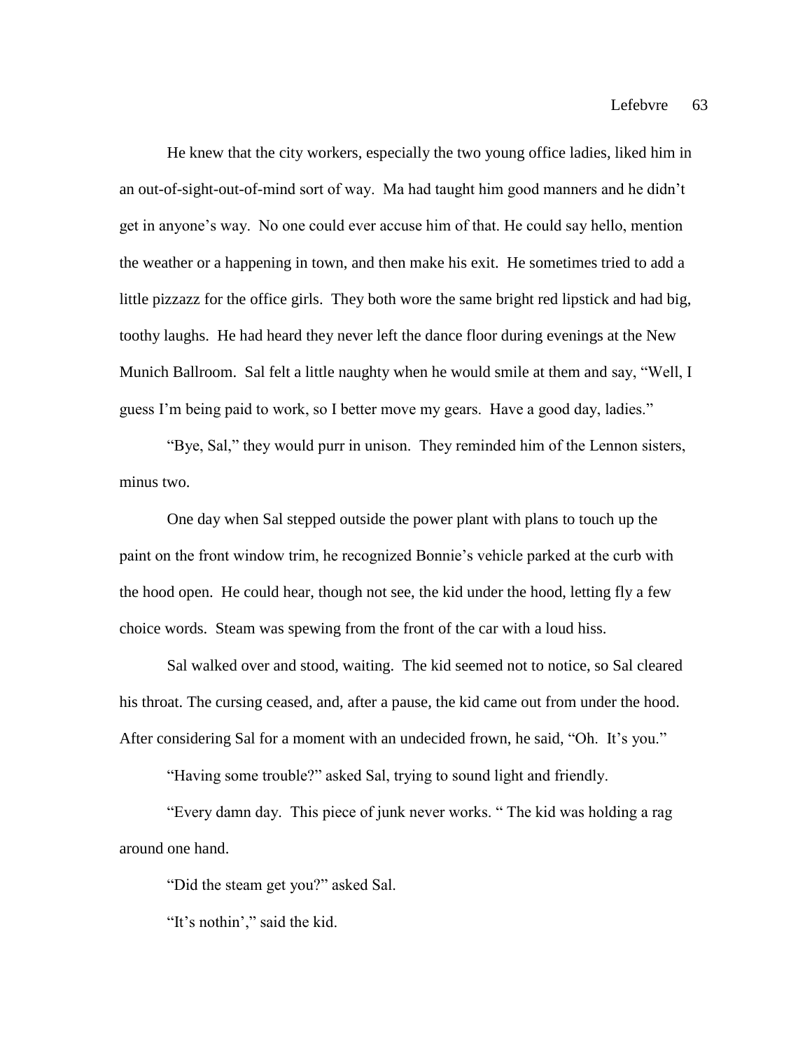He knew that the city workers, especially the two young office ladies, liked him in an out-of-sight-out-of-mind sort of way. Ma had taught him good manners and he didn't get in anyone's way. No one could ever accuse him of that. He could say hello, mention the weather or a happening in town, and then make his exit. He sometimes tried to add a little pizzazz for the office girls. They both wore the same bright red lipstick and had big, toothy laughs. He had heard they never left the dance floor during evenings at the New Munich Ballroom. Sal felt a little naughty when he would smile at them and say, "Well, I guess I'm being paid to work, so I better move my gears. Have a good day, ladies."

"Bye, Sal," they would purr in unison. They reminded him of the Lennon sisters, minus two.

One day when Sal stepped outside the power plant with plans to touch up the paint on the front window trim, he recognized Bonnie's vehicle parked at the curb with the hood open. He could hear, though not see, the kid under the hood, letting fly a few choice words. Steam was spewing from the front of the car with a loud hiss.

Sal walked over and stood, waiting. The kid seemed not to notice, so Sal cleared his throat. The cursing ceased, and, after a pause, the kid came out from under the hood. After considering Sal for a moment with an undecided frown, he said, "Oh. It's you."

"Having some trouble?" asked Sal, trying to sound light and friendly.

"Every damn day. This piece of junk never works. " The kid was holding a rag around one hand.

"Did the steam get you?" asked Sal.

"It's nothin'," said the kid.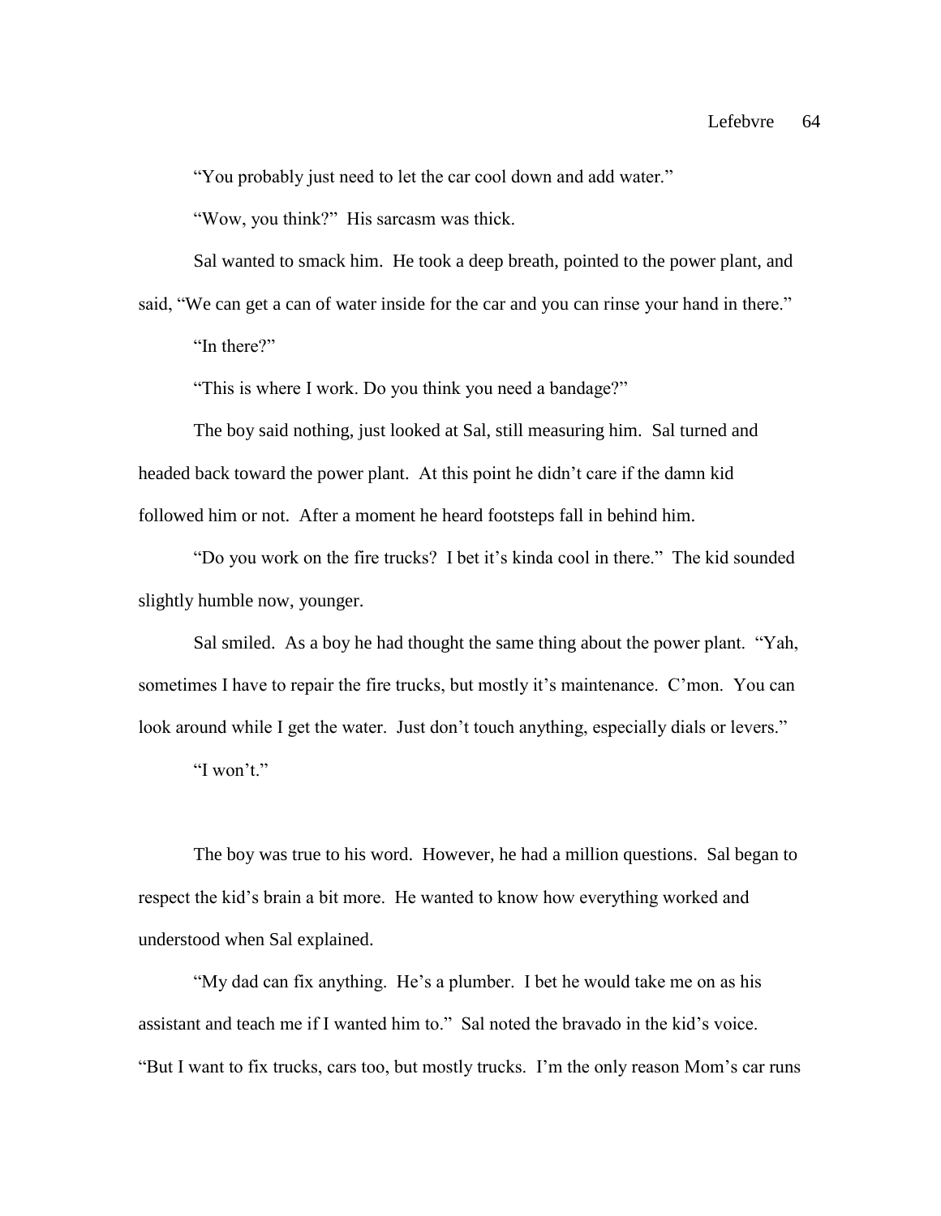"You probably just need to let the car cool down and add water."

"Wow, you think?" His sarcasm was thick.

Sal wanted to smack him. He took a deep breath, pointed to the power plant, and said, "We can get a can of water inside for the car and you can rinse your hand in there."

"In there?"

"This is where I work. Do you think you need a bandage?"

The boy said nothing, just looked at Sal, still measuring him. Sal turned and headed back toward the power plant. At this point he didn't care if the damn kid followed him or not. After a moment he heard footsteps fall in behind him.

"Do you work on the fire trucks? I bet it's kinda cool in there." The kid sounded slightly humble now, younger.

Sal smiled. As a boy he had thought the same thing about the power plant. "Yah, sometimes I have to repair the fire trucks, but mostly it's maintenance. C'mon. You can look around while I get the water. Just don't touch anything, especially dials or levers."

"I won't."

The boy was true to his word. However, he had a million questions. Sal began to respect the kid's brain a bit more. He wanted to know how everything worked and understood when Sal explained.

"My dad can fix anything. He's a plumber. I bet he would take me on as his assistant and teach me if I wanted him to." Sal noted the bravado in the kid's voice. "But I want to fix trucks, cars too, but mostly trucks. I'm the only reason Mom's car runs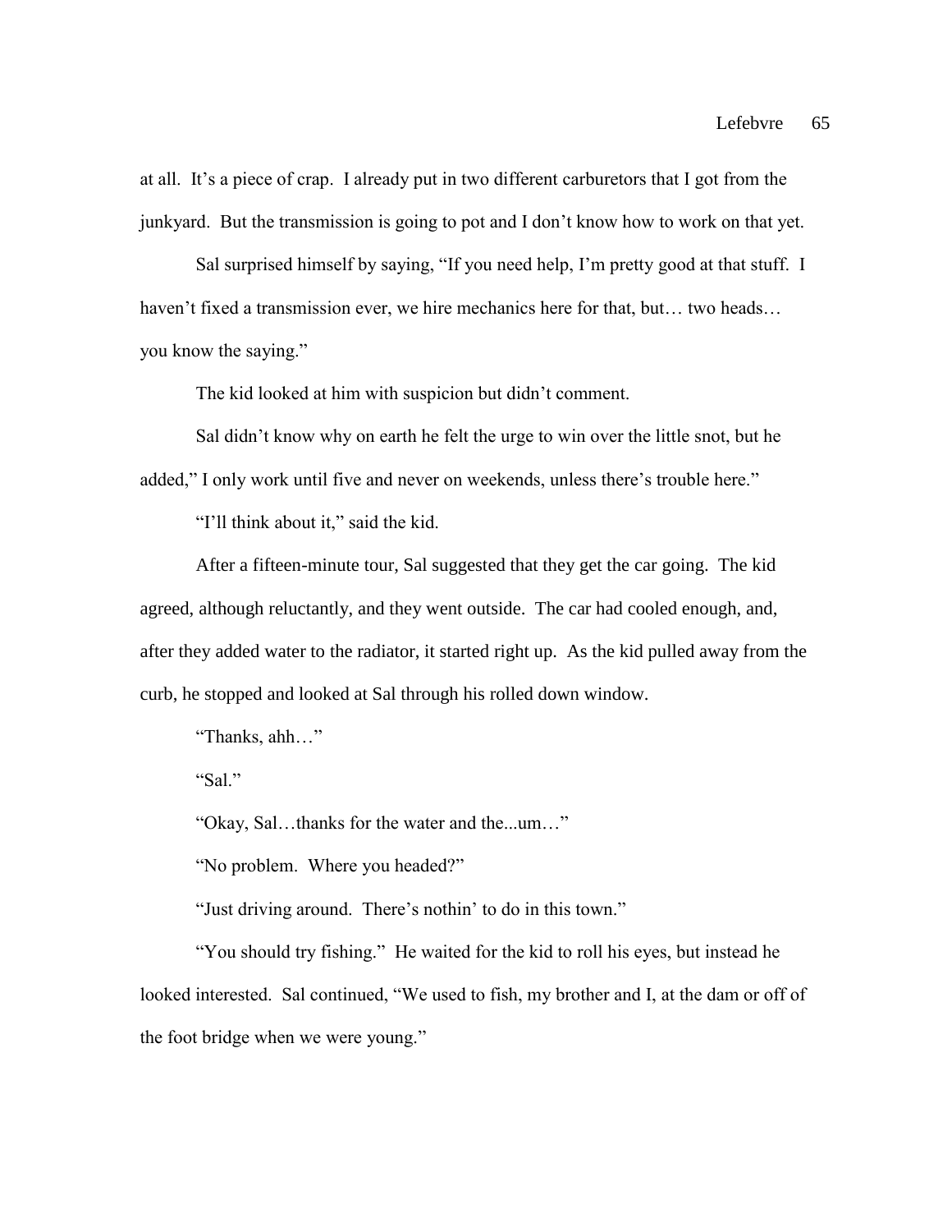at all. It's a piece of crap. I already put in two different carburetors that I got from the junkyard. But the transmission is going to pot and I don't know how to work on that yet.

Sal surprised himself by saying, "If you need help, I'm pretty good at that stuff. I haven't fixed a transmission ever, we hire mechanics here for that, but… two heads… you know the saying."

The kid looked at him with suspicion but didn't comment.

Sal didn't know why on earth he felt the urge to win over the little snot, but he added," I only work until five and never on weekends, unless there's trouble here."

"I'll think about it," said the kid.

After a fifteen-minute tour, Sal suggested that they get the car going. The kid agreed, although reluctantly, and they went outside. The car had cooled enough, and, after they added water to the radiator, it started right up. As the kid pulled away from the curb, he stopped and looked at Sal through his rolled down window.

"Thanks, ahh…"

"Sal."

"Okay, Sal…thanks for the water and the...um…"

"No problem. Where you headed?"

"Just driving around. There's nothin' to do in this town."

"You should try fishing." He waited for the kid to roll his eyes, but instead he looked interested. Sal continued, "We used to fish, my brother and I, at the dam or off of the foot bridge when we were young."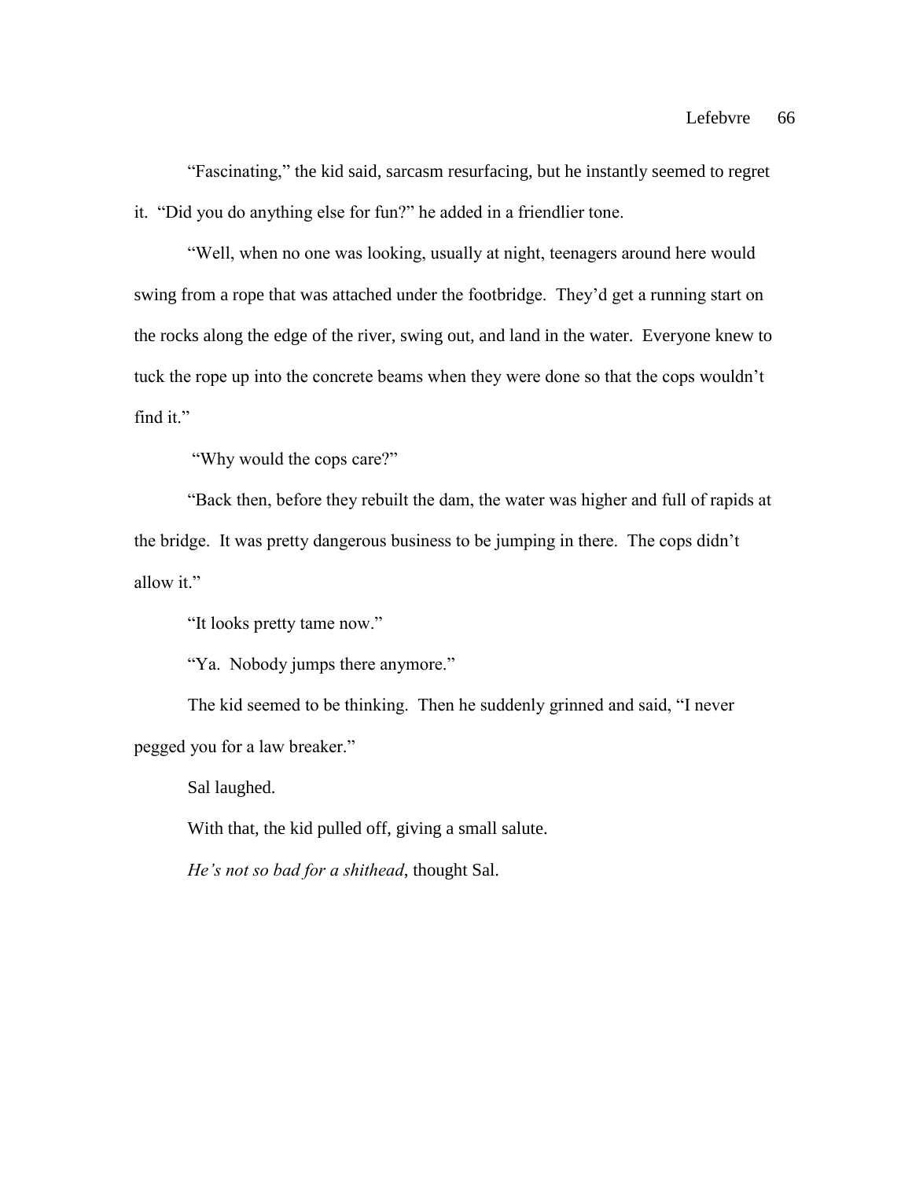"Fascinating," the kid said, sarcasm resurfacing, but he instantly seemed to regret it. "Did you do anything else for fun?" he added in a friendlier tone.

"Well, when no one was looking, usually at night, teenagers around here would swing from a rope that was attached under the footbridge. They'd get a running start on the rocks along the edge of the river, swing out, and land in the water. Everyone knew to tuck the rope up into the concrete beams when they were done so that the cops wouldn't find it."

"Why would the cops care?"

"Back then, before they rebuilt the dam, the water was higher and full of rapids at the bridge. It was pretty dangerous business to be jumping in there. The cops didn't allow it."

"It looks pretty tame now."

"Ya. Nobody jumps there anymore."

The kid seemed to be thinking. Then he suddenly grinned and said, "I never pegged you for a law breaker."

Sal laughed.

With that, the kid pulled off, giving a small salute.

*He's not so bad for a shithead*, thought Sal.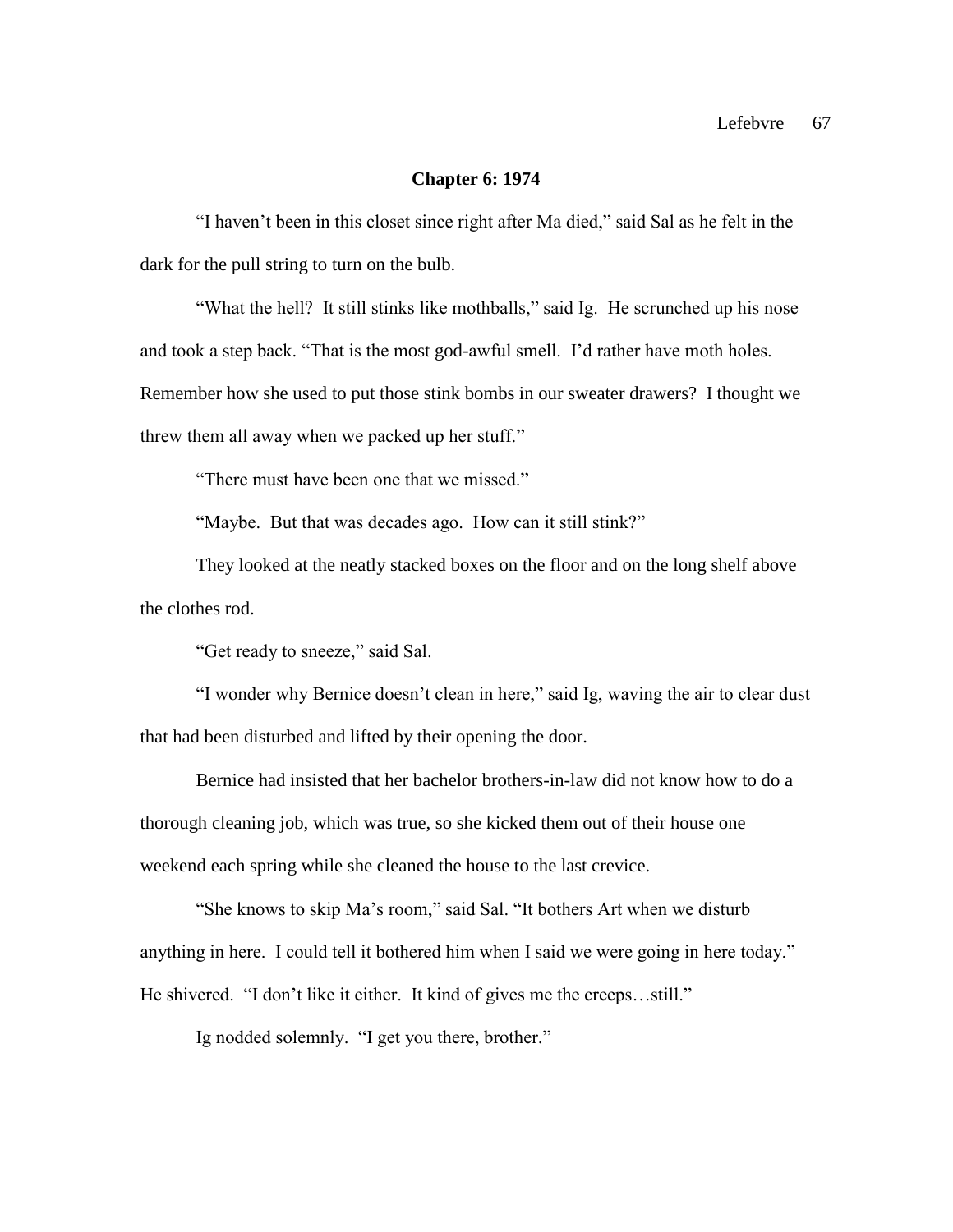## Chapter 6: 1974

"I haven't been in this closet since right after Ma died," said Sal as he felt in the dark for the pull string to turn on the bulb.

"What the hell? It still stinks like mothballs," said Ig. He scrunched up his nose and took a step back. "That is the most god-awful smell. I'd rather have moth holes. Remember how she used to put those stink bombs in our sweater drawers? I thought we threw them all away when we packed up her stuff."

"There must have been one that we missed."

"Maybe. But that was decades ago. How can it still stink?"

They looked at the neatly stacked boxes on the floor and on the long shelf above the clothes rod.

"Get ready to sneeze," said Sal.

"I wonder why Bernice doesn't clean in here," said Ig, waving the air to clear dust that had been disturbed and lifted by their opening the door.

Bernice had insisted that her bachelor brothers-in-law did not know how to do a thorough cleaning job, which was true, so she kicked them out of their house one weekend each spring while she cleaned the house to the last crevice.

"She knows to skip Ma's room," said Sal. "It bothers Art when we disturb anything in here. I could tell it bothered him when I said we were going in here today." He shivered. "I don't like it either. It kind of gives me the creeps…still."

Ig nodded solemnly. "I get you there, brother."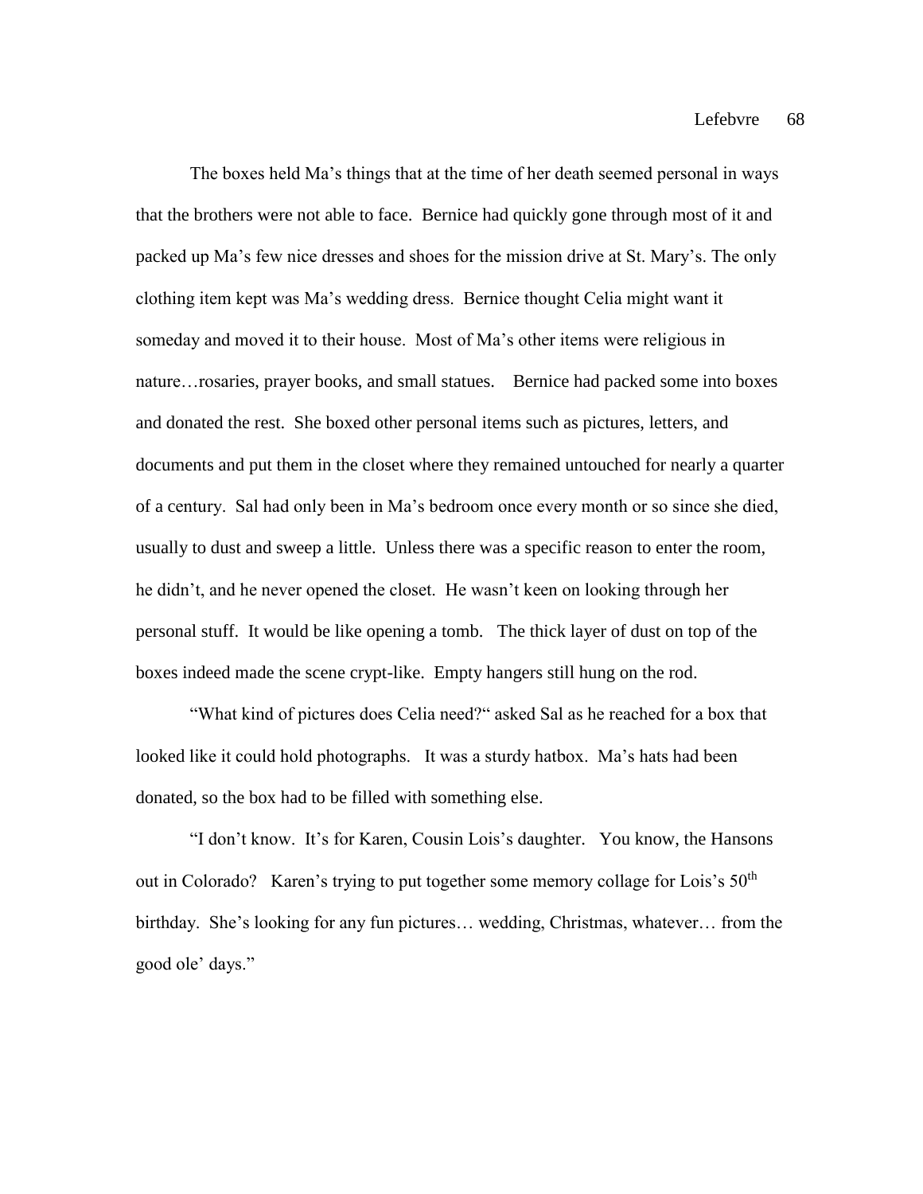The boxes held Ma's things that at the time of her death seemed personal in ways that the brothers were not able to face. Bernice had quickly gone through most of it and packed up Ma's few nice dresses and shoes for the mission drive at St. Mary's. The only clothing item kept was Ma's wedding dress. Bernice thought Celia might want it someday and moved it to their house. Most of Ma's other items were religious in nature…rosaries, prayer books, and small statues. Bernice had packed some into boxes and donated the rest. She boxed other personal items such as pictures, letters, and documents and put them in the closet where they remained untouched for nearly a quarter of a century. Sal had only been in Ma's bedroom once every month or so since she died, usually to dust and sweep a little. Unless there was a specific reason to enter the room, he didn't, and he never opened the closet. He wasn't keen on looking through her personal stuff. It would be like opening a tomb. The thick layer of dust on top of the boxes indeed made the scene crypt-like. Empty hangers still hung on the rod.

"What kind of pictures does Celia need?" asked Sal as he reached for a box that looked like it could hold photographs. It was a sturdy hatbox. Ma's hats had been donated, so the box had to be filled with something else.

"I don't know. It's for Karen, Cousin Lois's daughter. You know, the Hansons out in Colorado? Karen's trying to put together some memory collage for Lois's 50th birthday. She's looking for any fun pictures… wedding, Christmas, whatever… from the good ole' days."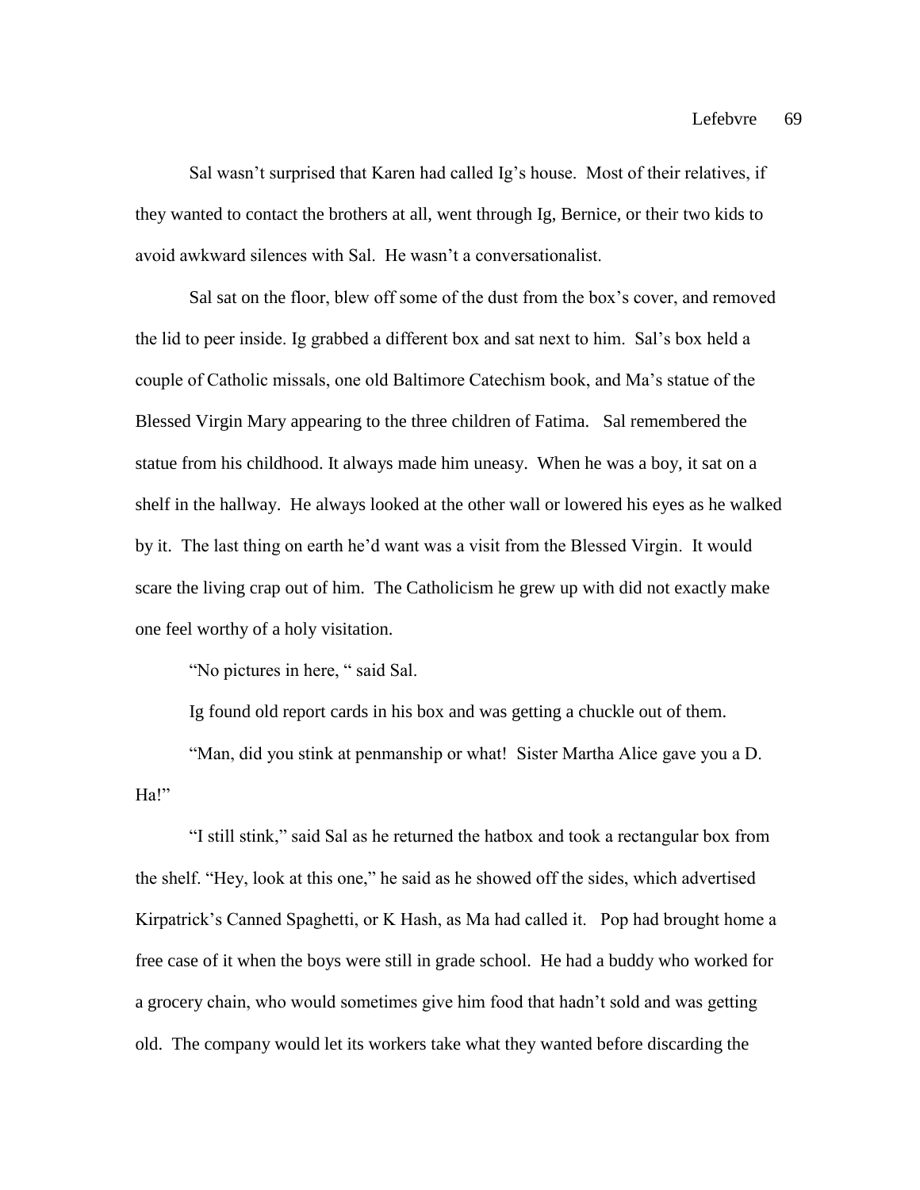Sal wasn't surprised that Karen had called Ig's house. Most of their relatives, if they wanted to contact the brothers at all, went through Ig, Bernice, or their two kids to avoid awkward silences with Sal. He wasn't a conversationalist.

Sal sat on the floor, blew off some of the dust from the box's cover, and removed the lid to peer inside. Ig grabbed a different box and sat next to him. Sal's box held a couple of Catholic missals, one old Baltimore Catechism book, and Ma's statue of the Blessed Virgin Mary appearing to the three children of Fatima. Sal remembered the statue from his childhood. It always made him uneasy. When he was a boy, it sat on a shelf in the hallway. He always looked at the other wall or lowered his eyes as he walked by it. The last thing on earth he'd want was a visit from the Blessed Virgin. It would scare the living crap out of him. The Catholicism he grew up with did not exactly make one feel worthy of a holy visitation.

"No pictures in here, " said Sal.

Ig found old report cards in his box and was getting a chuckle out of them.

"Man, did you stink at penmanship or what! Sister Martha Alice gave you a D. Ha!"

"I still stink," said Sal as he returned the hatbox and took a rectangular box from the shelf. "Hey, look at this one," he said as he showed off the sides, which advertised Kirpatrick's Canned Spaghetti, or K Hash, as Ma had called it. Pop had brought home a free case of it when the boys were still in grade school. He had a buddy who worked for a grocery chain, who would sometimes give him food that hadn't sold and was getting old. The company would let its workers take what they wanted before discarding the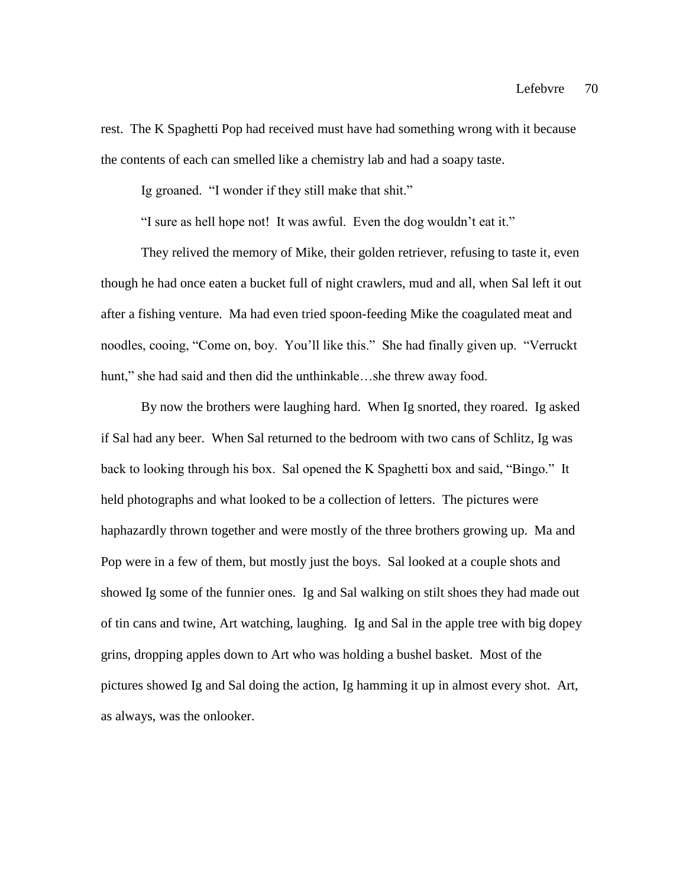rest. The K Spaghetti Pop had received must have had something wrong with it because the contents of each can smelled like a chemistry lab and had a soapy taste.

Ig groaned. "I wonder if they still make that shit."

"I sure as hell hope not! It was awful. Even the dog wouldn't eat it."

They relived the memory of Mike, their golden retriever, refusing to taste it, even though he had once eaten a bucket full of night crawlers, mud and all, when Sal left it out after a fishing venture. Ma had even tried spoon-feeding Mike the coagulated meat and noodles, cooing, "Come on, boy. You'll like this." She had finally given up. "Verruckt hunt," she had said and then did the unthinkable…she threw away food.

By now the brothers were laughing hard. When Ig snorted, they roared. Ig asked if Sal had any beer. When Sal returned to the bedroom with two cans of Schlitz, Ig was back to looking through his box. Sal opened the K Spaghetti box and said, "Bingo." It held photographs and what looked to be a collection of letters. The pictures were haphazardly thrown together and were mostly of the three brothers growing up. Ma and Pop were in a few of them, but mostly just the boys. Sal looked at a couple shots and showed Ig some of the funnier ones. Ig and Sal walking on stilt shoes they had made out of tin cans and twine, Art watching, laughing. Ig and Sal in the apple tree with big dopey grins, dropping apples down to Art who was holding a bushel basket. Most of the pictures showed Ig and Sal doing the action, Ig hamming it up in almost every shot. Art, as always, was the onlooker.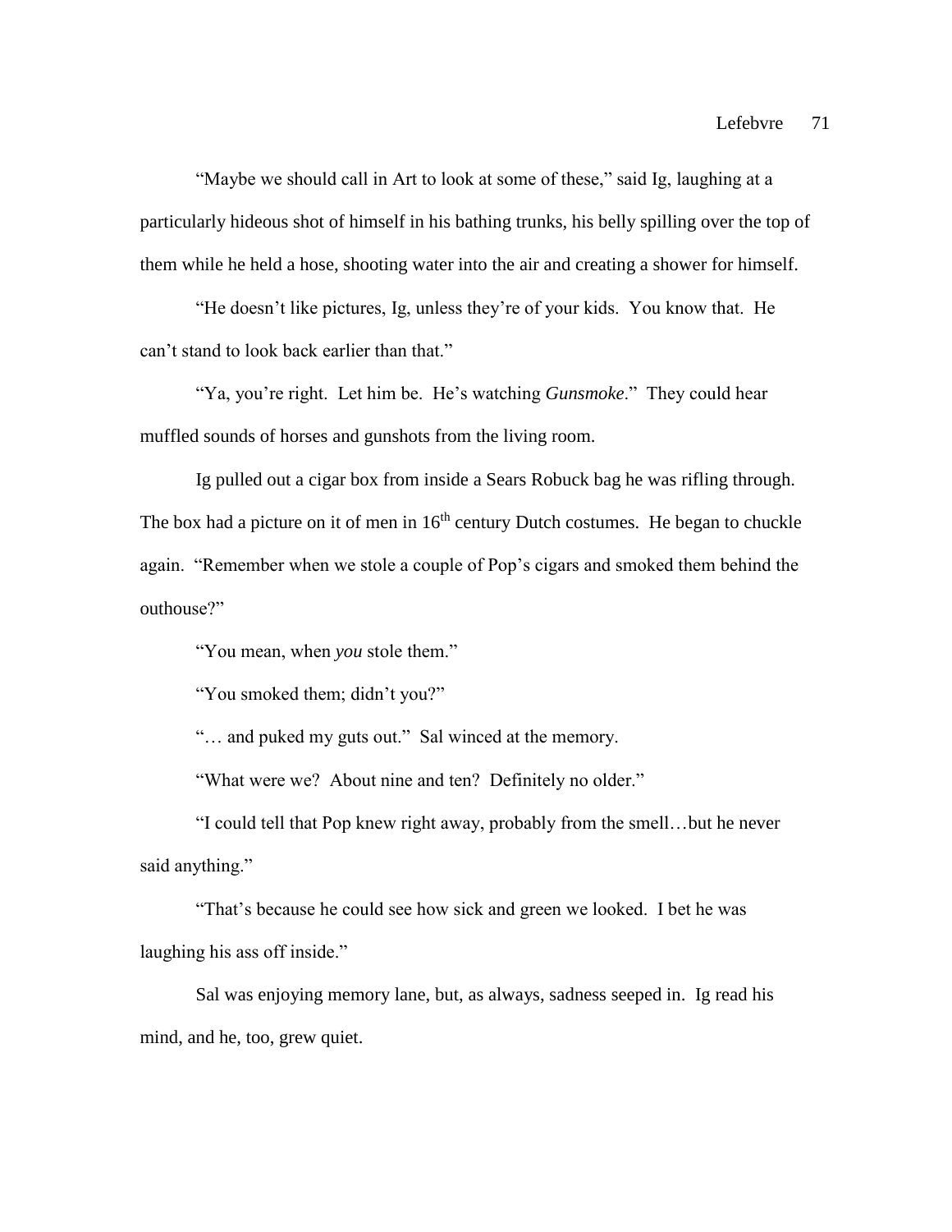"Maybe we should call in Art to look at some of these," said Ig, laughing at a particularly hideous shot of himself in his bathing trunks, his belly spilling over the top of them while he held a hose, shooting water into the air and creating a shower for himself.

"He doesn't like pictures, Ig, unless they're of your kids. You know that. He can't stand to look back earlier than that."

"Ya, you're right. Let him be. He's watching *Gunsmoke*." They could hear muffled sounds of horses and gunshots from the living room.

Ig pulled out a cigar box from inside a Sears Robuck bag he was rifling through. The box had a picture on it of men in 16th century Dutch costumes. He began to chuckle again. "Remember when we stole a couple of Pop's cigars and smoked them behind the outhouse?"

"You mean, when *you* stole them."

"You smoked them; didn't you?"

"… and puked my guts out." Sal winced at the memory.

"What were we? About nine and ten? Definitely no older."

"I could tell that Pop knew right away, probably from the smell…but he never said anything."

"That's because he could see how sick and green we looked. I bet he was laughing his ass off inside."

Sal was enjoying memory lane, but, as always, sadness seeped in. Ig read his mind, and he, too, grew quiet.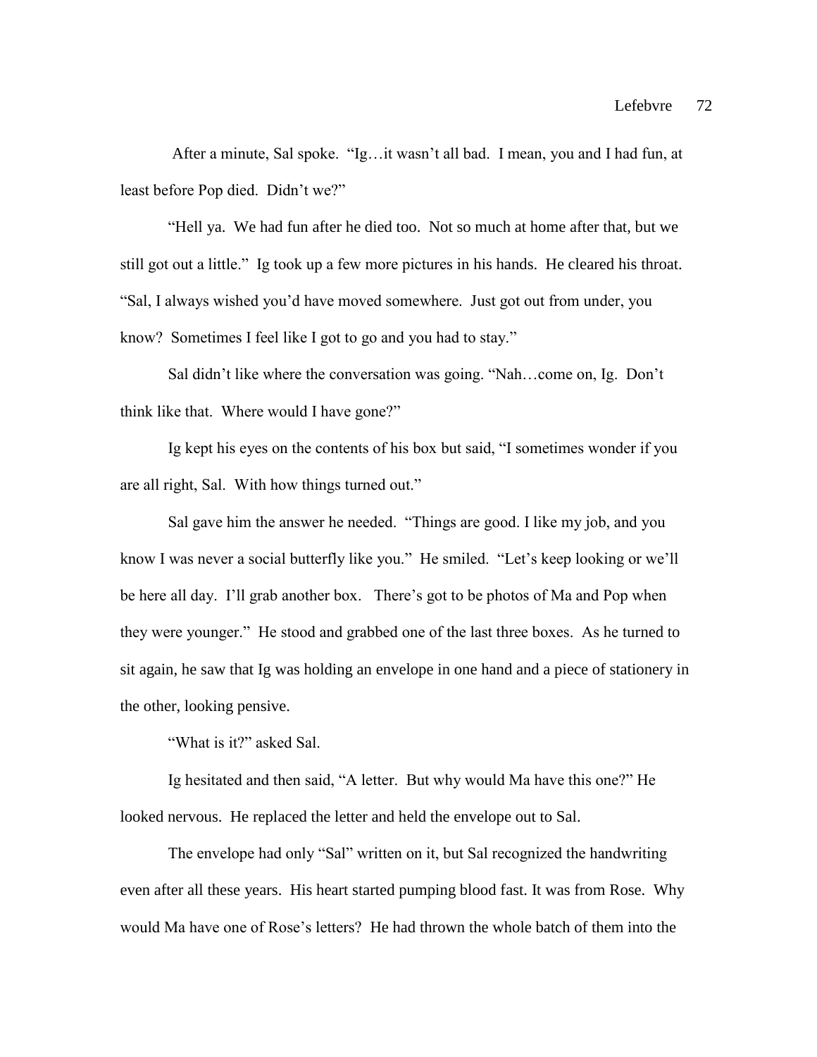After a minute, Sal spoke. "Ig…it wasn't all bad. I mean, you and I had fun, at least before Pop died. Didn't we?"

"Hell ya. We had fun after he died too. Not so much at home after that, but we still got out a little." Ig took up a few more pictures in his hands. He cleared his throat. "Sal, I always wished you'd have moved somewhere. Just got out from under, you know? Sometimes I feel like I got to go and you had to stay."

Sal didn't like where the conversation was going. "Nah…come on, Ig. Don't think like that. Where would I have gone?"

Ig kept his eyes on the contents of his box but said, "I sometimes wonder if you are all right, Sal. With how things turned out."

Sal gave him the answer he needed. "Things are good. I like my job, and you know I was never a social butterfly like you." He smiled. "Let's keep looking or we'll be here all day. I'll grab another box. There's got to be photos of Ma and Pop when they were younger." He stood and grabbed one of the last three boxes. As he turned to sit again, he saw that Ig was holding an envelope in one hand and a piece of stationery in the other, looking pensive.

"What is it?" asked Sal.

Ig hesitated and then said, "A letter. But why would Ma have this one?" He looked nervous. He replaced the letter and held the envelope out to Sal.

The envelope had only "Sal" written on it, but Sal recognized the handwriting even after all these years. His heart started pumping blood fast. It was from Rose. Why would Ma have one of Rose's letters? He had thrown the whole batch of them into the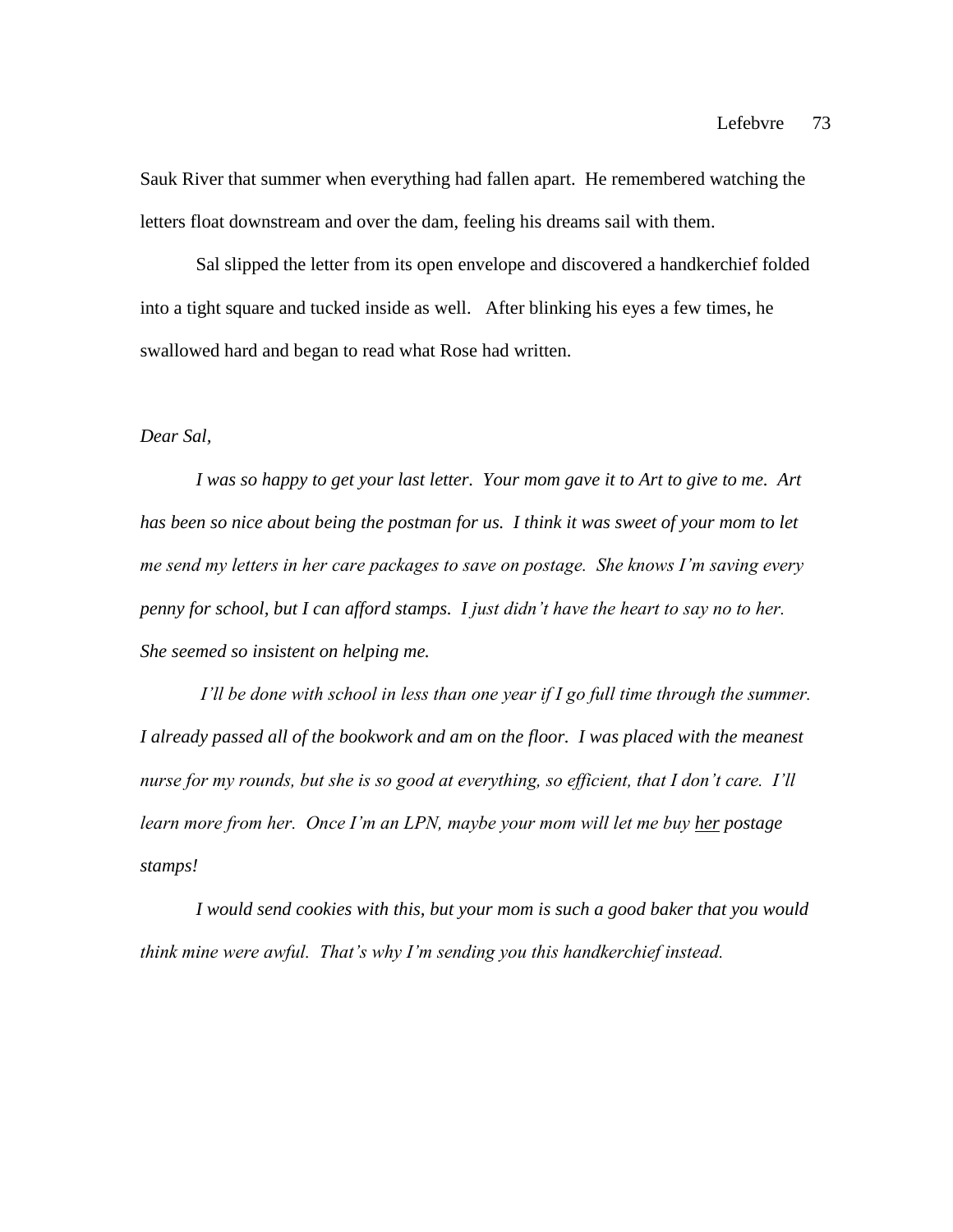Sauk River that summer when everything had fallen apart. He remembered watching the letters float downstream and over the dam, feeling his dreams sail with them.

Sal slipped the letter from its open envelope and discovered a handkerchief folded into a tight square and tucked inside as well. After blinking his eyes a few times, he swallowed hard and began to read what Rose had written.

*Dear Sal,*

*I was so happy to get your last letter. Your mom gave it to Art to give to me. Art has been so nice about being the postman for us. I think it was sweet of your mom to let me send my letters in her care packages to save on postage. She knows I'm saving every penny for school, but I can afford stamps. I just didn't have the heart to say no to her. She seemed so insistent on helping me.*

*I'll be done with school in less than one year if I go full time through the summer. I already passed all of the bookwork and am on the floor. I was placed with the meanest nurse for my rounds, but she is so good at everything, so efficient, that I don't care. I'll learn more from her. Once I'm an LPN, maybe your mom will let me buy <u>her</u> postage stamps!*

*I would send cookies with this, but your mom is such a good baker that you would think mine were awful. That's why I'm sending you this handkerchief instead.*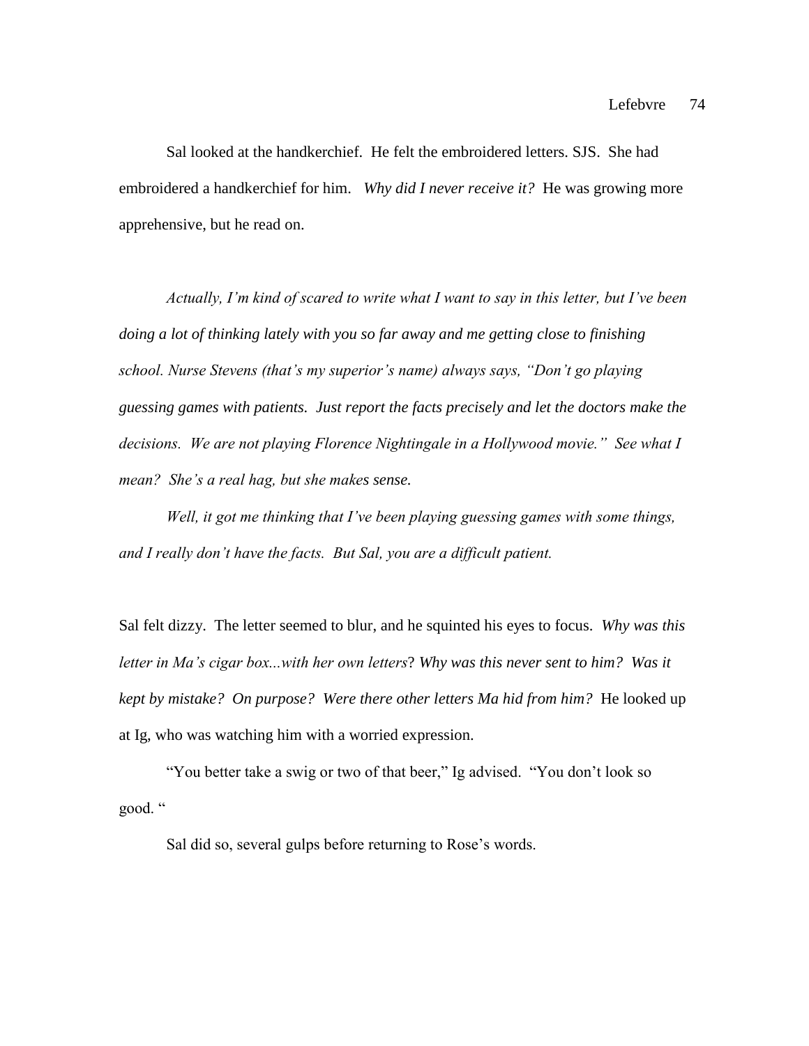Sal looked at the handkerchief. He felt the embroidered letters. SJS. She had embroidered a handkerchief for him. *Why did I never receive it?* He was growing more apprehensive, but he read on.

*Actually, I'm kind of scared to write what I want to say in this letter, but I've been doing a lot of thinking lately with you so far away and me getting close to finishing school. Nurse Stevens (that's my superior's name) always says, "Don't go playing guessing games with patients. Just report the facts precisely and let the doctors make the decisions. We are not playing Florence Nightingale in a Hollywood movie." See what I mean? She's a real hag, but she makes sense.*

*Well, it got me thinking that I've been playing guessing games with some things, and I really don't have the facts. But Sal, you are a difficult patient.*

Sal felt dizzy. The letter seemed to blur, and he squinted his eyes to focus. *Why was this letter in Ma's cigar box...with her own letters*? *Why was this never sent to him? Was it kept by mistake? On purpose? Were there other letters Ma hid from him?* He looked up at Ig, who was watching him with a worried expression.

"You better take a swig or two of that beer," Ig advised. "You don't look so good. "

Sal did so, several gulps before returning to Rose's words.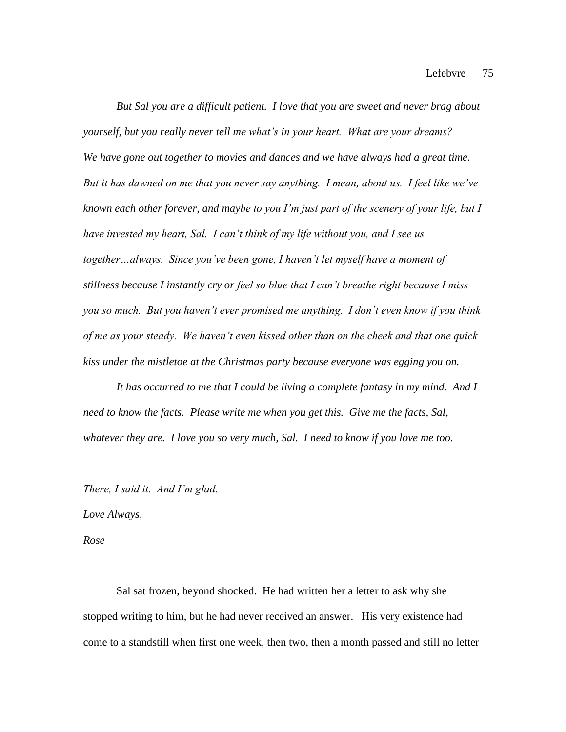*But Sal you are a difficult patient. I love that you are sweet and never brag about yourself, but you really never tell me what's in your heart. What are your dreams? We have gone out together to movies and dances and we have always had a great time. But it has dawned on me that you never say anything. I mean, about us. I feel like we've known each other forever, and maybe to you I'm just part of the scenery of your life, but I have invested my heart, Sal. I can't think of my life without you, and I see us together…always. Since you've been gone, I haven't let myself have a moment of stillness because I instantly cry or feel so blue that I can't breathe right because I miss you so much. But you haven't ever promised me anything. I don't even know if you think of me as your steady. We haven't even kissed other than on the cheek and that one quick kiss under the mistletoe at the Christmas party because everyone was egging you on.*

*It has occurred to me that I could be living a complete fantasy in my mind. And I need to know the facts. Please write me when you get this. Give me the facts, Sal, whatever they are. I love you so very much, Sal. I need to know if you love me too.*

*There, I said it. And I'm glad.*

*Love Always,*

*Rose*

Sal sat frozen, beyond shocked. He had written her a letter to ask why she stopped writing to him, but he had never received an answer. His very existence had come to a standstill when first one week, then two, then a month passed and still no letter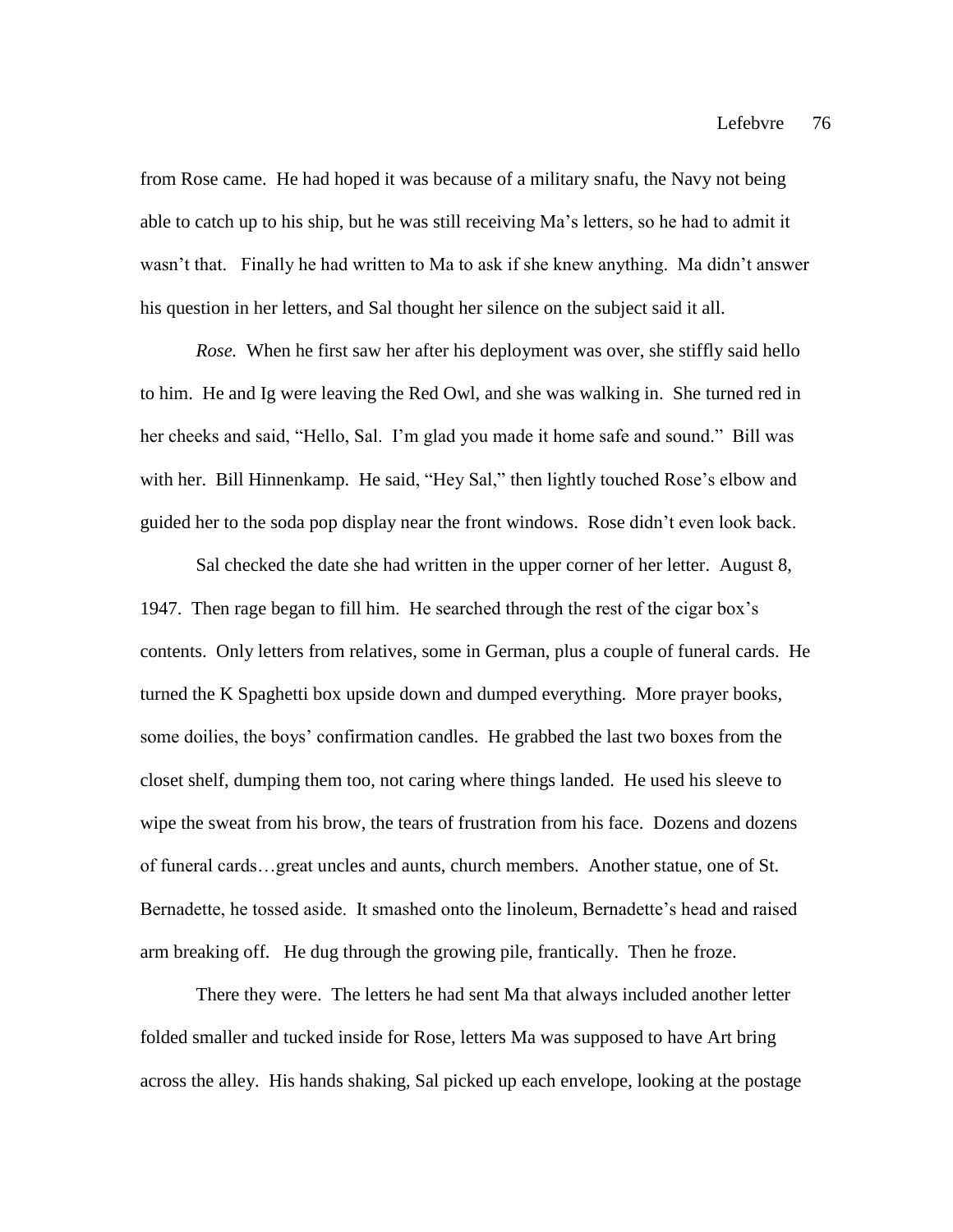from Rose came. He had hoped it was because of a military snafu, the Navy not being able to catch up to his ship, but he was still receiving Ma's letters, so he had to admit it wasn't that. Finally he had written to Ma to ask if she knew anything. Ma didn't answer his question in her letters, and Sal thought her silence on the subject said it all.

*Rose.* When he first saw her after his deployment was over, she stiffly said hello to him. He and Ig were leaving the Red Owl, and she was walking in. She turned red in her cheeks and said, "Hello, Sal. I'm glad you made it home safe and sound." Bill was with her. Bill Hinnenkamp. He said, "Hey Sal," then lightly touched Rose's elbow and guided her to the soda pop display near the front windows. Rose didn't even look back.

Sal checked the date she had written in the upper corner of her letter. August 8, 1947. Then rage began to fill him. He searched through the rest of the cigar box's contents. Only letters from relatives, some in German, plus a couple of funeral cards. He turned the K Spaghetti box upside down and dumped everything. More prayer books, some doilies, the boys' confirmation candles. He grabbed the last two boxes from the closet shelf, dumping them too, not caring where things landed. He used his sleeve to wipe the sweat from his brow, the tears of frustration from his face. Dozens and dozens of funeral cards…great uncles and aunts, church members. Another statue, one of St. Bernadette, he tossed aside. It smashed onto the linoleum, Bernadette's head and raised arm breaking off. He dug through the growing pile, frantically. Then he froze.

There they were. The letters he had sent Ma that always included another letter folded smaller and tucked inside for Rose, letters Ma was supposed to have Art bring across the alley. His hands shaking, Sal picked up each envelope, looking at the postage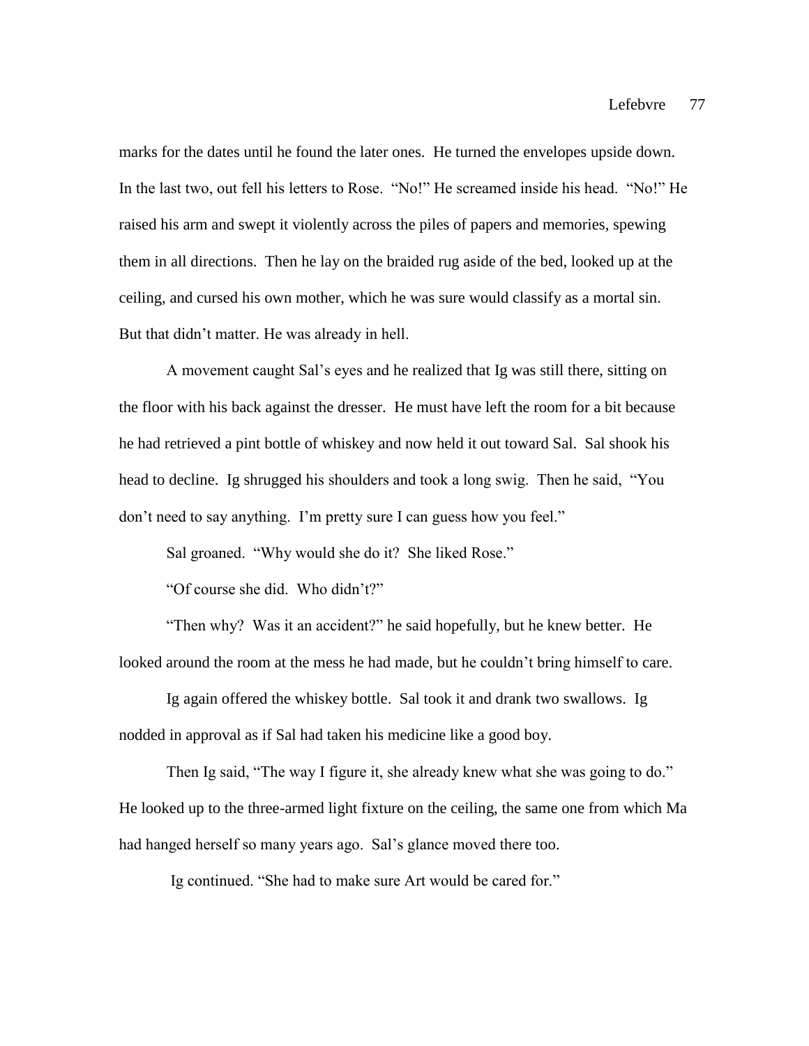marks for the dates until he found the later ones. He turned the envelopes upside down. In the last two, out fell his letters to Rose. "No!" He screamed inside his head. "No!" He raised his arm and swept it violently across the piles of papers and memories, spewing them in all directions. Then he lay on the braided rug aside of the bed, looked up at the ceiling, and cursed his own mother, which he was sure would classify as a mortal sin. But that didn't matter. He was already in hell.

A movement caught Sal's eyes and he realized that Ig was still there, sitting on the floor with his back against the dresser. He must have left the room for a bit because he had retrieved a pint bottle of whiskey and now held it out toward Sal. Sal shook his head to decline. Ig shrugged his shoulders and took a long swig. Then he said, "You don't need to say anything. I'm pretty sure I can guess how you feel."

Sal groaned. "Why would she do it? She liked Rose."

"Of course she did. Who didn't?"

"Then why? Was it an accident?" he said hopefully, but he knew better. He looked around the room at the mess he had made, but he couldn't bring himself to care.

Ig again offered the whiskey bottle. Sal took it and drank two swallows. Ig nodded in approval as if Sal had taken his medicine like a good boy.

Then Ig said, "The way I figure it, she already knew what she was going to do." He looked up to the three-armed light fixture on the ceiling, the same one from which Ma had hanged herself so many years ago. Sal's glance moved there too.

Ig continued. "She had to make sure Art would be cared for."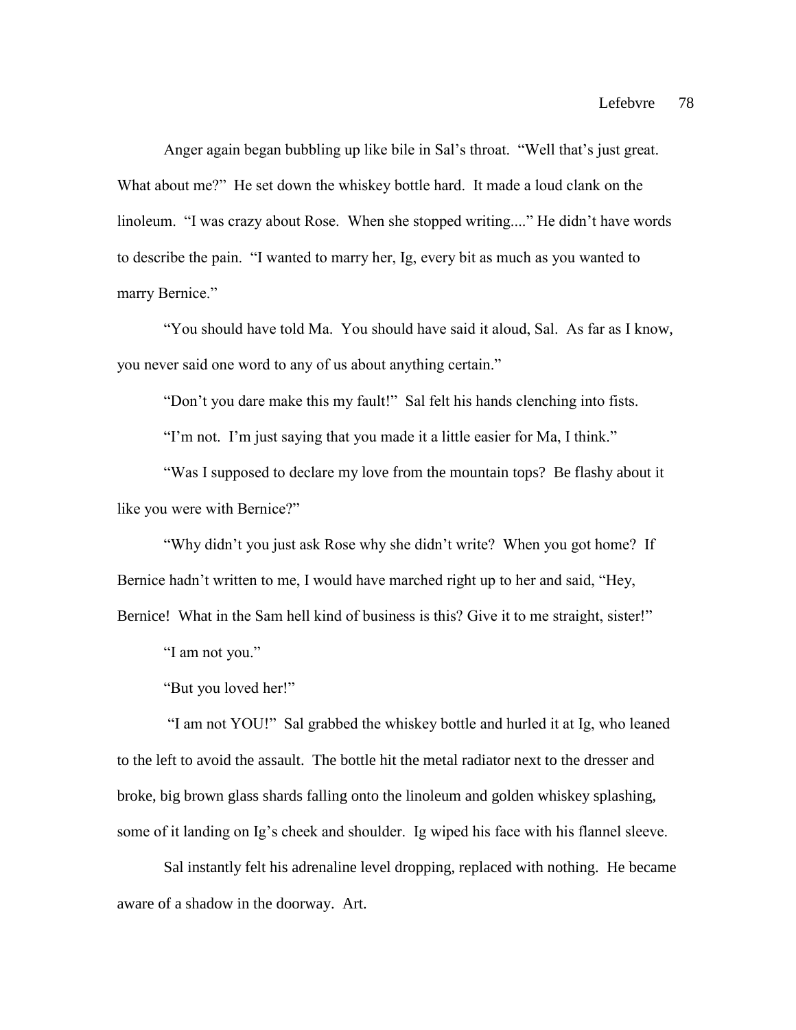Anger again began bubbling up like bile in Sal's throat. "Well that's just great. What about me?" He set down the whiskey bottle hard. It made a loud clank on the linoleum. "I was crazy about Rose. When she stopped writing...." He didn't have words to describe the pain. "I wanted to marry her, Ig, every bit as much as you wanted to marry Bernice."

"You should have told Ma. You should have said it aloud, Sal. As far as I know, you never said one word to any of us about anything certain."

"Don't you dare make this my fault!" Sal felt his hands clenching into fists.

"I'm not. I'm just saying that you made it a little easier for Ma, I think."

"Was I supposed to declare my love from the mountain tops? Be flashy about it like you were with Bernice?"

"Why didn't you just ask Rose why she didn't write? When you got home? If Bernice hadn't written to me, I would have marched right up to her and said, "Hey, Bernice! What in the Sam hell kind of business is this? Give it to me straight, sister!"

"I am not you."

"But you loved her!"

"I am not YOU!" Sal grabbed the whiskey bottle and hurled it at Ig, who leaned to the left to avoid the assault. The bottle hit the metal radiator next to the dresser and broke, big brown glass shards falling onto the linoleum and golden whiskey splashing, some of it landing on Ig's cheek and shoulder. Ig wiped his face with his flannel sleeve.

Sal instantly felt his adrenaline level dropping, replaced with nothing. He became aware of a shadow in the doorway. Art.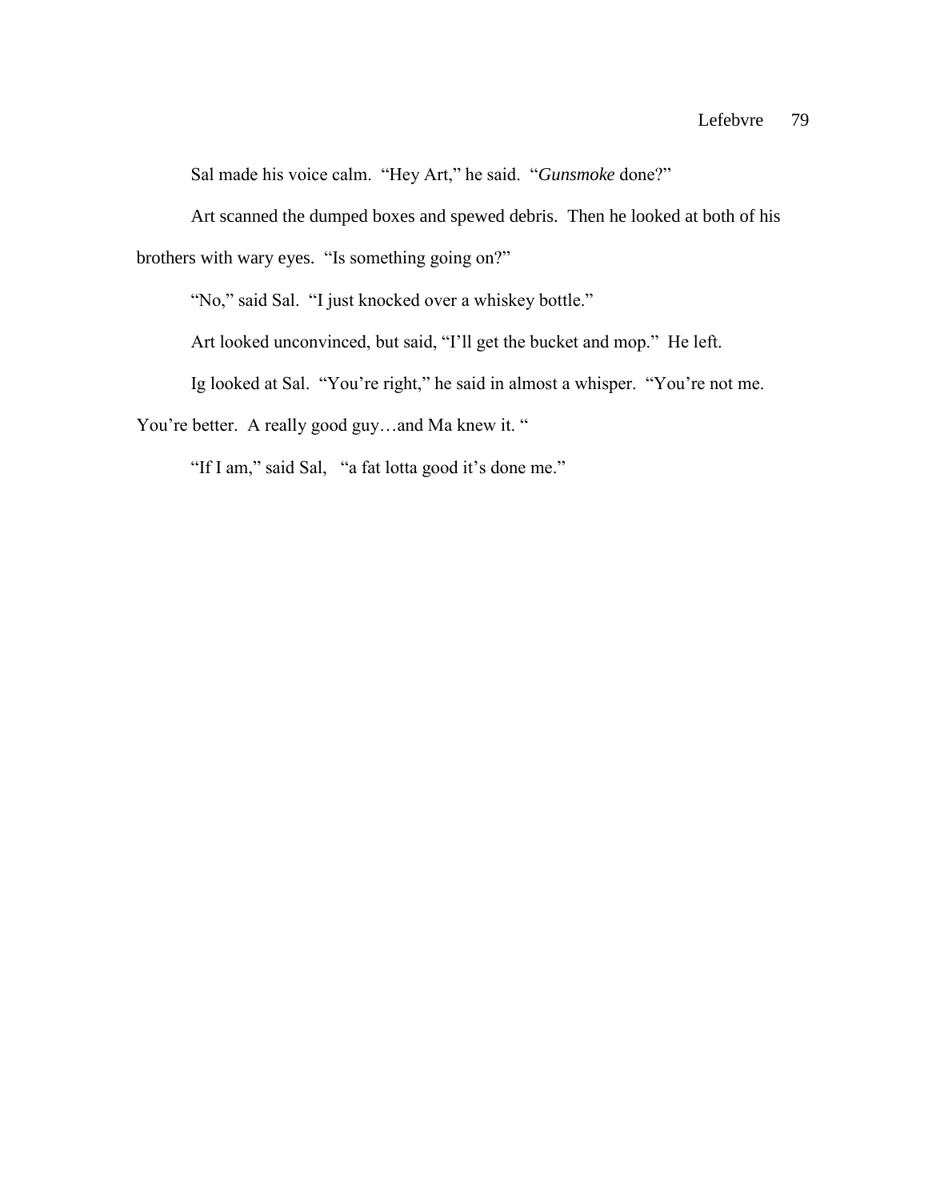Sal made his voice calm. "Hey Art," he said. "*Gunsmoke* done?"

Art scanned the dumped boxes and spewed debris. Then he looked at both of his brothers with wary eyes. "Is something going on?"

"No," said Sal. "I just knocked over a whiskey bottle."

Art looked unconvinced, but said, "I'll get the bucket and mop." He left.

Ig looked at Sal. "You're right," he said in almost a whisper. "You're not me. You're better. A really good guy…and Ma knew it. "

"If I am," said Sal, "a fat lotta good it's done me."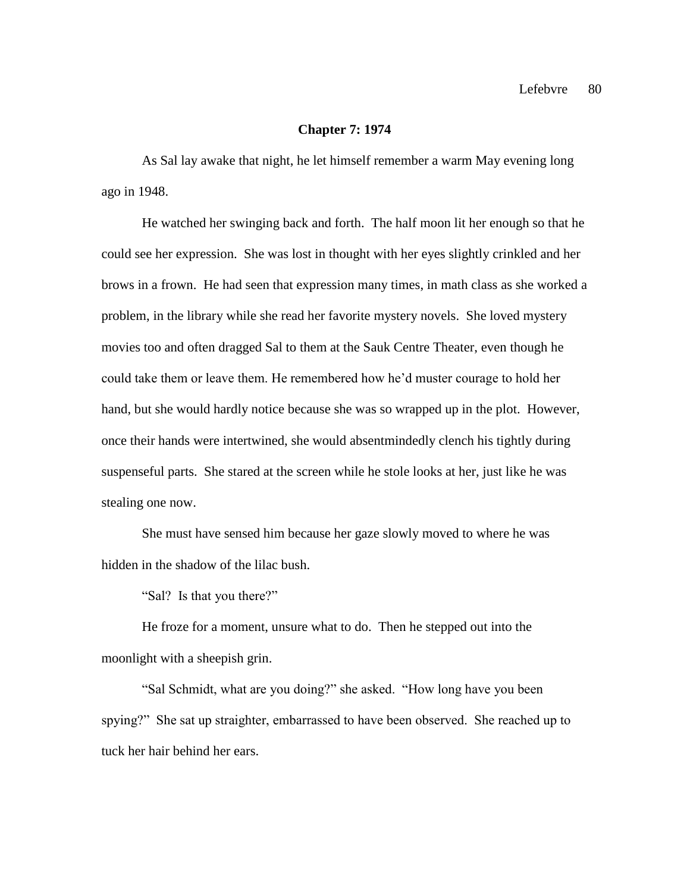**Chapter 7: 1974**

As Sal lay awake that night, he let himself remember a warm May evening long ago in 1948.

He watched her swinging back and forth. The half moon lit her enough so that he could see her expression. She was lost in thought with her eyes slightly crinkled and her brows in a frown. He had seen that expression many times, in math class as she worked a problem, in the library while she read her favorite mystery novels. She loved mystery movies too and often dragged Sal to them at the Sauk Centre Theater, even though he could take them or leave them. He remembered how he'd muster courage to hold her hand, but she would hardly notice because she was so wrapped up in the plot. However, once their hands were intertwined, she would absentmindedly clench his tightly during suspenseful parts. She stared at the screen while he stole looks at her, just like he was stealing one now.

She must have sensed him because her gaze slowly moved to where he was hidden in the shadow of the lilac bush.

"Sal? Is that you there?"

He froze for a moment, unsure what to do. Then he stepped out into the moonlight with a sheepish grin.

"Sal Schmidt, what are you doing?" she asked. "How long have you been spying?" She sat up straighter, embarrassed to have been observed. She reached up to tuck her hair behind her ears.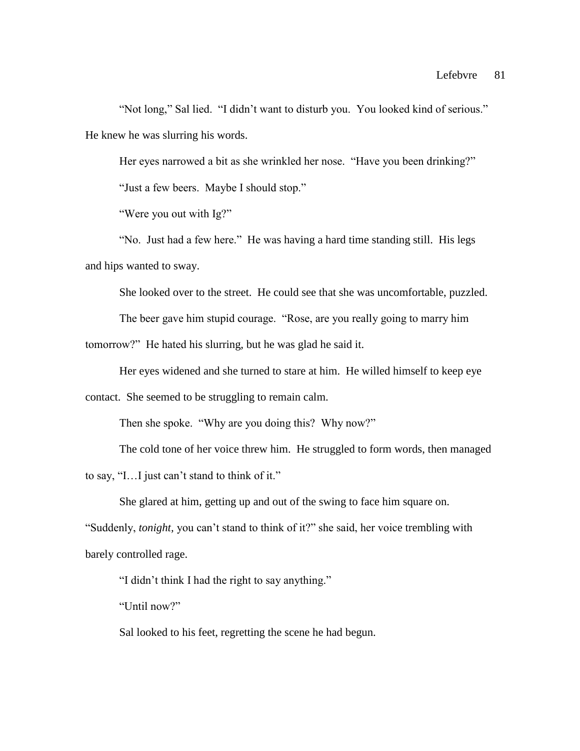"Not long," Sal lied. "I didn't want to disturb you. You looked kind of serious." He knew he was slurring his words.

Her eyes narrowed a bit as she wrinkled her nose. "Have you been drinking?"

"Just a few beers. Maybe I should stop."

"Were you out with Ig?"

"No. Just had a few here." He was having a hard time standing still. His legs and hips wanted to sway.

She looked over to the street. He could see that she was uncomfortable, puzzled.

The beer gave him stupid courage. "Rose, are you really going to marry him tomorrow?" He hated his slurring, but he was glad he said it.

Her eyes widened and she turned to stare at him. He willed himself to keep eye contact. She seemed to be struggling to remain calm.

Then she spoke. "Why are you doing this? Why now?"

The cold tone of her voice threw him. He struggled to form words, then managed to say, "I…I just can't stand to think of it."

She glared at him, getting up and out of the swing to face him square on. "Suddenly, *tonight,* you can't stand to think of it?" she said, her voice trembling with barely controlled rage.

"I didn't think I had the right to say anything."

"Until now?"

Sal looked to his feet, regretting the scene he had begun.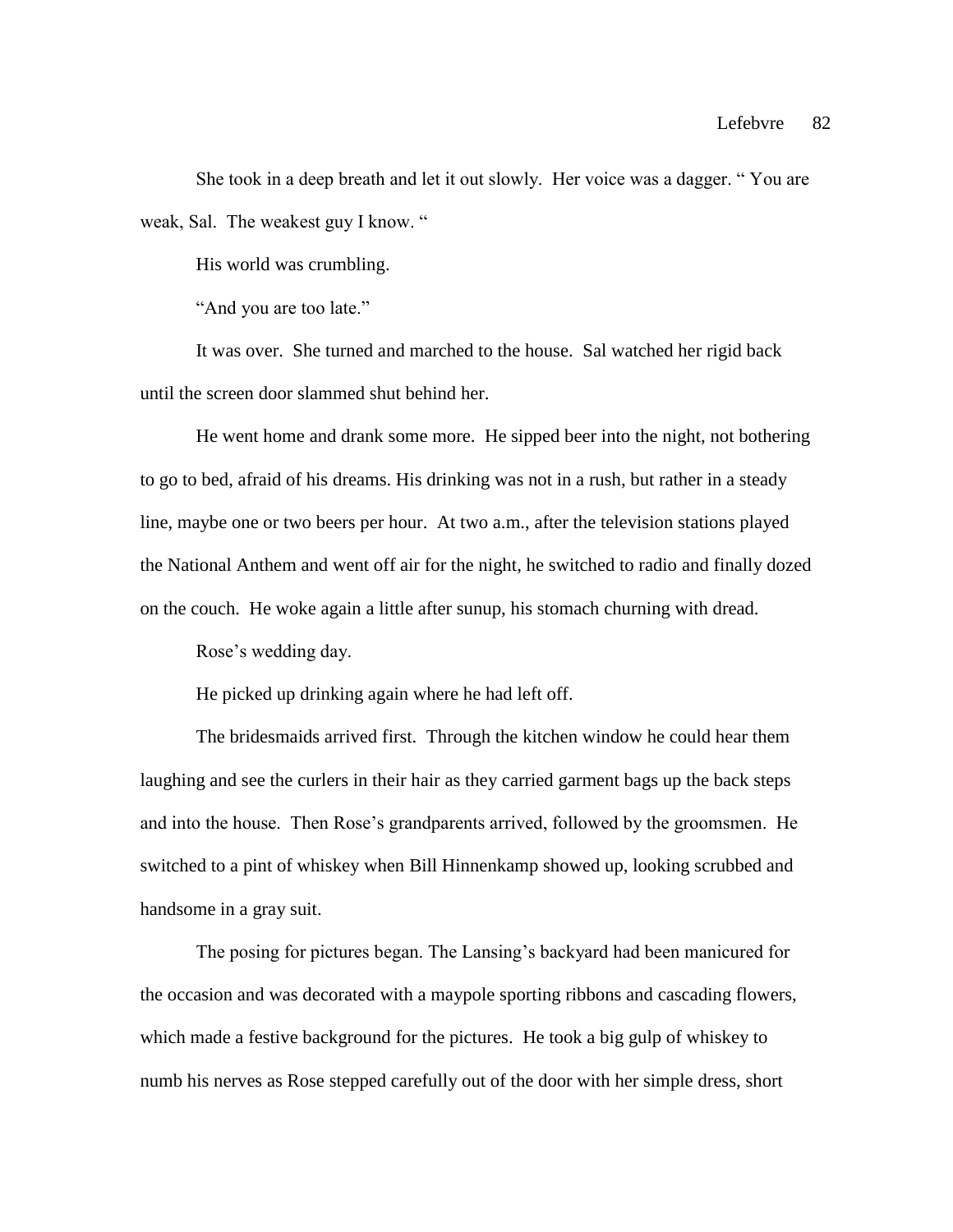She took in a deep breath and let it out slowly. Her voice was a dagger. " You are weak, Sal. The weakest guy I know. "

His world was crumbling.

"And you are too late."

It was over. She turned and marched to the house. Sal watched her rigid back until the screen door slammed shut behind her.

He went home and drank some more. He sipped beer into the night, not bothering to go to bed, afraid of his dreams. His drinking was not in a rush, but rather in a steady line, maybe one or two beers per hour. At two a.m., after the television stations played the National Anthem and went off air for the night, he switched to radio and finally dozed on the couch. He woke again a little after sunup, his stomach churning with dread.

Rose's wedding day.

He picked up drinking again where he had left off.

The bridesmaids arrived first. Through the kitchen window he could hear them laughing and see the curlers in their hair as they carried garment bags up the back steps and into the house. Then Rose's grandparents arrived, followed by the groomsmen. He switched to a pint of whiskey when Bill Hinnenkamp showed up, looking scrubbed and handsome in a gray suit.

The posing for pictures began. The Lansing's backyard had been manicured for the occasion and was decorated with a maypole sporting ribbons and cascading flowers, which made a festive background for the pictures. He took a big gulp of whiskey to numb his nerves as Rose stepped carefully out of the door with her simple dress, short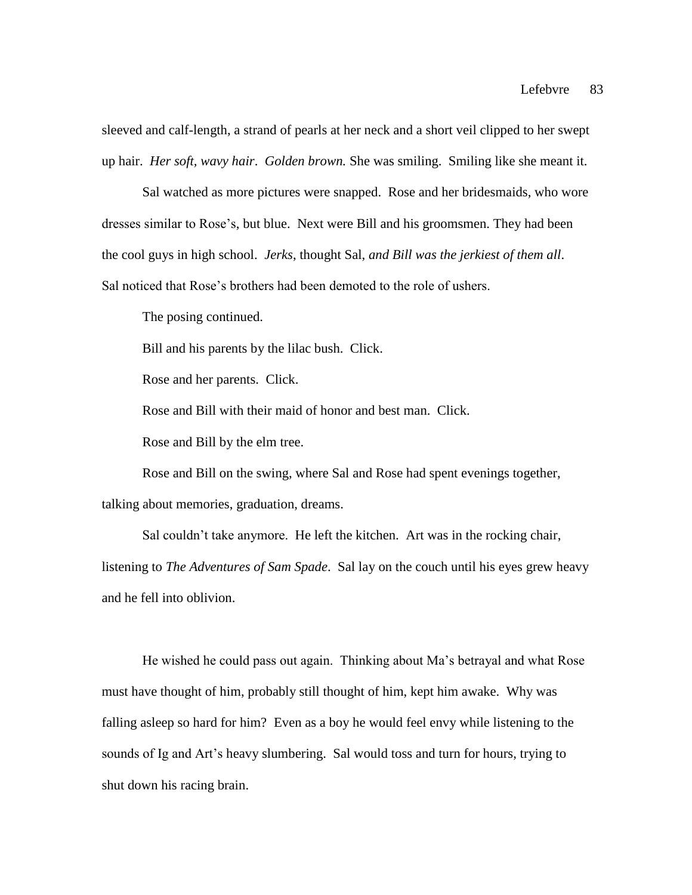sleeved and calf-length, a strand of pearls at her neck and a short veil clipped to her swept up hair. *Her soft, wavy hair*. *Golden brown.* She was smiling. Smiling like she meant it.

Sal watched as more pictures were snapped. Rose and her bridesmaids, who wore dresses similar to Rose's, but blue. Next were Bill and his groomsmen. They had been the cool guys in high school. *Jerks*, thought Sal, *and Bill was the jerkiest of them all*. Sal noticed that Rose's brothers had been demoted to the role of ushers.

The posing continued.

Bill and his parents by the lilac bush. Click.

Rose and her parents. Click.

Rose and Bill with their maid of honor and best man. Click.

Rose and Bill by the elm tree.

Rose and Bill on the swing, where Sal and Rose had spent evenings together, talking about memories, graduation, dreams.

Sal couldn't take anymore. He left the kitchen. Art was in the rocking chair, listening to *The Adventures of Sam Spade*. Sal lay on the couch until his eyes grew heavy and he fell into oblivion.

He wished he could pass out again. Thinking about Ma's betrayal and what Rose must have thought of him, probably still thought of him, kept him awake. Why was falling asleep so hard for him? Even as a boy he would feel envy while listening to the sounds of Ig and Art's heavy slumbering. Sal would toss and turn for hours, trying to shut down his racing brain.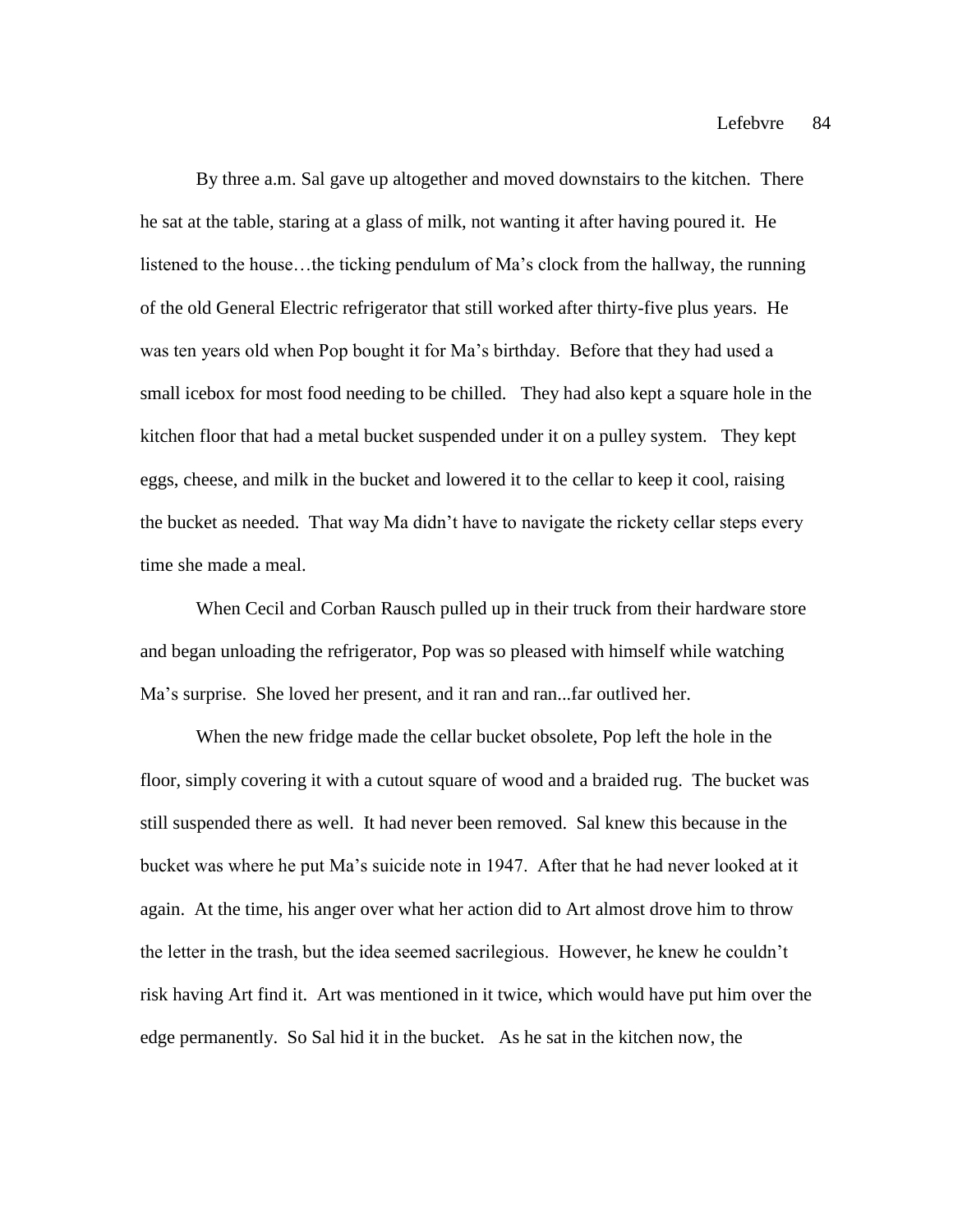By three a.m. Sal gave up altogether and moved downstairs to the kitchen. There he sat at the table, staring at a glass of milk, not wanting it after having poured it. He listened to the house…the ticking pendulum of Ma's clock from the hallway, the running of the old General Electric refrigerator that still worked after thirty-five plus years. He was ten years old when Pop bought it for Ma's birthday. Before that they had used a small icebox for most food needing to be chilled. They had also kept a square hole in the kitchen floor that had a metal bucket suspended under it on a pulley system. They kept eggs, cheese, and milk in the bucket and lowered it to the cellar to keep it cool, raising the bucket as needed. That way Ma didn't have to navigate the rickety cellar steps every time she made a meal.

When Cecil and Corban Rausch pulled up in their truck from their hardware store and began unloading the refrigerator, Pop was so pleased with himself while watching Ma's surprise. She loved her present, and it ran and ran...far outlived her.

When the new fridge made the cellar bucket obsolete, Pop left the hole in the floor, simply covering it with a cutout square of wood and a braided rug. The bucket was still suspended there as well. It had never been removed. Sal knew this because in the bucket was where he put Ma's suicide note in 1947. After that he had never looked at it again. At the time, his anger over what her action did to Art almost drove him to throw the letter in the trash, but the idea seemed sacrilegious. However, he knew he couldn't risk having Art find it. Art was mentioned in it twice, which would have put him over the edge permanently. So Sal hid it in the bucket. As he sat in the kitchen now, the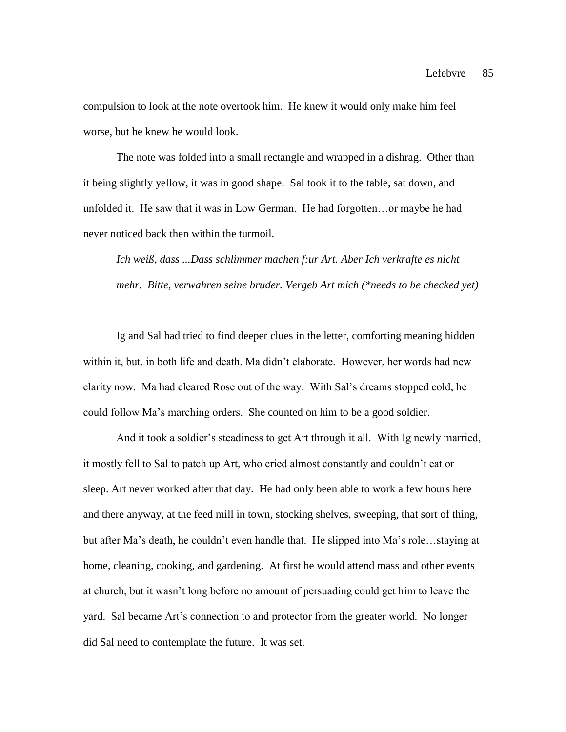compulsion to look at the note overtook him. He knew it would only make him feel worse, but he knew he would look.

The note was folded into a small rectangle and wrapped in a dishrag. Other than it being slightly yellow, it was in good shape. Sal took it to the table, sat down, and unfolded it. He saw that it was in Low German. He had forgotten…or maybe he had never noticed back then within the turmoil.

*Ich weiß, dass ...Dass schlimmer machen f:ur Art. Aber Ich verkrafte es nicht mehr. Bitte, verwahren seine bruder. Vergeb Art mich (*needs to be checked yet)*

Ig and Sal had tried to find deeper clues in the letter, comforting meaning hidden within it, but, in both life and death, Ma didn't elaborate. However, her words had new clarity now. Ma had cleared Rose out of the way. With Sal's dreams stopped cold, he could follow Ma's marching orders. She counted on him to be a good soldier.

And it took a soldier's steadiness to get Art through it all. With Ig newly married, it mostly fell to Sal to patch up Art, who cried almost constantly and couldn't eat or sleep. Art never worked after that day. He had only been able to work a few hours here and there anyway, at the feed mill in town, stocking shelves, sweeping, that sort of thing, but after Ma's death, he couldn't even handle that. He slipped into Ma's role…staying at home, cleaning, cooking, and gardening. At first he would attend mass and other events at church, but it wasn't long before no amount of persuading could get him to leave the yard. Sal became Art's connection to and protector from the greater world. No longer did Sal need to contemplate the future. It was set.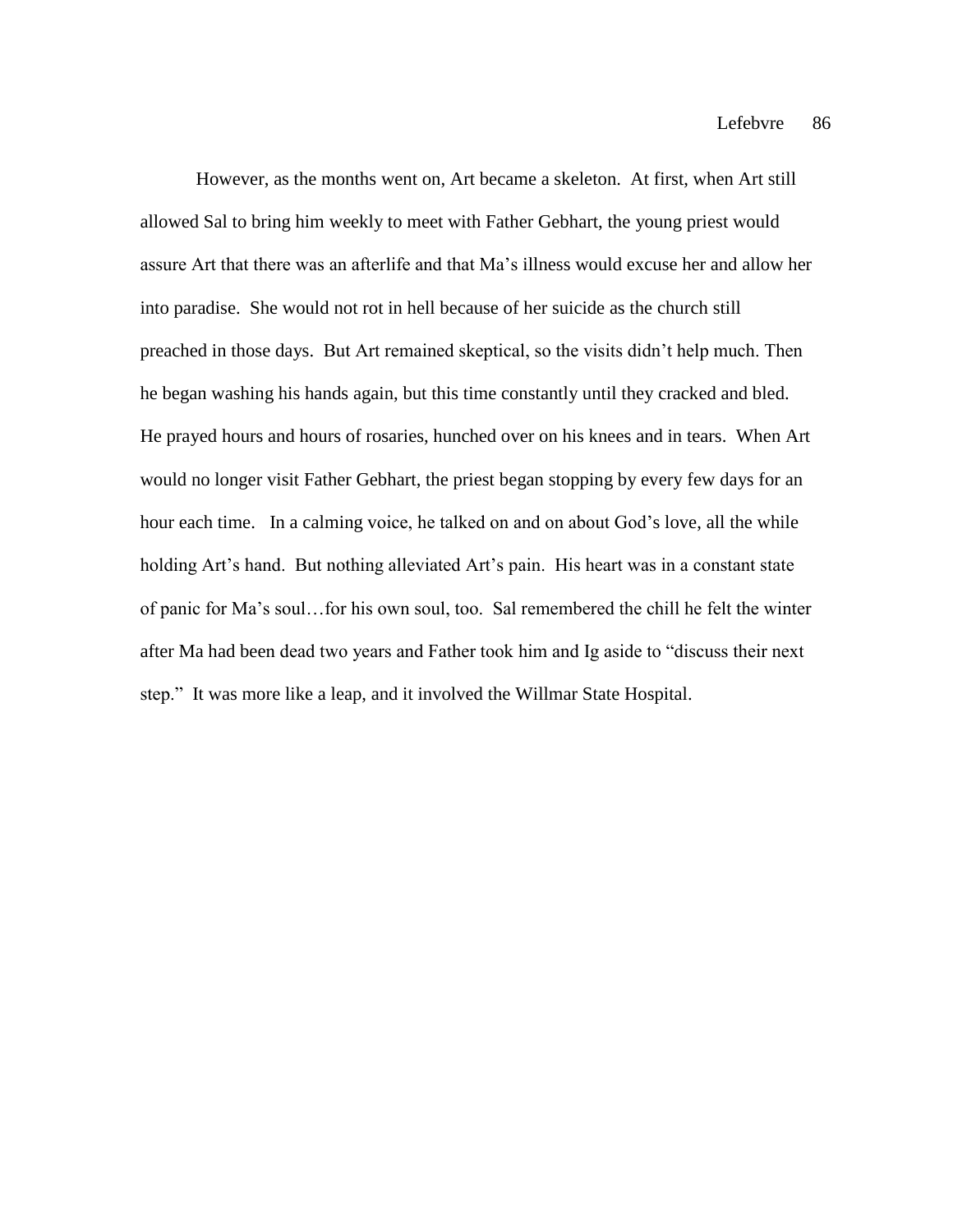However, as the months went on, Art became a skeleton. At first, when Art still allowed Sal to bring him weekly to meet with Father Gebhart, the young priest would assure Art that there was an afterlife and that Ma's illness would excuse her and allow her into paradise. She would not rot in hell because of her suicide as the church still preached in those days. But Art remained skeptical, so the visits didn't help much. Then he began washing his hands again, but this time constantly until they cracked and bled. He prayed hours and hours of rosaries, hunched over on his knees and in tears. When Art would no longer visit Father Gebhart, the priest began stopping by every few days for an hour each time. In a calming voice, he talked on and on about God's love, all the while holding Art's hand. But nothing alleviated Art's pain. His heart was in a constant state of panic for Ma's soul…for his own soul, too. Sal remembered the chill he felt the winter after Ma had been dead two years and Father took him and Ig aside to "discuss their next step." It was more like a leap, and it involved the Willmar State Hospital.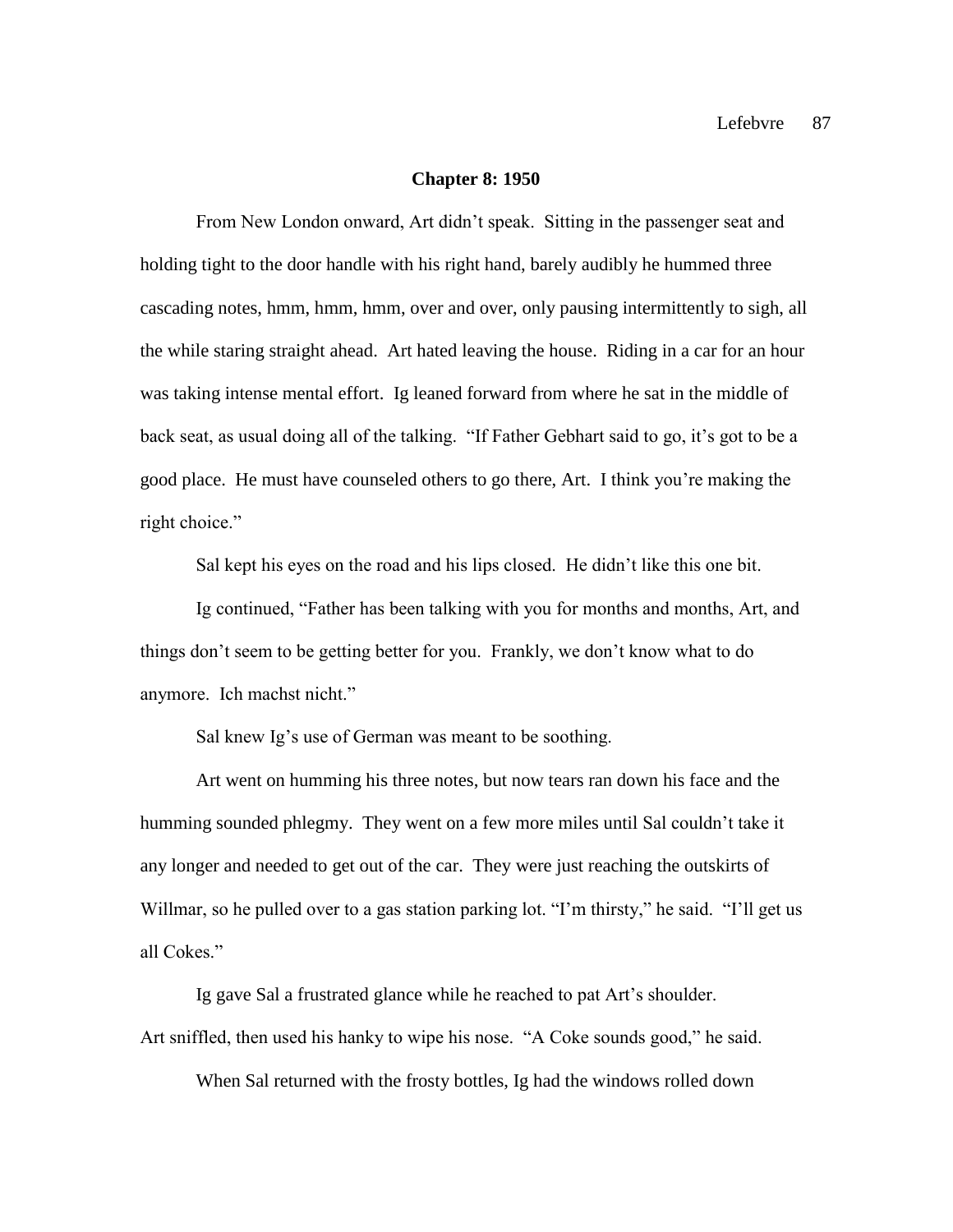## Chapter 8: 1950

From New London onward, Art didn't speak. Sitting in the passenger seat and holding tight to the door handle with his right hand, barely audibly he hummed three cascading notes, hmm, hmm, hmm, over and over, only pausing intermittently to sigh, all the while staring straight ahead. Art hated leaving the house. Riding in a car for an hour was taking intense mental effort. Ig leaned forward from where he sat in the middle of back seat, as usual doing all of the talking. "If Father Gebhart said to go, it's got to be a good place. He must have counseled others to go there, Art. I think you're making the right choice."

Sal kept his eyes on the road and his lips closed. He didn't like this one bit.

Ig continued, "Father has been talking with you for months and months, Art, and things don't seem to be getting better for you. Frankly, we don't know what to do anymore. Ich machst nicht."

Sal knew Ig's use of German was meant to be soothing.

Art went on humming his three notes, but now tears ran down his face and the humming sounded phlegmy. They went on a few more miles until Sal couldn't take it any longer and needed to get out of the car. They were just reaching the outskirts of Willmar, so he pulled over to a gas station parking lot. "I'm thirsty," he said. "I'll get us all Cokes."

Ig gave Sal a frustrated glance while he reached to pat Art's shoulder. Art sniffled, then used his hanky to wipe his nose. "A Coke sounds good," he said.

When Sal returned with the frosty bottles, Ig had the windows rolled down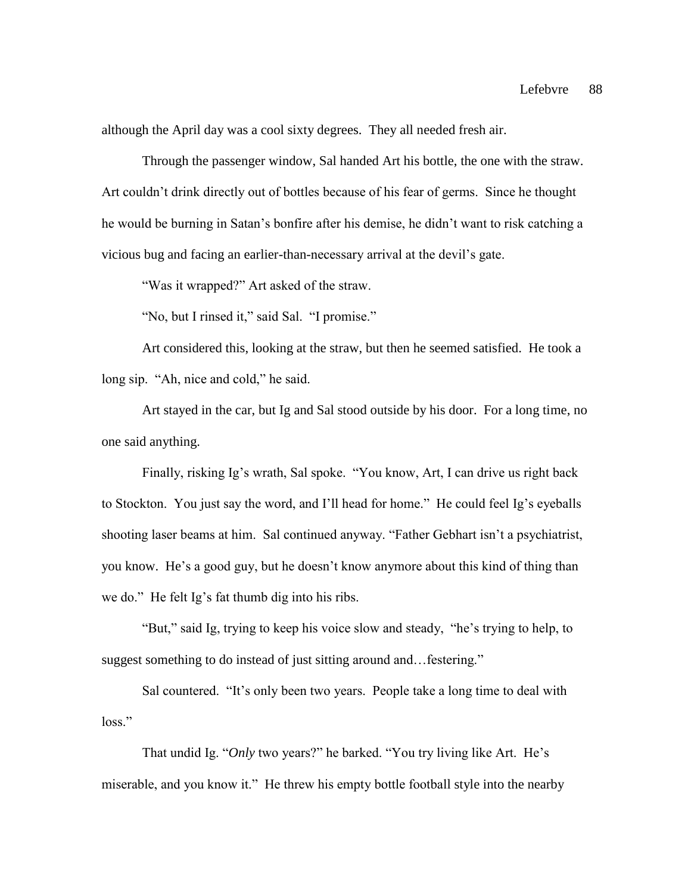although the April day was a cool sixty degrees. They all needed fresh air.

Through the passenger window, Sal handed Art his bottle, the one with the straw. Art couldn't drink directly out of bottles because of his fear of germs. Since he thought he would be burning in Satan's bonfire after his demise, he didn't want to risk catching a vicious bug and facing an earlier-than-necessary arrival at the devil's gate.

"Was it wrapped?" Art asked of the straw.

"No, but I rinsed it," said Sal. "I promise."

Art considered this, looking at the straw, but then he seemed satisfied. He took a long sip. "Ah, nice and cold," he said.

Art stayed in the car, but Ig and Sal stood outside by his door. For a long time, no one said anything.

Finally, risking Ig's wrath, Sal spoke. "You know, Art, I can drive us right back to Stockton. You just say the word, and I'll head for home." He could feel Ig's eyeballs shooting laser beams at him. Sal continued anyway. "Father Gebhart isn't a psychiatrist, you know. He's a good guy, but he doesn't know anymore about this kind of thing than we do." He felt Ig's fat thumb dig into his ribs.

"But," said Ig, trying to keep his voice slow and steady, "he's trying to help, to suggest something to do instead of just sitting around and…festering."

Sal countered. "It's only been two years. People take a long time to deal with loss."

That undid Ig. "*Only* two years?" he barked. "You try living like Art. He's miserable, and you know it." He threw his empty bottle football style into the nearby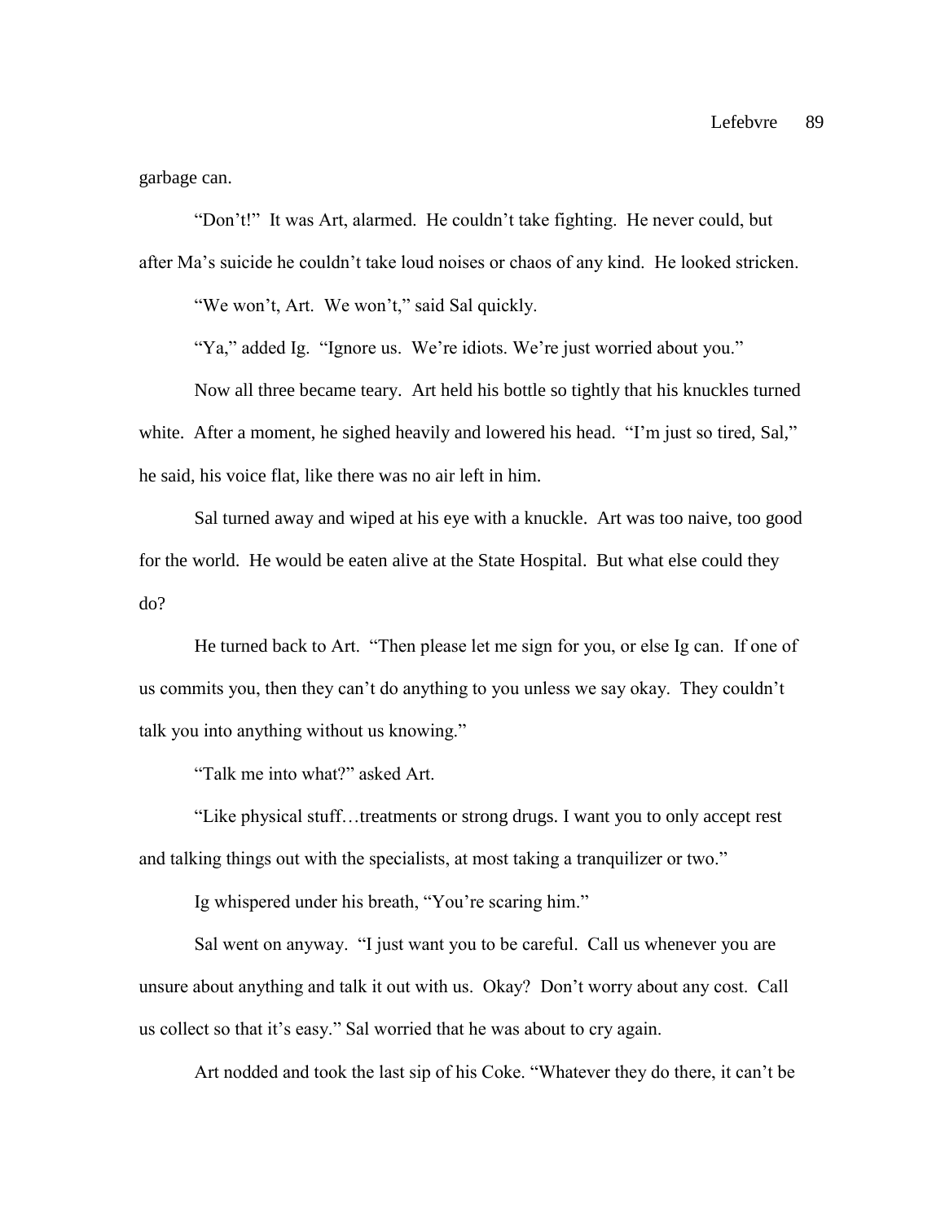garbage can.

"Don't!" It was Art, alarmed. He couldn't take fighting. He never could, but after Ma's suicide he couldn't take loud noises or chaos of any kind. He looked stricken.

"We won't, Art. We won't," said Sal quickly.

"Ya," added Ig. "Ignore us. We're idiots. We're just worried about you."

Now all three became teary. Art held his bottle so tightly that his knuckles turned white. After a moment, he sighed heavily and lowered his head. "I'm just so tired, Sal," he said, his voice flat, like there was no air left in him.

Sal turned away and wiped at his eye with a knuckle. Art was too naive, too good for the world. He would be eaten alive at the State Hospital. But what else could they do?

He turned back to Art. "Then please let me sign for you, or else Ig can. If one of us commits you, then they can't do anything to you unless we say okay. They couldn't talk you into anything without us knowing."

"Talk me into what?" asked Art.

"Like physical stuff…treatments or strong drugs. I want you to only accept rest and talking things out with the specialists, at most taking a tranquilizer or two."

Ig whispered under his breath, "You're scaring him."

Sal went on anyway. "I just want you to be careful. Call us whenever you are unsure about anything and talk it out with us. Okay? Don't worry about any cost. Call us collect so that it's easy." Sal worried that he was about to cry again.

Art nodded and took the last sip of his Coke. "Whatever they do there, it can't be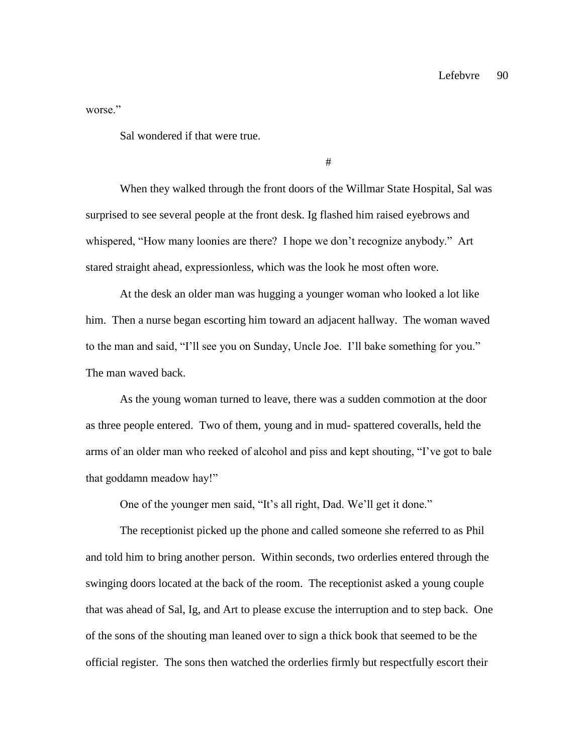worse."

Sal wondered if that were true.

#

When they walked through the front doors of the Willmar State Hospital, Sal was surprised to see several people at the front desk. Ig flashed him raised eyebrows and whispered, "How many loonies are there? I hope we don't recognize anybody." Art stared straight ahead, expressionless, which was the look he most often wore.

At the desk an older man was hugging a younger woman who looked a lot like him. Then a nurse began escorting him toward an adjacent hallway. The woman waved to the man and said, "I'll see you on Sunday, Uncle Joe. I'll bake something for you." The man waved back.

As the young woman turned to leave, there was a sudden commotion at the door as three people entered. Two of them, young and in mud- spattered coveralls, held the arms of an older man who reeked of alcohol and piss and kept shouting, "I've got to bale that goddamn meadow hay!"

One of the younger men said, "It's all right, Dad. We'll get it done."

The receptionist picked up the phone and called someone she referred to as Phil and told him to bring another person. Within seconds, two orderlies entered through the swinging doors located at the back of the room. The receptionist asked a young couple that was ahead of Sal, Ig, and Art to please excuse the interruption and to step back. One of the sons of the shouting man leaned over to sign a thick book that seemed to be the official register. The sons then watched the orderlies firmly but respectfully escort their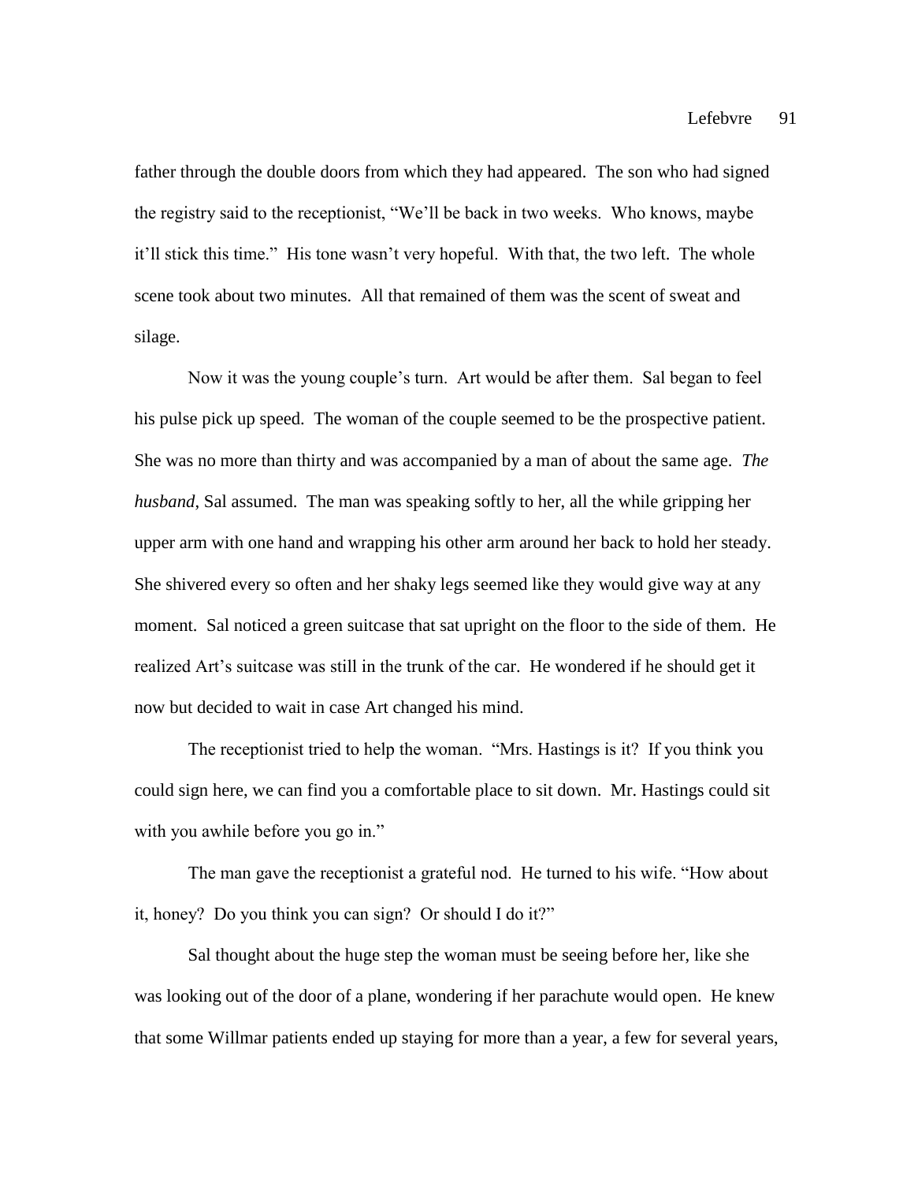father through the double doors from which they had appeared. The son who had signed the registry said to the receptionist, "We'll be back in two weeks. Who knows, maybe it'll stick this time." His tone wasn't very hopeful. With that, the two left. The whole scene took about two minutes. All that remained of them was the scent of sweat and silage.

Now it was the young couple's turn. Art would be after them. Sal began to feel his pulse pick up speed. The woman of the couple seemed to be the prospective patient. She was no more than thirty and was accompanied by a man of about the same age. *The husband*, Sal assumed. The man was speaking softly to her, all the while gripping her upper arm with one hand and wrapping his other arm around her back to hold her steady. She shivered every so often and her shaky legs seemed like they would give way at any moment. Sal noticed a green suitcase that sat upright on the floor to the side of them. He realized Art's suitcase was still in the trunk of the car. He wondered if he should get it now but decided to wait in case Art changed his mind.

The receptionist tried to help the woman. "Mrs. Hastings is it? If you think you could sign here, we can find you a comfortable place to sit down. Mr. Hastings could sit with you awhile before you go in."

The man gave the receptionist a grateful nod. He turned to his wife. "How about it, honey? Do you think you can sign? Or should I do it?"

Sal thought about the huge step the woman must be seeing before her, like she was looking out of the door of a plane, wondering if her parachute would open. He knew that some Willmar patients ended up staying for more than a year, a few for several years,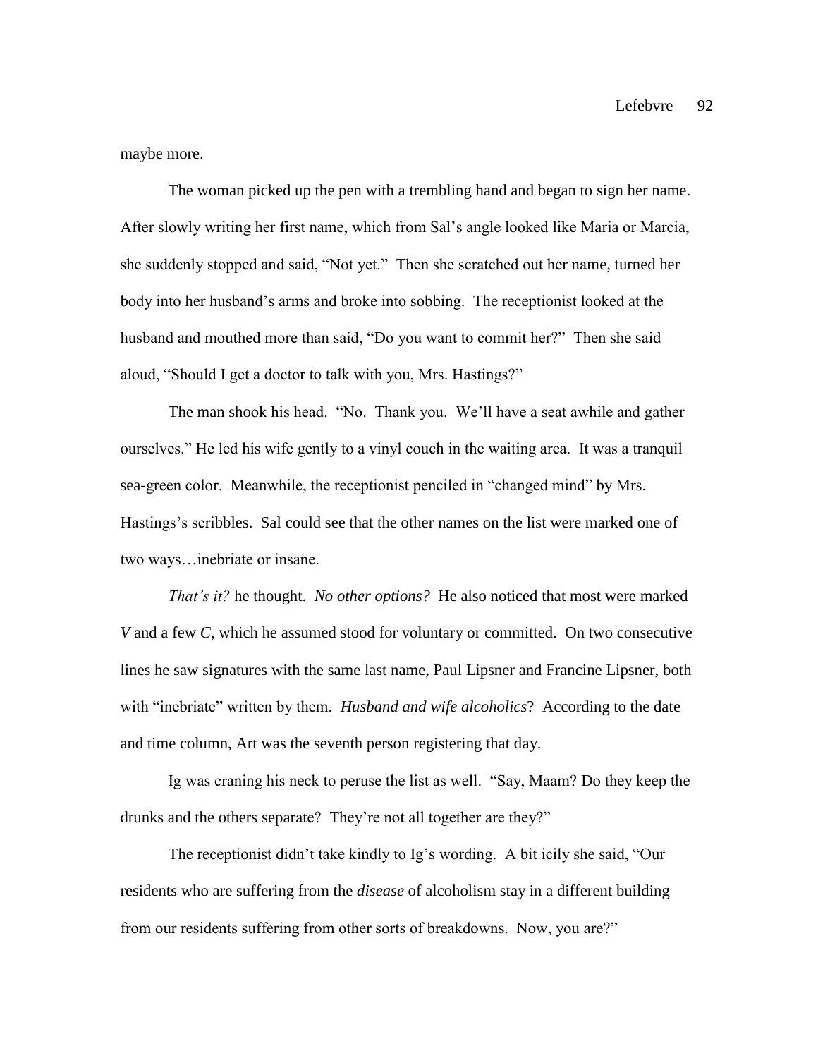maybe more.

The woman picked up the pen with a trembling hand and began to sign her name. After slowly writing her first name, which from Sal's angle looked like Maria or Marcia, she suddenly stopped and said, "Not yet." Then she scratched out her name, turned her body into her husband's arms and broke into sobbing. The receptionist looked at the husband and mouthed more than said, "Do you want to commit her?" Then she said aloud, "Should I get a doctor to talk with you, Mrs. Hastings?"

The man shook his head. "No. Thank you. We'll have a seat awhile and gather ourselves." He led his wife gently to a vinyl couch in the waiting area. It was a tranquil sea-green color. Meanwhile, the receptionist penciled in "changed mind" by Mrs. Hastings's scribbles. Sal could see that the other names on the list were marked one of two ways…inebriate or insane.

*That's it?* he thought. *No other options?* He also noticed that most were marked *V* and a few *C*, which he assumed stood for voluntary or committed. On two consecutive lines he saw signatures with the same last name, Paul Lipsner and Francine Lipsner, both with "inebriate" written by them. *Husband and wife alcoholics*? According to the date and time column, Art was the seventh person registering that day.

Ig was craning his neck to peruse the list as well. "Say, Maam? Do they keep the drunks and the others separate? They're not all together are they?"

The receptionist didn't take kindly to Ig's wording. A bit icily she said, "Our residents who are suffering from the *disease* of alcoholism stay in a different building from our residents suffering from other sorts of breakdowns. Now, you are?"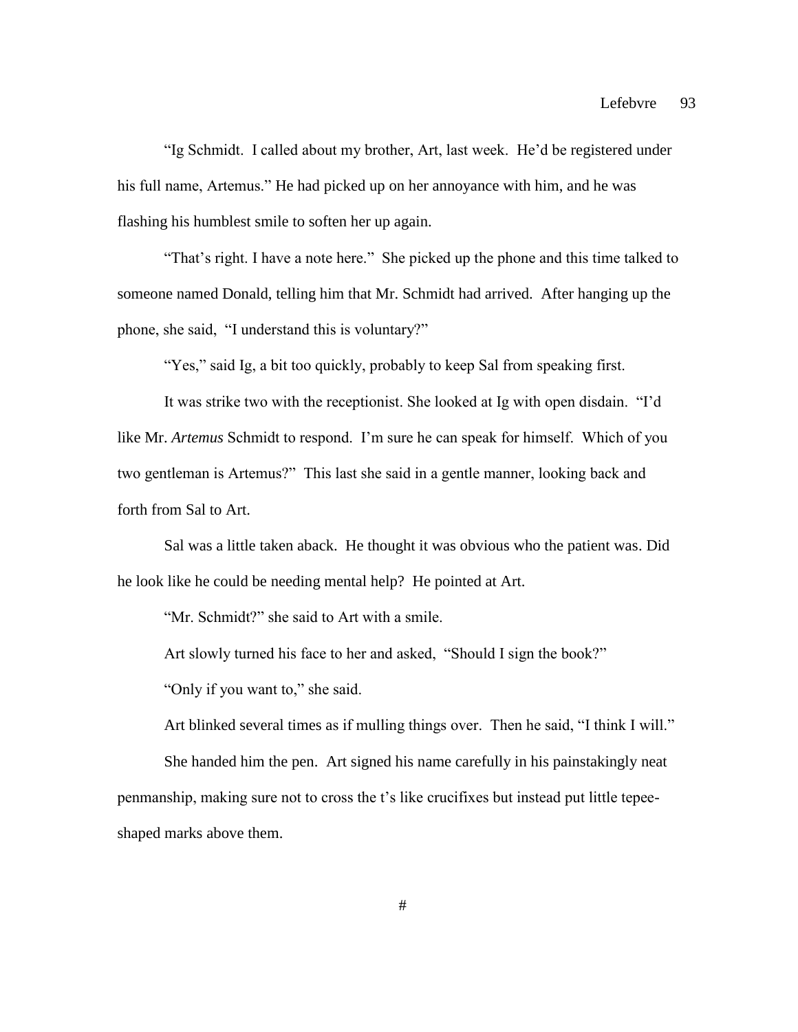"Ig Schmidt. I called about my brother, Art, last week. He'd be registered under his full name, Artemus." He had picked up on her annoyance with him, and he was flashing his humblest smile to soften her up again.

"That's right. I have a note here." She picked up the phone and this time talked to someone named Donald, telling him that Mr. Schmidt had arrived. After hanging up the phone, she said, "I understand this is voluntary?"

"Yes," said Ig, a bit too quickly, probably to keep Sal from speaking first.

It was strike two with the receptionist. She looked at Ig with open disdain. "I'd like Mr. *Artemus* Schmidt to respond. I'm sure he can speak for himself. Which of you two gentleman is Artemus?" This last she said in a gentle manner, looking back and forth from Sal to Art.

Sal was a little taken aback. He thought it was obvious who the patient was. Did he look like he could be needing mental help? He pointed at Art.

"Mr. Schmidt?" she said to Art with a smile.

Art slowly turned his face to her and asked, "Should I sign the book?"

"Only if you want to," she said.

Art blinked several times as if mulling things over. Then he said, "I think I will."

She handed him the pen. Art signed his name carefully in his painstakingly neat penmanship, making sure not to cross the t's like crucifixes but instead put little tepee-shaped marks above them.

#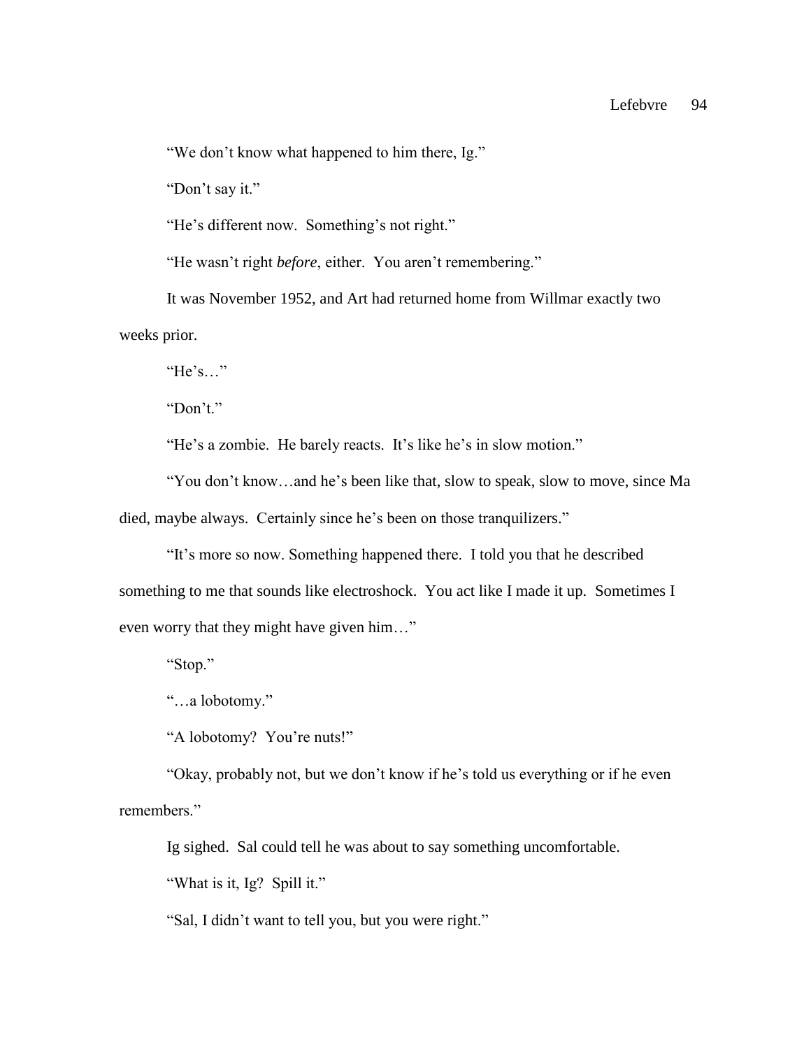"We don't know what happened to him there, Ig."

"Don't say it."

"He's different now. Something's not right."

"He wasn't right *before*, either. You aren't remembering."

It was November 1952, and Art had returned home from Willmar exactly two weeks prior.

"He's…"

"Don't."

"He's a zombie. He barely reacts. It's like he's in slow motion."

"You don't know…and he's been like that, slow to speak, slow to move, since Ma died, maybe always. Certainly since he's been on those tranquilizers."

"It's more so now. Something happened there. I told you that he described something to me that sounds like electroshock. You act like I made it up. Sometimes I even worry that they might have given him…"

"Stop."

"…a lobotomy."

"A lobotomy? You're nuts!"

"Okay, probably not, but we don't know if he's told us everything or if he even remembers."

Ig sighed. Sal could tell he was about to say something uncomfortable.

"What is it, Ig? Spill it."

"Sal, I didn't want to tell you, but you were right."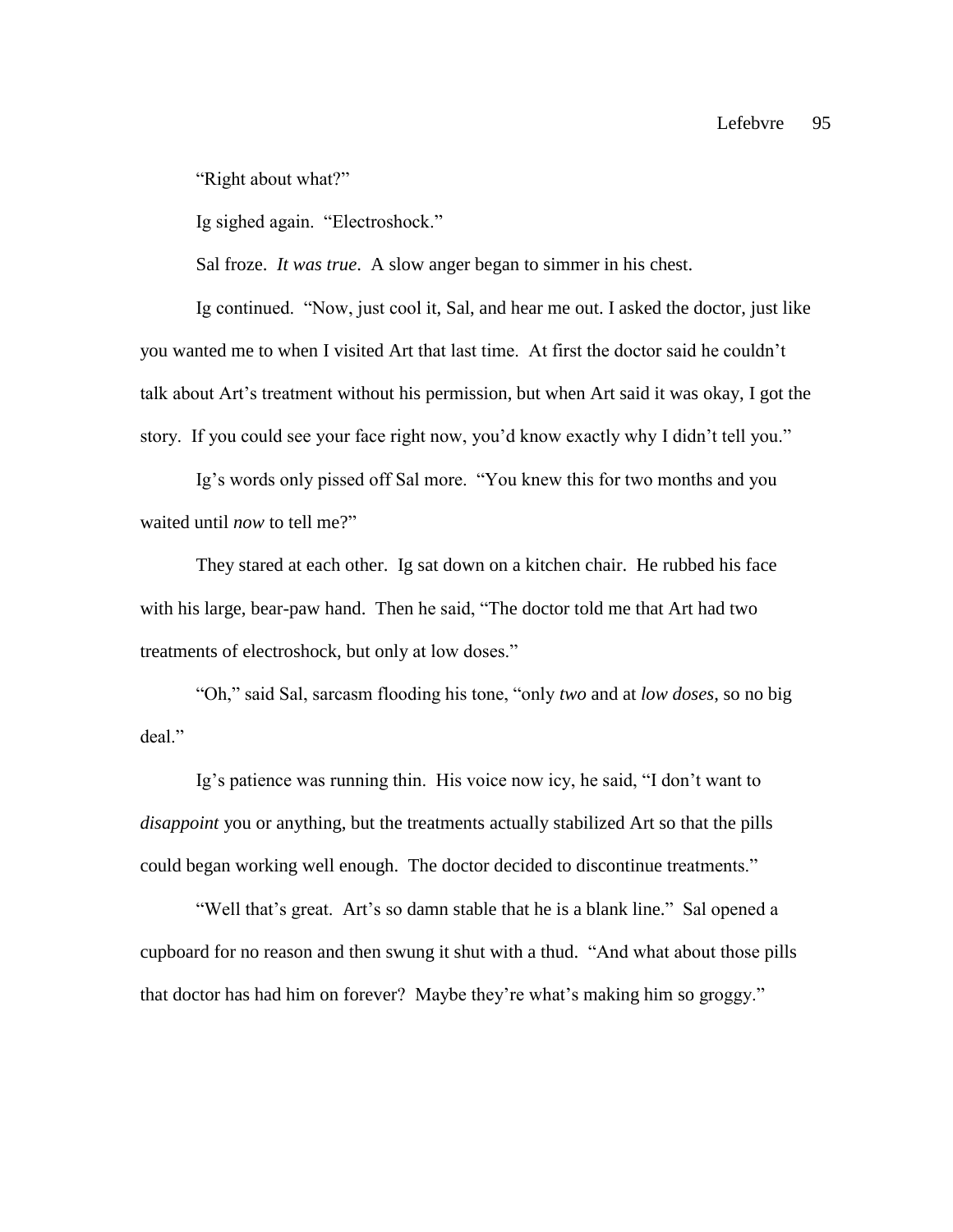"Right about what?"

Ig sighed again. "Electroshock."

Sal froze. *It was true*. A slow anger began to simmer in his chest.

Ig continued. "Now, just cool it, Sal, and hear me out. I asked the doctor, just like you wanted me to when I visited Art that last time. At first the doctor said he couldn't talk about Art's treatment without his permission, but when Art said it was okay, I got the story. If you could see your face right now, you'd know exactly why I didn't tell you."

Ig's words only pissed off Sal more. "You knew this for two months and you waited until *now* to tell me?"

They stared at each other. Ig sat down on a kitchen chair. He rubbed his face with his large, bear-paw hand. Then he said, "The doctor told me that Art had two treatments of electroshock, but only at low doses."

"Oh," said Sal, sarcasm flooding his tone, "only *two* and at *low doses*, so no big deal."

Ig's patience was running thin. His voice now icy, he said, "I don't want to *disappoint* you or anything, but the treatments actually stabilized Art so that the pills could began working well enough. The doctor decided to discontinue treatments."

"Well that's great. Art's so damn stable that he is a blank line." Sal opened a cupboard for no reason and then swung it shut with a thud. "And what about those pills that doctor has had him on forever? Maybe they're what's making him so groggy."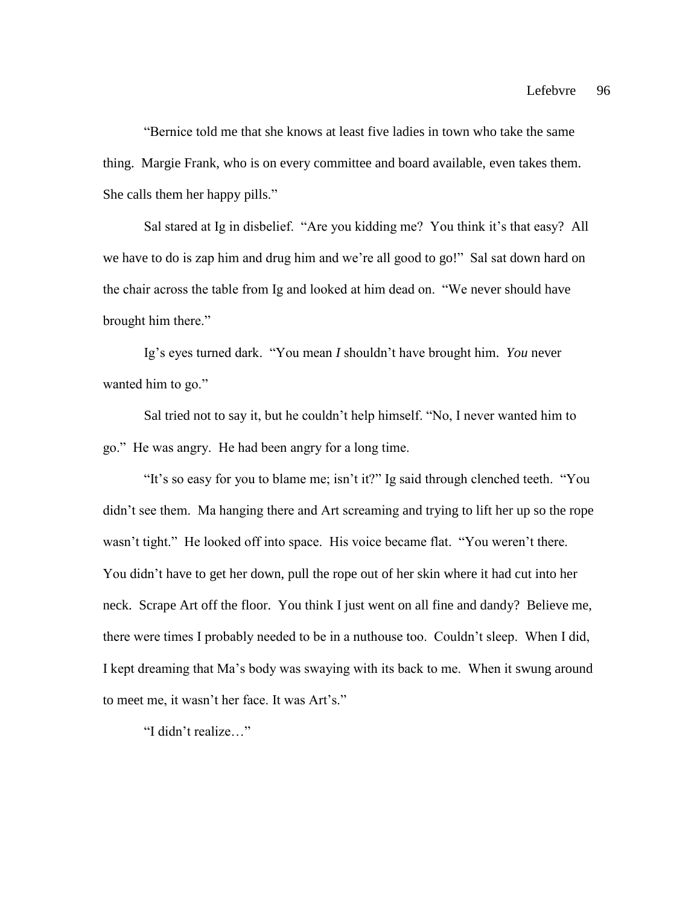"Bernice told me that she knows at least five ladies in town who take the same thing. Margie Frank, who is on every committee and board available, even takes them. She calls them her happy pills."

Sal stared at Ig in disbelief. "Are you kidding me? You think it's that easy? All we have to do is zap him and drug him and we're all good to go!" Sal sat down hard on the chair across the table from Ig and looked at him dead on. "We never should have brought him there."

Ig's eyes turned dark. "You mean *I* shouldn't have brought him. *You* never wanted him to go."

Sal tried not to say it, but he couldn't help himself. "No, I never wanted him to go." He was angry. He had been angry for a long time.

"It's so easy for you to blame me; isn't it?" Ig said through clenched teeth. "You didn't see them. Ma hanging there and Art screaming and trying to lift her up so the rope wasn't tight." He looked off into space. His voice became flat. "You weren't there. You didn't have to get her down, pull the rope out of her skin where it had cut into her neck. Scrape Art off the floor. You think I just went on all fine and dandy? Believe me, there were times I probably needed to be in a nuthouse too. Couldn't sleep. When I did, I kept dreaming that Ma's body was swaying with its back to me. When it swung around to meet me, it wasn't her face. It was Art's."

"I didn't realize…"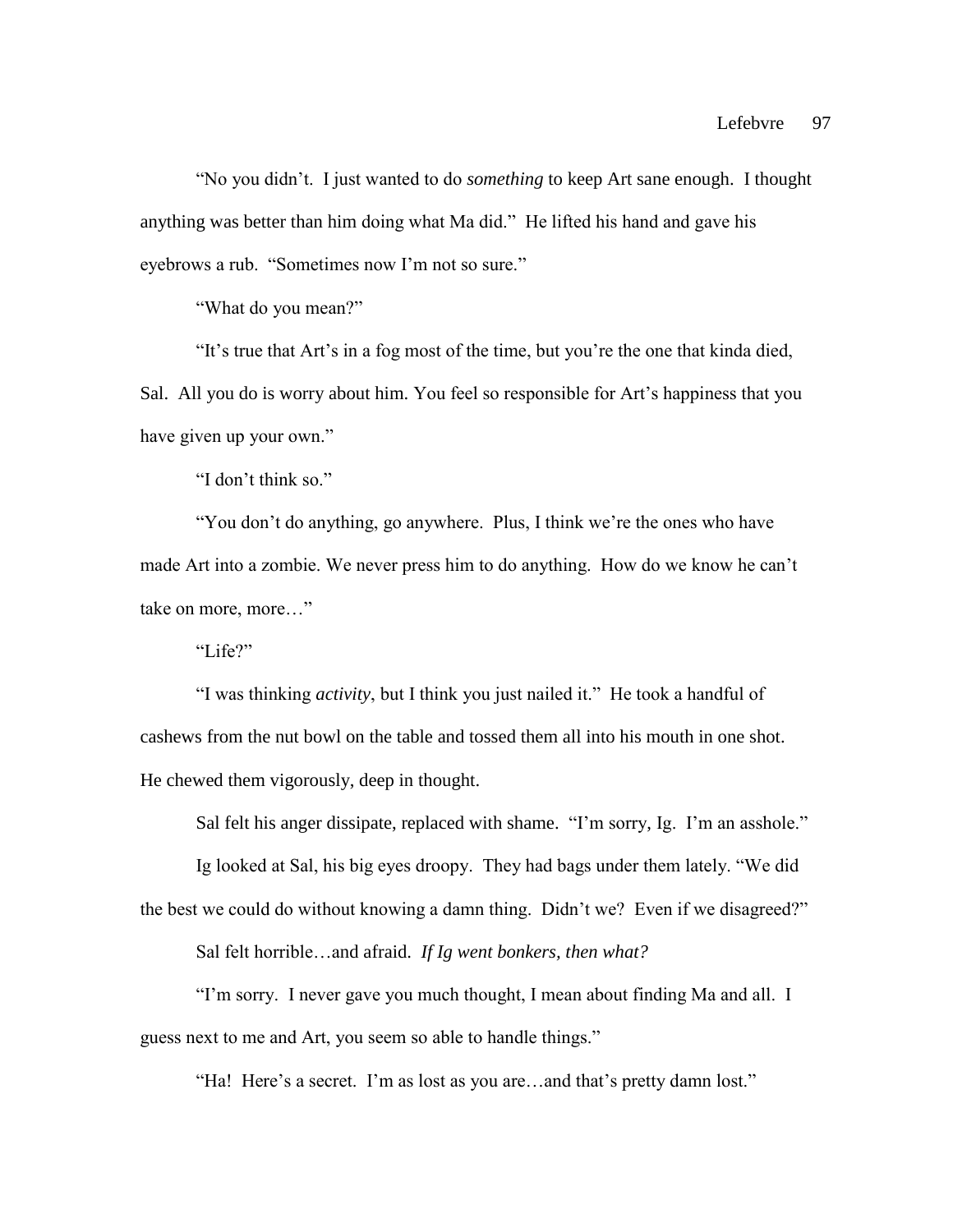"No you didn't. I just wanted to do *something* to keep Art sane enough. I thought anything was better than him doing what Ma did." He lifted his hand and gave his eyebrows a rub. "Sometimes now I'm not so sure."

"What do you mean?"

"It's true that Art's in a fog most of the time, but you're the one that kinda died, Sal. All you do is worry about him. You feel so responsible for Art's happiness that you have given up your own."

"I don't think so."

"You don't do anything, go anywhere. Plus, I think we're the ones who have made Art into a zombie. We never press him to do anything. How do we know he can't take on more, more…"

"Life?"

"I was thinking *activity*, but I think you just nailed it." He took a handful of cashews from the nut bowl on the table and tossed them all into his mouth in one shot. He chewed them vigorously, deep in thought.

Sal felt his anger dissipate, replaced with shame. "I'm sorry, Ig. I'm an asshole."

Ig looked at Sal, his big eyes droopy. They had bags under them lately. "We did the best we could do without knowing a damn thing. Didn't we? Even if we disagreed?"

Sal felt horrible…and afraid. *If Ig went bonkers, then what?*

"I'm sorry. I never gave you much thought, I mean about finding Ma and all. I guess next to me and Art, you seem so able to handle things."

"Ha! Here's a secret. I'm as lost as you are…and that's pretty damn lost."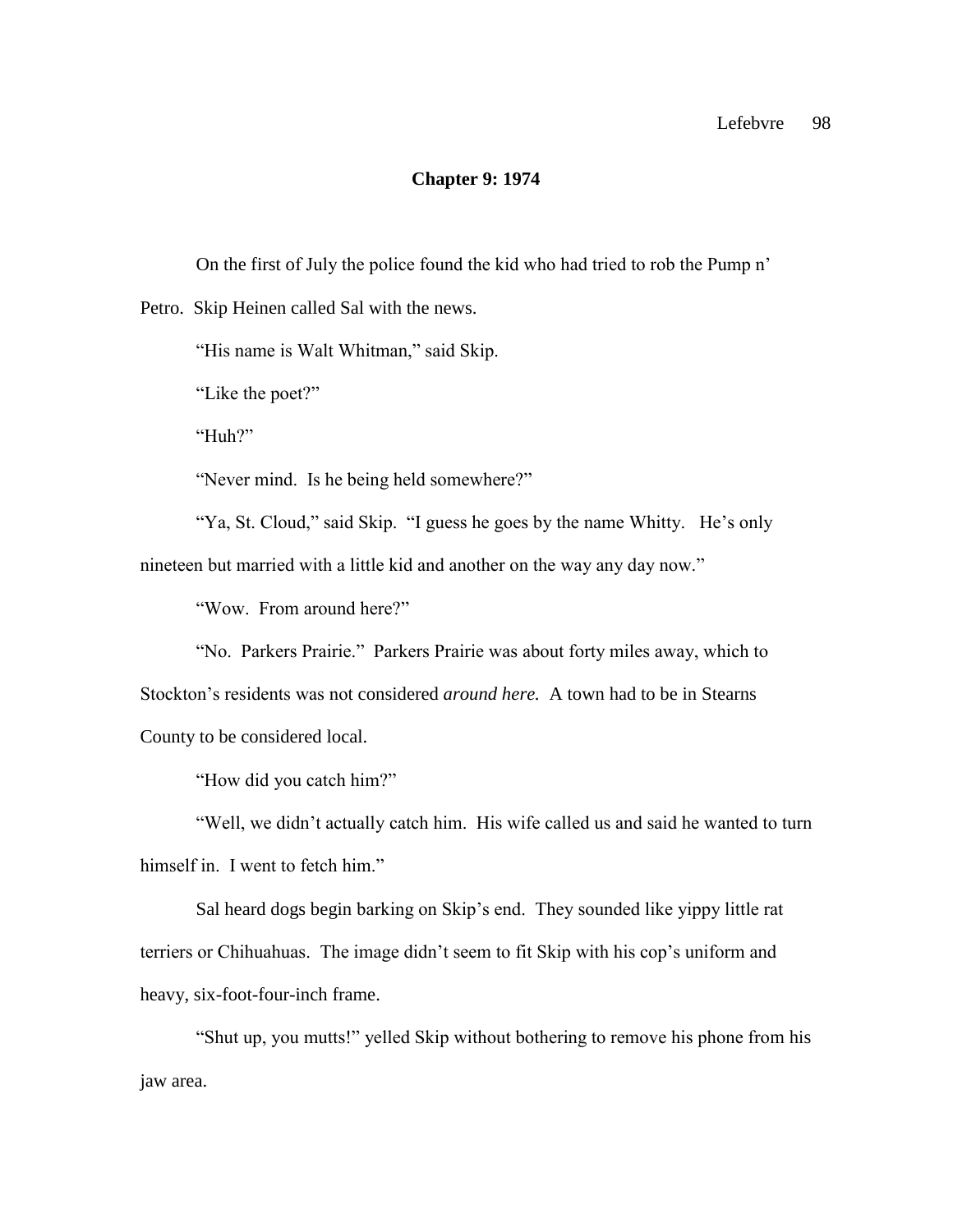## Chapter 9: 1974

On the first of July the police found the kid who had tried to rob the Pump n' Petro. Skip Heinen called Sal with the news.

"His name is Walt Whitman," said Skip.

"Like the poet?"

"Huh?"

"Never mind. Is he being held somewhere?"

"Ya, St. Cloud," said Skip. "I guess he goes by the name Whitty. He's only nineteen but married with a little kid and another on the way any day now."

"Wow. From around here?"

"No. Parkers Prairie." Parkers Prairie was about forty miles away, which to Stockton's residents was not considered *around here.* A town had to be in Stearns County to be considered local.

"How did you catch him?"

"Well, we didn't actually catch him. His wife called us and said he wanted to turn himself in. I went to fetch him."

Sal heard dogs begin barking on Skip's end. They sounded like yippy little rat terriers or Chihuahuas. The image didn't seem to fit Skip with his cop's uniform and heavy, six-foot-four-inch frame.

"Shut up, you mutts!" yelled Skip without bothering to remove his phone from his jaw area.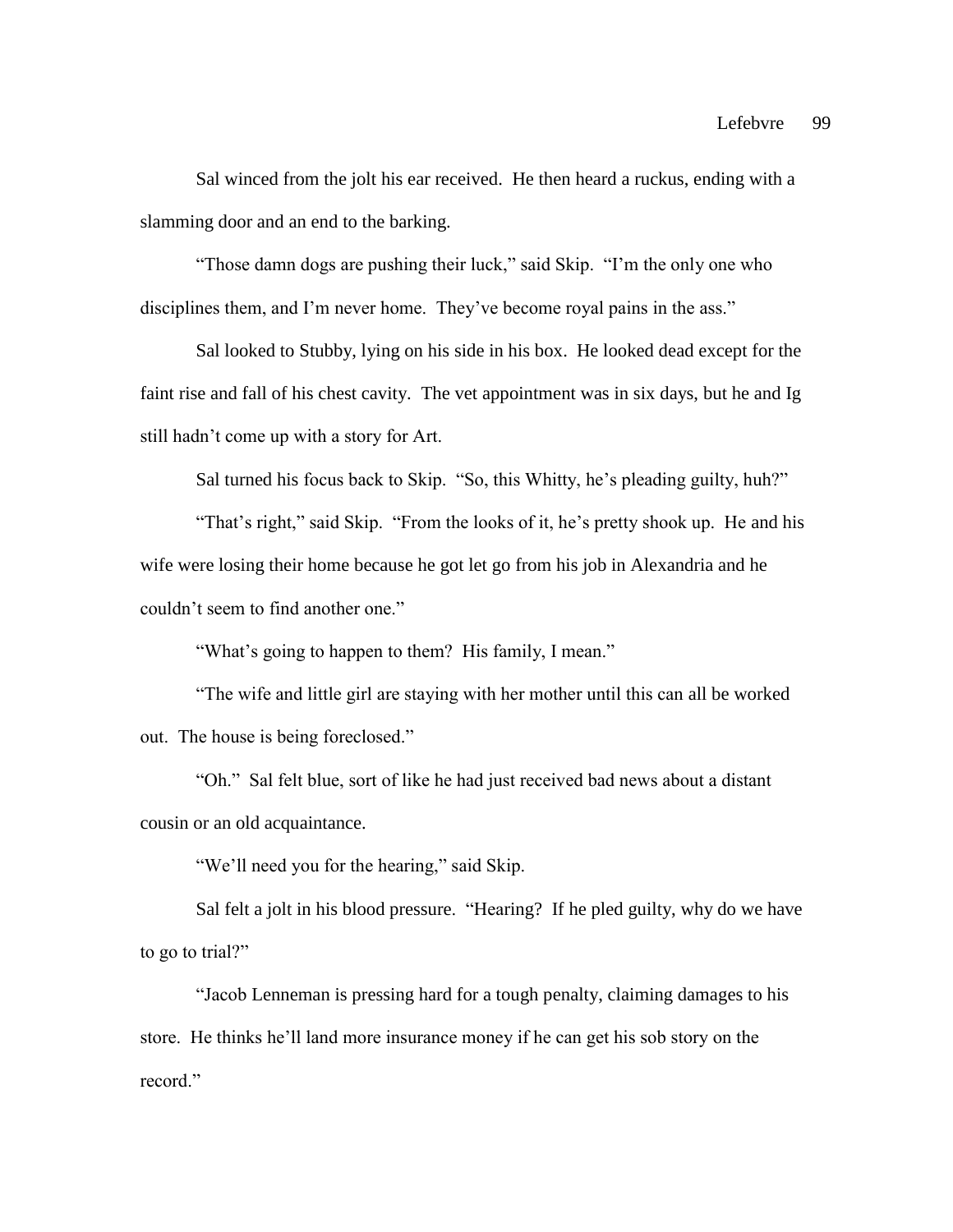Sal winced from the jolt his ear received. He then heard a ruckus, ending with a slamming door and an end to the barking.

"Those damn dogs are pushing their luck," said Skip. "I'm the only one who disciplines them, and I'm never home. They've become royal pains in the ass."

Sal looked to Stubby, lying on his side in his box. He looked dead except for the faint rise and fall of his chest cavity. The vet appointment was in six days, but he and Ig still hadn't come up with a story for Art.

Sal turned his focus back to Skip. "So, this Whitty, he's pleading guilty, huh?"

"That's right," said Skip. "From the looks of it, he's pretty shook up. He and his wife were losing their home because he got let go from his job in Alexandria and he couldn't seem to find another one."

"What's going to happen to them? His family, I mean."

"The wife and little girl are staying with her mother until this can all be worked out. The house is being foreclosed."

"Oh." Sal felt blue, sort of like he had just received bad news about a distant cousin or an old acquaintance.

"We'll need you for the hearing," said Skip.

Sal felt a jolt in his blood pressure. "Hearing? If he pled guilty, why do we have to go to trial?"

"Jacob Lenneman is pressing hard for a tough penalty, claiming damages to his store. He thinks he'll land more insurance money if he can get his sob story on the record."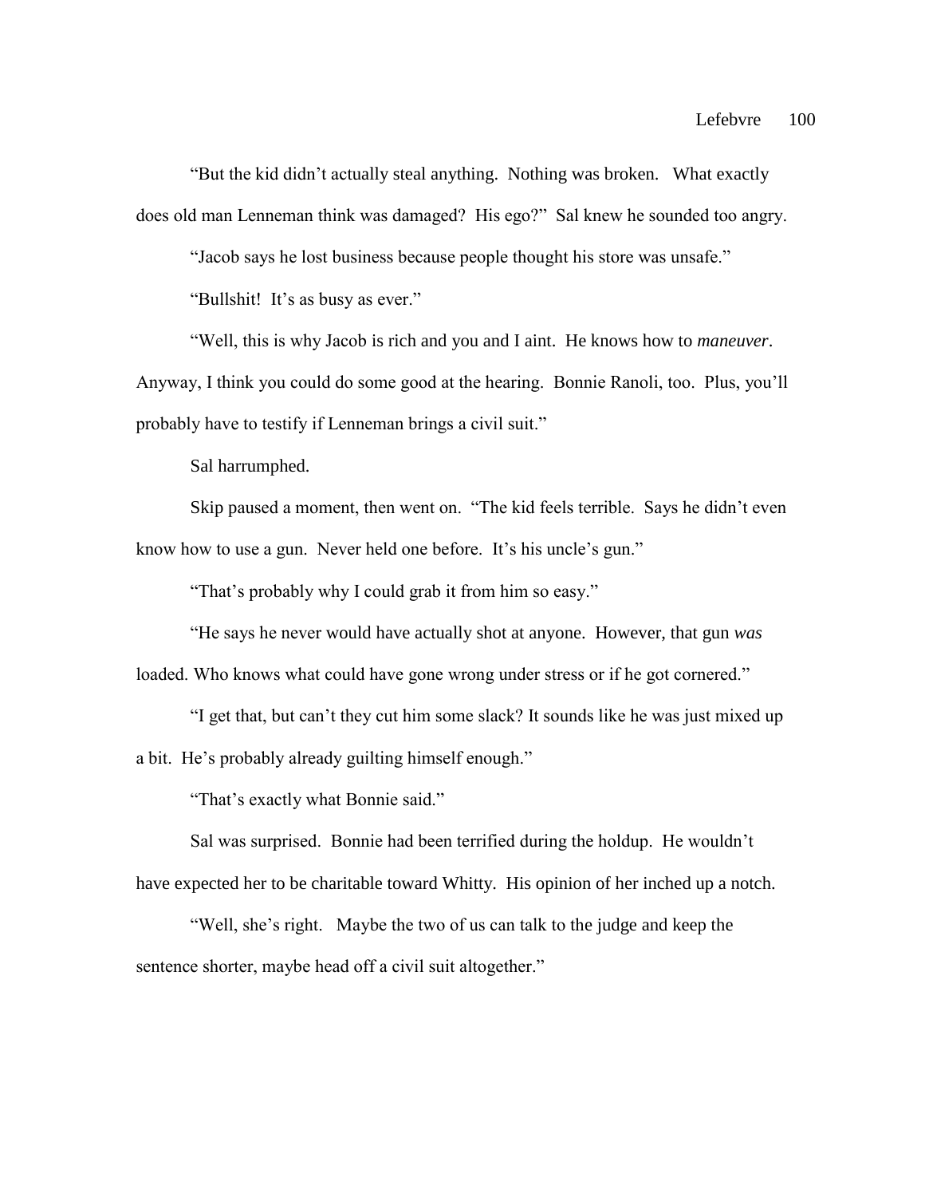"But the kid didn't actually steal anything. Nothing was broken. What exactly does old man Lenneman think was damaged? His ego?" Sal knew he sounded too angry.

"Jacob says he lost business because people thought his store was unsafe."

"Bullshit! It's as busy as ever."

"Well, this is why Jacob is rich and you and I aint. He knows how to *maneuver*. Anyway, I think you could do some good at the hearing. Bonnie Ranoli, too. Plus, you'll probably have to testify if Lenneman brings a civil suit."

Sal harrumphed.

Skip paused a moment, then went on. "The kid feels terrible. Says he didn't even know how to use a gun. Never held one before. It's his uncle's gun."

"That's probably why I could grab it from him so easy."

"He says he never would have actually shot at anyone. However, that gun *was* loaded. Who knows what could have gone wrong under stress or if he got cornered."

"I get that, but can't they cut him some slack? It sounds like he was just mixed up a bit. He's probably already guilting himself enough."

"That's exactly what Bonnie said."

Sal was surprised. Bonnie had been terrified during the holdup. He wouldn't have expected her to be charitable toward Whitty. His opinion of her inched up a notch.

"Well, she's right. Maybe the two of us can talk to the judge and keep the sentence shorter, maybe head off a civil suit altogether."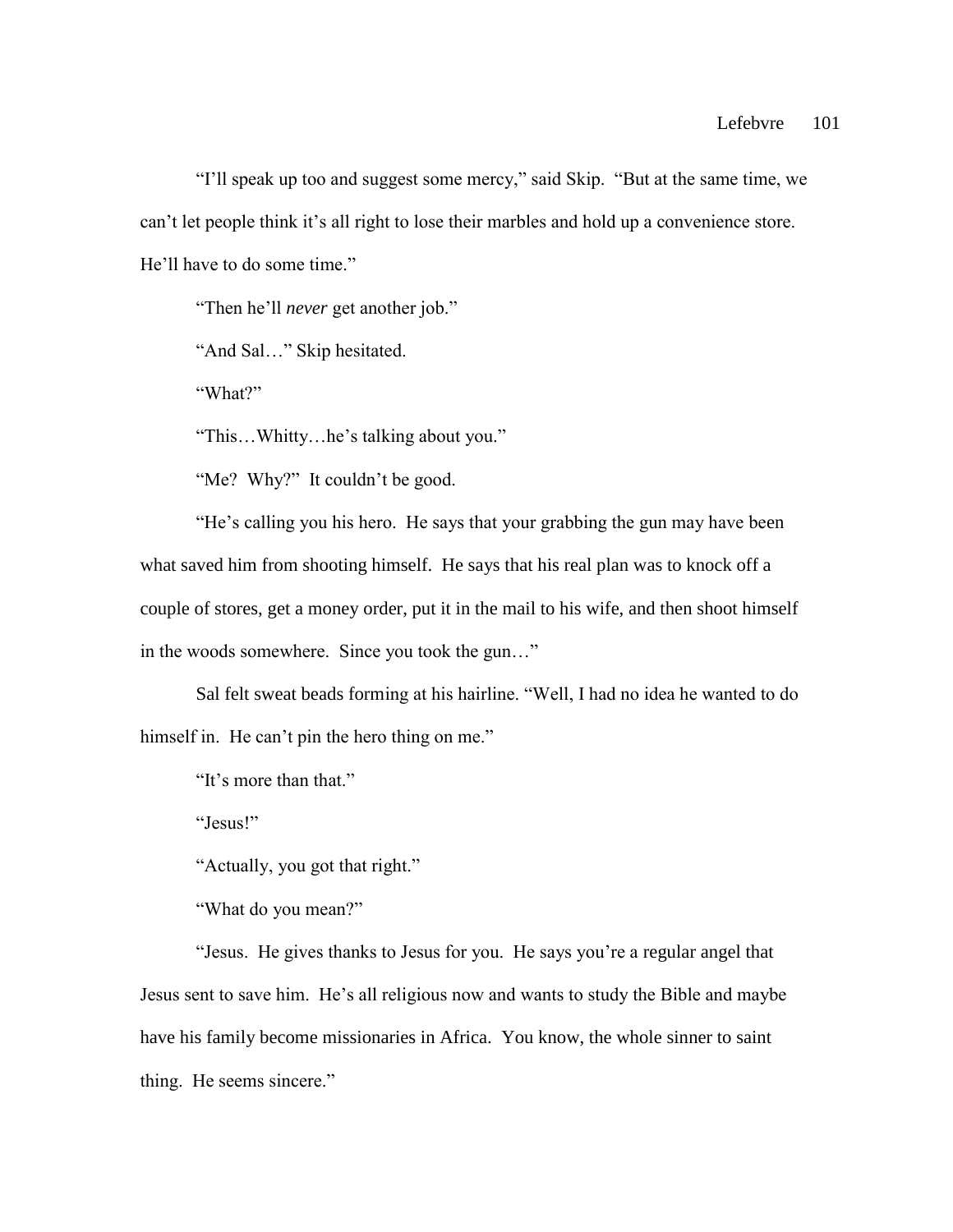"I'll speak up too and suggest some mercy," said Skip. "But at the same time, we can't let people think it's all right to lose their marbles and hold up a convenience store. He'll have to do some time."

"Then he'll *never* get another job."

"And Sal…" Skip hesitated.

"What?"

"This…Whitty…he's talking about you."

"Me? Why?" It couldn't be good.

"He's calling you his hero. He says that your grabbing the gun may have been what saved him from shooting himself. He says that his real plan was to knock off a couple of stores, get a money order, put it in the mail to his wife, and then shoot himself in the woods somewhere. Since you took the gun…"

Sal felt sweat beads forming at his hairline. "Well, I had no idea he wanted to do himself in. He can't pin the hero thing on me."

"It's more than that."

"Jesus!"

"Actually, you got that right."

"What do you mean?"

"Jesus. He gives thanks to Jesus for you. He says you're a regular angel that Jesus sent to save him. He's all religious now and wants to study the Bible and maybe have his family become missionaries in Africa. You know, the whole sinner to saint thing. He seems sincere."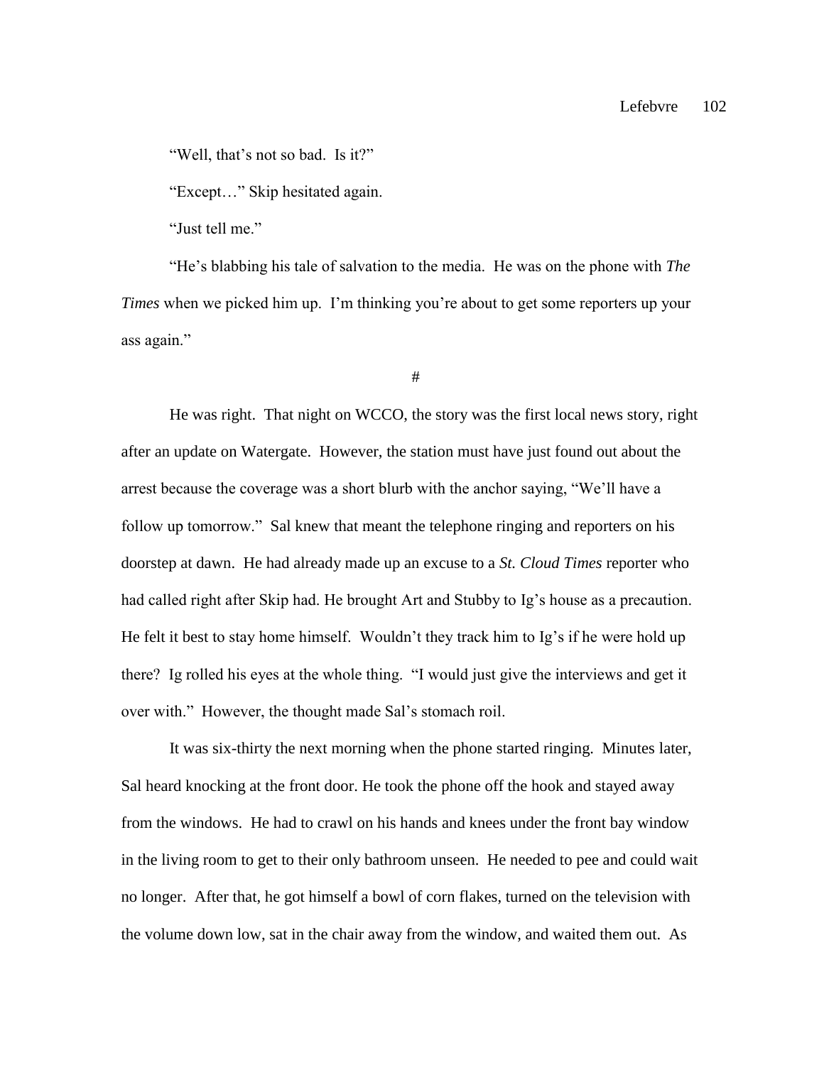"Well, that's not so bad. Is it?"

"Except…" Skip hesitated again.

"Just tell me."

"He's blabbing his tale of salvation to the media. He was on the phone with *The Times* when we picked him up. I'm thinking you're about to get some reporters up your ass again."

#

He was right. That night on WCCO, the story was the first local news story, right after an update on Watergate. However, the station must have just found out about the arrest because the coverage was a short blurb with the anchor saying, "We'll have a follow up tomorrow." Sal knew that meant the telephone ringing and reporters on his doorstep at dawn. He had already made up an excuse to a *St. Cloud Times* reporter who had called right after Skip had. He brought Art and Stubby to Ig's house as a precaution. He felt it best to stay home himself. Wouldn't they track him to Ig's if he were hold up there? Ig rolled his eyes at the whole thing. "I would just give the interviews and get it over with." However, the thought made Sal's stomach roil.

It was six-thirty the next morning when the phone started ringing. Minutes later, Sal heard knocking at the front door. He took the phone off the hook and stayed away from the windows. He had to crawl on his hands and knees under the front bay window in the living room to get to their only bathroom unseen. He needed to pee and could wait no longer. After that, he got himself a bowl of corn flakes, turned on the television with the volume down low, sat in the chair away from the window, and waited them out. As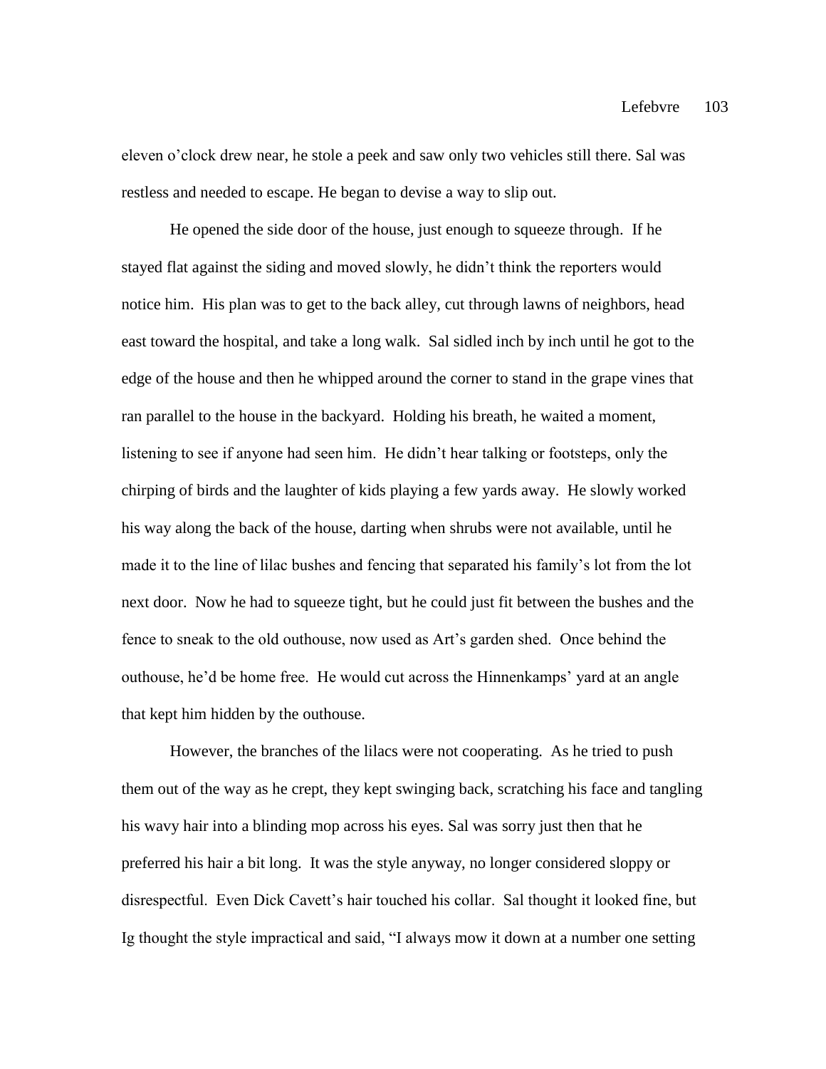eleven o'clock drew near, he stole a peek and saw only two vehicles still there. Sal was restless and needed to escape. He began to devise a way to slip out.

He opened the side door of the house, just enough to squeeze through. If he stayed flat against the siding and moved slowly, he didn't think the reporters would notice him. His plan was to get to the back alley, cut through lawns of neighbors, head east toward the hospital, and take a long walk. Sal sidled inch by inch until he got to the edge of the house and then he whipped around the corner to stand in the grape vines that ran parallel to the house in the backyard. Holding his breath, he waited a moment, listening to see if anyone had seen him. He didn't hear talking or footsteps, only the chirping of birds and the laughter of kids playing a few yards away. He slowly worked his way along the back of the house, darting when shrubs were not available, until he made it to the line of lilac bushes and fencing that separated his family's lot from the lot next door. Now he had to squeeze tight, but he could just fit between the bushes and the fence to sneak to the old outhouse, now used as Art's garden shed. Once behind the outhouse, he'd be home free. He would cut across the Hinnenkamps' yard at an angle that kept him hidden by the outhouse.

However, the branches of the lilacs were not cooperating. As he tried to push them out of the way as he crept, they kept swinging back, scratching his face and tangling his wavy hair into a blinding mop across his eyes. Sal was sorry just then that he preferred his hair a bit long. It was the style anyway, no longer considered sloppy or disrespectful. Even Dick Cavett's hair touched his collar. Sal thought it looked fine, but Ig thought the style impractical and said, "I always mow it down at a number one setting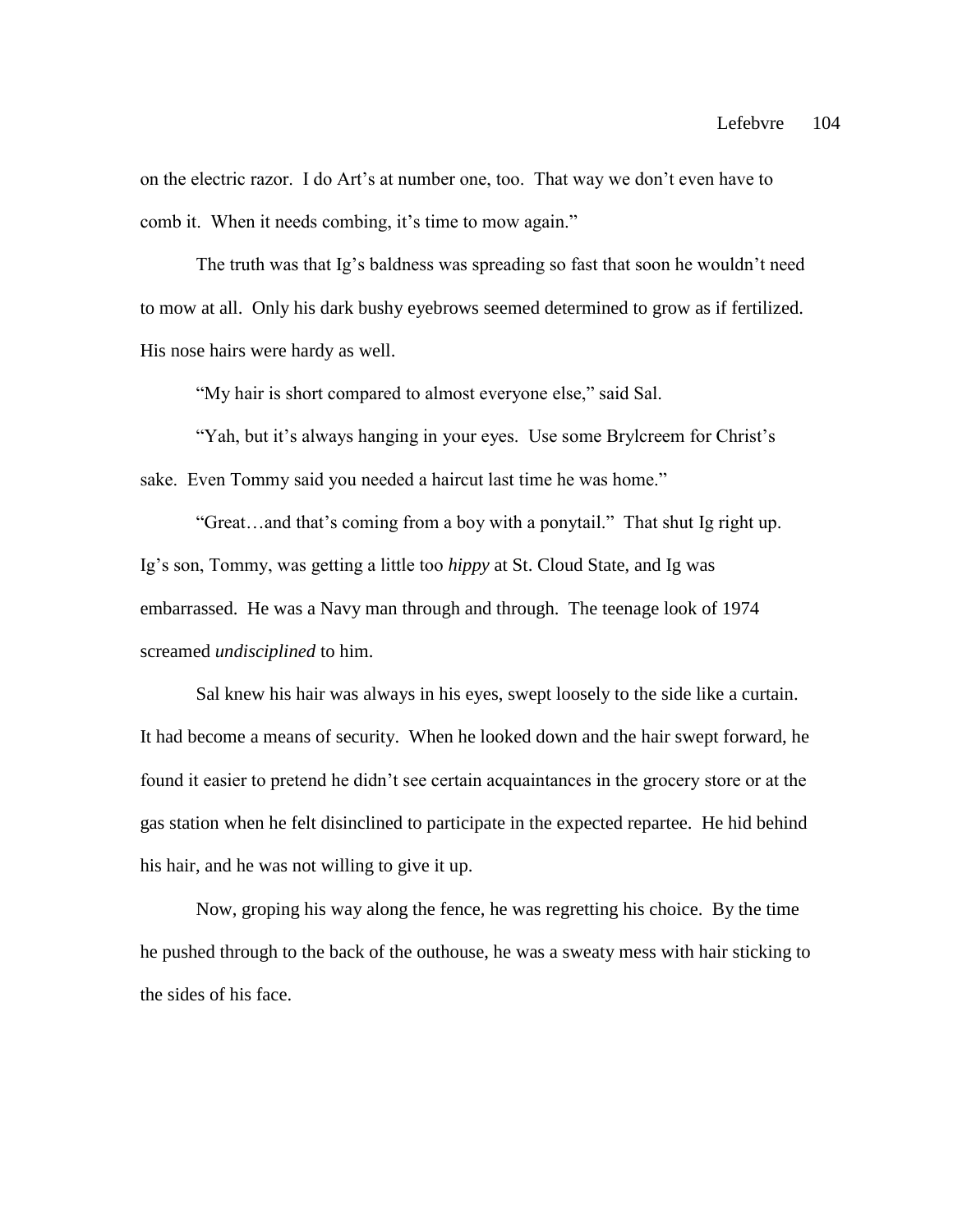on the electric razor. I do Art's at number one, too. That way we don't even have to comb it. When it needs combing, it's time to mow again."

The truth was that Ig's baldness was spreading so fast that soon he wouldn't need to mow at all. Only his dark bushy eyebrows seemed determined to grow as if fertilized. His nose hairs were hardy as well.

"My hair is short compared to almost everyone else," said Sal.

"Yah, but it's always hanging in your eyes. Use some Brylcreem for Christ's sake. Even Tommy said you needed a haircut last time he was home."

"Great…and that's coming from a boy with a ponytail." That shut Ig right up. Ig's son, Tommy, was getting a little too *hippy* at St. Cloud State, and Ig was embarrassed. He was a Navy man through and through. The teenage look of 1974 screamed *undisciplined* to him.

Sal knew his hair was always in his eyes, swept loosely to the side like a curtain. It had become a means of security. When he looked down and the hair swept forward, he found it easier to pretend he didn't see certain acquaintances in the grocery store or at the gas station when he felt disinclined to participate in the expected repartee. He hid behind his hair, and he was not willing to give it up.

Now, groping his way along the fence, he was regretting his choice. By the time he pushed through to the back of the outhouse, he was a sweaty mess with hair sticking to the sides of his face.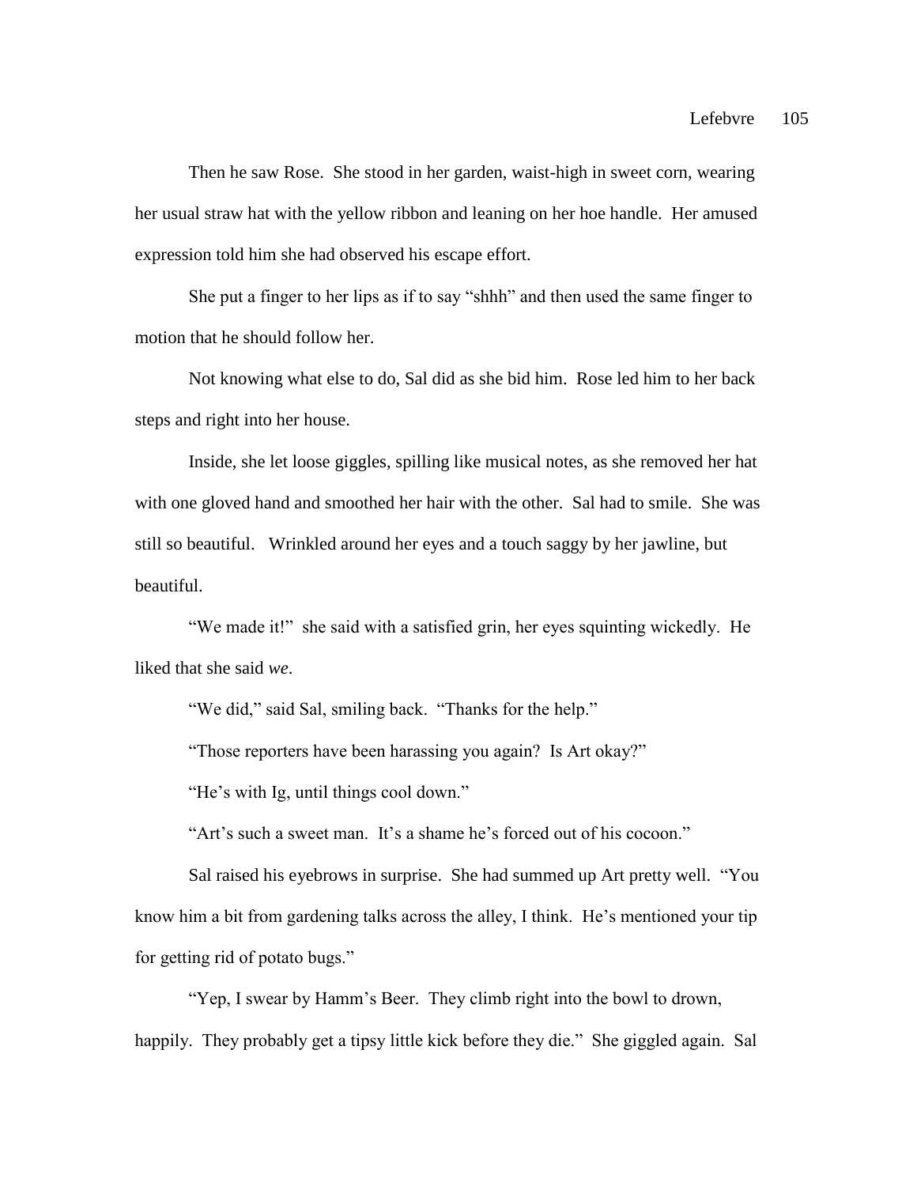Then he saw Rose. She stood in her garden, waist-high in sweet corn, wearing her usual straw hat with the yellow ribbon and leaning on her hoe handle. Her amused expression told him she had observed his escape effort.

She put a finger to her lips as if to say "shhh" and then used the same finger to motion that he should follow her.

Not knowing what else to do, Sal did as she bid him. Rose led him to her back steps and right into her house.

Inside, she let loose giggles, spilling like musical notes, as she removed her hat with one gloved hand and smoothed her hair with the other. Sal had to smile. She was still so beautiful. Wrinkled around her eyes and a touch saggy by her jawline, but beautiful.

"We made it!" she said with a satisfied grin, her eyes squinting wickedly. He liked that she said *we*.

"We did," said Sal, smiling back. "Thanks for the help."

"Those reporters have been harassing you again? Is Art okay?"

"He's with Ig, until things cool down."

"Art's such a sweet man. It's a shame he's forced out of his cocoon."

Sal raised his eyebrows in surprise. She had summed up Art pretty well. "You know him a bit from gardening talks across the alley, I think. He's mentioned your tip for getting rid of potato bugs."

"Yep, I swear by Hamm's Beer. They climb right into the bowl to drown, happily. They probably get a tipsy little kick before they die." She giggled again. Sal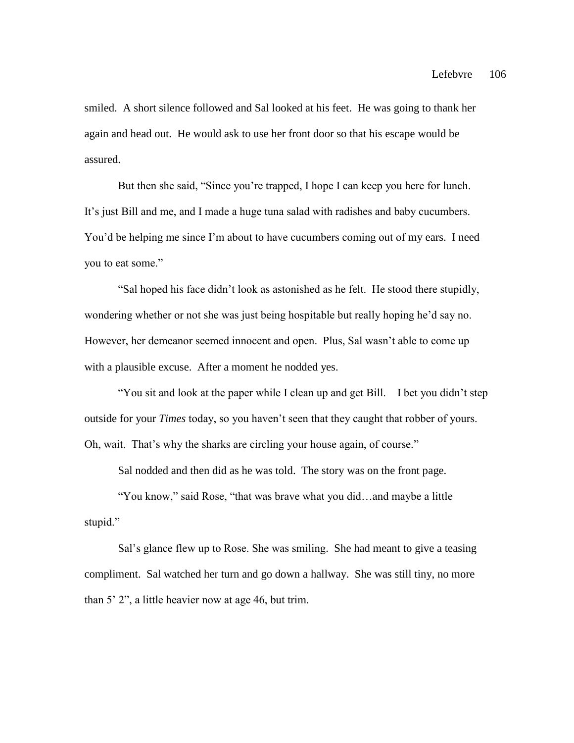smiled.  A short silence followed and Sal looked at his feet.  He was going to thank her again and head out.  He would ask to use her front door so that his escape would be assured.

But then she said, "Since you're trapped, I hope I can keep you here for lunch. It's just Bill and me, and I made a huge tuna salad with radishes and baby cucumbers. You'd be helping me since I'm about to have cucumbers coming out of my ears.  I need you to eat some."

"Sal hoped his face didn't look as astonished as he felt.  He stood there stupidly, wondering whether or not she was just being hospitable but really hoping he'd say no. However, her demeanor seemed innocent and open.  Plus, Sal wasn't able to come up with a plausible excuse.  After a moment he nodded yes.

"You sit and look at the paper while I clean up and get Bill.    I bet you didn't step outside for your *Times* today, so you haven't seen that they caught that robber of yours. Oh, wait.  That's why the sharks are circling your house again, of course."

Sal nodded and then did as he was told.  The story was on the front page.

"You know," said Rose, "that was brave what you did…and maybe a little stupid."

Sal's glance flew up to Rose. She was smiling.  She had meant to give a teasing compliment.  Sal watched her turn and go down a hallway.  She was still tiny, no more than 5' 2", a little heavier now at age 46, but trim.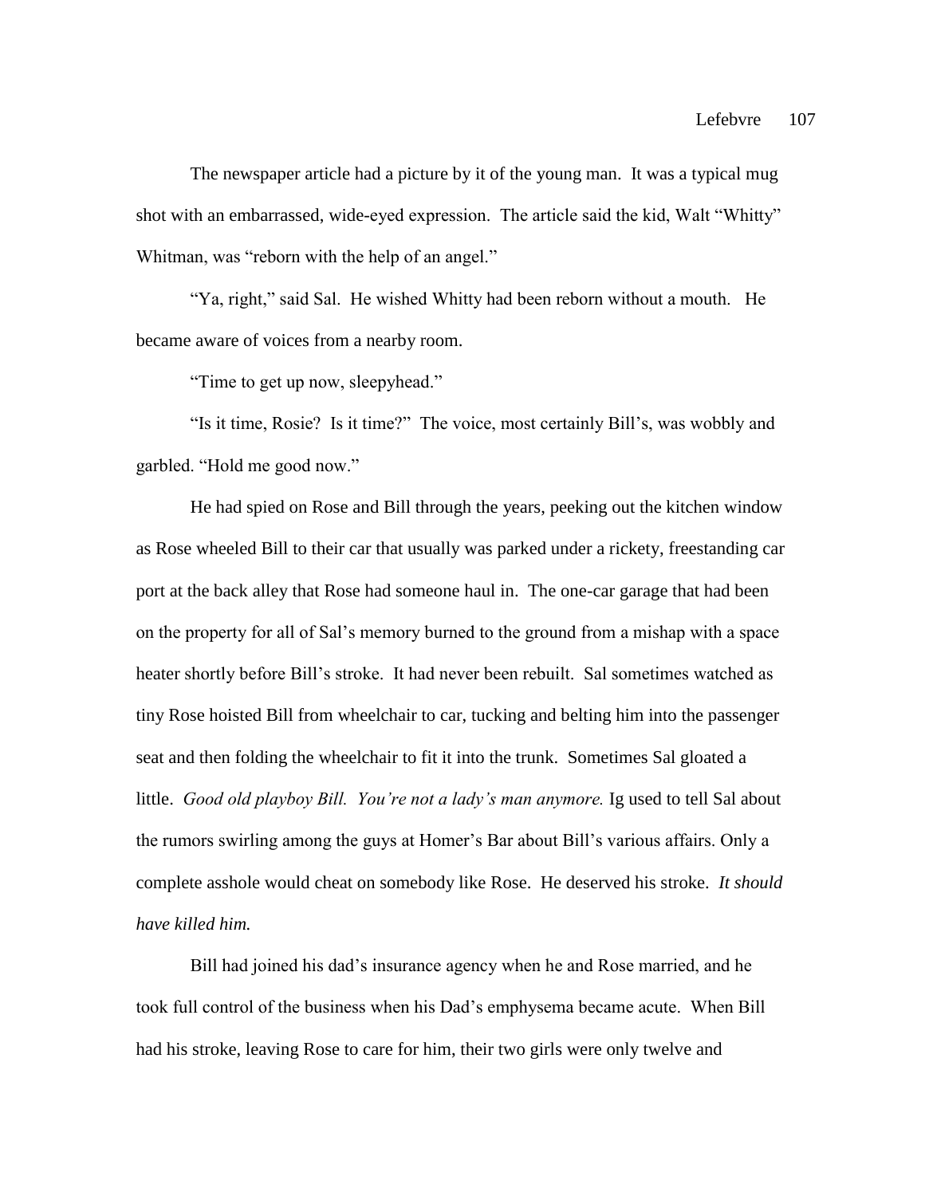The newspaper article had a picture by it of the young man. It was a typical mug shot with an embarrassed, wide-eyed expression. The article said the kid, Walt "Whitty" Whitman, was "reborn with the help of an angel."

"Ya, right," said Sal. He wished Whitty had been reborn without a mouth. He became aware of voices from a nearby room.

"Time to get up now, sleepyhead."

"Is it time, Rosie? Is it time?" The voice, most certainly Bill's, was wobbly and garbled. "Hold me good now."

He had spied on Rose and Bill through the years, peeking out the kitchen window as Rose wheeled Bill to their car that usually was parked under a rickety, freestanding car port at the back alley that Rose had someone haul in. The one-car garage that had been on the property for all of Sal's memory burned to the ground from a mishap with a space heater shortly before Bill's stroke. It had never been rebuilt. Sal sometimes watched as tiny Rose hoisted Bill from wheelchair to car, tucking and belting him into the passenger seat and then folding the wheelchair to fit it into the trunk. Sometimes Sal gloated a little. *Good old playboy Bill. You're not a lady's man anymore.* Ig used to tell Sal about the rumors swirling among the guys at Homer's Bar about Bill's various affairs. Only a complete asshole would cheat on somebody like Rose. He deserved his stroke. *It should have killed him.*

Bill had joined his dad's insurance agency when he and Rose married, and he took full control of the business when his Dad's emphysema became acute. When Bill had his stroke, leaving Rose to care for him, their two girls were only twelve and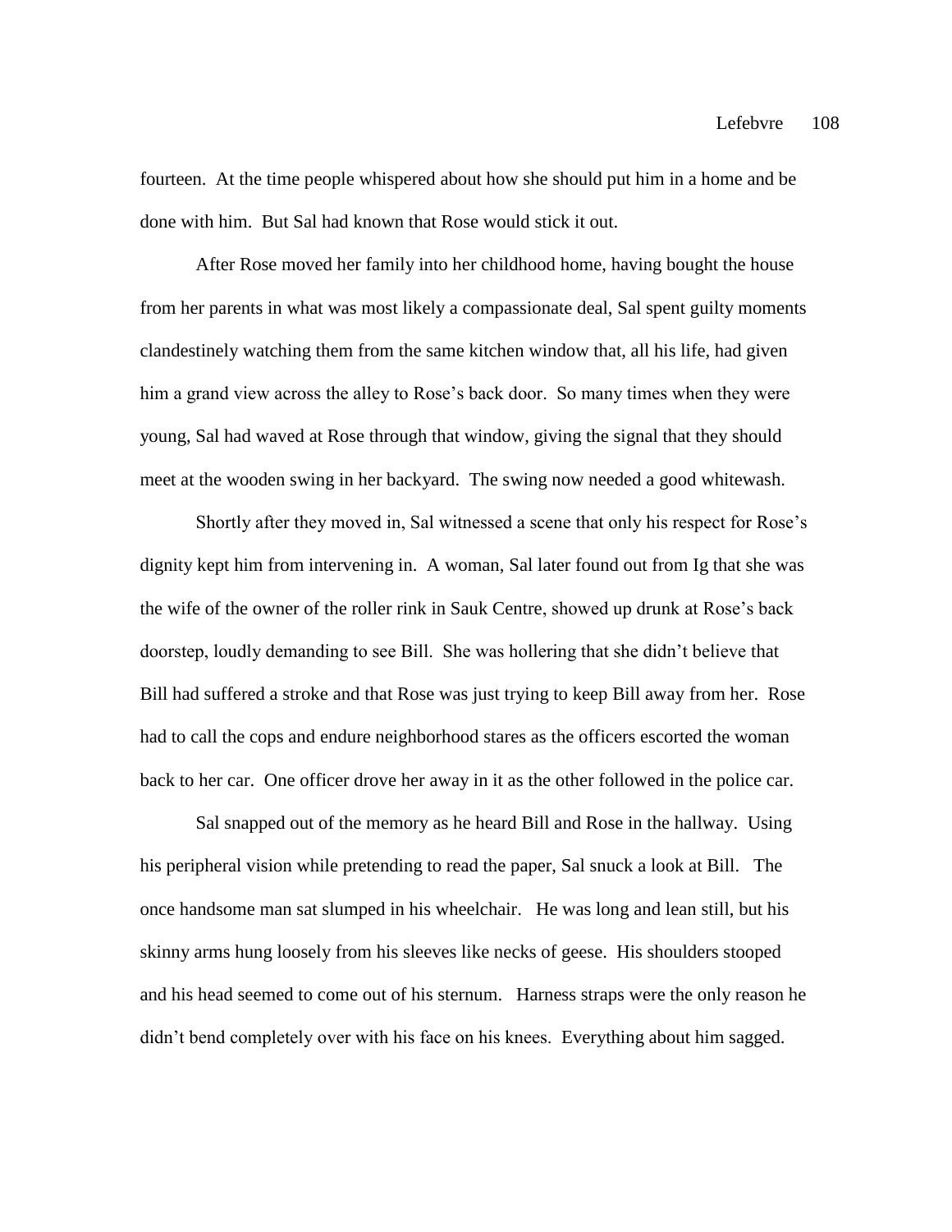fourteen. At the time people whispered about how she should put him in a home and be done with him. But Sal had known that Rose would stick it out.

After Rose moved her family into her childhood home, having bought the house from her parents in what was most likely a compassionate deal, Sal spent guilty moments clandestinely watching them from the same kitchen window that, all his life, had given him a grand view across the alley to Rose's back door. So many times when they were young, Sal had waved at Rose through that window, giving the signal that they should meet at the wooden swing in her backyard. The swing now needed a good whitewash.

Shortly after they moved in, Sal witnessed a scene that only his respect for Rose's dignity kept him from intervening in. A woman, Sal later found out from Ig that she was the wife of the owner of the roller rink in Sauk Centre, showed up drunk at Rose's back doorstep, loudly demanding to see Bill. She was hollering that she didn't believe that Bill had suffered a stroke and that Rose was just trying to keep Bill away from her. Rose had to call the cops and endure neighborhood stares as the officers escorted the woman back to her car. One officer drove her away in it as the other followed in the police car.

Sal snapped out of the memory as he heard Bill and Rose in the hallway. Using his peripheral vision while pretending to read the paper, Sal snuck a look at Bill. The once handsome man sat slumped in his wheelchair. He was long and lean still, but his skinny arms hung loosely from his sleeves like necks of geese. His shoulders stooped and his head seemed to come out of his sternum. Harness straps were the only reason he didn't bend completely over with his face on his knees. Everything about him sagged.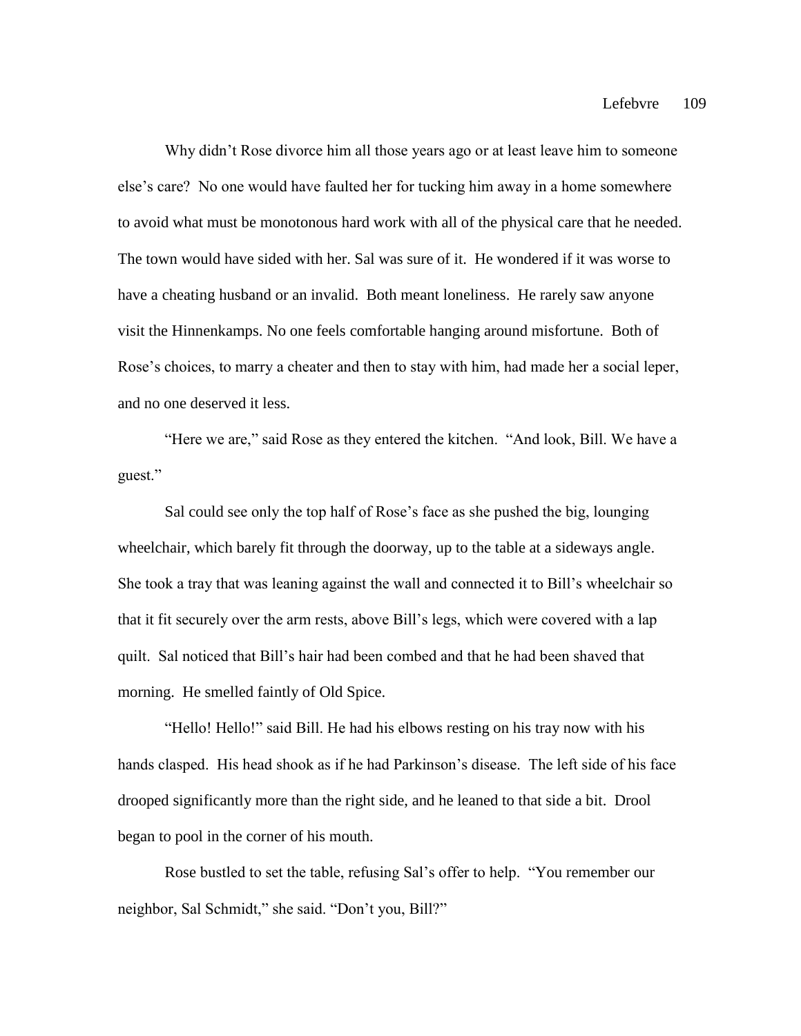Why didn't Rose divorce him all those years ago or at least leave him to someone else's care? No one would have faulted her for tucking him away in a home somewhere to avoid what must be monotonous hard work with all of the physical care that he needed. The town would have sided with her. Sal was sure of it. He wondered if it was worse to have a cheating husband or an invalid. Both meant loneliness. He rarely saw anyone visit the Hinnenkamps. No one feels comfortable hanging around misfortune. Both of Rose's choices, to marry a cheater and then to stay with him, had made her a social leper, and no one deserved it less.

"Here we are," said Rose as they entered the kitchen. "And look, Bill. We have a guest."

Sal could see only the top half of Rose's face as she pushed the big, lounging wheelchair, which barely fit through the doorway, up to the table at a sideways angle. She took a tray that was leaning against the wall and connected it to Bill's wheelchair so that it fit securely over the arm rests, above Bill's legs, which were covered with a lap quilt. Sal noticed that Bill's hair had been combed and that he had been shaved that morning. He smelled faintly of Old Spice.

"Hello! Hello!" said Bill. He had his elbows resting on his tray now with his hands clasped. His head shook as if he had Parkinson's disease. The left side of his face drooped significantly more than the right side, and he leaned to that side a bit. Drool began to pool in the corner of his mouth.

Rose bustled to set the table, refusing Sal's offer to help. "You remember our neighbor, Sal Schmidt," she said. "Don't you, Bill?"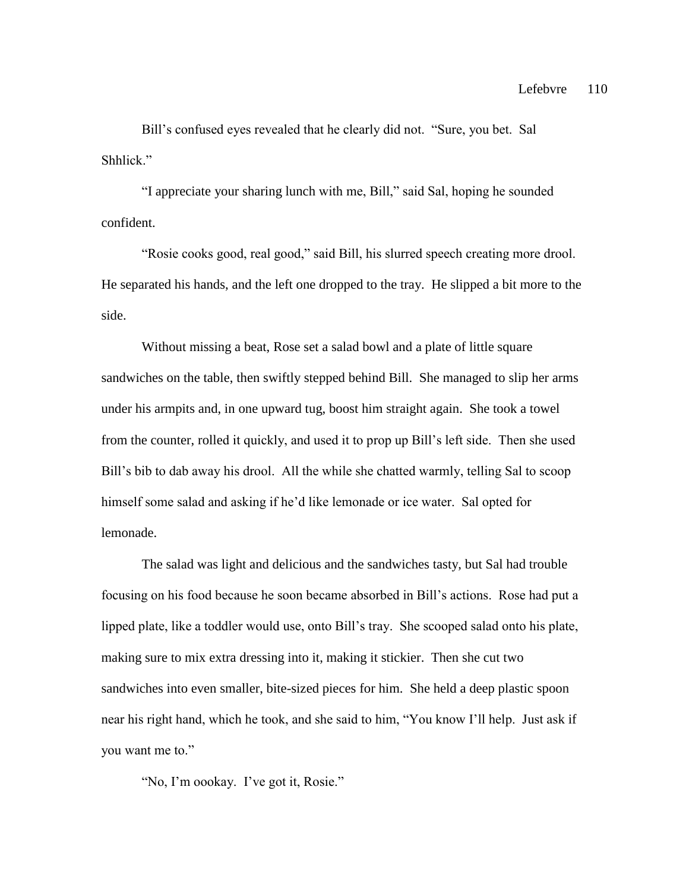Bill's confused eyes revealed that he clearly did not. "Sure, you bet. Sal Shhlick."

"I appreciate your sharing lunch with me, Bill," said Sal, hoping he sounded confident.

"Rosie cooks good, real good," said Bill, his slurred speech creating more drool. He separated his hands, and the left one dropped to the tray. He slipped a bit more to the side.

Without missing a beat, Rose set a salad bowl and a plate of little square sandwiches on the table, then swiftly stepped behind Bill. She managed to slip her arms under his armpits and, in one upward tug, boost him straight again. She took a towel from the counter, rolled it quickly, and used it to prop up Bill's left side. Then she used Bill's bib to dab away his drool. All the while she chatted warmly, telling Sal to scoop himself some salad and asking if he'd like lemonade or ice water. Sal opted for lemonade.

The salad was light and delicious and the sandwiches tasty, but Sal had trouble focusing on his food because he soon became absorbed in Bill's actions. Rose had put a lipped plate, like a toddler would use, onto Bill's tray. She scooped salad onto his plate, making sure to mix extra dressing into it, making it stickier. Then she cut two sandwiches into even smaller, bite-sized pieces for him. She held a deep plastic spoon near his right hand, which he took, and she said to him, "You know I'll help. Just ask if you want me to."

"No, I'm oookay. I've got it, Rosie."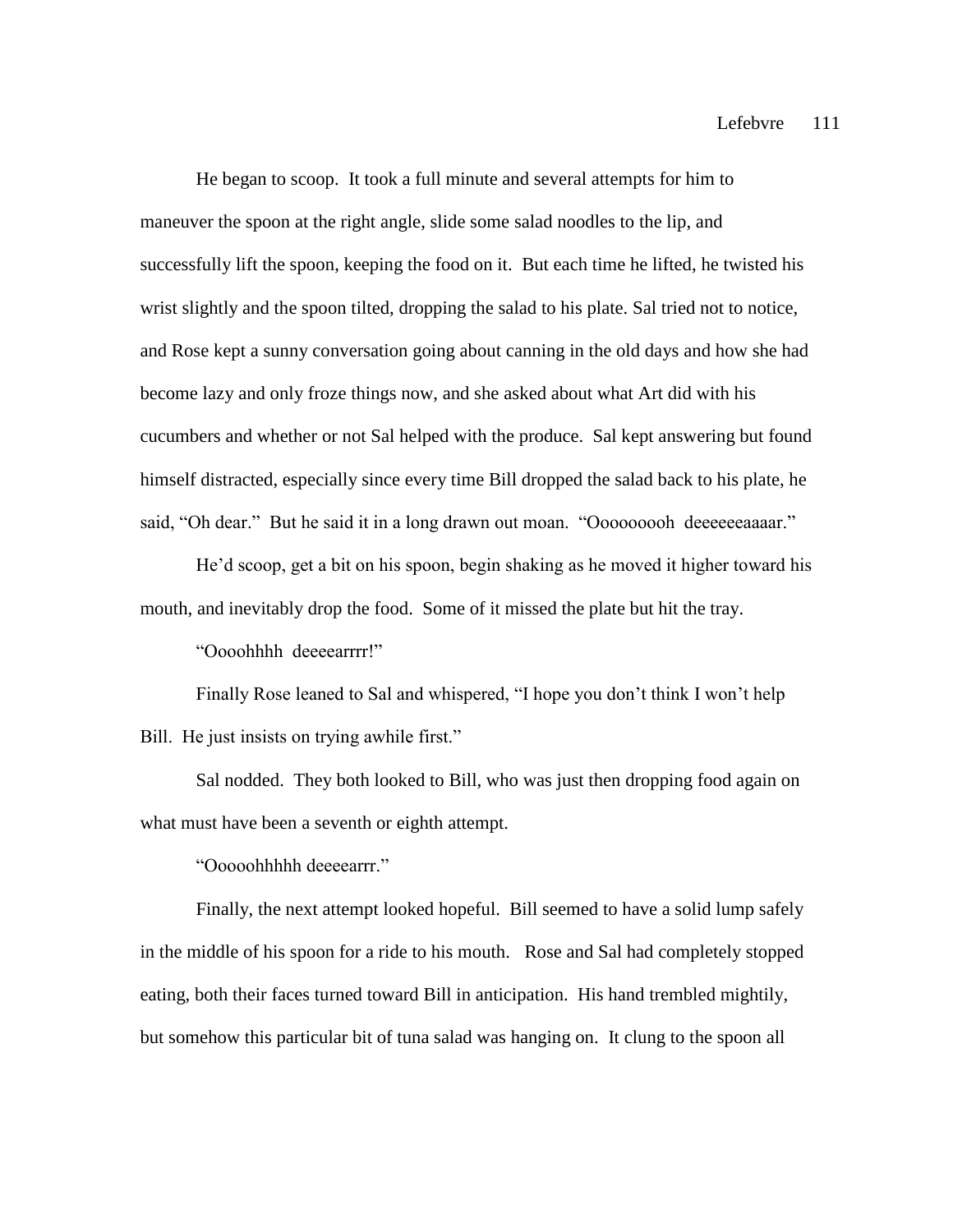He began to scoop. It took a full minute and several attempts for him to maneuver the spoon at the right angle, slide some salad noodles to the lip, and successfully lift the spoon, keeping the food on it. But each time he lifted, he twisted his wrist slightly and the spoon tilted, dropping the salad to his plate. Sal tried not to notice, and Rose kept a sunny conversation going about canning in the old days and how she had become lazy and only froze things now, and she asked about what Art did with his cucumbers and whether or not Sal helped with the produce. Sal kept answering but found himself distracted, especially since every time Bill dropped the salad back to his plate, he said, "Oh dear." But he said it in a long drawn out moan. "Ooooooooh deeeeeeaaaar."

He'd scoop, get a bit on his spoon, begin shaking as he moved it higher toward his mouth, and inevitably drop the food. Some of it missed the plate but hit the tray.

"Oooohhhh deeeearrrr!"

Finally Rose leaned to Sal and whispered, "I hope you don't think I won't help Bill. He just insists on trying awhile first."

Sal nodded. They both looked to Bill, who was just then dropping food again on what must have been a seventh or eighth attempt.

"Ooooohhhhh deeeearrr."

Finally, the next attempt looked hopeful. Bill seemed to have a solid lump safely in the middle of his spoon for a ride to his mouth. Rose and Sal had completely stopped eating, both their faces turned toward Bill in anticipation. His hand trembled mightily, but somehow this particular bit of tuna salad was hanging on. It clung to the spoon all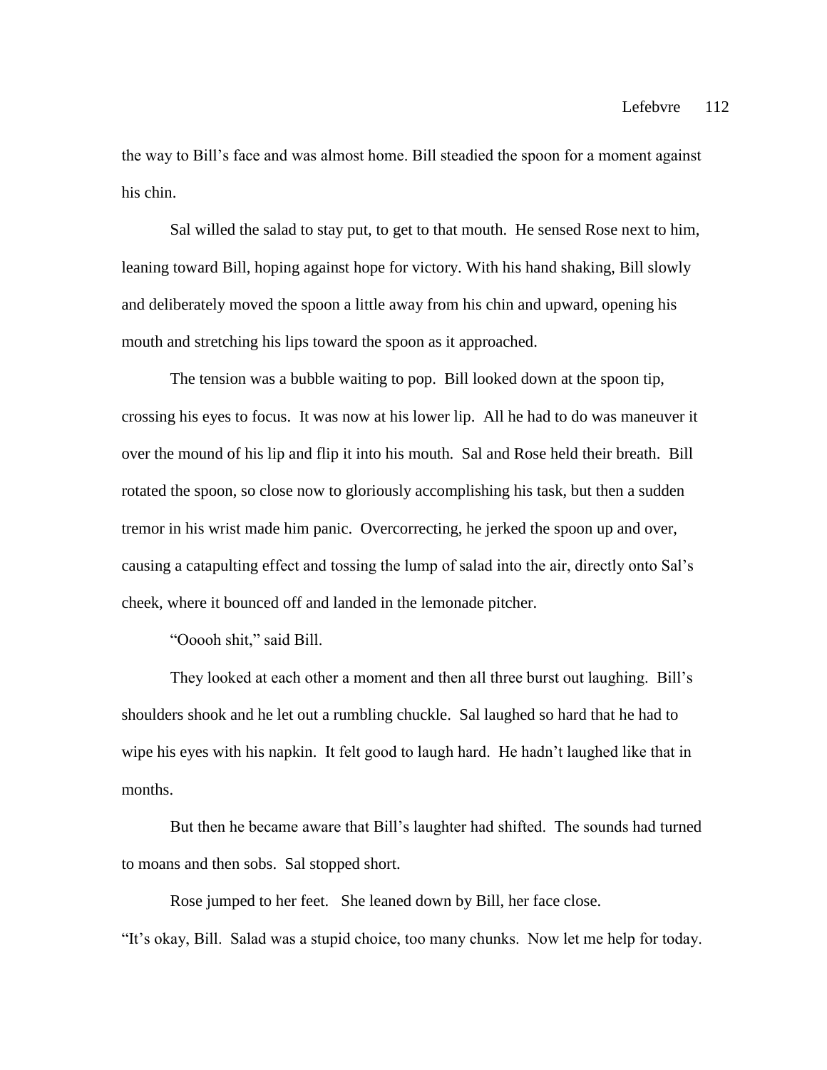the way to Bill's face and was almost home. Bill steadied the spoon for a moment against his chin.

Sal willed the salad to stay put, to get to that mouth. He sensed Rose next to him, leaning toward Bill, hoping against hope for victory. With his hand shaking, Bill slowly and deliberately moved the spoon a little away from his chin and upward, opening his mouth and stretching his lips toward the spoon as it approached.

The tension was a bubble waiting to pop. Bill looked down at the spoon tip, crossing his eyes to focus. It was now at his lower lip. All he had to do was maneuver it over the mound of his lip and flip it into his mouth. Sal and Rose held their breath. Bill rotated the spoon, so close now to gloriously accomplishing his task, but then a sudden tremor in his wrist made him panic. Overcorrecting, he jerked the spoon up and over, causing a catapulting effect and tossing the lump of salad into the air, directly onto Sal's cheek, where it bounced off and landed in the lemonade pitcher.

"Ooooh shit," said Bill.

They looked at each other a moment and then all three burst out laughing. Bill's shoulders shook and he let out a rumbling chuckle. Sal laughed so hard that he had to wipe his eyes with his napkin. It felt good to laugh hard. He hadn't laughed like that in months.

But then he became aware that Bill's laughter had shifted. The sounds had turned to moans and then sobs. Sal stopped short.

Rose jumped to her feet. She leaned down by Bill, her face close.

"It's okay, Bill. Salad was a stupid choice, too many chunks. Now let me help for today.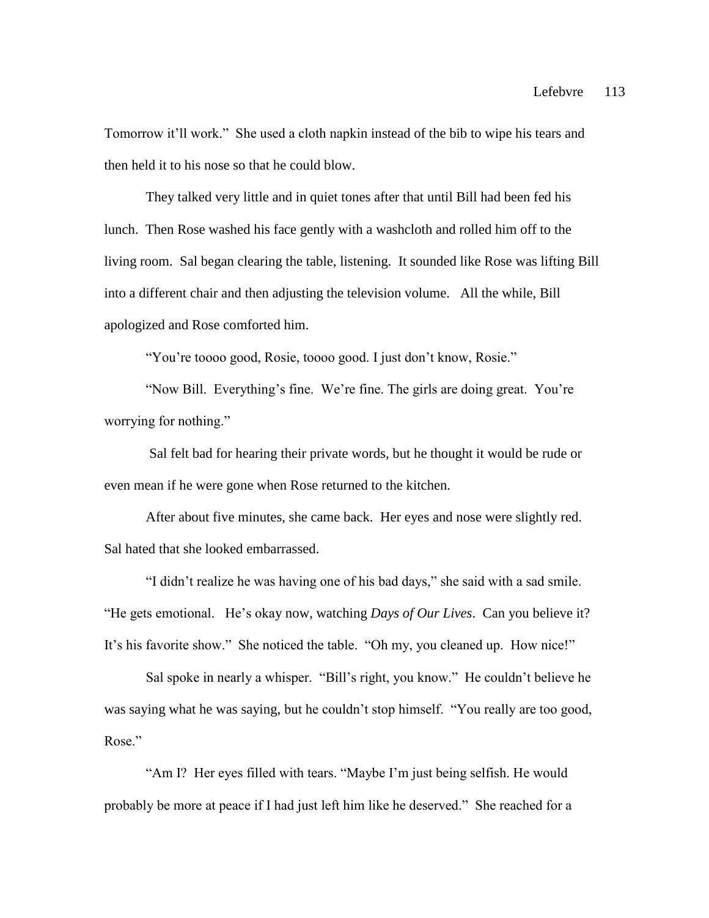Tomorrow it'll work." She used a cloth napkin instead of the bib to wipe his tears and then held it to his nose so that he could blow.

They talked very little and in quiet tones after that until Bill had been fed his lunch. Then Rose washed his face gently with a washcloth and rolled him off to the living room. Sal began clearing the table, listening. It sounded like Rose was lifting Bill into a different chair and then adjusting the television volume. All the while, Bill apologized and Rose comforted him.

"You're toooo good, Rosie, toooo good. I just don't know, Rosie."

"Now Bill. Everything's fine. We're fine. The girls are doing great. You're worrying for nothing."

Sal felt bad for hearing their private words, but he thought it would be rude or even mean if he were gone when Rose returned to the kitchen.

After about five minutes, she came back. Her eyes and nose were slightly red. Sal hated that she looked embarrassed.

"I didn't realize he was having one of his bad days," she said with a sad smile. "He gets emotional. He's okay now, watching *Days of Our Lives*. Can you believe it? It's his favorite show." She noticed the table. "Oh my, you cleaned up. How nice!"

Sal spoke in nearly a whisper. "Bill's right, you know." He couldn't believe he was saying what he was saying, but he couldn't stop himself. "You really are too good, Rose."

"Am I? Her eyes filled with tears. "Maybe I'm just being selfish. He would probably be more at peace if I had just left him like he deserved." She reached for a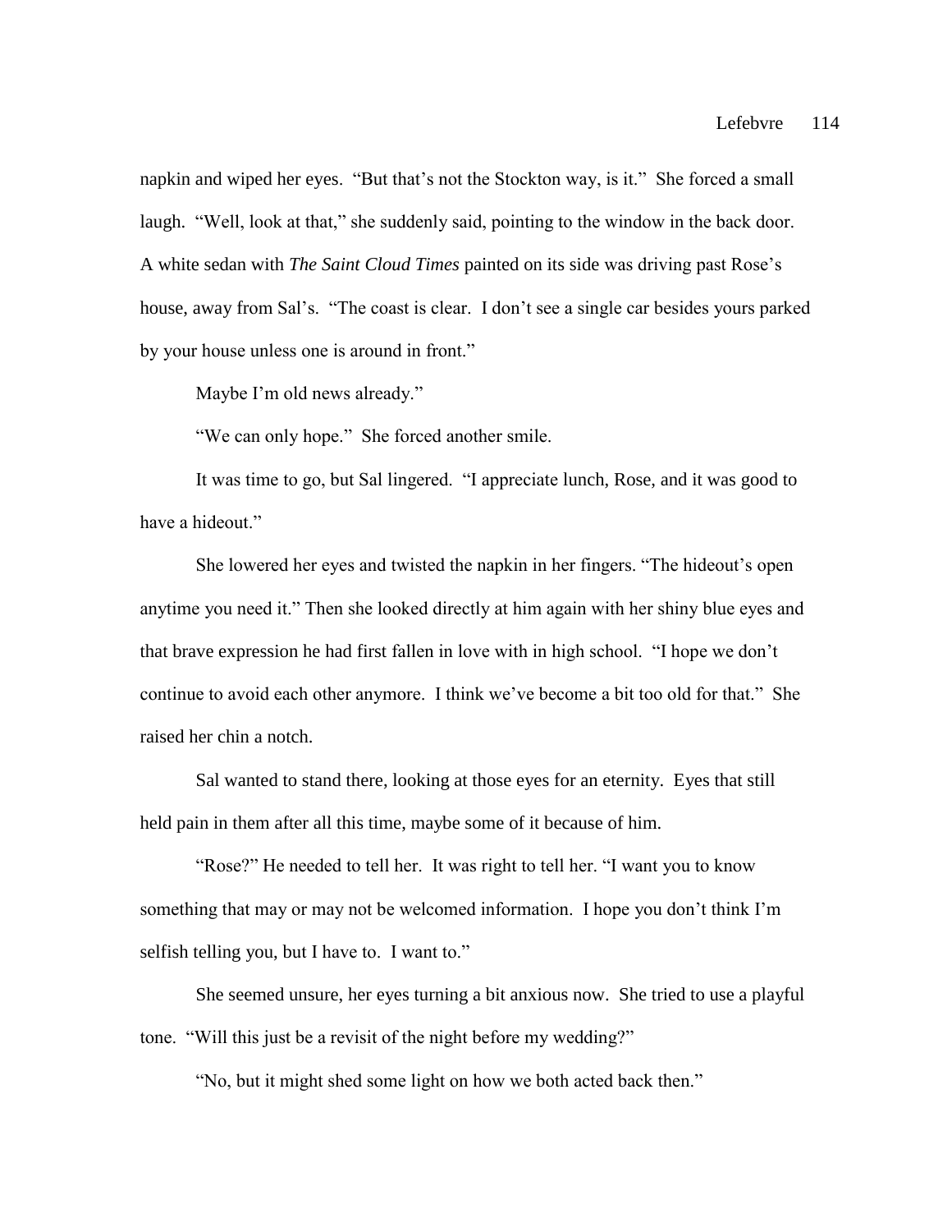napkin and wiped her eyes. "But that's not the Stockton way, is it." She forced a small laugh. "Well, look at that," she suddenly said, pointing to the window in the back door. A white sedan with *The Saint Cloud Times* painted on its side was driving past Rose's house, away from Sal's. "The coast is clear. I don't see a single car besides yours parked by your house unless one is around in front."

Maybe I'm old news already."

"We can only hope." She forced another smile.

It was time to go, but Sal lingered. "I appreciate lunch, Rose, and it was good to have a hideout."

She lowered her eyes and twisted the napkin in her fingers. "The hideout's open anytime you need it." Then she looked directly at him again with her shiny blue eyes and that brave expression he had first fallen in love with in high school. "I hope we don't continue to avoid each other anymore. I think we've become a bit too old for that." She raised her chin a notch.

Sal wanted to stand there, looking at those eyes for an eternity. Eyes that still held pain in them after all this time, maybe some of it because of him.

"Rose?" He needed to tell her. It was right to tell her. "I want you to know something that may or may not be welcomed information. I hope you don't think I'm selfish telling you, but I have to. I want to."

She seemed unsure, her eyes turning a bit anxious now. She tried to use a playful tone. "Will this just be a revisit of the night before my wedding?"

"No, but it might shed some light on how we both acted back then."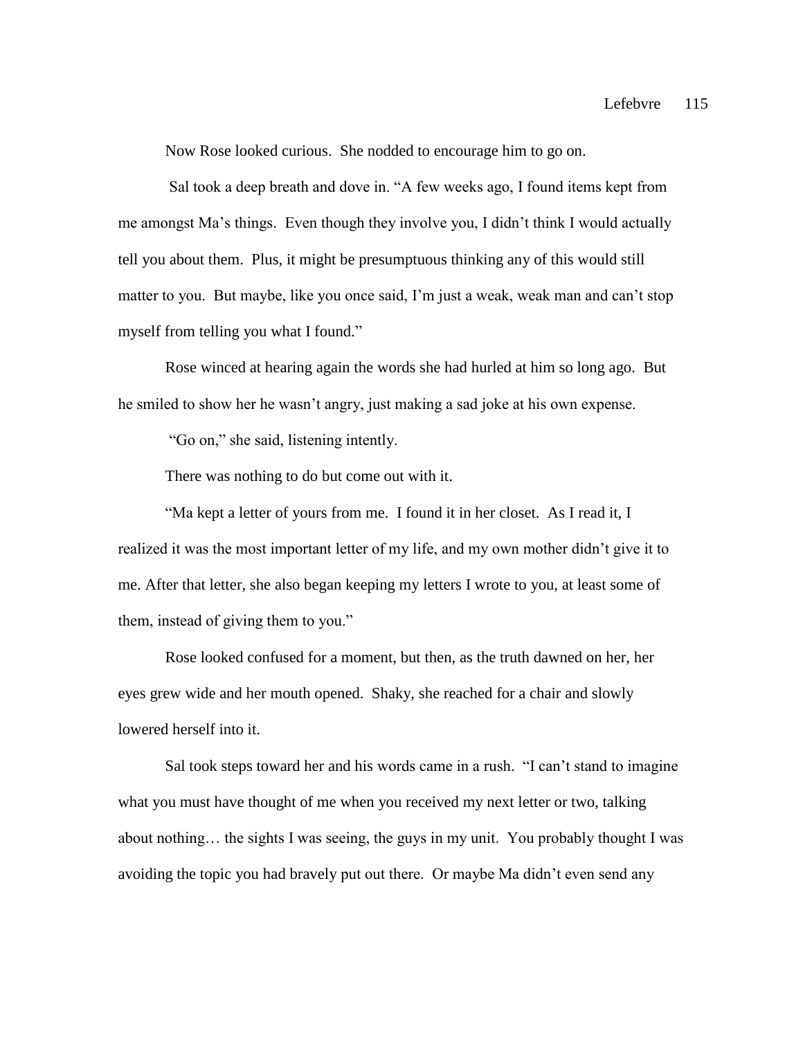Now Rose looked curious. She nodded to encourage him to go on.

Sal took a deep breath and dove in. "A few weeks ago, I found items kept from me amongst Ma's things. Even though they involve you, I didn't think I would actually tell you about them. Plus, it might be presumptuous thinking any of this would still matter to you. But maybe, like you once said, I'm just a weak, weak man and can't stop myself from telling you what I found."

Rose winced at hearing again the words she had hurled at him so long ago. But he smiled to show her he wasn't angry, just making a sad joke at his own expense.

"Go on," she said, listening intently.

There was nothing to do but come out with it.

"Ma kept a letter of yours from me. I found it in her closet. As I read it, I realized it was the most important letter of my life, and my own mother didn't give it to me. After that letter, she also began keeping my letters I wrote to you, at least some of them, instead of giving them to you."

Rose looked confused for a moment, but then, as the truth dawned on her, her eyes grew wide and her mouth opened. Shaky, she reached for a chair and slowly lowered herself into it.

Sal took steps toward her and his words came in a rush. "I can't stand to imagine what you must have thought of me when you received my next letter or two, talking about nothing… the sights I was seeing, the guys in my unit. You probably thought I was avoiding the topic you had bravely put out there. Or maybe Ma didn't even send any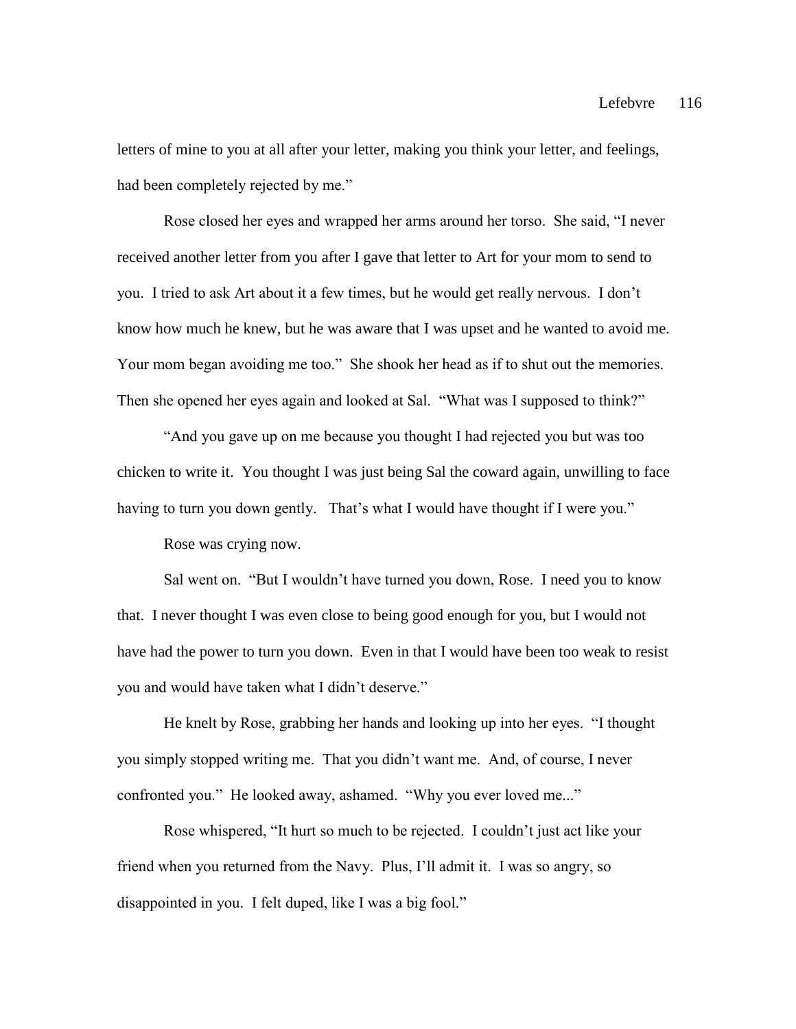letters of mine to you at all after your letter, making you think your letter, and feelings, had been completely rejected by me."

Rose closed her eyes and wrapped her arms around her torso. She said, "I never received another letter from you after I gave that letter to Art for your mom to send to you. I tried to ask Art about it a few times, but he would get really nervous. I don't know how much he knew, but he was aware that I was upset and he wanted to avoid me. Your mom began avoiding me too." She shook her head as if to shut out the memories. Then she opened her eyes again and looked at Sal. "What was I supposed to think?"

"And you gave up on me because you thought I had rejected you but was too chicken to write it. You thought I was just being Sal the coward again, unwilling to face having to turn you down gently. That's what I would have thought if I were you."

Rose was crying now.

Sal went on. "But I wouldn't have turned you down, Rose. I need you to know that. I never thought I was even close to being good enough for you, but I would not have had the power to turn you down. Even in that I would have been too weak to resist you and would have taken what I didn't deserve."

He knelt by Rose, grabbing her hands and looking up into her eyes. "I thought you simply stopped writing me. That you didn't want me. And, of course, I never confronted you." He looked away, ashamed. "Why you ever loved me..."

Rose whispered, "It hurt so much to be rejected. I couldn't just act like your friend when you returned from the Navy. Plus, I'll admit it. I was so angry, so disappointed in you. I felt duped, like I was a big fool."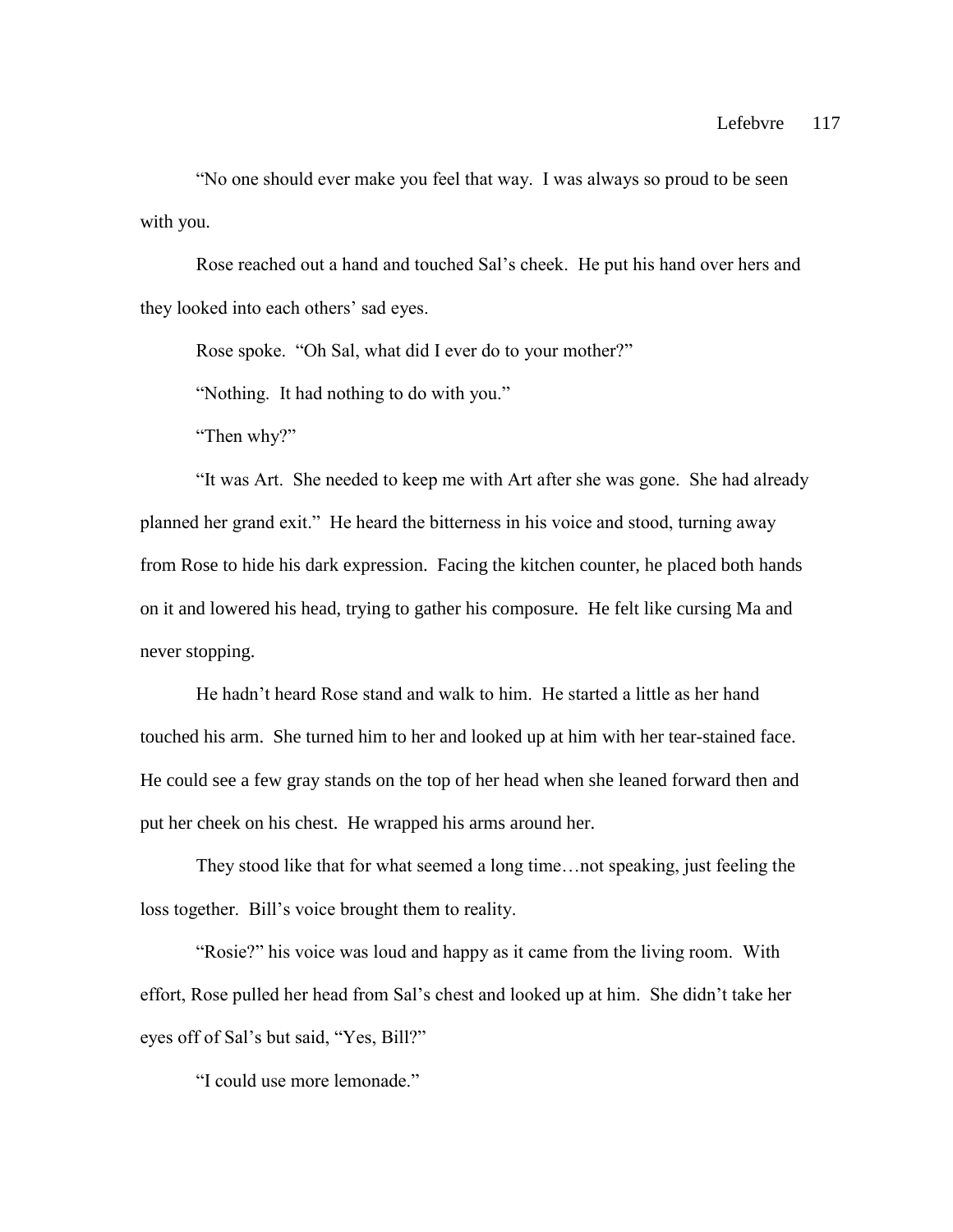"No one should ever make you feel that way. I was always so proud to be seen with you.

Rose reached out a hand and touched Sal's cheek. He put his hand over hers and they looked into each others' sad eyes.

Rose spoke. "Oh Sal, what did I ever do to your mother?"

"Nothing. It had nothing to do with you."

"Then why?"

"It was Art. She needed to keep me with Art after she was gone. She had already planned her grand exit." He heard the bitterness in his voice and stood, turning away from Rose to hide his dark expression. Facing the kitchen counter, he placed both hands on it and lowered his head, trying to gather his composure. He felt like cursing Ma and never stopping.

He hadn't heard Rose stand and walk to him. He started a little as her hand touched his arm. She turned him to her and looked up at him with her tear-stained face. He could see a few gray stands on the top of her head when she leaned forward then and put her cheek on his chest. He wrapped his arms around her.

They stood like that for what seemed a long time…not speaking, just feeling the loss together. Bill's voice brought them to reality.

"Rosie?" his voice was loud and happy as it came from the living room. With effort, Rose pulled her head from Sal's chest and looked up at him. She didn't take her eyes off of Sal's but said, "Yes, Bill?"

"I could use more lemonade."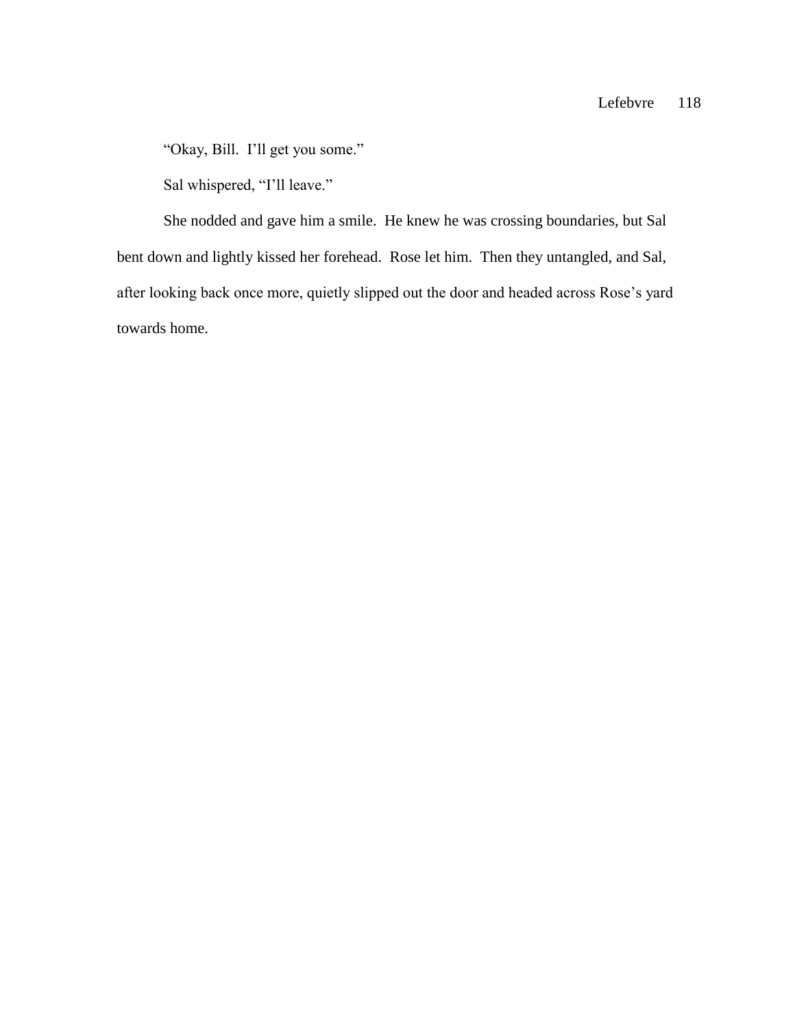"Okay, Bill. I'll get you some."

Sal whispered, "I'll leave."

She nodded and gave him a smile. He knew he was crossing boundaries, but Sal bent down and lightly kissed her forehead. Rose let him. Then they untangled, and Sal, after looking back once more, quietly slipped out the door and headed across Rose's yard towards home.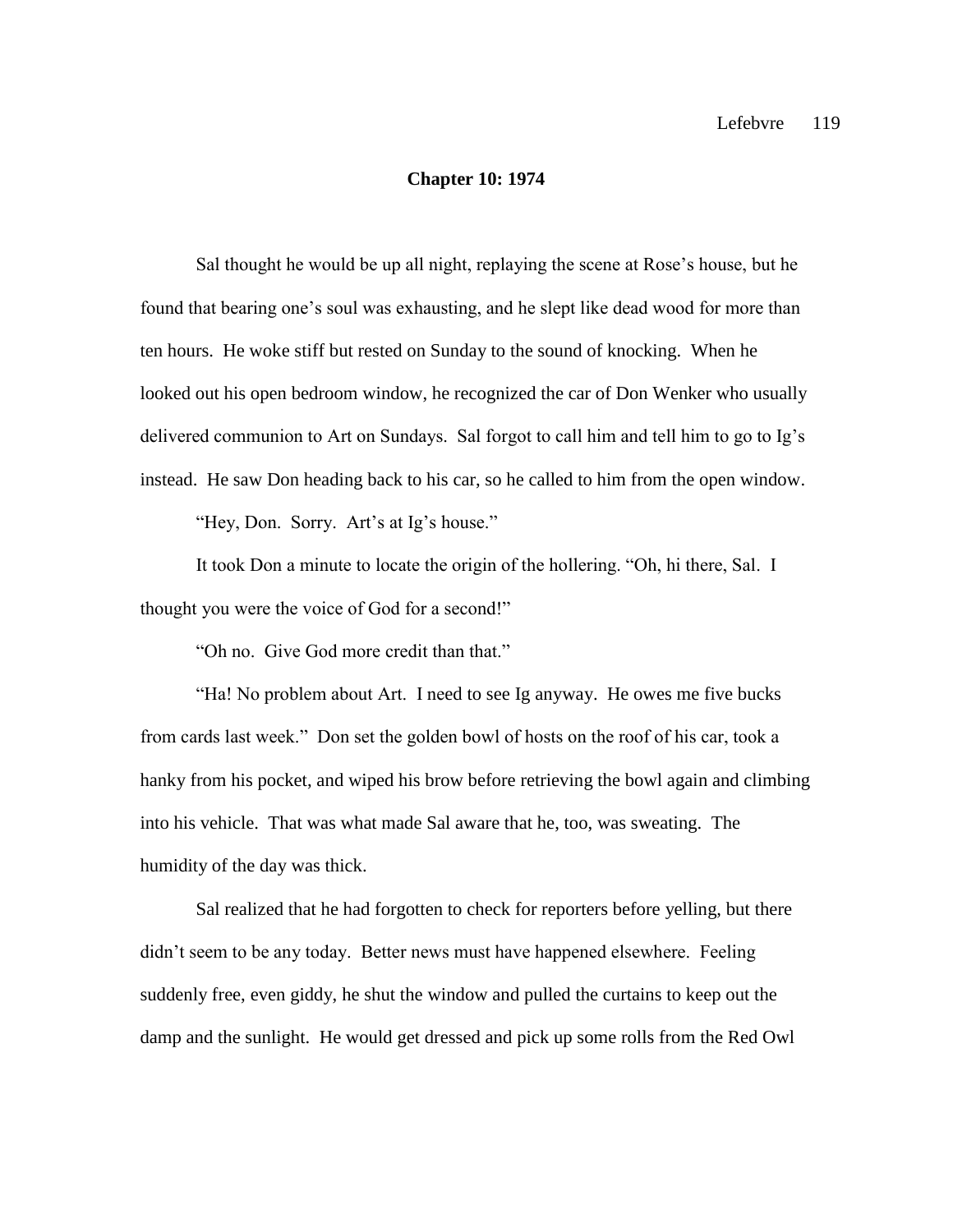## Chapter 10: 1974

Sal thought he would be up all night, replaying the scene at Rose's house, but he found that bearing one's soul was exhausting, and he slept like dead wood for more than ten hours. He woke stiff but rested on Sunday to the sound of knocking. When he looked out his open bedroom window, he recognized the car of Don Wenker who usually delivered communion to Art on Sundays. Sal forgot to call him and tell him to go to Ig's instead. He saw Don heading back to his car, so he called to him from the open window.

"Hey, Don. Sorry. Art's at Ig's house."

It took Don a minute to locate the origin of the hollering. "Oh, hi there, Sal. I thought you were the voice of God for a second!"

"Oh no. Give God more credit than that."

"Ha! No problem about Art. I need to see Ig anyway. He owes me five bucks from cards last week." Don set the golden bowl of hosts on the roof of his car, took a hanky from his pocket, and wiped his brow before retrieving the bowl again and climbing into his vehicle. That was what made Sal aware that he, too, was sweating. The humidity of the day was thick.

Sal realized that he had forgotten to check for reporters before yelling, but there didn't seem to be any today. Better news must have happened elsewhere. Feeling suddenly free, even giddy, he shut the window and pulled the curtains to keep out the damp and the sunlight. He would get dressed and pick up some rolls from the Red Owl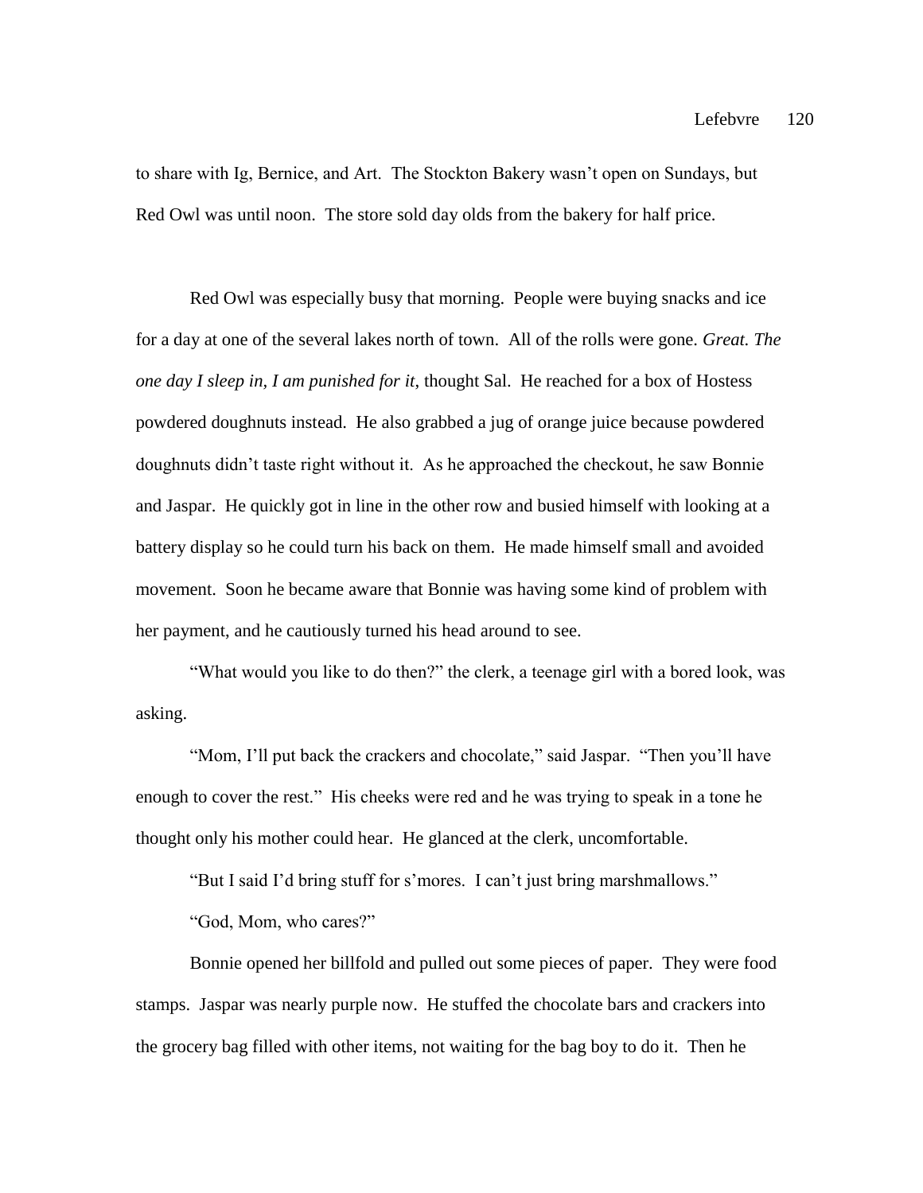to share with Ig, Bernice, and Art. The Stockton Bakery wasn't open on Sundays, but Red Owl was until noon. The store sold day olds from the bakery for half price.

Red Owl was especially busy that morning. People were buying snacks and ice for a day at one of the several lakes north of town. All of the rolls were gone. *Great. The one day I sleep in, I am punished for it,* thought Sal. He reached for a box of Hostess powdered doughnuts instead. He also grabbed a jug of orange juice because powdered doughnuts didn't taste right without it. As he approached the checkout, he saw Bonnie and Jaspar. He quickly got in line in the other row and busied himself with looking at a battery display so he could turn his back on them. He made himself small and avoided movement. Soon he became aware that Bonnie was having some kind of problem with her payment, and he cautiously turned his head around to see.

"What would you like to do then?" the clerk, a teenage girl with a bored look, was asking.

"Mom, I'll put back the crackers and chocolate," said Jaspar. "Then you'll have enough to cover the rest." His cheeks were red and he was trying to speak in a tone he thought only his mother could hear. He glanced at the clerk, uncomfortable.

"But I said I'd bring stuff for s'mores. I can't just bring marshmallows."

"God, Mom, who cares?"

Bonnie opened her billfold and pulled out some pieces of paper. They were food stamps. Jaspar was nearly purple now. He stuffed the chocolate bars and crackers into the grocery bag filled with other items, not waiting for the bag boy to do it. Then he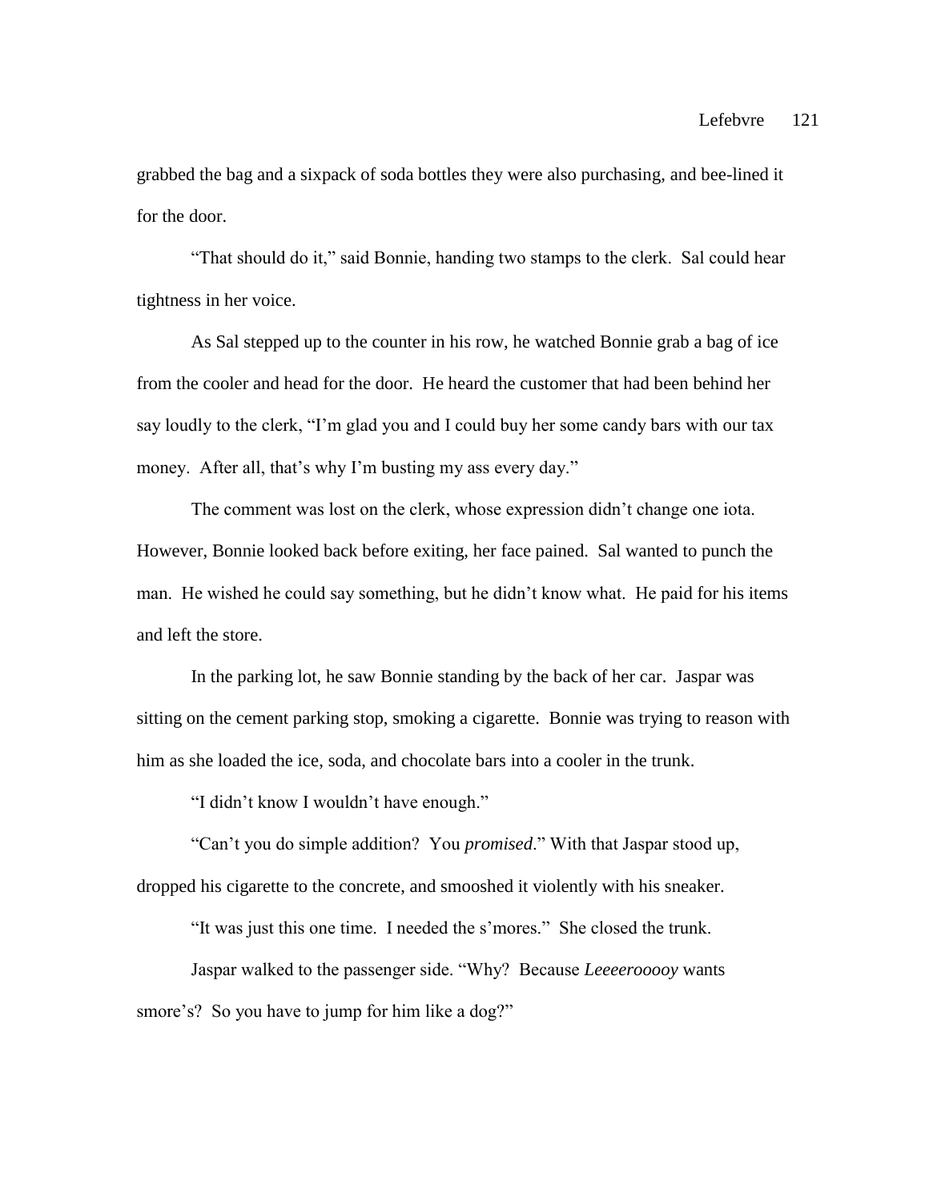grabbed the bag and a sixpack of soda bottles they were also purchasing, and bee-lined it for the door.

"That should do it," said Bonnie, handing two stamps to the clerk. Sal could hear tightness in her voice.

As Sal stepped up to the counter in his row, he watched Bonnie grab a bag of ice from the cooler and head for the door. He heard the customer that had been behind her say loudly to the clerk, "I'm glad you and I could buy her some candy bars with our tax money. After all, that's why I'm busting my ass every day."

The comment was lost on the clerk, whose expression didn't change one iota. However, Bonnie looked back before exiting, her face pained. Sal wanted to punch the man. He wished he could say something, but he didn't know what. He paid for his items and left the store.

In the parking lot, he saw Bonnie standing by the back of her car. Jaspar was sitting on the cement parking stop, smoking a cigarette. Bonnie was trying to reason with him as she loaded the ice, soda, and chocolate bars into a cooler in the trunk.

"I didn't know I wouldn't have enough."

"Can't you do simple addition? You *promised*." With that Jaspar stood up, dropped his cigarette to the concrete, and smooshed it violently with his sneaker.

"It was just this one time. I needed the s'mores." She closed the trunk.

Jaspar walked to the passenger side. "Why? Because *Leeeerooooy* wants smore's? So you have to jump for him like a dog?"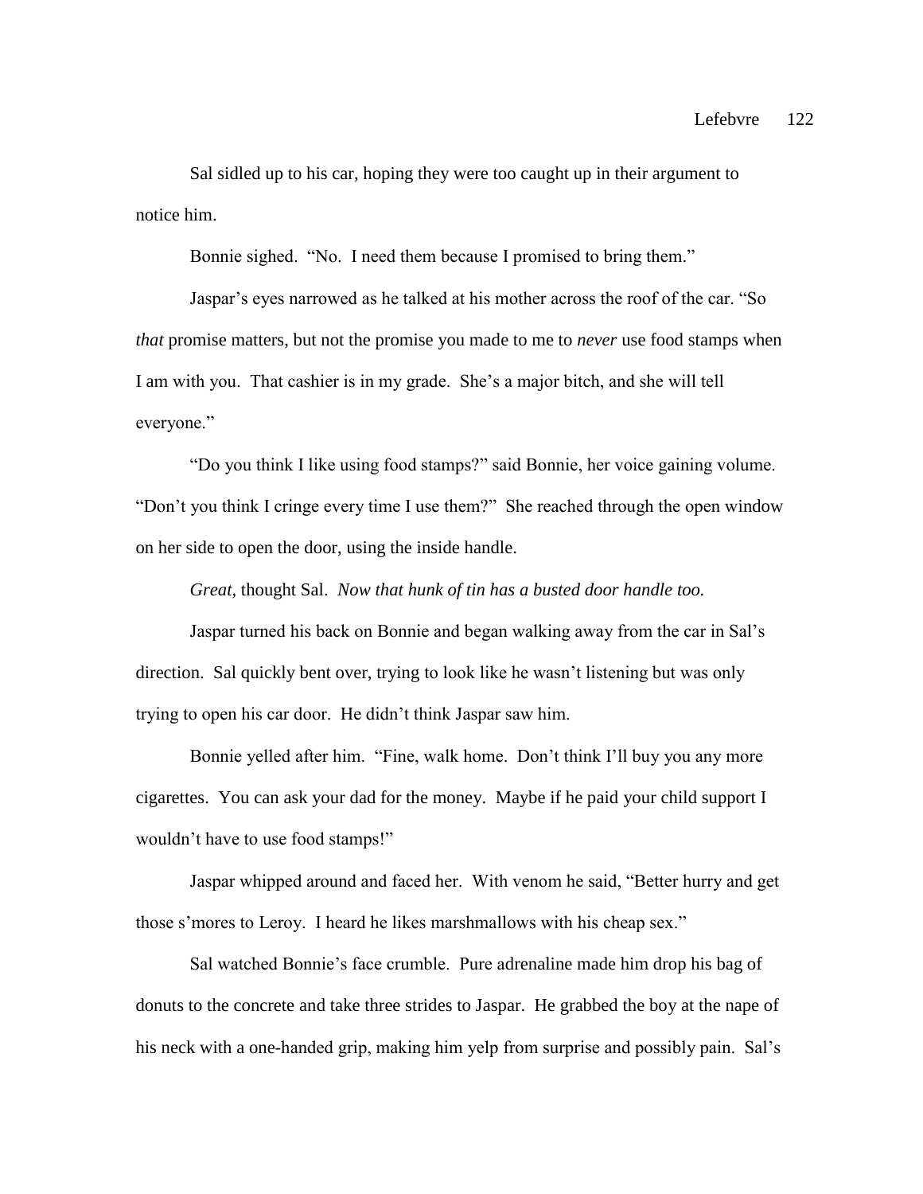Sal sidled up to his car, hoping they were too caught up in their argument to notice him.

Bonnie sighed. "No. I need them because I promised to bring them."

Jaspar's eyes narrowed as he talked at his mother across the roof of the car. "So *that* promise matters, but not the promise you made to me to *never* use food stamps when I am with you. That cashier is in my grade. She's a major bitch, and she will tell everyone."

"Do you think I like using food stamps?" said Bonnie, her voice gaining volume. "Don't you think I cringe every time I use them?" She reached through the open window on her side to open the door, using the inside handle.

*Great,* thought Sal. *Now that hunk of tin has a busted door handle too.*

Jaspar turned his back on Bonnie and began walking away from the car in Sal's direction. Sal quickly bent over, trying to look like he wasn't listening but was only trying to open his car door. He didn't think Jaspar saw him.

Bonnie yelled after him. "Fine, walk home. Don't think I'll buy you any more cigarettes. You can ask your dad for the money. Maybe if he paid your child support I wouldn't have to use food stamps!"

Jaspar whipped around and faced her. With venom he said, "Better hurry and get those s'mores to Leroy. I heard he likes marshmallows with his cheap sex."

Sal watched Bonnie's face crumble. Pure adrenaline made him drop his bag of donuts to the concrete and take three strides to Jaspar. He grabbed the boy at the nape of his neck with a one-handed grip, making him yelp from surprise and possibly pain. Sal's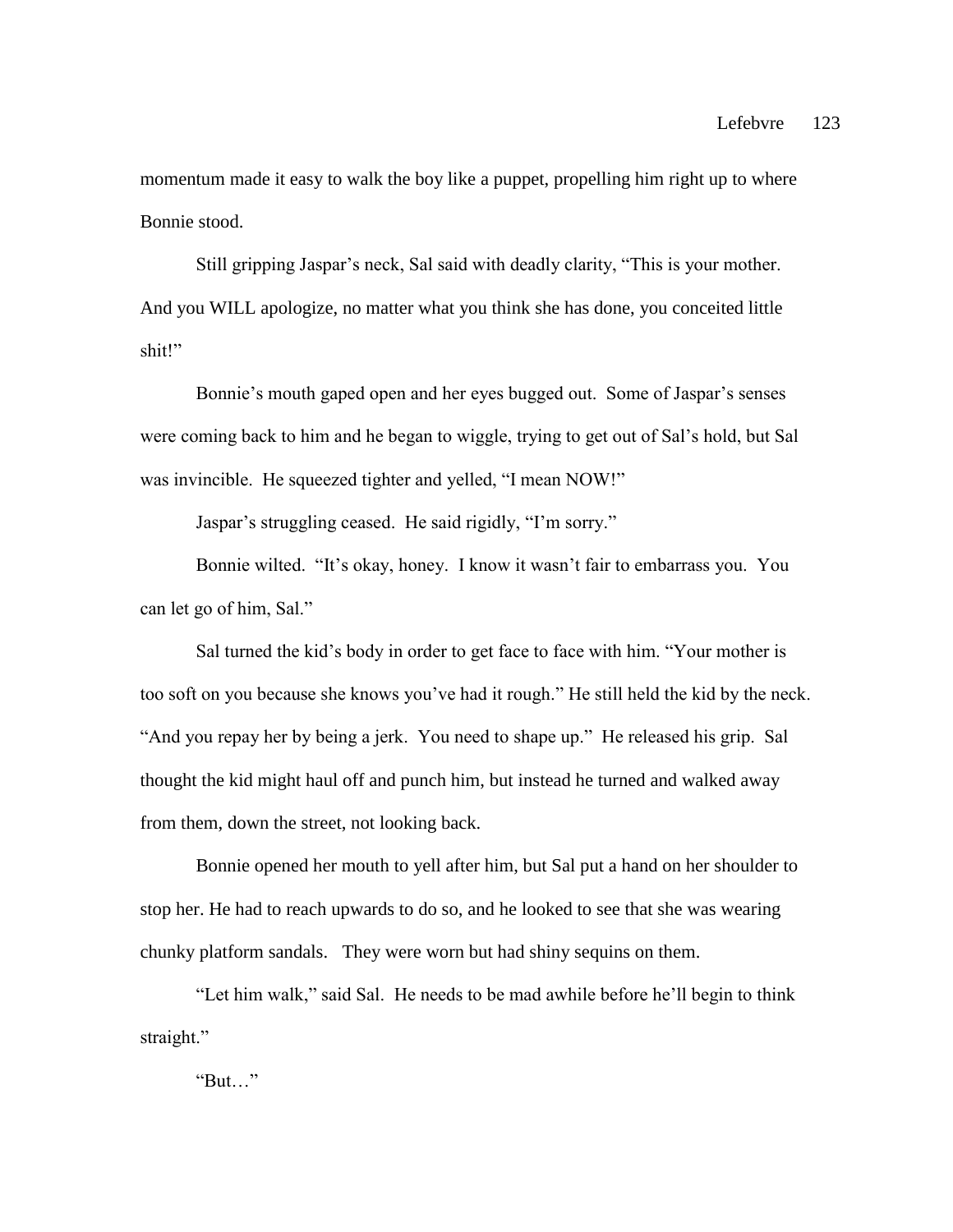momentum made it easy to walk the boy like a puppet, propelling him right up to where Bonnie stood.

Still gripping Jaspar's neck, Sal said with deadly clarity, "This is your mother. And you WILL apologize, no matter what you think she has done, you conceited little shit!"

Bonnie's mouth gaped open and her eyes bugged out. Some of Jaspar's senses were coming back to him and he began to wiggle, trying to get out of Sal's hold, but Sal was invincible. He squeezed tighter and yelled, "I mean NOW!"

Jaspar's struggling ceased. He said rigidly, "I'm sorry."

Bonnie wilted. "It's okay, honey. I know it wasn't fair to embarrass you. You can let go of him, Sal."

Sal turned the kid's body in order to get face to face with him. "Your mother is too soft on you because she knows you've had it rough." He still held the kid by the neck. "And you repay her by being a jerk. You need to shape up." He released his grip. Sal thought the kid might haul off and punch him, but instead he turned and walked away from them, down the street, not looking back.

Bonnie opened her mouth to yell after him, but Sal put a hand on her shoulder to stop her. He had to reach upwards to do so, and he looked to see that she was wearing chunky platform sandals. They were worn but had shiny sequins on them.

"Let him walk," said Sal. He needs to be mad awhile before he'll begin to think straight."

"But…"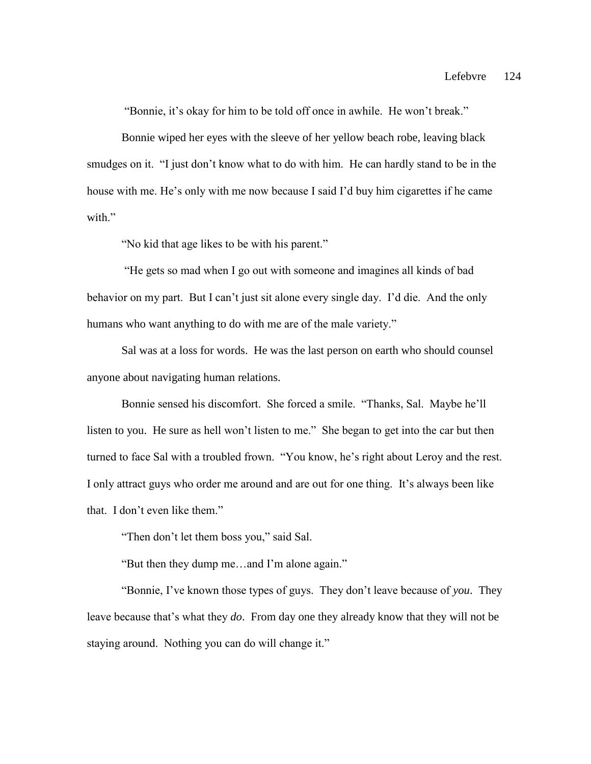"Bonnie, it's okay for him to be told off once in awhile. He won't break."

Bonnie wiped her eyes with the sleeve of her yellow beach robe, leaving black smudges on it. "I just don't know what to do with him. He can hardly stand to be in the house with me. He's only with me now because I said I'd buy him cigarettes if he came with."

"No kid that age likes to be with his parent."

"He gets so mad when I go out with someone and imagines all kinds of bad behavior on my part. But I can't just sit alone every single day. I'd die. And the only humans who want anything to do with me are of the male variety."

Sal was at a loss for words. He was the last person on earth who should counsel anyone about navigating human relations.

Bonnie sensed his discomfort. She forced a smile. "Thanks, Sal. Maybe he'll listen to you. He sure as hell won't listen to me." She began to get into the car but then turned to face Sal with a troubled frown. "You know, he's right about Leroy and the rest. I only attract guys who order me around and are out for one thing. It's always been like that. I don't even like them."

"Then don't let them boss you," said Sal.

"But then they dump me…and I'm alone again."

"Bonnie, I've known those types of guys. They don't leave because of *you*. They leave because that's what they *do*. From day one they already know that they will not be staying around. Nothing you can do will change it."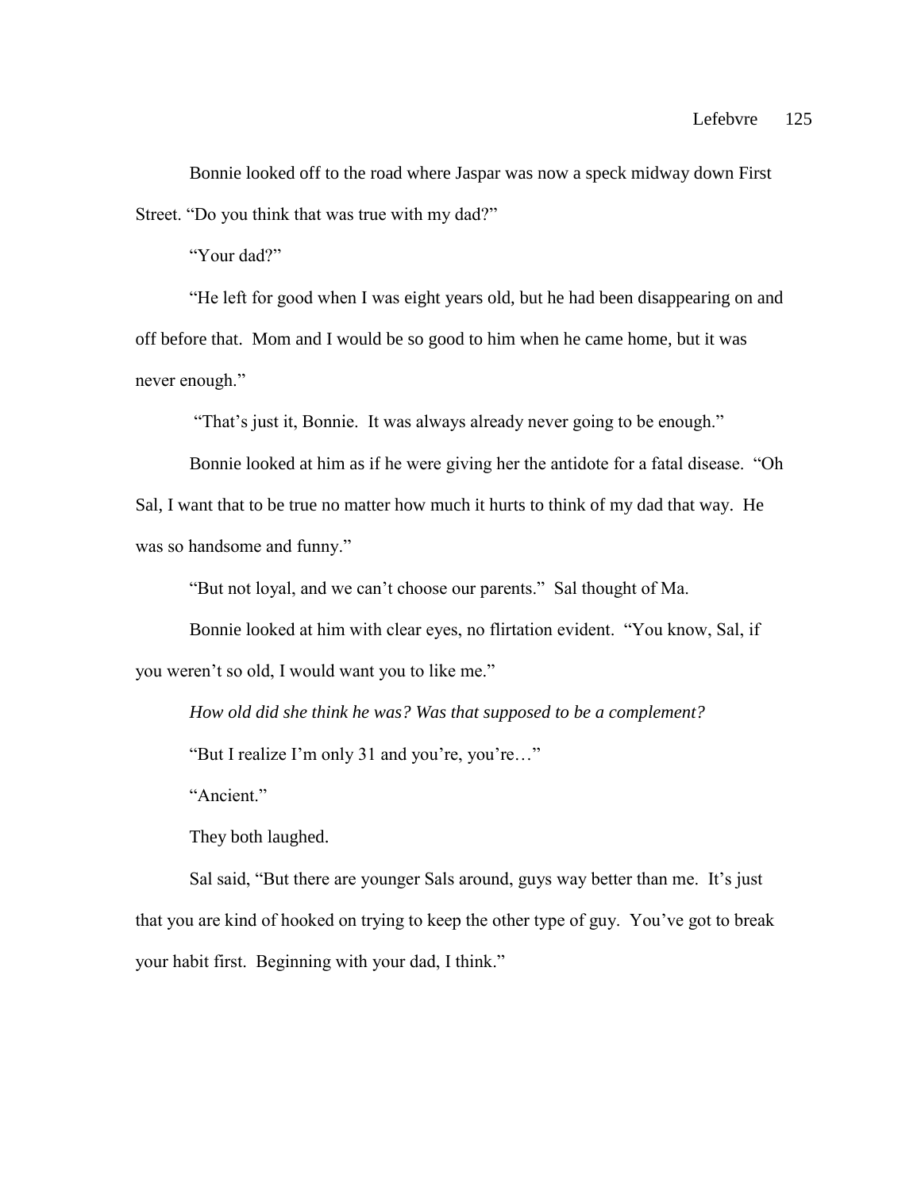Bonnie looked off to the road where Jaspar was now a speck midway down First Street. "Do you think that was true with my dad?"

"Your dad?"

"He left for good when I was eight years old, but he had been disappearing on and off before that. Mom and I would be so good to him when he came home, but it was never enough."

"That's just it, Bonnie. It was always already never going to be enough."

Bonnie looked at him as if he were giving her the antidote for a fatal disease. "Oh Sal, I want that to be true no matter how much it hurts to think of my dad that way. He was so handsome and funny."

"But not loyal, and we can't choose our parents." Sal thought of Ma.

Bonnie looked at him with clear eyes, no flirtation evident. "You know, Sal, if you weren't so old, I would want you to like me."

*How old did she think he was? Was that supposed to be a complement?*

"But I realize I'm only 31 and you're, you're…"

"Ancient."

They both laughed.

Sal said, "But there are younger Sals around, guys way better than me. It's just that you are kind of hooked on trying to keep the other type of guy. You've got to break your habit first. Beginning with your dad, I think."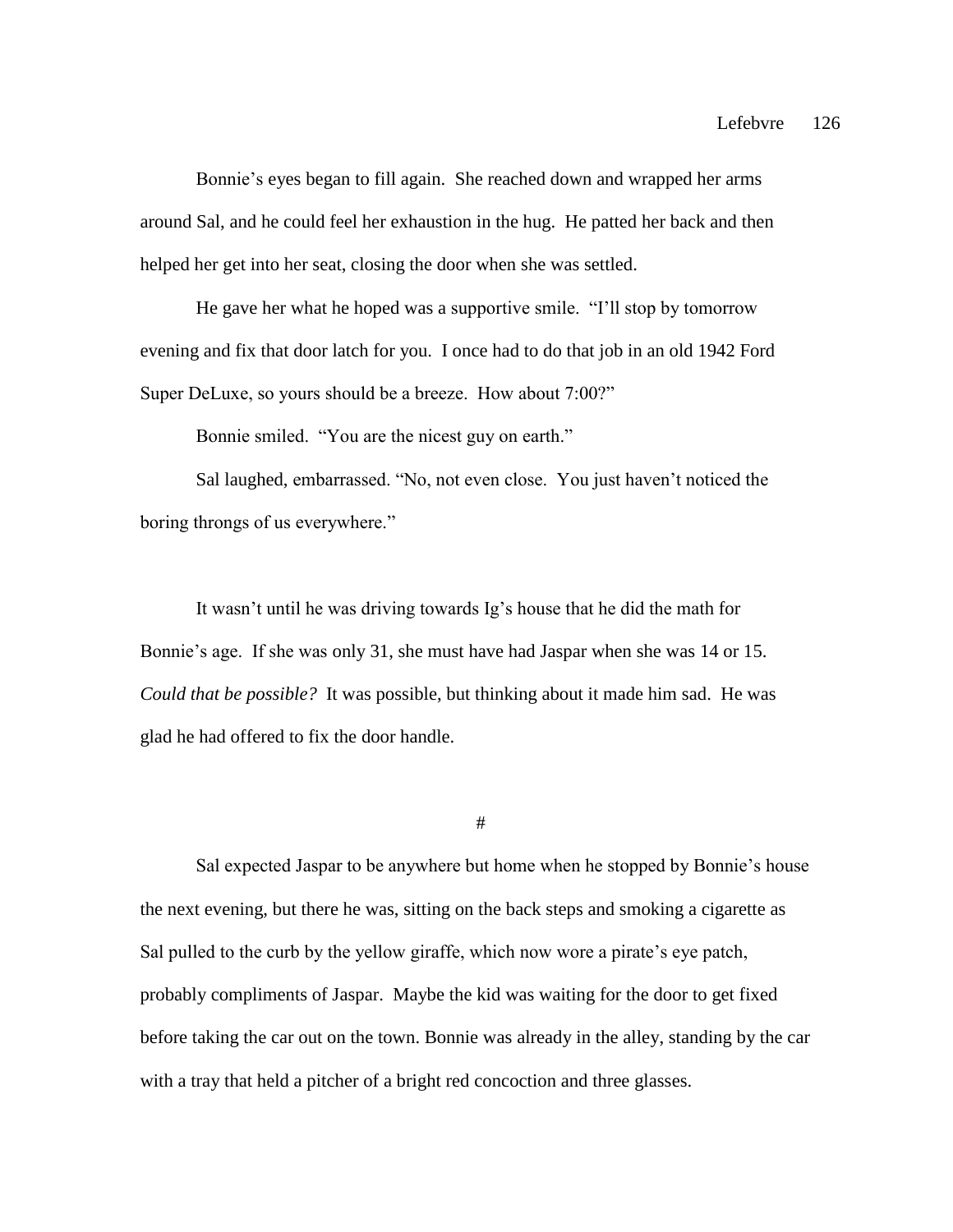Bonnie's eyes began to fill again. She reached down and wrapped her arms around Sal, and he could feel her exhaustion in the hug. He patted her back and then helped her get into her seat, closing the door when she was settled.

He gave her what he hoped was a supportive smile. "I'll stop by tomorrow evening and fix that door latch for you. I once had to do that job in an old 1942 Ford Super DeLuxe, so yours should be a breeze. How about 7:00?"

Bonnie smiled. "You are the nicest guy on earth."

Sal laughed, embarrassed. "No, not even close. You just haven't noticed the boring throngs of us everywhere."

It wasn't until he was driving towards Ig's house that he did the math for Bonnie's age. If she was only 31, she must have had Jaspar when she was 14 or 15. *Could that be possible?* It was possible, but thinking about it made him sad. He was glad he had offered to fix the door handle.

#

Sal expected Jaspar to be anywhere but home when he stopped by Bonnie's house the next evening, but there he was, sitting on the back steps and smoking a cigarette as Sal pulled to the curb by the yellow giraffe, which now wore a pirate's eye patch, probably compliments of Jaspar. Maybe the kid was waiting for the door to get fixed before taking the car out on the town. Bonnie was already in the alley, standing by the car with a tray that held a pitcher of a bright red concoction and three glasses.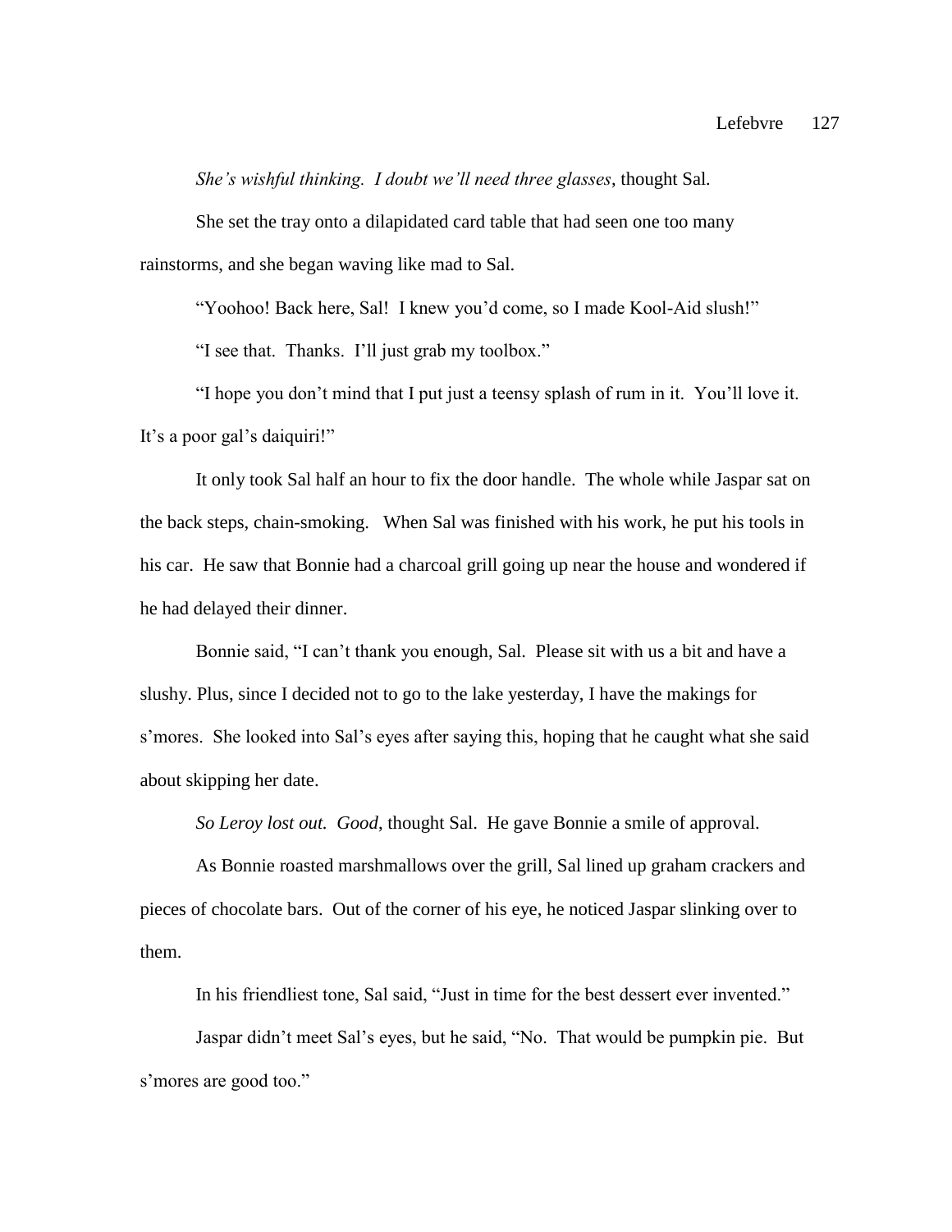*She's wishful thinking. I doubt we'll need three glasses*, thought Sal.

She set the tray onto a dilapidated card table that had seen one too many rainstorms, and she began waving like mad to Sal.

"Yoohoo! Back here, Sal! I knew you'd come, so I made Kool-Aid slush!"

"I see that. Thanks. I'll just grab my toolbox."

"I hope you don't mind that I put just a teensy splash of rum in it. You'll love it. It's a poor gal's daiquiri!"

It only took Sal half an hour to fix the door handle. The whole while Jaspar sat on the back steps, chain-smoking. When Sal was finished with his work, he put his tools in his car. He saw that Bonnie had a charcoal grill going up near the house and wondered if he had delayed their dinner.

Bonnie said, "I can't thank you enough, Sal. Please sit with us a bit and have a slushy. Plus, since I decided not to go to the lake yesterday, I have the makings for s'mores. She looked into Sal's eyes after saying this, hoping that he caught what she said about skipping her date.

*So Leroy lost out. Good*, thought Sal. He gave Bonnie a smile of approval.

As Bonnie roasted marshmallows over the grill, Sal lined up graham crackers and pieces of chocolate bars. Out of the corner of his eye, he noticed Jaspar slinking over to them.

In his friendliest tone, Sal said, "Just in time for the best dessert ever invented."

Jaspar didn't meet Sal's eyes, but he said, "No. That would be pumpkin pie. But s'mores are good too."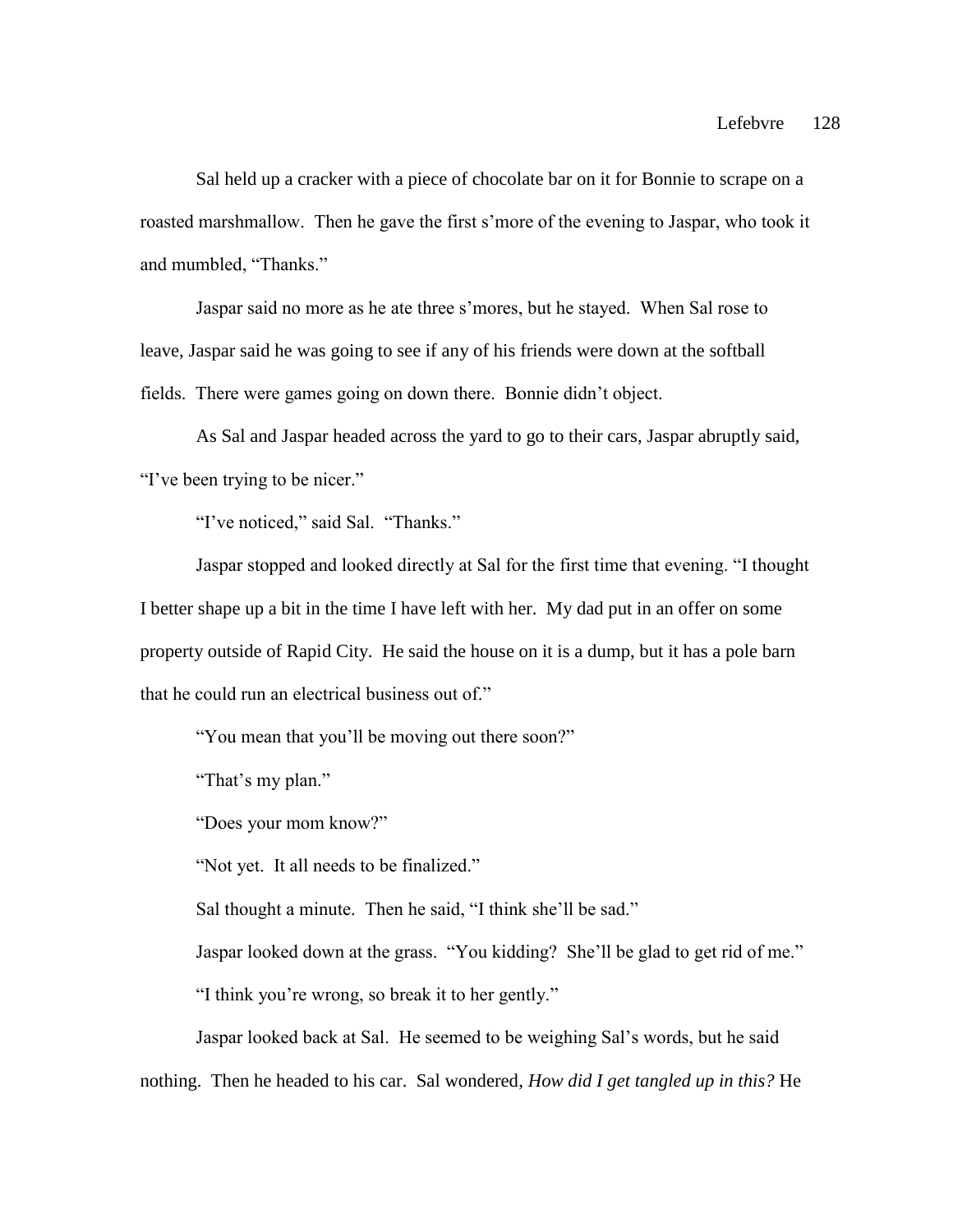Sal held up a cracker with a piece of chocolate bar on it for Bonnie to scrape on a roasted marshmallow. Then he gave the first s'more of the evening to Jaspar, who took it and mumbled, "Thanks."

Jaspar said no more as he ate three s'mores, but he stayed. When Sal rose to leave, Jaspar said he was going to see if any of his friends were down at the softball fields. There were games going on down there. Bonnie didn't object.

As Sal and Jaspar headed across the yard to go to their cars, Jaspar abruptly said, "I've been trying to be nicer."

"I've noticed," said Sal. "Thanks."

Jaspar stopped and looked directly at Sal for the first time that evening. "I thought I better shape up a bit in the time I have left with her. My dad put in an offer on some property outside of Rapid City. He said the house on it is a dump, but it has a pole barn that he could run an electrical business out of."

"You mean that you'll be moving out there soon?"

"That's my plan."

"Does your mom know?"

"Not yet. It all needs to be finalized."

Sal thought a minute. Then he said, "I think she'll be sad."

Jaspar looked down at the grass. "You kidding? She'll be glad to get rid of me."

"I think you're wrong, so break it to her gently."

Jaspar looked back at Sal. He seemed to be weighing Sal's words, but he said nothing. Then he headed to his car. Sal wondered, *How did I get tangled up in this?* He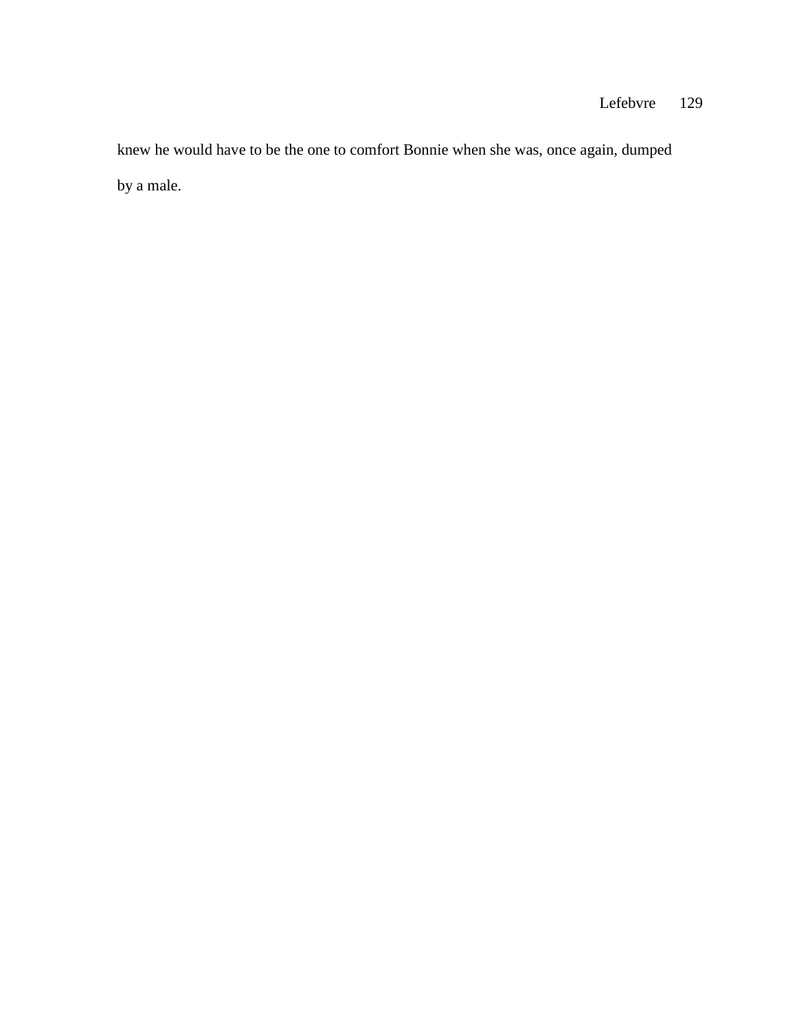knew he would have to be the one to comfort Bonnie when she was, once again, dumped by a male.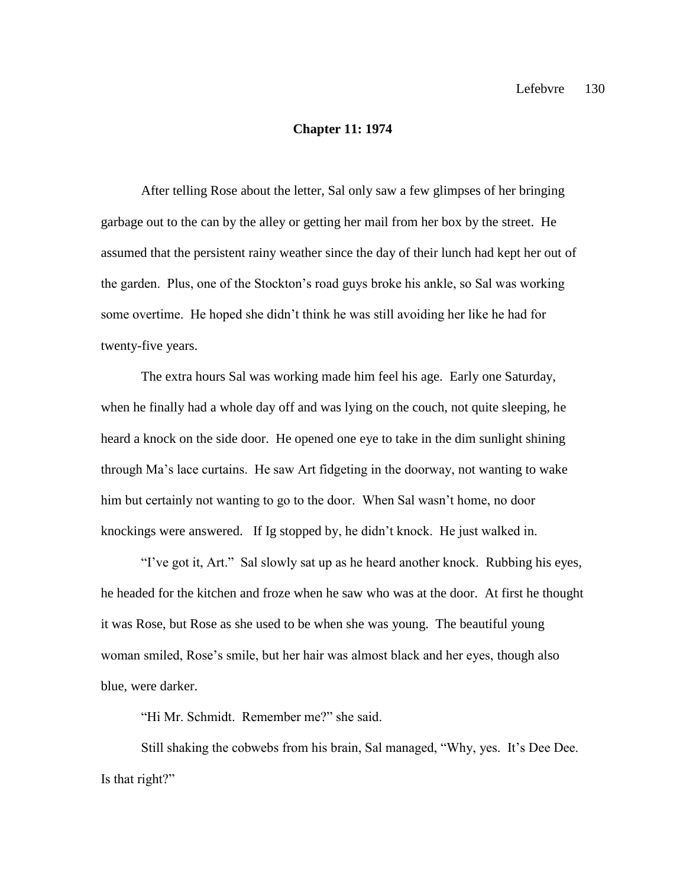## Chapter 11: 1974

After telling Rose about the letter, Sal only saw a few glimpses of her bringing garbage out to the can by the alley or getting her mail from her box by the street. He assumed that the persistent rainy weather since the day of their lunch had kept her out of the garden. Plus, one of the Stockton's road guys broke his ankle, so Sal was working some overtime. He hoped she didn't think he was still avoiding her like he had for twenty-five years.

The extra hours Sal was working made him feel his age. Early one Saturday, when he finally had a whole day off and was lying on the couch, not quite sleeping, he heard a knock on the side door. He opened one eye to take in the dim sunlight shining through Ma's lace curtains. He saw Art fidgeting in the doorway, not wanting to wake him but certainly not wanting to go to the door. When Sal wasn't home, no door knockings were answered. If Ig stopped by, he didn't knock. He just walked in.

"I've got it, Art." Sal slowly sat up as he heard another knock. Rubbing his eyes, he headed for the kitchen and froze when he saw who was at the door. At first he thought it was Rose, but Rose as she used to be when she was young. The beautiful young woman smiled, Rose's smile, but her hair was almost black and her eyes, though also blue, were darker.

"Hi Mr. Schmidt. Remember me?" she said.

Still shaking the cobwebs from his brain, Sal managed, "Why, yes. It's Dee Dee. Is that right?"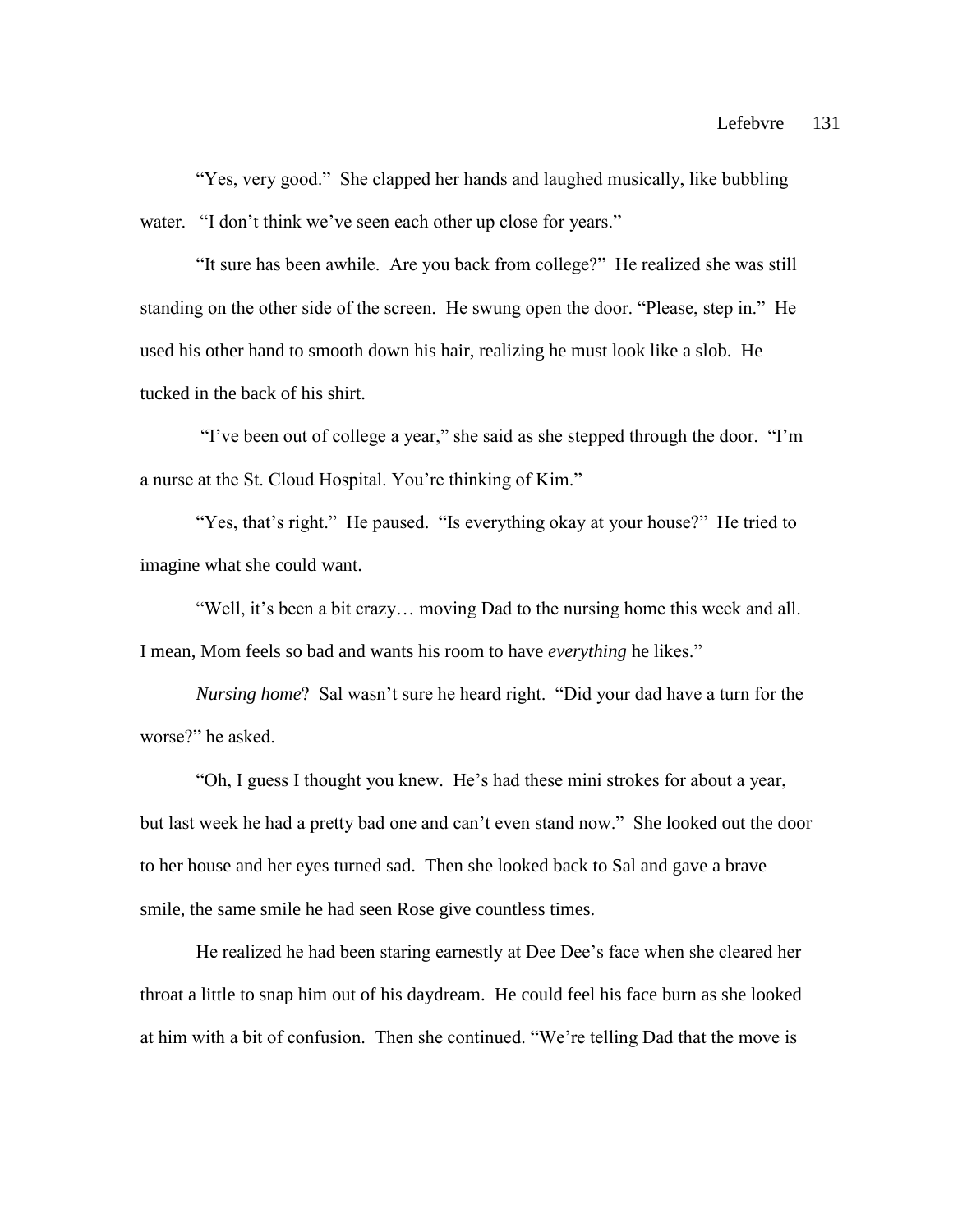"Yes, very good." She clapped her hands and laughed musically, like bubbling water. "I don't think we've seen each other up close for years."

"It sure has been awhile. Are you back from college?" He realized she was still standing on the other side of the screen. He swung open the door. "Please, step in." He used his other hand to smooth down his hair, realizing he must look like a slob. He tucked in the back of his shirt.

"I've been out of college a year," she said as she stepped through the door. "I'm a nurse at the St. Cloud Hospital. You're thinking of Kim."

"Yes, that's right." He paused. "Is everything okay at your house?" He tried to imagine what she could want.

"Well, it's been a bit crazy… moving Dad to the nursing home this week and all. I mean, Mom feels so bad and wants his room to have *everything* he likes."

*Nursing home*? Sal wasn't sure he heard right. "Did your dad have a turn for the worse?" he asked.

"Oh, I guess I thought you knew. He's had these mini strokes for about a year, but last week he had a pretty bad one and can't even stand now." She looked out the door to her house and her eyes turned sad. Then she looked back to Sal and gave a brave smile, the same smile he had seen Rose give countless times.

He realized he had been staring earnestly at Dee Dee's face when she cleared her throat a little to snap him out of his daydream. He could feel his face burn as she looked at him with a bit of confusion. Then she continued. "We're telling Dad that the move is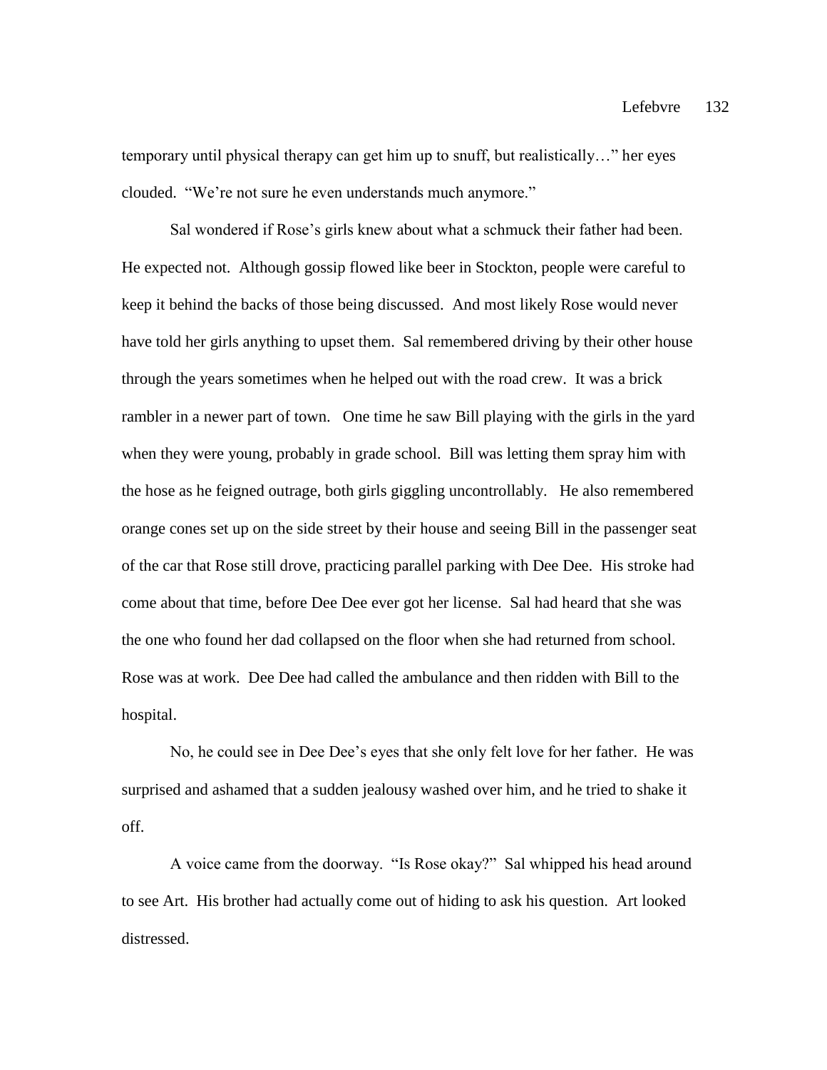temporary until physical therapy can get him up to snuff, but realistically…" her eyes clouded. "We're not sure he even understands much anymore."

Sal wondered if Rose's girls knew about what a schmuck their father had been. He expected not. Although gossip flowed like beer in Stockton, people were careful to keep it behind the backs of those being discussed. And most likely Rose would never have told her girls anything to upset them. Sal remembered driving by their other house through the years sometimes when he helped out with the road crew. It was a brick rambler in a newer part of town. One time he saw Bill playing with the girls in the yard when they were young, probably in grade school. Bill was letting them spray him with the hose as he feigned outrage, both girls giggling uncontrollably. He also remembered orange cones set up on the side street by their house and seeing Bill in the passenger seat of the car that Rose still drove, practicing parallel parking with Dee Dee. His stroke had come about that time, before Dee Dee ever got her license. Sal had heard that she was the one who found her dad collapsed on the floor when she had returned from school. Rose was at work. Dee Dee had called the ambulance and then ridden with Bill to the hospital.

No, he could see in Dee Dee's eyes that she only felt love for her father. He was surprised and ashamed that a sudden jealousy washed over him, and he tried to shake it off.

A voice came from the doorway. "Is Rose okay?" Sal whipped his head around to see Art. His brother had actually come out of hiding to ask his question. Art looked distressed.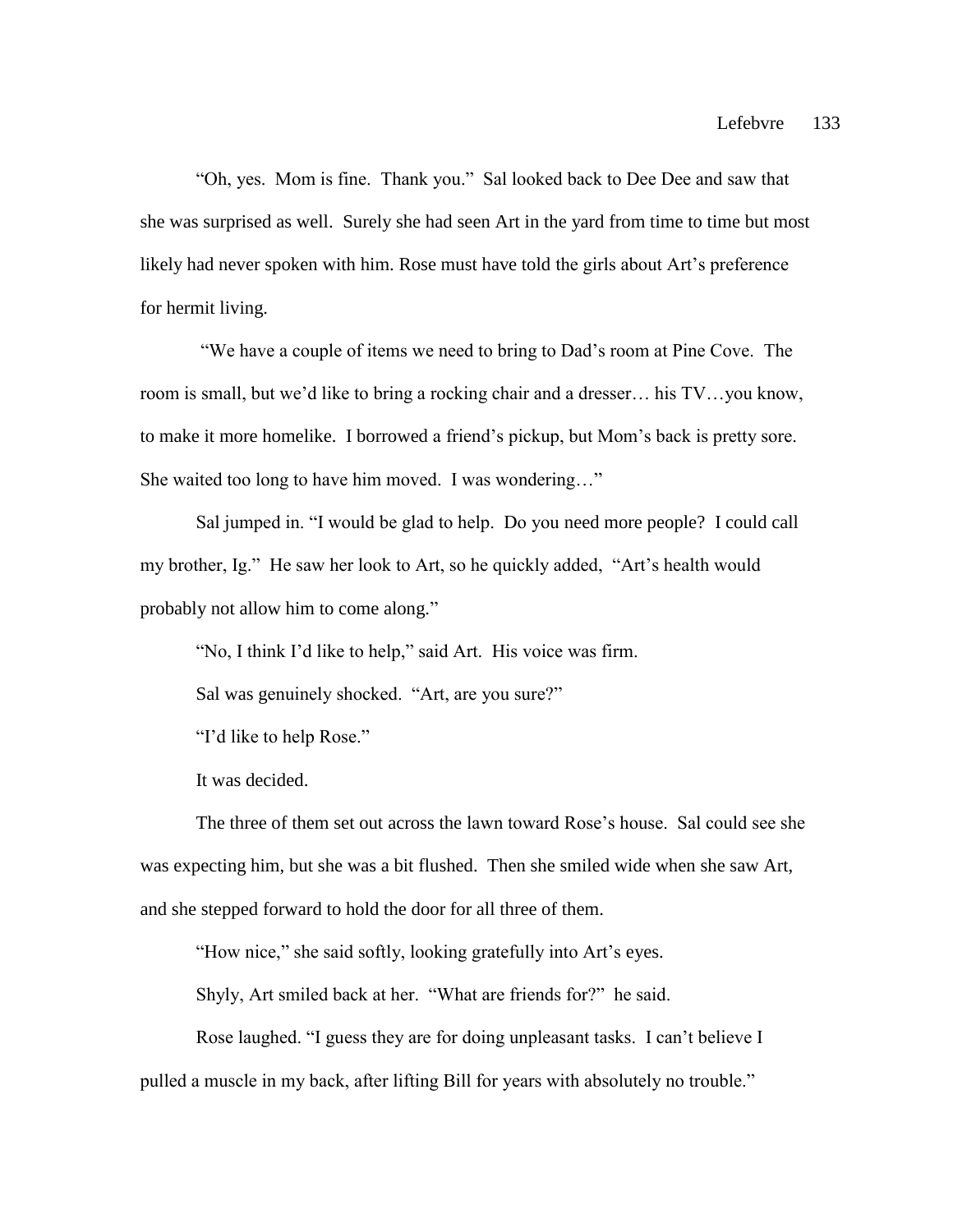"Oh, yes. Mom is fine. Thank you." Sal looked back to Dee Dee and saw that she was surprised as well. Surely she had seen Art in the yard from time to time but most likely had never spoken with him. Rose must have told the girls about Art's preference for hermit living.

"We have a couple of items we need to bring to Dad's room at Pine Cove. The room is small, but we'd like to bring a rocking chair and a dresser… his TV…you know, to make it more homelike. I borrowed a friend's pickup, but Mom's back is pretty sore. She waited too long to have him moved. I was wondering…"

Sal jumped in. "I would be glad to help. Do you need more people? I could call my brother, Ig." He saw her look to Art, so he quickly added, "Art's health would probably not allow him to come along."

"No, I think I'd like to help," said Art. His voice was firm.

Sal was genuinely shocked. "Art, are you sure?"

"I'd like to help Rose."

It was decided.

The three of them set out across the lawn toward Rose's house. Sal could see she was expecting him, but she was a bit flushed. Then she smiled wide when she saw Art, and she stepped forward to hold the door for all three of them.

"How nice," she said softly, looking gratefully into Art's eyes.

Shyly, Art smiled back at her. "What are friends for?" he said.

Rose laughed. "I guess they are for doing unpleasant tasks. I can't believe I pulled a muscle in my back, after lifting Bill for years with absolutely no trouble."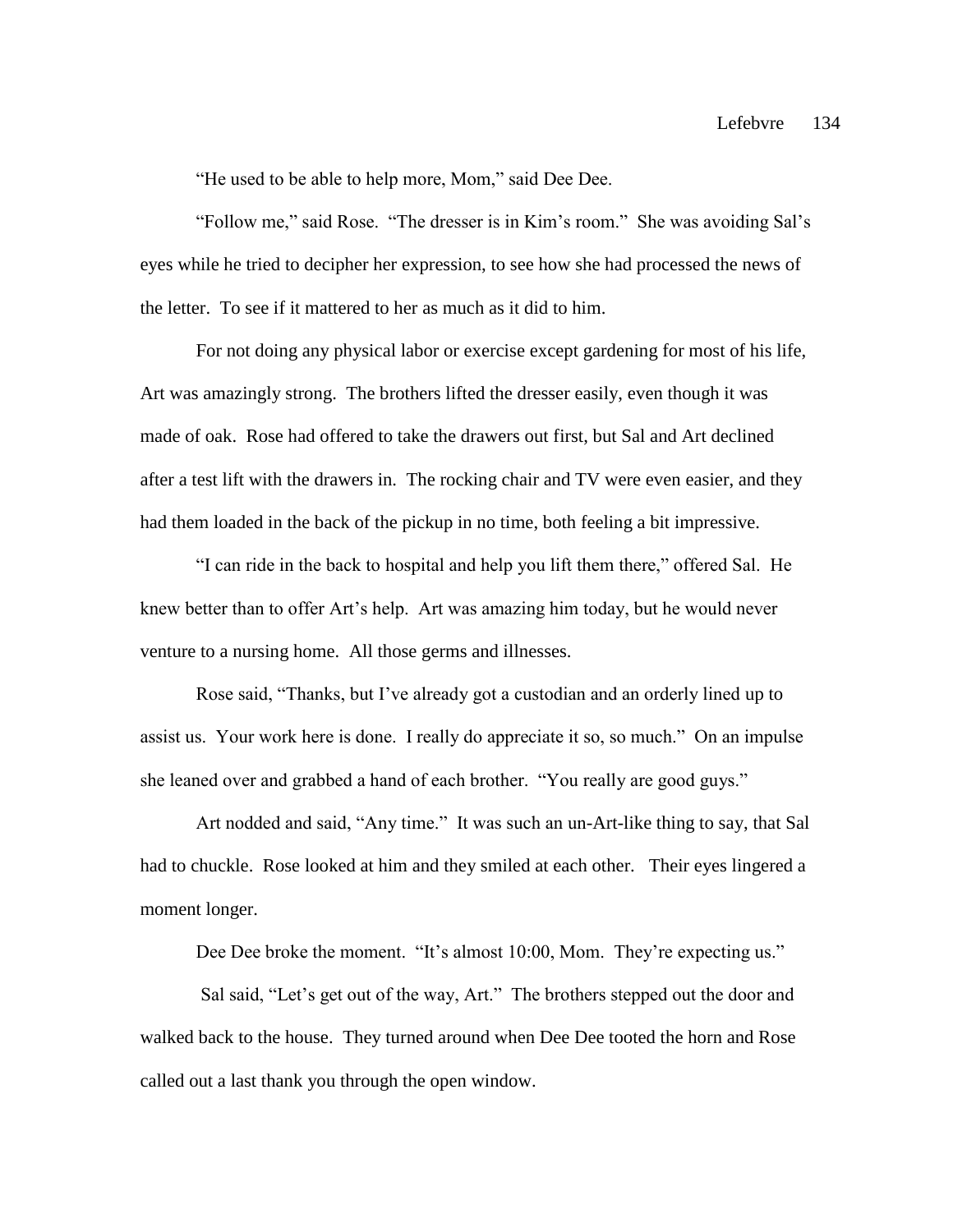"He used to be able to help more, Mom," said Dee Dee.

"Follow me," said Rose. "The dresser is in Kim's room." She was avoiding Sal's eyes while he tried to decipher her expression, to see how she had processed the news of the letter. To see if it mattered to her as much as it did to him.

For not doing any physical labor or exercise except gardening for most of his life, Art was amazingly strong. The brothers lifted the dresser easily, even though it was made of oak. Rose had offered to take the drawers out first, but Sal and Art declined after a test lift with the drawers in. The rocking chair and TV were even easier, and they had them loaded in the back of the pickup in no time, both feeling a bit impressive.

"I can ride in the back to hospital and help you lift them there," offered Sal. He knew better than to offer Art's help. Art was amazing him today, but he would never venture to a nursing home. All those germs and illnesses.

Rose said, "Thanks, but I've already got a custodian and an orderly lined up to assist us. Your work here is done. I really do appreciate it so, so much." On an impulse she leaned over and grabbed a hand of each brother. "You really are good guys."

Art nodded and said, "Any time." It was such an un-Art-like thing to say, that Sal had to chuckle. Rose looked at him and they smiled at each other. Their eyes lingered a moment longer.

Dee Dee broke the moment. "It's almost 10:00, Mom. They're expecting us."

Sal said, "Let's get out of the way, Art." The brothers stepped out the door and walked back to the house. They turned around when Dee Dee tooted the horn and Rose called out a last thank you through the open window.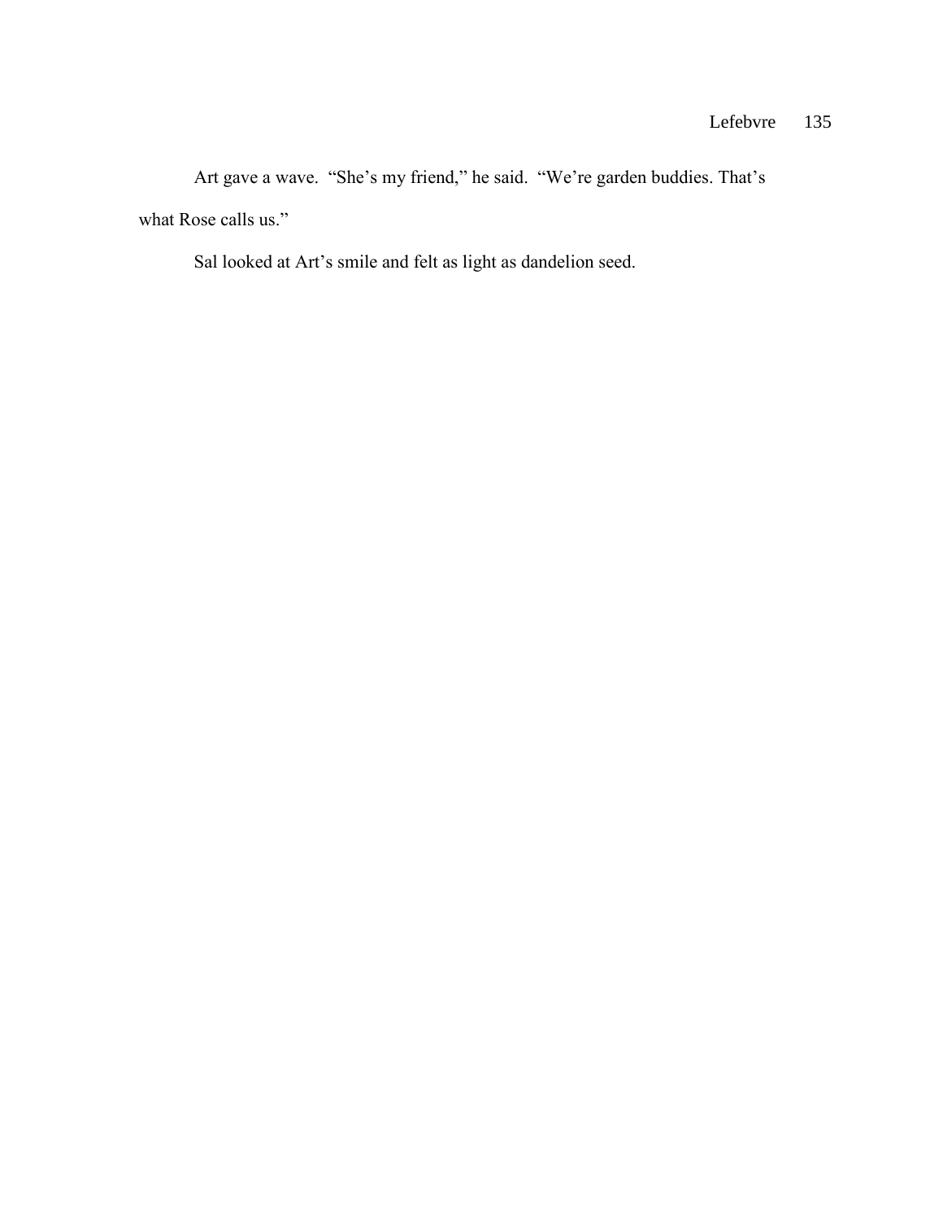Art gave a wave.  "She's my friend," he said.  "We're garden buddies. That's what Rose calls us."

Sal looked at Art's smile and felt as light as dandelion seed.